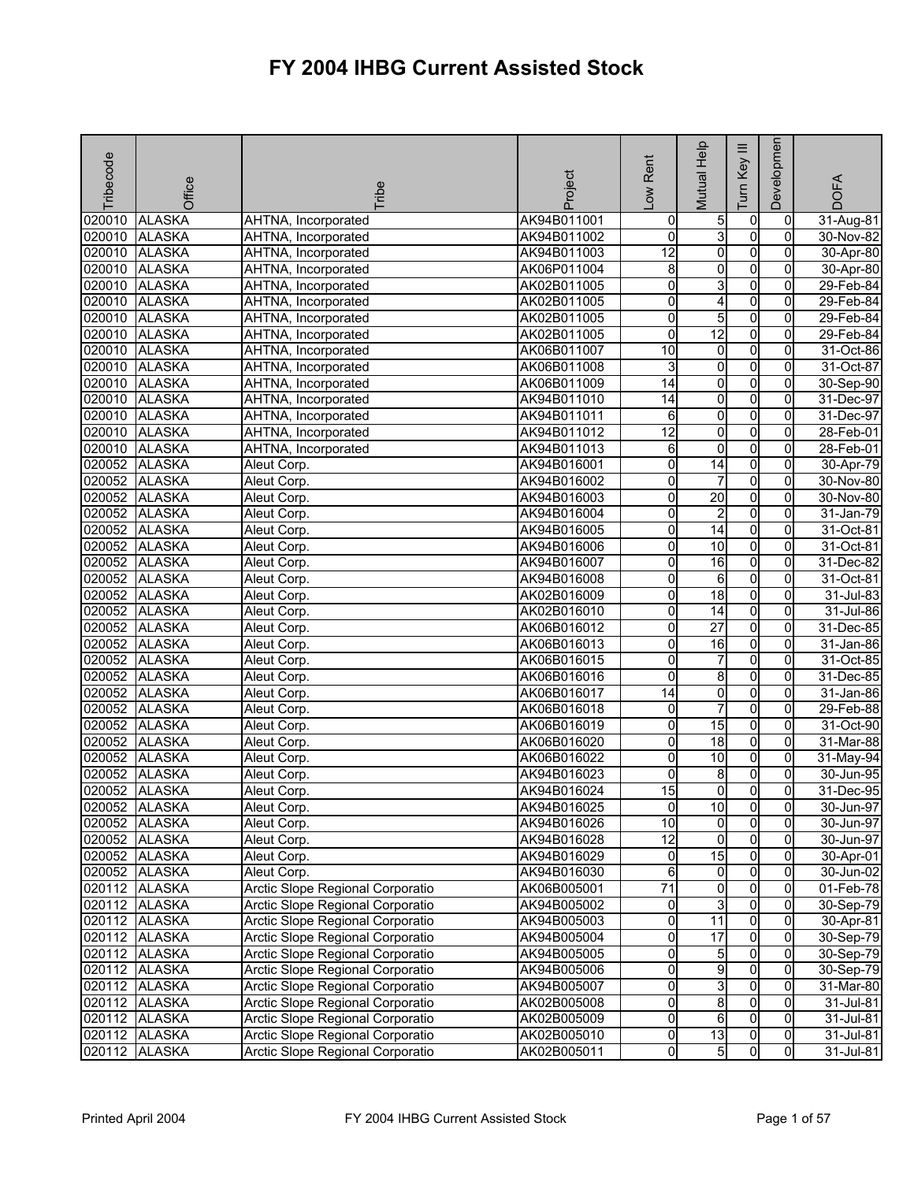# FY 2004 IHBG Current Assisted Stock

| Tribecode | Office | Tribe | Project | Low Rent | Mutual Help | Turn Key III | Developmen | DOFA |
|---|---|---|---|---|---|---|---|---|
| 020010 | ALASKA | AHTNA, Incorporated | AK94B011001 | 0 | 5 | 0 | 0 | 31-Aug-81 |
| 020010 | ALASKA | AHTNA, Incorporated | AK94B011002 | 0 | 3 | 0 | 0 | 30-Nov-82 |
| 020010 | ALASKA | AHTNA, Incorporated | AK94B011003 | 12 | 0 | 0 | 0 | 30-Apr-80 |
| 020010 | ALASKA | AHTNA, Incorporated | AK06P011004 | 8 | 0 | 0 | 0 | 30-Apr-80 |
| 020010 | ALASKA | AHTNA, Incorporated | AK02B011005 | 0 | 3 | 0 | 0 | 29-Feb-84 |
| 020010 | ALASKA | AHTNA, Incorporated | AK02B011005 | 0 | 4 | 0 | 0 | 29-Feb-84 |
| 020010 | ALASKA | AHTNA, Incorporated | AK02B011005 | 0 | 5 | 0 | 0 | 29-Feb-84 |
| 020010 | ALASKA | AHTNA, Incorporated | AK02B011005 | 0 | 12 | 0 | 0 | 29-Feb-84 |
| 020010 | ALASKA | AHTNA, Incorporated | AK06B011007 | 10 | 0 | 0 | 0 | 31-Oct-86 |
| 020010 | ALASKA | AHTNA, Incorporated | AK06B011008 | 3 | 0 | 0 | 0 | 31-Oct-87 |
| 020010 | ALASKA | AHTNA, Incorporated | AK06B011009 | 14 | 0 | 0 | 0 | 30-Sep-90 |
| 020010 | ALASKA | AHTNA, Incorporated | AK94B011010 | 14 | 0 | 0 | 0 | 31-Dec-97 |
| 020010 | ALASKA | AHTNA, Incorporated | AK94B011011 | 6 | 0 | 0 | 0 | 31-Dec-97 |
| 020010 | ALASKA | AHTNA, Incorporated | AK94B011012 | 12 | 0 | 0 | 0 | 28-Feb-01 |
| 020010 | ALASKA | AHTNA, Incorporated | AK94B011013 | 6 | 0 | 0 | 0 | 28-Feb-01 |
| 020052 | ALASKA | Aleut Corp. | AK94B016001 | 0 | 14 | 0 | 0 | 30-Apr-79 |
| 020052 | ALASKA | Aleut Corp. | AK94B016002 | 0 | 7 | 0 | 0 | 30-Nov-80 |
| 020052 | ALASKA | Aleut Corp. | AK94B016003 | 0 | 20 | 0 | 0 | 30-Nov-80 |
| 020052 | ALASKA | Aleut Corp. | AK94B016004 | 0 | 2 | 0 | 0 | 31-Jan-79 |
| 020052 | ALASKA | Aleut Corp. | AK94B016005 | 0 | 14 | 0 | 0 | 31-Oct-81 |
| 020052 | ALASKA | Aleut Corp. | AK94B016006 | 0 | 10 | 0 | 0 | 31-Oct-81 |
| 020052 | ALASKA | Aleut Corp. | AK94B016007 | 0 | 16 | 0 | 0 | 31-Dec-82 |
| 020052 | ALASKA | Aleut Corp. | AK94B016008 | 0 | 6 | 0 | 0 | 31-Oct-81 |
| 020052 | ALASKA | Aleut Corp. | AK02B016009 | 0 | 18 | 0 | 0 | 31-Jul-83 |
| 020052 | ALASKA | Aleut Corp. | AK02B016010 | 0 | 14 | 0 | 0 | 31-Jul-86 |
| 020052 | ALASKA | Aleut Corp. | AK06B016012 | 0 | 27 | 0 | 0 | 31-Dec-85 |
| 020052 | ALASKA | Aleut Corp. | AK06B016013 | 0 | 16 | 0 | 0 | 31-Jan-86 |
| 020052 | ALASKA | Aleut Corp. | AK06B016015 | 0 | 7 | 0 | 0 | 31-Oct-85 |
| 020052 | ALASKA | Aleut Corp. | AK06B016016 | 0 | 8 | 0 | 0 | 31-Dec-85 |
| 020052 | ALASKA | Aleut Corp. | AK06B016017 | 14 | 0 | 0 | 0 | 31-Jan-86 |
| 020052 | ALASKA | Aleut Corp. | AK06B016018 | 0 | 7 | 0 | 0 | 29-Feb-88 |
| 020052 | ALASKA | Aleut Corp. | AK06B016019 | 0 | 15 | 0 | 0 | 31-Oct-90 |
| 020052 | ALASKA | Aleut Corp. | AK06B016020 | 0 | 18 | 0 | 0 | 31-Mar-88 |
| 020052 | ALASKA | Aleut Corp. | AK06B016022 | 0 | 10 | 0 | 0 | 31-May-94 |
| 020052 | ALASKA | Aleut Corp. | AK94B016023 | 0 | 8 | 0 | 0 | 30-Jun-95 |
| 020052 | ALASKA | Aleut Corp. | AK94B016024 | 15 | 0 | 0 | 0 | 31-Dec-95 |
| 020052 | ALASKA | Aleut Corp. | AK94B016025 | 0 | 10 | 0 | 0 | 30-Jun-97 |
| 020052 | ALASKA | Aleut Corp. | AK94B016026 | 10 | 0 | 0 | 0 | 30-Jun-97 |
| 020052 | ALASKA | Aleut Corp. | AK94B016028 | 12 | 0 | 0 | 0 | 30-Jun-97 |
| 020052 | ALASKA | Aleut Corp. | AK94B016029 | 0 | 15 | 0 | 0 | 30-Apr-01 |
| 020052 | ALASKA | Aleut Corp. | AK94B016030 | 6 | 0 | 0 | 0 | 30-Jun-02 |
| 020112 | ALASKA | Arctic Slope Regional Corporatio | AK06B005001 | 71 | 0 | 0 | 0 | 01-Feb-78 |
| 020112 | ALASKA | Arctic Slope Regional Corporatio | AK94B005002 | 0 | 3 | 0 | 0 | 30-Sep-79 |
| 020112 | ALASKA | Arctic Slope Regional Corporatio | AK94B005003 | 0 | 11 | 0 | 0 | 30-Apr-81 |
| 020112 | ALASKA | Arctic Slope Regional Corporatio | AK94B005004 | 0 | 17 | 0 | 0 | 30-Sep-79 |
| 020112 | ALASKA | Arctic Slope Regional Corporatio | AK94B005005 | 0 | 5 | 0 | 0 | 30-Sep-79 |
| 020112 | ALASKA | Arctic Slope Regional Corporatio | AK94B005006 | 0 | 9 | 0 | 0 | 30-Sep-79 |
| 020112 | ALASKA | Arctic Slope Regional Corporatio | AK94B005007 | 0 | 3 | 0 | 0 | 31-Mar-80 |
| 020112 | ALASKA | Arctic Slope Regional Corporatio | AK02B005008 | 0 | 8 | 0 | 0 | 31-Jul-81 |
| 020112 | ALASKA | Arctic Slope Regional Corporatio | AK02B005009 | 0 | 6 | 0 | 0 | 31-Jul-81 |
| 020112 | ALASKA | Arctic Slope Regional Corporatio | AK02B005010 | 0 | 13 | 0 | 0 | 31-Jul-81 |
| 020112 | ALASKA | Arctic Slope Regional Corporatio | AK02B005011 | 0 | 5 | 0 | 0 | 31-Jul-81 |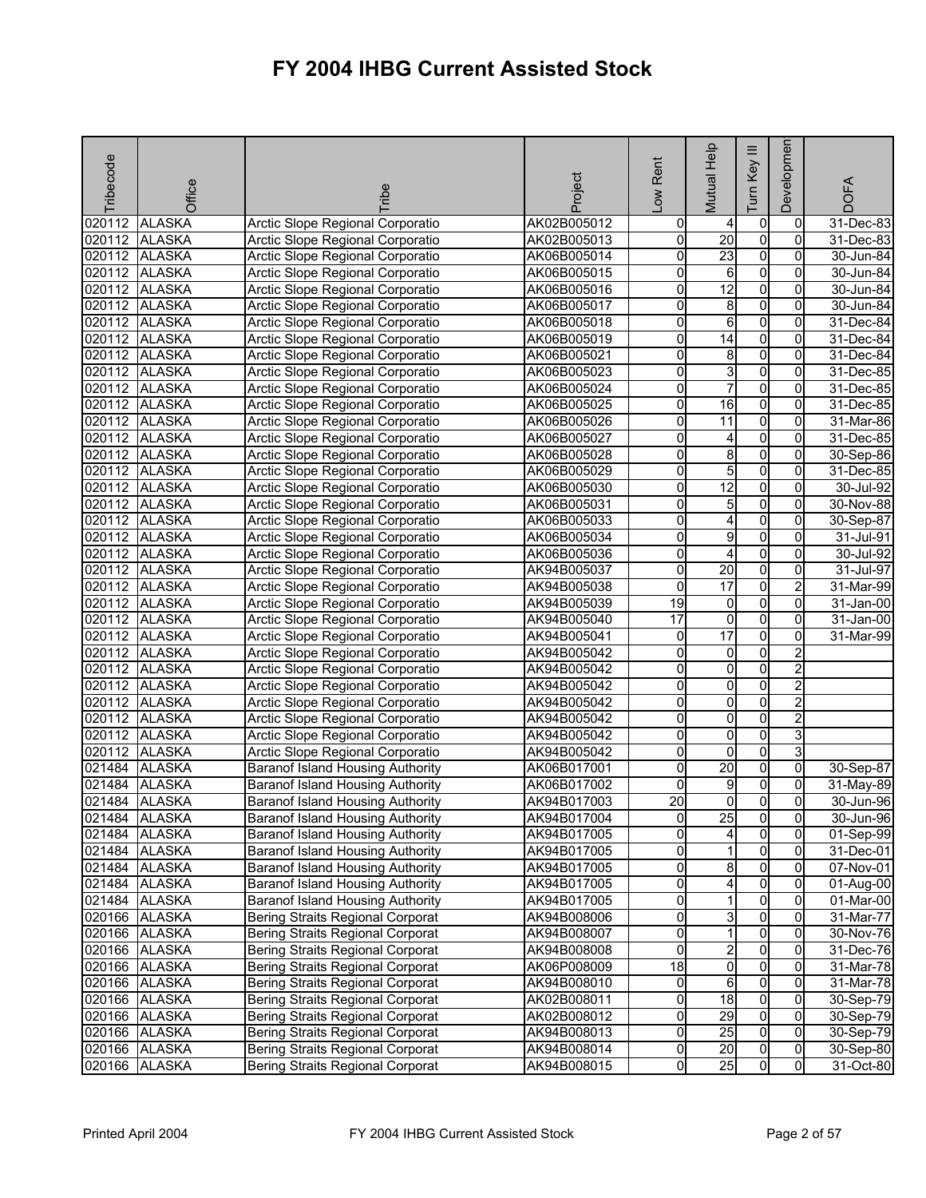# FY 2004 IHBG Current Assisted Stock

| Tribecode | Office | Tribe | Project | Low Rent | Mutual Help | Turn Key III | Development | DOFA |
|---|---|---|---|---|---|---|---|---|
| 020112 | ALASKA | Arctic Slope Regional Corporatio | AK02B005012 | 0 | 4 | 0 | 0 | 31-Dec-83 |
| 020112 | ALASKA | Arctic Slope Regional Corporatio | AK02B005013 | 0 | 20 | 0 | 0 | 31-Dec-83 |
| 020112 | ALASKA | Arctic Slope Regional Corporatio | AK06B005014 | 0 | 23 | 0 | 0 | 30-Jun-84 |
| 020112 | ALASKA | Arctic Slope Regional Corporatio | AK06B005015 | 0 | 6 | 0 | 0 | 30-Jun-84 |
| 020112 | ALASKA | Arctic Slope Regional Corporatio | AK06B005016 | 0 | 12 | 0 | 0 | 30-Jun-84 |
| 020112 | ALASKA | Arctic Slope Regional Corporatio | AK06B005017 | 0 | 8 | 0 | 0 | 30-Jun-84 |
| 020112 | ALASKA | Arctic Slope Regional Corporatio | AK06B005018 | 0 | 6 | 0 | 0 | 31-Dec-84 |
| 020112 | ALASKA | Arctic Slope Regional Corporatio | AK06B005019 | 0 | 14 | 0 | 0 | 31-Dec-84 |
| 020112 | ALASKA | Arctic Slope Regional Corporatio | AK06B005021 | 0 | 8 | 0 | 0 | 31-Dec-84 |
| 020112 | ALASKA | Arctic Slope Regional Corporatio | AK06B005023 | 0 | 3 | 0 | 0 | 31-Dec-85 |
| 020112 | ALASKA | Arctic Slope Regional Corporatio | AK06B005024 | 0 | 7 | 0 | 0 | 31-Dec-85 |
| 020112 | ALASKA | Arctic Slope Regional Corporatio | AK06B005025 | 0 | 16 | 0 | 0 | 31-Dec-85 |
| 020112 | ALASKA | Arctic Slope Regional Corporatio | AK06B005026 | 0 | 11 | 0 | 0 | 31-Mar-86 |
| 020112 | ALASKA | Arctic Slope Regional Corporatio | AK06B005027 | 0 | 4 | 0 | 0 | 31-Dec-85 |
| 020112 | ALASKA | Arctic Slope Regional Corporatio | AK06B005028 | 0 | 8 | 0 | 0 | 30-Sep-86 |
| 020112 | ALASKA | Arctic Slope Regional Corporatio | AK06B005029 | 0 | 5 | 0 | 0 | 31-Dec-85 |
| 020112 | ALASKA | Arctic Slope Regional Corporatio | AK06B005030 | 0 | 12 | 0 | 0 | 30-Jul-92 |
| 020112 | ALASKA | Arctic Slope Regional Corporatio | AK06B005031 | 0 | 5 | 0 | 0 | 30-Nov-88 |
| 020112 | ALASKA | Arctic Slope Regional Corporatio | AK06B005033 | 0 | 4 | 0 | 0 | 30-Sep-87 |
| 020112 | ALASKA | Arctic Slope Regional Corporatio | AK06B005034 | 0 | 9 | 0 | 0 | 31-Jul-91 |
| 020112 | ALASKA | Arctic Slope Regional Corporatio | AK06B005036 | 0 | 4 | 0 | 0 | 30-Jul-92 |
| 020112 | ALASKA | Arctic Slope Regional Corporatio | AK94B005037 | 0 | 20 | 0 | 0 | 31-Jul-97 |
| 020112 | ALASKA | Arctic Slope Regional Corporatio | AK94B005038 | 0 | 17 | 0 | 2 | 31-Mar-99 |
| 020112 | ALASKA | Arctic Slope Regional Corporatio | AK94B005039 | 19 | 0 | 0 | 0 | 31-Jan-00 |
| 020112 | ALASKA | Arctic Slope Regional Corporatio | AK94B005040 | 17 | 0 | 0 | 0 | 31-Jan-00 |
| 020112 | ALASKA | Arctic Slope Regional Corporatio | AK94B005041 | 0 | 17 | 0 | 0 | 31-Mar-99 |
| 020112 | ALASKA | Arctic Slope Regional Corporatio | AK94B005042 | 0 | 0 | 0 | 2 | |
| 020112 | ALASKA | Arctic Slope Regional Corporatio | AK94B005042 | 0 | 0 | 0 | 2 | |
| 020112 | ALASKA | Arctic Slope Regional Corporatio | AK94B005042 | 0 | 0 | 0 | 2 | |
| 020112 | ALASKA | Arctic Slope Regional Corporatio | AK94B005042 | 0 | 0 | 0 | 2 | |
| 020112 | ALASKA | Arctic Slope Regional Corporatio | AK94B005042 | 0 | 0 | 0 | 2 | |
| 020112 | ALASKA | Arctic Slope Regional Corporatio | AK94B005042 | 0 | 0 | 0 | 3 | |
| 020112 | ALASKA | Arctic Slope Regional Corporatio | AK94B005042 | 0 | 0 | 0 | 3 | |
| 021484 | ALASKA | Baranof Island Housing Authority | AK06B017001 | 0 | 20 | 0 | 0 | 30-Sep-87 |
| 021484 | ALASKA | Baranof Island Housing Authority | AK06B017002 | 0 | 9 | 0 | 0 | 31-May-89 |
| 021484 | ALASKA | Baranof Island Housing Authority | AK94B017003 | 20 | 0 | 0 | 0 | 30-Jun-96 |
| 021484 | ALASKA | Baranof Island Housing Authority | AK94B017004 | 0 | 25 | 0 | 0 | 30-Jun-96 |
| 021484 | ALASKA | Baranof Island Housing Authority | AK94B017005 | 0 | 4 | 0 | 0 | 01-Sep-99 |
| 021484 | ALASKA | Baranof Island Housing Authority | AK94B017005 | 0 | 1 | 0 | 0 | 31-Dec-01 |
| 021484 | ALASKA | Baranof Island Housing Authority | AK94B017005 | 0 | 8 | 0 | 0 | 07-Nov-01 |
| 021484 | ALASKA | Baranof Island Housing Authority | AK94B017005 | 0 | 4 | 0 | 0 | 01-Aug-00 |
| 021484 | ALASKA | Baranof Island Housing Authority | AK94B017005 | 0 | 1 | 0 | 0 | 01-Mar-00 |
| 020166 | ALASKA | Bering Straits Regional Corporat | AK94B008006 | 0 | 3 | 0 | 0 | 31-Mar-77 |
| 020166 | ALASKA | Bering Straits Regional Corporat | AK94B008007 | 0 | 1 | 0 | 0 | 30-Nov-76 |
| 020166 | ALASKA | Bering Straits Regional Corporat | AK94B008008 | 0 | 2 | 0 | 0 | 31-Dec-76 |
| 020166 | ALASKA | Bering Straits Regional Corporat | AK06P008009 | 18 | 0 | 0 | 0 | 31-Mar-78 |
| 020166 | ALASKA | Bering Straits Regional Corporat | AK94B008010 | 0 | 6 | 0 | 0 | 31-Mar-78 |
| 020166 | ALASKA | Bering Straits Regional Corporat | AK02B008011 | 0 | 18 | 0 | 0 | 30-Sep-79 |
| 020166 | ALASKA | Bering Straits Regional Corporat | AK02B008012 | 0 | 29 | 0 | 0 | 30-Sep-79 |
| 020166 | ALASKA | Bering Straits Regional Corporat | AK94B008013 | 0 | 25 | 0 | 0 | 30-Sep-79 |
| 020166 | ALASKA | Bering Straits Regional Corporat | AK94B008014 | 0 | 20 | 0 | 0 | 30-Sep-80 |
| 020166 | ALASKA | Bering Straits Regional Corporat | AK94B008015 | 0 | 25 | 0 | 0 | 31-Oct-80 |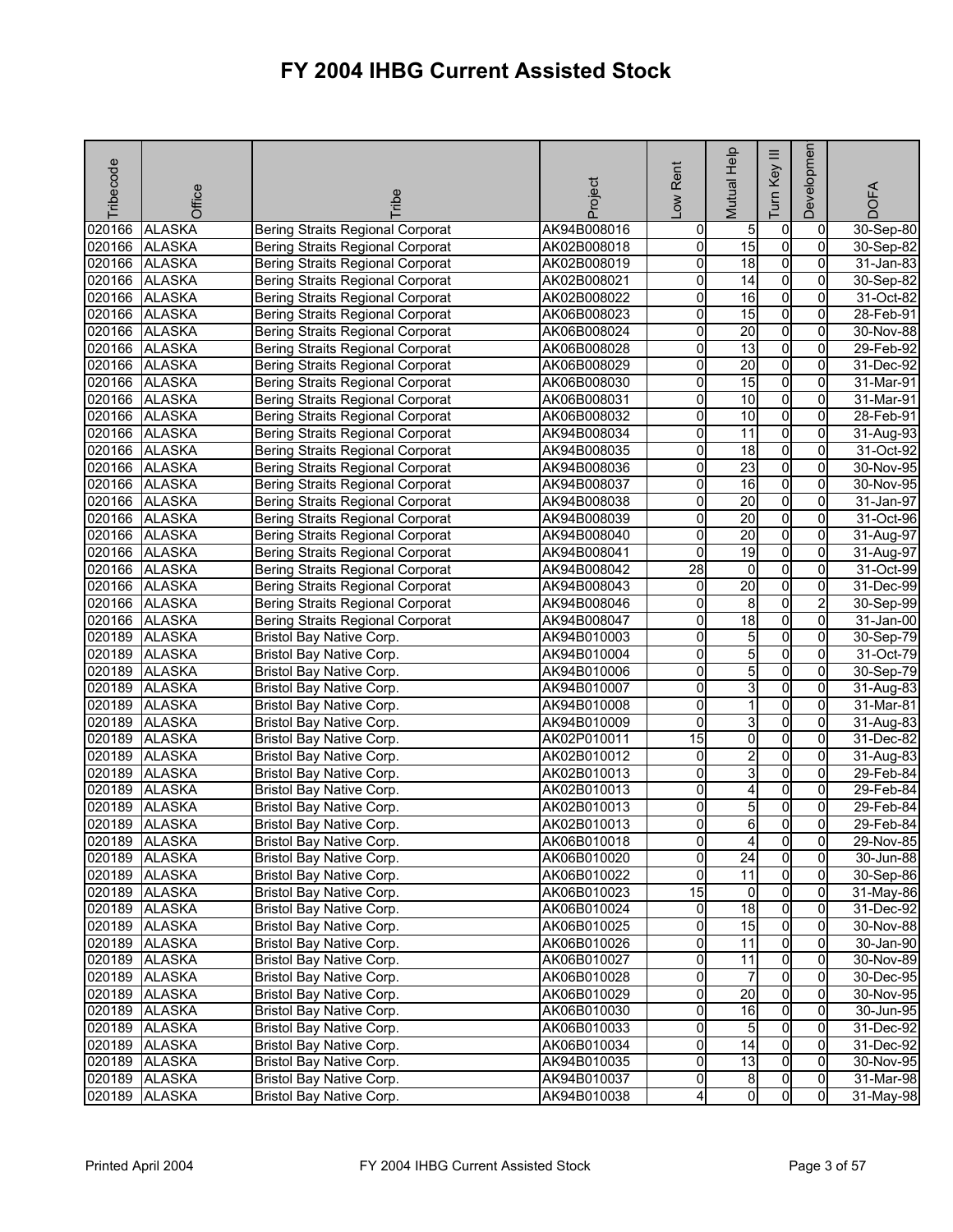# FY 2004 IHBG Current Assisted Stock

| Tribecode | Office | Tribe | Project | Low Rent | Mutual Help | Turn Key III | Developmen | DOFA |
|---|---|---|---|---|---|---|---|---|
| 020166 | ALASKA | Bering Straits Regional Corporat | AK94B008016 | 0 | 5 | 0 | 0 | 30-Sep-80 |
| 020166 | ALASKA | Bering Straits Regional Corporat | AK02B008018 | 0 | 15 | 0 | 0 | 30-Sep-82 |
| 020166 | ALASKA | Bering Straits Regional Corporat | AK02B008019 | 0 | 18 | 0 | 0 | 31-Jan-83 |
| 020166 | ALASKA | Bering Straits Regional Corporat | AK02B008021 | 0 | 14 | 0 | 0 | 30-Sep-82 |
| 020166 | ALASKA | Bering Straits Regional Corporat | AK02B008022 | 0 | 16 | 0 | 0 | 31-Oct-82 |
| 020166 | ALASKA | Bering Straits Regional Corporat | AK06B008023 | 0 | 15 | 0 | 0 | 28-Feb-91 |
| 020166 | ALASKA | Bering Straits Regional Corporat | AK06B008024 | 0 | 20 | 0 | 0 | 30-Nov-88 |
| 020166 | ALASKA | Bering Straits Regional Corporat | AK06B008028 | 0 | 13 | 0 | 0 | 29-Feb-92 |
| 020166 | ALASKA | Bering Straits Regional Corporat | AK06B008029 | 0 | 20 | 0 | 0 | 31-Dec-92 |
| 020166 | ALASKA | Bering Straits Regional Corporat | AK06B008030 | 0 | 15 | 0 | 0 | 31-Mar-91 |
| 020166 | ALASKA | Bering Straits Regional Corporat | AK06B008031 | 0 | 10 | 0 | 0 | 31-Mar-91 |
| 020166 | ALASKA | Bering Straits Regional Corporat | AK06B008032 | 0 | 10 | 0 | 0 | 28-Feb-91 |
| 020166 | ALASKA | Bering Straits Regional Corporat | AK94B008034 | 0 | 11 | 0 | 0 | 31-Aug-93 |
| 020166 | ALASKA | Bering Straits Regional Corporat | AK94B008035 | 0 | 18 | 0 | 0 | 31-Oct-92 |
| 020166 | ALASKA | Bering Straits Regional Corporat | AK94B008036 | 0 | 23 | 0 | 0 | 30-Nov-95 |
| 020166 | ALASKA | Bering Straits Regional Corporat | AK94B008037 | 0 | 16 | 0 | 0 | 30-Nov-95 |
| 020166 | ALASKA | Bering Straits Regional Corporat | AK94B008038 | 0 | 20 | 0 | 0 | 31-Jan-97 |
| 020166 | ALASKA | Bering Straits Regional Corporat | AK94B008039 | 0 | 20 | 0 | 0 | 31-Oct-96 |
| 020166 | ALASKA | Bering Straits Regional Corporat | AK94B008040 | 0 | 20 | 0 | 0 | 31-Aug-97 |
| 020166 | ALASKA | Bering Straits Regional Corporat | AK94B008041 | 0 | 19 | 0 | 0 | 31-Aug-97 |
| 020166 | ALASKA | Bering Straits Regional Corporat | AK94B008042 | 28 | 0 | 0 | 0 | 31-Oct-99 |
| 020166 | ALASKA | Bering Straits Regional Corporat | AK94B008043 | 0 | 20 | 0 | 0 | 31-Dec-99 |
| 020166 | ALASKA | Bering Straits Regional Corporat | AK94B008046 | 0 | 8 | 0 | 2 | 30-Sep-99 |
| 020166 | ALASKA | Bering Straits Regional Corporat | AK94B008047 | 0 | 18 | 0 | 0 | 31-Jan-00 |
| 020189 | ALASKA | Bristol Bay Native Corp. | AK94B010003 | 0 | 5 | 0 | 0 | 30-Sep-79 |
| 020189 | ALASKA | Bristol Bay Native Corp. | AK94B010004 | 0 | 5 | 0 | 0 | 31-Oct-79 |
| 020189 | ALASKA | Bristol Bay Native Corp. | AK94B010006 | 0 | 5 | 0 | 0 | 30-Sep-79 |
| 020189 | ALASKA | Bristol Bay Native Corp. | AK94B010007 | 0 | 3 | 0 | 0 | 31-Aug-83 |
| 020189 | ALASKA | Bristol Bay Native Corp. | AK94B010008 | 0 | 1 | 0 | 0 | 31-Mar-81 |
| 020189 | ALASKA | Bristol Bay Native Corp. | AK94B010009 | 0 | 3 | 0 | 0 | 31-Aug-83 |
| 020189 | ALASKA | Bristol Bay Native Corp. | AK02P010011 | 15 | 0 | 0 | 0 | 31-Dec-82 |
| 020189 | ALASKA | Bristol Bay Native Corp. | AK02B010012 | 0 | 2 | 0 | 0 | 31-Aug-83 |
| 020189 | ALASKA | Bristol Bay Native Corp. | AK02B010013 | 0 | 3 | 0 | 0 | 29-Feb-84 |
| 020189 | ALASKA | Bristol Bay Native Corp. | AK02B010013 | 0 | 4 | 0 | 0 | 29-Feb-84 |
| 020189 | ALASKA | Bristol Bay Native Corp. | AK02B010013 | 0 | 5 | 0 | 0 | 29-Feb-84 |
| 020189 | ALASKA | Bristol Bay Native Corp. | AK02B010013 | 0 | 6 | 0 | 0 | 29-Feb-84 |
| 020189 | ALASKA | Bristol Bay Native Corp. | AK06B010018 | 0 | 4 | 0 | 0 | 29-Nov-85 |
| 020189 | ALASKA | Bristol Bay Native Corp. | AK06B010020 | 0 | 24 | 0 | 0 | 30-Jun-88 |
| 020189 | ALASKA | Bristol Bay Native Corp. | AK06B010022 | 0 | 11 | 0 | 0 | 30-Sep-86 |
| 020189 | ALASKA | Bristol Bay Native Corp. | AK06B010023 | 15 | 0 | 0 | 0 | 31-May-86 |
| 020189 | ALASKA | Bristol Bay Native Corp. | AK06B010024 | 0 | 18 | 0 | 0 | 31-Dec-92 |
| 020189 | ALASKA | Bristol Bay Native Corp. | AK06B010025 | 0 | 15 | 0 | 0 | 30-Nov-88 |
| 020189 | ALASKA | Bristol Bay Native Corp. | AK06B010026 | 0 | 11 | 0 | 0 | 30-Jan-90 |
| 020189 | ALASKA | Bristol Bay Native Corp. | AK06B010027 | 0 | 11 | 0 | 0 | 30-Nov-89 |
| 020189 | ALASKA | Bristol Bay Native Corp. | AK06B010028 | 0 | 7 | 0 | 0 | 30-Dec-95 |
| 020189 | ALASKA | Bristol Bay Native Corp. | AK06B010029 | 0 | 20 | 0 | 0 | 30-Nov-95 |
| 020189 | ALASKA | Bristol Bay Native Corp. | AK06B010030 | 0 | 16 | 0 | 0 | 30-Jun-95 |
| 020189 | ALASKA | Bristol Bay Native Corp. | AK06B010033 | 0 | 5 | 0 | 0 | 31-Dec-92 |
| 020189 | ALASKA | Bristol Bay Native Corp. | AK06B010034 | 0 | 14 | 0 | 0 | 31-Dec-92 |
| 020189 | ALASKA | Bristol Bay Native Corp. | AK94B010035 | 0 | 13 | 0 | 0 | 30-Nov-95 |
| 020189 | ALASKA | Bristol Bay Native Corp. | AK94B010037 | 0 | 8 | 0 | 0 | 31-Mar-98 |
| 020189 | ALASKA | Bristol Bay Native Corp. | AK94B010038 | 4 | 0 | 0 | 0 | 31-May-98 |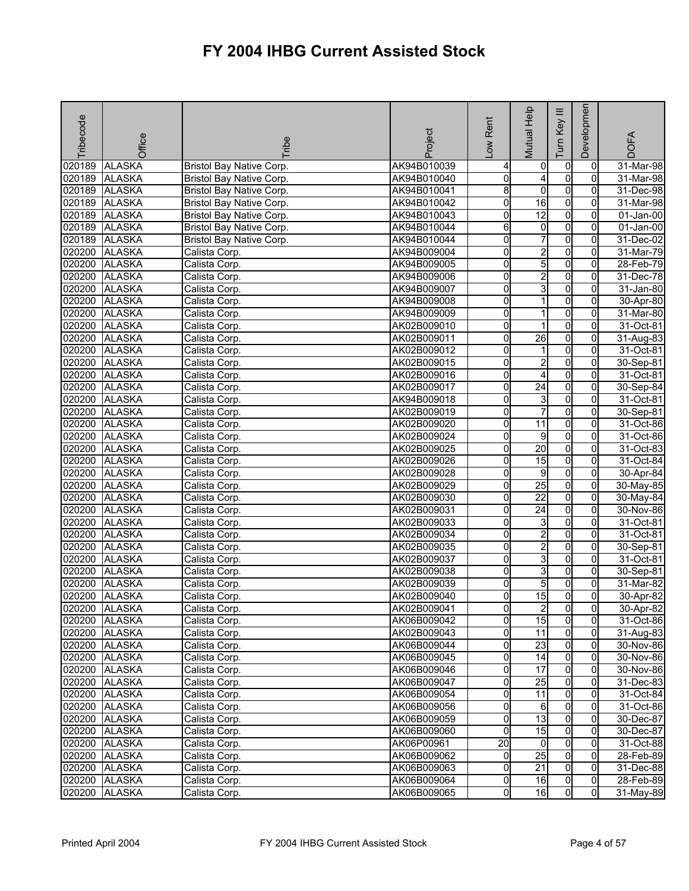# FY 2004 IHBG Current Assisted Stock

| Tribecode | Office | Tribe | Project | Low Rent | Mutual Help | Turn Key III | Development | DOFA |
|---|---|---|---|---|---|---|---|---|
| 020189 | ALASKA | Bristol Bay Native Corp. | AK94B010039 | 4 | 0 | 0 | 0 | 31-Mar-98 |
| 020189 | ALASKA | Bristol Bay Native Corp. | AK94B010040 | 0 | 4 | 0 | 0 | 31-Mar-98 |
| 020189 | ALASKA | Bristol Bay Native Corp. | AK94B010041 | 8 | 0 | 0 | 0 | 31-Dec-98 |
| 020189 | ALASKA | Bristol Bay Native Corp. | AK94B010042 | 0 | 16 | 0 | 0 | 31-Mar-98 |
| 020189 | ALASKA | Bristol Bay Native Corp. | AK94B010043 | 0 | 12 | 0 | 0 | 01-Jan-00 |
| 020189 | ALASKA | Bristol Bay Native Corp. | AK94B010044 | 6 | 0 | 0 | 0 | 01-Jan-00 |
| 020189 | ALASKA | Bristol Bay Native Corp. | AK94B010044 | 0 | 7 | 0 | 0 | 31-Dec-02 |
| 020200 | ALASKA | Calista Corp. | AK94B009004 | 0 | 2 | 0 | 0 | 31-Mar-79 |
| 020200 | ALASKA | Calista Corp. | AK94B009005 | 0 | 5 | 0 | 0 | 28-Feb-79 |
| 020200 | ALASKA | Calista Corp. | AK94B009006 | 0 | 2 | 0 | 0 | 31-Dec-78 |
| 020200 | ALASKA | Calista Corp. | AK94B009007 | 0 | 3 | 0 | 0 | 31-Jan-80 |
| 020200 | ALASKA | Calista Corp. | AK94B009008 | 0 | 1 | 0 | 0 | 30-Apr-80 |
| 020200 | ALASKA | Calista Corp. | AK94B009009 | 0 | 1 | 0 | 0 | 31-Mar-80 |
| 020200 | ALASKA | Calista Corp. | AK02B009010 | 0 | 1 | 0 | 0 | 31-Oct-81 |
| 020200 | ALASKA | Calista Corp. | AK02B009011 | 0 | 26 | 0 | 0 | 31-Aug-83 |
| 020200 | ALASKA | Calista Corp. | AK02B009012 | 0 | 1 | 0 | 0 | 31-Oct-81 |
| 020200 | ALASKA | Calista Corp. | AK02B009015 | 0 | 2 | 0 | 0 | 30-Sep-81 |
| 020200 | ALASKA | Calista Corp. | AK02B009016 | 0 | 4 | 0 | 0 | 31-Oct-81 |
| 020200 | ALASKA | Calista Corp. | AK02B009017 | 0 | 24 | 0 | 0 | 30-Sep-84 |
| 020200 | ALASKA | Calista Corp. | AK94B009018 | 0 | 3 | 0 | 0 | 31-Oct-81 |
| 020200 | ALASKA | Calista Corp. | AK02B009019 | 0 | 7 | 0 | 0 | 30-Sep-81 |
| 020200 | ALASKA | Calista Corp. | AK02B009020 | 0 | 11 | 0 | 0 | 31-Oct-86 |
| 020200 | ALASKA | Calista Corp. | AK02B009024 | 0 | 9 | 0 | 0 | 31-Oct-86 |
| 020200 | ALASKA | Calista Corp. | AK02B009025 | 0 | 20 | 0 | 0 | 31-Oct-83 |
| 020200 | ALASKA | Calista Corp. | AK02B009026 | 0 | 15 | 0 | 0 | 31-Oct-84 |
| 020200 | ALASKA | Calista Corp. | AK02B009028 | 0 | 9 | 0 | 0 | 30-Apr-84 |
| 020200 | ALASKA | Calista Corp. | AK02B009029 | 0 | 25 | 0 | 0 | 30-May-85 |
| 020200 | ALASKA | Calista Corp. | AK02B009030 | 0 | 22 | 0 | 0 | 30-May-84 |
| 020200 | ALASKA | Calista Corp. | AK02B009031 | 0 | 24 | 0 | 0 | 30-Nov-86 |
| 020200 | ALASKA | Calista Corp. | AK02B009033 | 0 | 3 | 0 | 0 | 31-Oct-81 |
| 020200 | ALASKA | Calista Corp. | AK02B009034 | 0 | 2 | 0 | 0 | 31-Oct-81 |
| 020200 | ALASKA | Calista Corp. | AK02B009035 | 0 | 2 | 0 | 0 | 30-Sep-81 |
| 020200 | ALASKA | Calista Corp. | AK02B009037 | 0 | 3 | 0 | 0 | 31-Oct-81 |
| 020200 | ALASKA | Calista Corp. | AK02B009038 | 0 | 3 | 0 | 0 | 30-Sep-81 |
| 020200 | ALASKA | Calista Corp. | AK02B009039 | 0 | 5 | 0 | 0 | 31-Mar-82 |
| 020200 | ALASKA | Calista Corp. | AK02B009040 | 0 | 15 | 0 | 0 | 30-Apr-82 |
| 020200 | ALASKA | Calista Corp. | AK02B009041 | 0 | 2 | 0 | 0 | 30-Apr-82 |
| 020200 | ALASKA | Calista Corp. | AK06B009042 | 0 | 15 | 0 | 0 | 31-Oct-86 |
| 020200 | ALASKA | Calista Corp. | AK02B009043 | 0 | 11 | 0 | 0 | 31-Aug-83 |
| 020200 | ALASKA | Calista Corp. | AK06B009044 | 0 | 23 | 0 | 0 | 30-Nov-86 |
| 020200 | ALASKA | Calista Corp. | AK06B009045 | 0 | 14 | 0 | 0 | 30-Nov-86 |
| 020200 | ALASKA | Calista Corp. | AK06B009046 | 0 | 17 | 0 | 0 | 30-Nov-86 |
| 020200 | ALASKA | Calista Corp. | AK06B009047 | 0 | 25 | 0 | 0 | 31-Dec-83 |
| 020200 | ALASKA | Calista Corp. | AK06B009054 | 0 | 11 | 0 | 0 | 31-Oct-84 |
| 020200 | ALASKA | Calista Corp. | AK06B009056 | 0 | 6 | 0 | 0 | 31-Oct-86 |
| 020200 | ALASKA | Calista Corp. | AK06B009059 | 0 | 13 | 0 | 0 | 30-Dec-87 |
| 020200 | ALASKA | Calista Corp. | AK06B009060 | 0 | 15 | 0 | 0 | 30-Dec-87 |
| 020200 | ALASKA | Calista Corp. | AK06P00961 | 20 | 0 | 0 | 0 | 31-Oct-88 |
| 020200 | ALASKA | Calista Corp. | AK06B009062 | 0 | 25 | 0 | 0 | 28-Feb-89 |
| 020200 | ALASKA | Calista Corp. | AK06B009063 | 0 | 21 | 0 | 0 | 31-Dec-88 |
| 020200 | ALASKA | Calista Corp. | AK06B009064 | 0 | 16 | 0 | 0 | 28-Feb-89 |
| 020200 | ALASKA | Calista Corp. | AK06B009065 | 0 | 16 | 0 | 0 | 31-May-89 |

Printed April 2004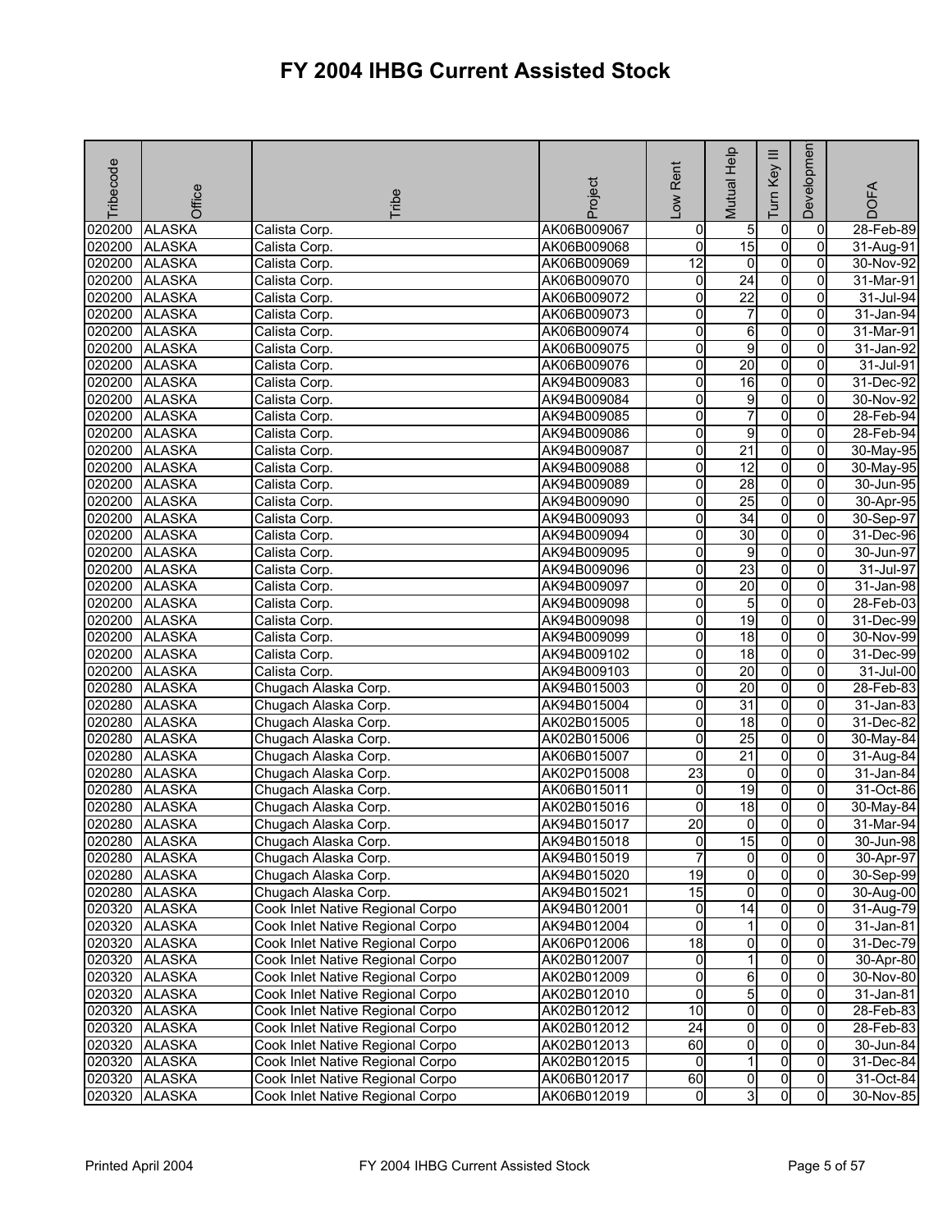# FY 2004 IHBG Current Assisted Stock

| Tribecode | Office | Tribe | Project | Low Rent | Mutual Help | Turn Key III | Developmen | DOFA |
|---|---|---|---|---|---|---|---|---|
| 020200 | ALASKA | Calista Corp. | AK06B009067 | 0 | 5 | 0 | 0 | 28-Feb-89 |
| 020200 | ALASKA | Calista Corp. | AK06B009068 | 0 | 15 | 0 | 0 | 31-Aug-91 |
| 020200 | ALASKA | Calista Corp. | AK06B009069 | 12 | 0 | 0 | 0 | 30-Nov-92 |
| 020200 | ALASKA | Calista Corp. | AK06B009070 | 0 | 24 | 0 | 0 | 31-Mar-91 |
| 020200 | ALASKA | Calista Corp. | AK06B009072 | 0 | 22 | 0 | 0 | 31-Jul-94 |
| 020200 | ALASKA | Calista Corp. | AK06B009073 | 0 | 7 | 0 | 0 | 31-Jan-94 |
| 020200 | ALASKA | Calista Corp. | AK06B009074 | 0 | 6 | 0 | 0 | 31-Mar-91 |
| 020200 | ALASKA | Calista Corp. | AK06B009075 | 0 | 9 | 0 | 0 | 31-Jan-92 |
| 020200 | ALASKA | Calista Corp. | AK06B009076 | 0 | 20 | 0 | 0 | 31-Jul-91 |
| 020200 | ALASKA | Calista Corp. | AK94B009083 | 0 | 16 | 0 | 0 | 31-Dec-92 |
| 020200 | ALASKA | Calista Corp. | AK94B009084 | 0 | 9 | 0 | 0 | 30-Nov-92 |
| 020200 | ALASKA | Calista Corp. | AK94B009085 | 0 | 7 | 0 | 0 | 28-Feb-94 |
| 020200 | ALASKA | Calista Corp. | AK94B009086 | 0 | 9 | 0 | 0 | 28-Feb-94 |
| 020200 | ALASKA | Calista Corp. | AK94B009087 | 0 | 21 | 0 | 0 | 30-May-95 |
| 020200 | ALASKA | Calista Corp. | AK94B009088 | 0 | 12 | 0 | 0 | 30-May-95 |
| 020200 | ALASKA | Calista Corp. | AK94B009089 | 0 | 28 | 0 | 0 | 30-Jun-95 |
| 020200 | ALASKA | Calista Corp. | AK94B009090 | 0 | 25 | 0 | 0 | 30-Apr-95 |
| 020200 | ALASKA | Calista Corp. | AK94B009093 | 0 | 34 | 0 | 0 | 30-Sep-97 |
| 020200 | ALASKA | Calista Corp. | AK94B009094 | 0 | 30 | 0 | 0 | 31-Dec-96 |
| 020200 | ALASKA | Calista Corp. | AK94B009095 | 0 | 9 | 0 | 0 | 30-Jun-97 |
| 020200 | ALASKA | Calista Corp. | AK94B009096 | 0 | 23 | 0 | 0 | 31-Jul-97 |
| 020200 | ALASKA | Calista Corp. | AK94B009097 | 0 | 20 | 0 | 0 | 31-Jan-98 |
| 020200 | ALASKA | Calista Corp. | AK94B009098 | 0 | 5 | 0 | 0 | 28-Feb-03 |
| 020200 | ALASKA | Calista Corp. | AK94B009098 | 0 | 19 | 0 | 0 | 31-Dec-99 |
| 020200 | ALASKA | Calista Corp. | AK94B009099 | 0 | 18 | 0 | 0 | 30-Nov-99 |
| 020200 | ALASKA | Calista Corp. | AK94B009102 | 0 | 18 | 0 | 0 | 31-Dec-99 |
| 020200 | ALASKA | Calista Corp. | AK94B009103 | 0 | 20 | 0 | 0 | 31-Jul-00 |
| 020280 | ALASKA | Chugach Alaska Corp. | AK94B015003 | 0 | 20 | 0 | 0 | 28-Feb-83 |
| 020280 | ALASKA | Chugach Alaska Corp. | AK94B015004 | 0 | 31 | 0 | 0 | 31-Jan-83 |
| 020280 | ALASKA | Chugach Alaska Corp. | AK02B015005 | 0 | 18 | 0 | 0 | 31-Dec-82 |
| 020280 | ALASKA | Chugach Alaska Corp. | AK02B015006 | 0 | 25 | 0 | 0 | 30-May-84 |
| 020280 | ALASKA | Chugach Alaska Corp. | AK06B015007 | 0 | 21 | 0 | 0 | 31-Aug-84 |
| 020280 | ALASKA | Chugach Alaska Corp. | AK02P015008 | 23 | 0 | 0 | 0 | 31-Jan-84 |
| 020280 | ALASKA | Chugach Alaska Corp. | AK06B015011 | 0 | 19 | 0 | 0 | 31-Oct-86 |
| 020280 | ALASKA | Chugach Alaska Corp. | AK02B015016 | 0 | 18 | 0 | 0 | 30-May-84 |
| 020280 | ALASKA | Chugach Alaska Corp. | AK94B015017 | 20 | 0 | 0 | 0 | 31-Mar-94 |
| 020280 | ALASKA | Chugach Alaska Corp. | AK94B015018 | 0 | 15 | 0 | 0 | 30-Jun-98 |
| 020280 | ALASKA | Chugach Alaska Corp. | AK94B015019 | 7 | 0 | 0 | 0 | 30-Apr-97 |
| 020280 | ALASKA | Chugach Alaska Corp. | AK94B015020 | 19 | 0 | 0 | 0 | 30-Sep-99 |
| 020280 | ALASKA | Chugach Alaska Corp. | AK94B015021 | 15 | 0 | 0 | 0 | 30-Aug-00 |
| 020320 | ALASKA | Cook Inlet Native Regional Corpo | AK94B012001 | 0 | 14 | 0 | 0 | 31-Aug-79 |
| 020320 | ALASKA | Cook Inlet Native Regional Corpo | AK94B012004 | 0 | 1 | 0 | 0 | 31-Jan-81 |
| 020320 | ALASKA | Cook Inlet Native Regional Corpo | AK06P012006 | 18 | 0 | 0 | 0 | 31-Dec-79 |
| 020320 | ALASKA | Cook Inlet Native Regional Corpo | AK02B012007 | 0 | 1 | 0 | 0 | 30-Apr-80 |
| 020320 | ALASKA | Cook Inlet Native Regional Corpo | AK02B012009 | 0 | 6 | 0 | 0 | 30-Nov-80 |
| 020320 | ALASKA | Cook Inlet Native Regional Corpo | AK02B012010 | 0 | 5 | 0 | 0 | 31-Jan-81 |
| 020320 | ALASKA | Cook Inlet Native Regional Corpo | AK02B012012 | 10 | 0 | 0 | 0 | 28-Feb-83 |
| 020320 | ALASKA | Cook Inlet Native Regional Corpo | AK02B012012 | 24 | 0 | 0 | 0 | 28-Feb-83 |
| 020320 | ALASKA | Cook Inlet Native Regional Corpo | AK02B012013 | 60 | 0 | 0 | 0 | 30-Jun-84 |
| 020320 | ALASKA | Cook Inlet Native Regional Corpo | AK02B012015 | 0 | 1 | 0 | 0 | 31-Dec-84 |
| 020320 | ALASKA | Cook Inlet Native Regional Corpo | AK06B012017 | 60 | 0 | 0 | 0 | 31-Oct-84 |
| 020320 | ALASKA | Cook Inlet Native Regional Corpo | AK06B012019 | 0 | 3 | 0 | 0 | 30-Nov-85 |

Printed April 2004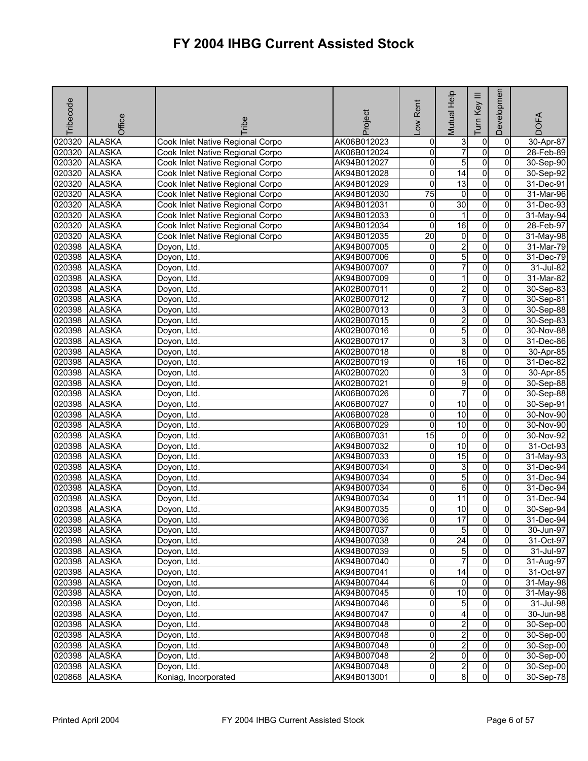# FY 2004 IHBG Current Assisted Stock

| Tribecode | Office | Tribe | Project | Low Rent | Mutual Help | Turn Key III | Development | DOFA |
|---|---|---|---|---|---|---|---|---|
| 020320 | ALASKA | Cook Inlet Native Regional Corpo | AK06B012023 | 0 | 3 | 0 | 0 | 30-Apr-87 |
| 020320 | ALASKA | Cook Inlet Native Regional Corpo | AK06B012024 | 0 | 7 | 0 | 0 | 28-Feb-89 |
| 020320 | ALASKA | Cook Inlet Native Regional Corpo | AK94B012027 | 0 | 5 | 0 | 0 | 30-Sep-90 |
| 020320 | ALASKA | Cook Inlet Native Regional Corpo | AK94B012028 | 0 | 14 | 0 | 0 | 30-Sep-92 |
| 020320 | ALASKA | Cook Inlet Native Regional Corpo | AK94B012029 | 0 | 13 | 0 | 0 | 31-Dec-91 |
| 020320 | ALASKA | Cook Inlet Native Regional Corpo | AK94B012030 | 75 | 0 | 0 | 0 | 31-Mar-96 |
| 020320 | ALASKA | Cook Inlet Native Regional Corpo | AK94B012031 | 0 | 30 | 0 | 0 | 31-Dec-93 |
| 020320 | ALASKA | Cook Inlet Native Regional Corpo | AK94B012033 | 0 | 1 | 0 | 0 | 31-May-94 |
| 020320 | ALASKA | Cook Inlet Native Regional Corpo | AK94B012034 | 0 | 16 | 0 | 0 | 28-Feb-97 |
| 020320 | ALASKA | Cook Inlet Native Regional Corpo | AK94B012035 | 20 | 0 | 0 | 0 | 31-May-98 |
| 020398 | ALASKA | Doyon, Ltd. | AK94B007005 | 0 | 2 | 0 | 0 | 31-Mar-79 |
| 020398 | ALASKA | Doyon, Ltd. | AK94B007006 | 0 | 5 | 0 | 0 | 31-Dec-79 |
| 020398 | ALASKA | Doyon, Ltd. | AK94B007007 | 0 | 7 | 0 | 0 | 31-Jul-82 |
| 020398 | ALASKA | Doyon, Ltd. | AK94B007009 | 0 | 1 | 0 | 0 | 31-Mar-82 |
| 020398 | ALASKA | Doyon, Ltd. | AK02B007011 | 0 | 2 | 0 | 0 | 30-Sep-83 |
| 020398 | ALASKA | Doyon, Ltd. | AK02B007012 | 0 | 7 | 0 | 0 | 30-Sep-81 |
| 020398 | ALASKA | Doyon, Ltd. | AK02B007013 | 0 | 3 | 0 | 0 | 30-Sep-88 |
| 020398 | ALASKA | Doyon, Ltd. | AK02B007015 | 0 | 2 | 0 | 0 | 30-Sep-83 |
| 020398 | ALASKA | Doyon, Ltd. | AK02B007016 | 0 | 5 | 0 | 0 | 30-Nov-88 |
| 020398 | ALASKA | Doyon, Ltd. | AK02B007017 | 0 | 3 | 0 | 0 | 31-Dec-86 |
| 020398 | ALASKA | Doyon, Ltd. | AK02B007018 | 0 | 8 | 0 | 0 | 30-Apr-85 |
| 020398 | ALASKA | Doyon, Ltd. | AK02B007019 | 0 | 16 | 0 | 0 | 31-Dec-82 |
| 020398 | ALASKA | Doyon, Ltd. | AK02B007020 | 0 | 3 | 0 | 0 | 30-Apr-85 |
| 020398 | ALASKA | Doyon, Ltd. | AK02B007021 | 0 | 9 | 0 | 0 | 30-Sep-88 |
| 020398 | ALASKA | Doyon, Ltd. | AK06B007026 | 0 | 7 | 0 | 0 | 30-Sep-88 |
| 020398 | ALASKA | Doyon, Ltd. | AK06B007027 | 0 | 10 | 0 | 0 | 30-Sep-91 |
| 020398 | ALASKA | Doyon, Ltd. | AK06B007028 | 0 | 10 | 0 | 0 | 30-Nov-90 |
| 020398 | ALASKA | Doyon, Ltd. | AK06B007029 | 0 | 10 | 0 | 0 | 30-Nov-90 |
| 020398 | ALASKA | Doyon, Ltd. | AK06B007031 | 15 | 0 | 0 | 0 | 30-Nov-92 |
| 020398 | ALASKA | Doyon, Ltd. | AK94B007032 | 0 | 10 | 0 | 0 | 31-Oct-93 |
| 020398 | ALASKA | Doyon, Ltd. | AK94B007033 | 0 | 15 | 0 | 0 | 31-May-93 |
| 020398 | ALASKA | Doyon, Ltd. | AK94B007034 | 0 | 3 | 0 | 0 | 31-Dec-94 |
| 020398 | ALASKA | Doyon, Ltd. | AK94B007034 | 0 | 5 | 0 | 0 | 31-Dec-94 |
| 020398 | ALASKA | Doyon, Ltd. | AK94B007034 | 0 | 6 | 0 | 0 | 31-Dec-94 |
| 020398 | ALASKA | Doyon, Ltd. | AK94B007034 | 0 | 11 | 0 | 0 | 31-Dec-94 |
| 020398 | ALASKA | Doyon, Ltd. | AK94B007035 | 0 | 10 | 0 | 0 | 30-Sep-94 |
| 020398 | ALASKA | Doyon, Ltd. | AK94B007036 | 0 | 17 | 0 | 0 | 31-Dec-94 |
| 020398 | ALASKA | Doyon, Ltd. | AK94B007037 | 0 | 5 | 0 | 0 | 30-Jun-97 |
| 020398 | ALASKA | Doyon, Ltd. | AK94B007038 | 0 | 24 | 0 | 0 | 31-Oct-97 |
| 020398 | ALASKA | Doyon, Ltd. | AK94B007039 | 0 | 5 | 0 | 0 | 31-Jul-97 |
| 020398 | ALASKA | Doyon, Ltd. | AK94B007040 | 0 | 7 | 0 | 0 | 31-Aug-97 |
| 020398 | ALASKA | Doyon, Ltd. | AK94B007041 | 0 | 14 | 0 | 0 | 31-Oct-97 |
| 020398 | ALASKA | Doyon, Ltd. | AK94B007044 | 6 | 0 | 0 | 0 | 31-May-98 |
| 020398 | ALASKA | Doyon, Ltd. | AK94B007045 | 0 | 10 | 0 | 0 | 31-May-98 |
| 020398 | ALASKA | Doyon, Ltd. | AK94B007046 | 0 | 5 | 0 | 0 | 31-Jul-98 |
| 020398 | ALASKA | Doyon, Ltd. | AK94B007047 | 0 | 4 | 0 | 0 | 30-Jun-98 |
| 020398 | ALASKA | Doyon, Ltd. | AK94B007048 | 0 | 2 | 0 | 0 | 30-Sep-00 |
| 020398 | ALASKA | Doyon, Ltd. | AK94B007048 | 0 | 2 | 0 | 0 | 30-Sep-00 |
| 020398 | ALASKA | Doyon, Ltd. | AK94B007048 | 0 | 2 | 0 | 0 | 30-Sep-00 |
| 020398 | ALASKA | Doyon, Ltd. | AK94B007048 | 2 | 0 | 0 | 0 | 30-Sep-00 |
| 020398 | ALASKA | Doyon, Ltd. | AK94B007048 | 0 | 2 | 0 | 0 | 30-Sep-00 |
| 020868 | ALASKA | Koniag, Incorporated | AK94B013001 | 0 | 8 | 0 | 0 | 30-Sep-78 |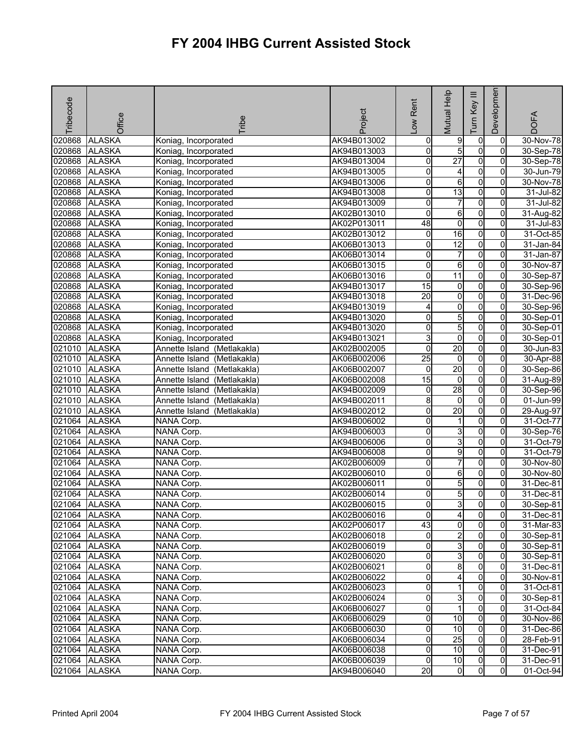# FY 2004 IHBG Current Assisted Stock

| Tribecode | Office | Tribe | Project | Low Rent | Mutual Help | Turn Key III | Development | DOFA |
|---|---|---|---|---|---|---|---|---|
| 020868 | ALASKA | Koniag, Incorporated | AK94B013002 | 0 | 9 | 0 | 0 | 30-Nov-78 |
| 020868 | ALASKA | Koniag, Incorporated | AK94B013003 | 0 | 5 | 0 | 0 | 30-Sep-78 |
| 020868 | ALASKA | Koniag, Incorporated | AK94B013004 | 0 | 27 | 0 | 0 | 30-Sep-78 |
| 020868 | ALASKA | Koniag, Incorporated | AK94B013005 | 0 | 4 | 0 | 0 | 30-Jun-79 |
| 020868 | ALASKA | Koniag, Incorporated | AK94B013006 | 0 | 6 | 0 | 0 | 30-Nov-78 |
| 020868 | ALASKA | Koniag, Incorporated | AK94B013008 | 0 | 13 | 0 | 0 | 31-Jul-82 |
| 020868 | ALASKA | Koniag, Incorporated | AK94B013009 | 0 | 7 | 0 | 0 | 31-Jul-82 |
| 020868 | ALASKA | Koniag, Incorporated | AK02B013010 | 0 | 6 | 0 | 0 | 31-Aug-82 |
| 020868 | ALASKA | Koniag, Incorporated | AK02P013011 | 48 | 0 | 0 | 0 | 31-Jul-83 |
| 020868 | ALASKA | Koniag, Incorporated | AK02B013012 | 0 | 16 | 0 | 0 | 31-Oct-85 |
| 020868 | ALASKA | Koniag, Incorporated | AK06B013013 | 0 | 12 | 0 | 0 | 31-Jan-84 |
| 020868 | ALASKA | Koniag, Incorporated | AK06B013014 | 0 | 7 | 0 | 0 | 31-Jan-87 |
| 020868 | ALASKA | Koniag, Incorporated | AK06B013015 | 0 | 6 | 0 | 0 | 30-Nov-87 |
| 020868 | ALASKA | Koniag, Incorporated | AK06B013016 | 0 | 11 | 0 | 0 | 30-Sep-87 |
| 020868 | ALASKA | Koniag, Incorporated | AK94B013017 | 15 | 0 | 0 | 0 | 30-Sep-96 |
| 020868 | ALASKA | Koniag, Incorporated | AK94B013018 | 20 | 0 | 0 | 0 | 31-Dec-96 |
| 020868 | ALASKA | Koniag, Incorporated | AK94B013019 | 4 | 0 | 0 | 0 | 30-Sep-96 |
| 020868 | ALASKA | Koniag, Incorporated | AK94B013020 | 0 | 5 | 0 | 0 | 30-Sep-01 |
| 020868 | ALASKA | Koniag, Incorporated | AK94B013020 | 0 | 5 | 0 | 0 | 30-Sep-01 |
| 020868 | ALASKA | Koniag, Incorporated | AK94B013021 | 3 | 0 | 0 | 0 | 30-Sep-01 |
| 021010 | ALASKA | Annette Island (Metlakakla) | AK02B002005 | 0 | 20 | 0 | 0 | 30-Jun-83 |
| 021010 | ALASKA | Annette Island (Metlakakla) | AK06B002006 | 25 | 0 | 0 | 0 | 30-Apr-88 |
| 021010 | ALASKA | Annette Island (Metlakakla) | AK06B002007 | 0 | 20 | 0 | 0 | 30-Sep-86 |
| 021010 | ALASKA | Annette Island (Metlakakla) | AK06B002008 | 15 | 0 | 0 | 0 | 31-Aug-89 |
| 021010 | ALASKA | Annette Island (Metlakakla) | AK94B002009 | 0 | 28 | 0 | 0 | 30-Sep-96 |
| 021010 | ALASKA | Annette Island (Metlakakla) | AK94B002011 | 8 | 0 | 0 | 0 | 01-Jun-99 |
| 021010 | ALASKA | Annette Island (Metlakakla) | AK94B002012 | 0 | 20 | 0 | 0 | 29-Aug-97 |
| 021064 | ALASKA | NANA Corp. | AK94B006002 | 0 | 1 | 0 | 0 | 31-Oct-77 |
| 021064 | ALASKA | NANA Corp. | AK94B006003 | 0 | 3 | 0 | 0 | 30-Sep-76 |
| 021064 | ALASKA | NANA Corp. | AK94B006006 | 0 | 3 | 0 | 0 | 31-Oct-79 |
| 021064 | ALASKA | NANA Corp. | AK94B006008 | 0 | 9 | 0 | 0 | 31-Oct-79 |
| 021064 | ALASKA | NANA Corp. | AK02B006009 | 0 | 7 | 0 | 0 | 30-Nov-80 |
| 021064 | ALASKA | NANA Corp. | AK02B006010 | 0 | 6 | 0 | 0 | 30-Nov-80 |
| 021064 | ALASKA | NANA Corp. | AK02B006011 | 0 | 5 | 0 | 0 | 31-Dec-81 |
| 021064 | ALASKA | NANA Corp. | AK02B006014 | 0 | 5 | 0 | 0 | 31-Dec-81 |
| 021064 | ALASKA | NANA Corp. | AK02B006015 | 0 | 3 | 0 | 0 | 30-Sep-81 |
| 021064 | ALASKA | NANA Corp. | AK02B006016 | 0 | 4 | 0 | 0 | 31-Dec-81 |
| 021064 | ALASKA | NANA Corp. | AK02P006017 | 43 | 0 | 0 | 0 | 31-Mar-83 |
| 021064 | ALASKA | NANA Corp. | AK02B006018 | 0 | 2 | 0 | 0 | 30-Sep-81 |
| 021064 | ALASKA | NANA Corp. | AK02B006019 | 0 | 3 | 0 | 0 | 30-Sep-81 |
| 021064 | ALASKA | NANA Corp. | AK02B006020 | 0 | 3 | 0 | 0 | 30-Sep-81 |
| 021064 | ALASKA | NANA Corp. | AK02B006021 | 0 | 8 | 0 | 0 | 31-Dec-81 |
| 021064 | ALASKA | NANA Corp. | AK02B006022 | 0 | 4 | 0 | 0 | 30-Nov-81 |
| 021064 | ALASKA | NANA Corp. | AK02B006023 | 0 | 1 | 0 | 0 | 31-Oct-81 |
| 021064 | ALASKA | NANA Corp. | AK02B006024 | 0 | 3 | 0 | 0 | 30-Sep-81 |
| 021064 | ALASKA | NANA Corp. | AK06B006027 | 0 | 1 | 0 | 0 | 31-Oct-84 |
| 021064 | ALASKA | NANA Corp. | AK06B006029 | 0 | 10 | 0 | 0 | 30-Nov-86 |
| 021064 | ALASKA | NANA Corp. | AK06B006030 | 0 | 10 | 0 | 0 | 31-Dec-86 |
| 021064 | ALASKA | NANA Corp. | AK06B006034 | 0 | 25 | 0 | 0 | 28-Feb-91 |
| 021064 | ALASKA | NANA Corp. | AK06B006038 | 0 | 10 | 0 | 0 | 31-Dec-91 |
| 021064 | ALASKA | NANA Corp. | AK06B006039 | 0 | 10 | 0 | 0 | 31-Dec-91 |
| 021064 | ALASKA | NANA Corp. | AK94B006040 | 20 | 0 | 0 | 0 | 01-Oct-94 |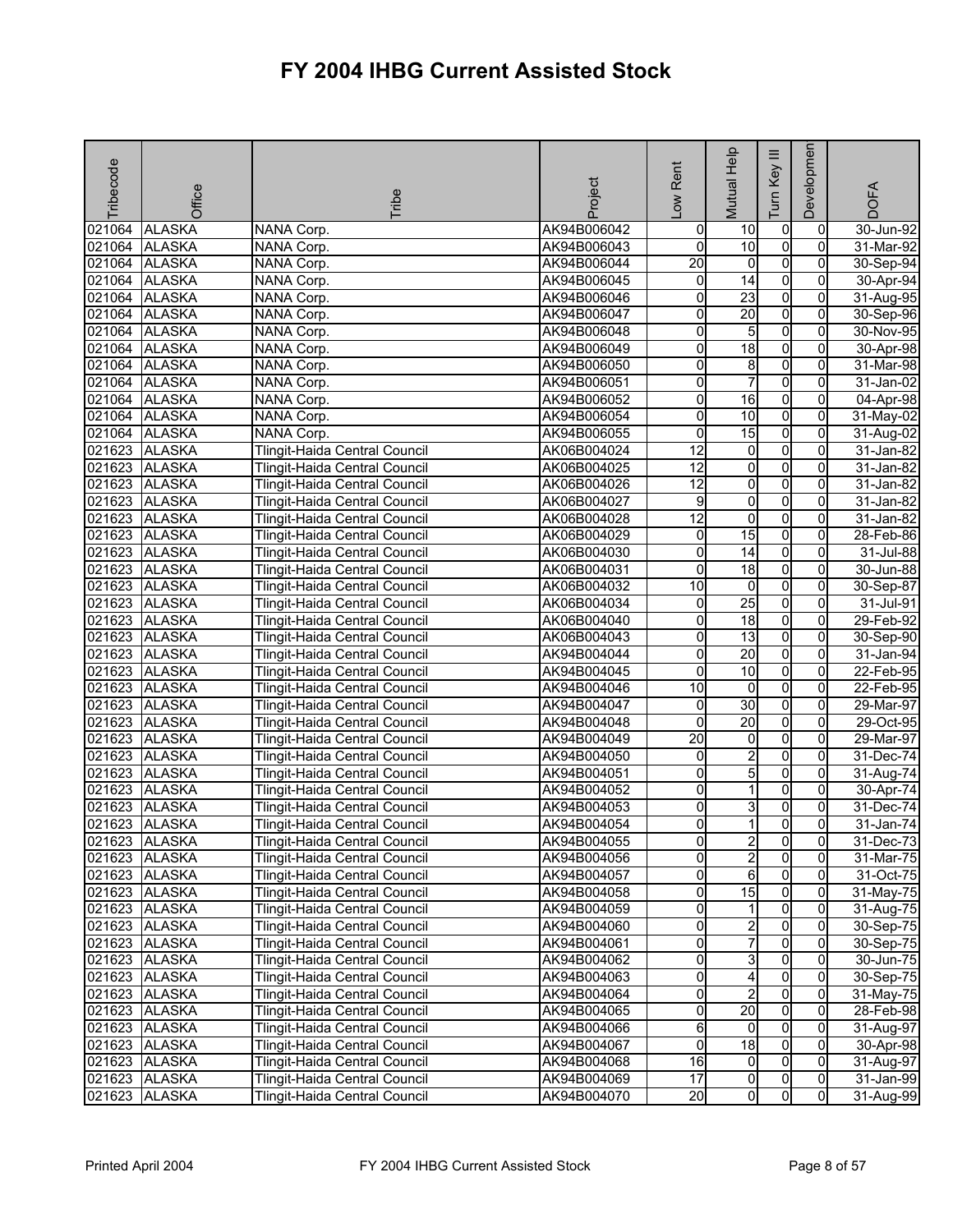# FY 2004 IHBG Current Assisted Stock

| Tribecode | Office | Tribe | Project | Low Rent | Mutual Help | Turn Key III | Development | DOFA |
|---|---|---|---|---|---|---|---|---|
| 021064 | ALASKA | NANA Corp. | AK94B006042 | 0 | 10 | 0 | 0 | 30-Jun-92 |
| 021064 | ALASKA | NANA Corp. | AK94B006043 | 0 | 10 | 0 | 0 | 31-Mar-92 |
| 021064 | ALASKA | NANA Corp. | AK94B006044 | 20 | 0 | 0 | 0 | 30-Sep-94 |
| 021064 | ALASKA | NANA Corp. | AK94B006045 | 0 | 14 | 0 | 0 | 30-Apr-94 |
| 021064 | ALASKA | NANA Corp. | AK94B006046 | 0 | 23 | 0 | 0 | 31-Aug-95 |
| 021064 | ALASKA | NANA Corp. | AK94B006047 | 0 | 20 | 0 | 0 | 30-Sep-96 |
| 021064 | ALASKA | NANA Corp. | AK94B006048 | 0 | 5 | 0 | 0 | 30-Nov-95 |
| 021064 | ALASKA | NANA Corp. | AK94B006049 | 0 | 18 | 0 | 0 | 30-Apr-98 |
| 021064 | ALASKA | NANA Corp. | AK94B006050 | 0 | 8 | 0 | 0 | 31-Mar-98 |
| 021064 | ALASKA | NANA Corp. | AK94B006051 | 0 | 7 | 0 | 0 | 31-Jan-02 |
| 021064 | ALASKA | NANA Corp. | AK94B006052 | 0 | 16 | 0 | 0 | 04-Apr-98 |
| 021064 | ALASKA | NANA Corp. | AK94B006054 | 0 | 10 | 0 | 0 | 31-May-02 |
| 021064 | ALASKA | NANA Corp. | AK94B006055 | 0 | 15 | 0 | 0 | 31-Aug-02 |
| 021623 | ALASKA | Tlingit-Haida Central Council | AK06B004024 | 12 | 0 | 0 | 0 | 31-Jan-82 |
| 021623 | ALASKA | Tlingit-Haida Central Council | AK06B004025 | 12 | 0 | 0 | 0 | 31-Jan-82 |
| 021623 | ALASKA | Tlingit-Haida Central Council | AK06B004026 | 12 | 0 | 0 | 0 | 31-Jan-82 |
| 021623 | ALASKA | Tlingit-Haida Central Council | AK06B004027 | 9 | 0 | 0 | 0 | 31-Jan-82 |
| 021623 | ALASKA | Tlingit-Haida Central Council | AK06B004028 | 12 | 0 | 0 | 0 | 31-Jan-82 |
| 021623 | ALASKA | Tlingit-Haida Central Council | AK06B004029 | 0 | 15 | 0 | 0 | 28-Feb-86 |
| 021623 | ALASKA | Tlingit-Haida Central Council | AK06B004030 | 0 | 14 | 0 | 0 | 31-Jul-88 |
| 021623 | ALASKA | Tlingit-Haida Central Council | AK06B004031 | 0 | 18 | 0 | 0 | 30-Jun-88 |
| 021623 | ALASKA | Tlingit-Haida Central Council | AK06B004032 | 10 | 0 | 0 | 0 | 30-Sep-87 |
| 021623 | ALASKA | Tlingit-Haida Central Council | AK06B004034 | 0 | 25 | 0 | 0 | 31-Jul-91 |
| 021623 | ALASKA | Tlingit-Haida Central Council | AK06B004040 | 0 | 18 | 0 | 0 | 29-Feb-92 |
| 021623 | ALASKA | Tlingit-Haida Central Council | AK06B004043 | 0 | 13 | 0 | 0 | 30-Sep-90 |
| 021623 | ALASKA | Tlingit-Haida Central Council | AK94B004044 | 0 | 20 | 0 | 0 | 31-Jan-94 |
| 021623 | ALASKA | Tlingit-Haida Central Council | AK94B004045 | 0 | 10 | 0 | 0 | 22-Feb-95 |
| 021623 | ALASKA | Tlingit-Haida Central Council | AK94B004046 | 10 | 0 | 0 | 0 | 22-Feb-95 |
| 021623 | ALASKA | Tlingit-Haida Central Council | AK94B004047 | 0 | 30 | 0 | 0 | 29-Mar-97 |
| 021623 | ALASKA | Tlingit-Haida Central Council | AK94B004048 | 0 | 20 | 0 | 0 | 29-Oct-95 |
| 021623 | ALASKA | Tlingit-Haida Central Council | AK94B004049 | 20 | 0 | 0 | 0 | 29-Mar-97 |
| 021623 | ALASKA | Tlingit-Haida Central Council | AK94B004050 | 0 | 2 | 0 | 0 | 31-Dec-74 |
| 021623 | ALASKA | Tlingit-Haida Central Council | AK94B004051 | 0 | 5 | 0 | 0 | 31-Aug-74 |
| 021623 | ALASKA | Tlingit-Haida Central Council | AK94B004052 | 0 | 1 | 0 | 0 | 30-Apr-74 |
| 021623 | ALASKA | Tlingit-Haida Central Council | AK94B004053 | 0 | 3 | 0 | 0 | 31-Dec-74 |
| 021623 | ALASKA | Tlingit-Haida Central Council | AK94B004054 | 0 | 1 | 0 | 0 | 31-Jan-74 |
| 021623 | ALASKA | Tlingit-Haida Central Council | AK94B004055 | 0 | 2 | 0 | 0 | 31-Dec-73 |
| 021623 | ALASKA | Tlingit-Haida Central Council | AK94B004056 | 0 | 2 | 0 | 0 | 31-Mar-75 |
| 021623 | ALASKA | Tlingit-Haida Central Council | AK94B004057 | 0 | 6 | 0 | 0 | 31-Oct-75 |
| 021623 | ALASKA | Tlingit-Haida Central Council | AK94B004058 | 0 | 15 | 0 | 0 | 31-May-75 |
| 021623 | ALASKA | Tlingit-Haida Central Council | AK94B004059 | 0 | 1 | 0 | 0 | 31-Aug-75 |
| 021623 | ALASKA | Tlingit-Haida Central Council | AK94B004060 | 0 | 2 | 0 | 0 | 30-Sep-75 |
| 021623 | ALASKA | Tlingit-Haida Central Council | AK94B004061 | 0 | 7 | 0 | 0 | 30-Sep-75 |
| 021623 | ALASKA | Tlingit-Haida Central Council | AK94B004062 | 0 | 3 | 0 | 0 | 30-Jun-75 |
| 021623 | ALASKA | Tlingit-Haida Central Council | AK94B004063 | 0 | 4 | 0 | 0 | 30-Sep-75 |
| 021623 | ALASKA | Tlingit-Haida Central Council | AK94B004064 | 0 | 2 | 0 | 0 | 31-May-75 |
| 021623 | ALASKA | Tlingit-Haida Central Council | AK94B004065 | 0 | 20 | 0 | 0 | 28-Feb-98 |
| 021623 | ALASKA | Tlingit-Haida Central Council | AK94B004066 | 6 | 0 | 0 | 0 | 31-Aug-97 |
| 021623 | ALASKA | Tlingit-Haida Central Council | AK94B004067 | 0 | 18 | 0 | 0 | 30-Apr-98 |
| 021623 | ALASKA | Tlingit-Haida Central Council | AK94B004068 | 16 | 0 | 0 | 0 | 31-Aug-97 |
| 021623 | ALASKA | Tlingit-Haida Central Council | AK94B004069 | 17 | 0 | 0 | 0 | 31-Jan-99 |
| 021623 | ALASKA | Tlingit-Haida Central Council | AK94B004070 | 20 | 0 | 0 | 0 | 31-Aug-99 |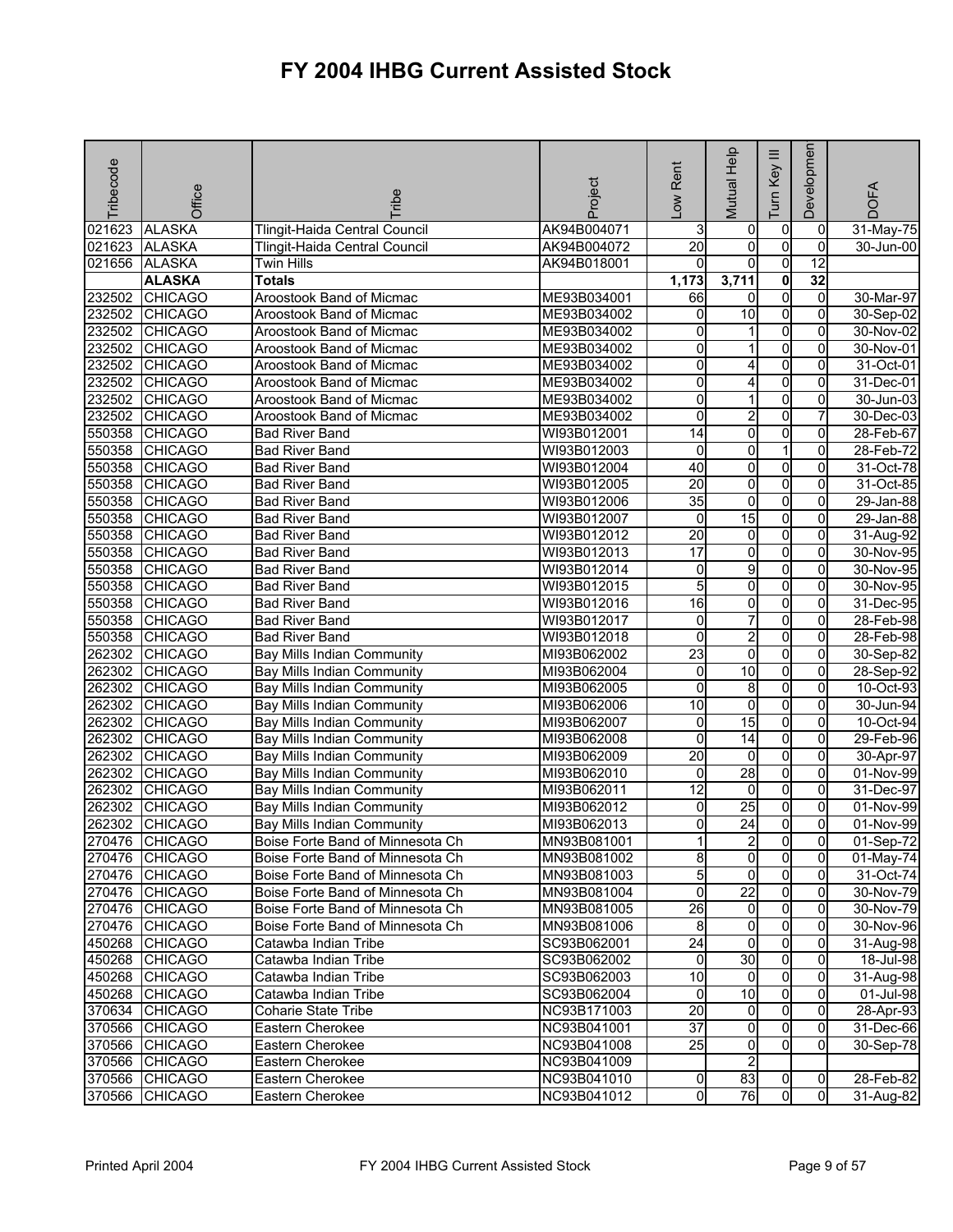# FY 2004 IHBG Current Assisted Stock

| Tribecode | Office | Tribe | Project | Low Rent | Mutual Help | Turn Key III | Developmen | DOFA |
|---|---|---|---|---|---|---|---|---|
| 021623 | ALASKA | Tlingit-Haida Central Council | AK94B004071 | 3 | 0 | 0 | 0 | 31-May-75 |
| 021623 | ALASKA | Tlingit-Haida Central Council | AK94B004072 | 20 | 0 | 0 | 0 | 30-Jun-00 |
| 021656 | ALASKA | Twin Hills | AK94B018001 | 0 | 0 | 0 | 12 | |
| | **ALASKA** | **Totals** | | **1,173** | **3,711** | **0** | **32** | |
| 232502 | CHICAGO | Aroostook Band of Micmac | ME93B034001 | 66 | 0 | 0 | 0 | 30-Mar-97 |
| 232502 | CHICAGO | Aroostook Band of Micmac | ME93B034002 | 0 | 10 | 0 | 0 | 30-Sep-02 |
| 232502 | CHICAGO | Aroostook Band of Micmac | ME93B034002 | 0 | 1 | 0 | 0 | 30-Nov-02 |
| 232502 | CHICAGO | Aroostook Band of Micmac | ME93B034002 | 0 | 1 | 0 | 0 | 30-Nov-01 |
| 232502 | CHICAGO | Aroostook Band of Micmac | ME93B034002 | 0 | 4 | 0 | 0 | 31-Oct-01 |
| 232502 | CHICAGO | Aroostook Band of Micmac | ME93B034002 | 0 | 4 | 0 | 0 | 31-Dec-01 |
| 232502 | CHICAGO | Aroostook Band of Micmac | ME93B034002 | 0 | 1 | 0 | 0 | 30-Jun-03 |
| 232502 | CHICAGO | Aroostook Band of Micmac | ME93B034002 | 0 | 2 | 0 | 7 | 30-Dec-03 |
| 550358 | CHICAGO | Bad River Band | WI93B012001 | 14 | 0 | 0 | 0 | 28-Feb-67 |
| 550358 | CHICAGO | Bad River Band | WI93B012003 | 0 | 0 | 1 | 0 | 28-Feb-72 |
| 550358 | CHICAGO | Bad River Band | WI93B012004 | 40 | 0 | 0 | 0 | 31-Oct-78 |
| 550358 | CHICAGO | Bad River Band | WI93B012005 | 20 | 0 | 0 | 0 | 31-Oct-85 |
| 550358 | CHICAGO | Bad River Band | WI93B012006 | 35 | 0 | 0 | 0 | 29-Jan-88 |
| 550358 | CHICAGO | Bad River Band | WI93B012007 | 0 | 15 | 0 | 0 | 29-Jan-88 |
| 550358 | CHICAGO | Bad River Band | WI93B012012 | 20 | 0 | 0 | 0 | 31-Aug-92 |
| 550358 | CHICAGO | Bad River Band | WI93B012013 | 17 | 0 | 0 | 0 | 30-Nov-95 |
| 550358 | CHICAGO | Bad River Band | WI93B012014 | 0 | 9 | 0 | 0 | 30-Nov-95 |
| 550358 | CHICAGO | Bad River Band | WI93B012015 | 5 | 0 | 0 | 0 | 30-Nov-95 |
| 550358 | CHICAGO | Bad River Band | WI93B012016 | 16 | 0 | 0 | 0 | 31-Dec-95 |
| 550358 | CHICAGO | Bad River Band | WI93B012017 | 0 | 7 | 0 | 0 | 28-Feb-98 |
| 550358 | CHICAGO | Bad River Band | WI93B012018 | 0 | 2 | 0 | 0 | 28-Feb-98 |
| 262302 | CHICAGO | Bay Mills Indian Community | MI93B062002 | 23 | 0 | 0 | 0 | 30-Sep-82 |
| 262302 | CHICAGO | Bay Mills Indian Community | MI93B062004 | 0 | 10 | 0 | 0 | 28-Sep-92 |
| 262302 | CHICAGO | Bay Mills Indian Community | MI93B062005 | 0 | 8 | 0 | 0 | 10-Oct-93 |
| 262302 | CHICAGO | Bay Mills Indian Community | MI93B062006 | 10 | 0 | 0 | 0 | 30-Jun-94 |
| 262302 | CHICAGO | Bay Mills Indian Community | MI93B062007 | 0 | 15 | 0 | 0 | 10-Oct-94 |
| 262302 | CHICAGO | Bay Mills Indian Community | MI93B062008 | 0 | 14 | 0 | 0 | 29-Feb-96 |
| 262302 | CHICAGO | Bay Mills Indian Community | MI93B062009 | 20 | 0 | 0 | 0 | 30-Apr-97 |
| 262302 | CHICAGO | Bay Mills Indian Community | MI93B062010 | 0 | 28 | 0 | 0 | 01-Nov-99 |
| 262302 | CHICAGO | Bay Mills Indian Community | MI93B062011 | 12 | 0 | 0 | 0 | 31-Dec-97 |
| 262302 | CHICAGO | Bay Mills Indian Community | MI93B062012 | 0 | 25 | 0 | 0 | 01-Nov-99 |
| 262302 | CHICAGO | Bay Mills Indian Community | MI93B062013 | 0 | 24 | 0 | 0 | 01-Nov-99 |
| 270476 | CHICAGO | Boise Forte Band of Minnesota Ch | MN93B081001 | 1 | 2 | 0 | 0 | 01-Sep-72 |
| 270476 | CHICAGO | Boise Forte Band of Minnesota Ch | MN93B081002 | 8 | 0 | 0 | 0 | 01-May-74 |
| 270476 | CHICAGO | Boise Forte Band of Minnesota Ch | MN93B081003 | 5 | 0 | 0 | 0 | 31-Oct-74 |
| 270476 | CHICAGO | Boise Forte Band of Minnesota Ch | MN93B081004 | 0 | 22 | 0 | 0 | 30-Nov-79 |
| 270476 | CHICAGO | Boise Forte Band of Minnesota Ch | MN93B081005 | 26 | 0 | 0 | 0 | 30-Nov-79 |
| 270476 | CHICAGO | Boise Forte Band of Minnesota Ch | MN93B081006 | 8 | 0 | 0 | 0 | 30-Nov-96 |
| 450268 | CHICAGO | Catawba Indian Tribe | SC93B062001 | 24 | 0 | 0 | 0 | 31-Aug-98 |
| 450268 | CHICAGO | Catawba Indian Tribe | SC93B062002 | 0 | 30 | 0 | 0 | 18-Jul-98 |
| 450268 | CHICAGO | Catawba Indian Tribe | SC93B062003 | 10 | 0 | 0 | 0 | 31-Aug-98 |
| 450268 | CHICAGO | Catawba Indian Tribe | SC93B062004 | 0 | 10 | 0 | 0 | 01-Jul-98 |
| 370634 | CHICAGO | Coharie State Tribe | NC93B171003 | 20 | 0 | 0 | 0 | 28-Apr-93 |
| 370566 | CHICAGO | Eastern Cherokee | NC93B041001 | 37 | 0 | 0 | 0 | 31-Dec-66 |
| 370566 | CHICAGO | Eastern Cherokee | NC93B041008 | 25 | 0 | 0 | 0 | 30-Sep-78 |
| 370566 | CHICAGO | Eastern Cherokee | NC93B041009 | | 2 | | | |
| 370566 | CHICAGO | Eastern Cherokee | NC93B041010 | 0 | 83 | 0 | 0 | 28-Feb-82 |
| 370566 | CHICAGO | Eastern Cherokee | NC93B041012 | 0 | 76 | 0 | 0 | 31-Aug-82 |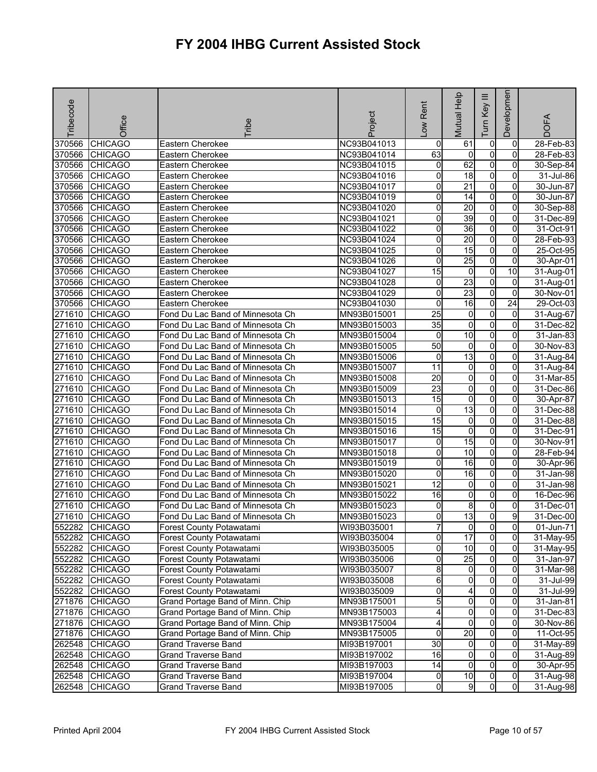# FY 2004 IHBG Current Assisted Stock

| Tribecode | Office | Tribe | Project | Low Rent | Mutual Help | Turn Key III | Development | DOFA |
|---|---|---|---|---|---|---|---|---|
| 370566 | CHICAGO | Eastern Cherokee | NC93B041013 | 0 | 61 | 0 | 0 | 28-Feb-83 |
| 370566 | CHICAGO | Eastern Cherokee | NC93B041014 | 63 | 0 | 0 | 0 | 28-Feb-83 |
| 370566 | CHICAGO | Eastern Cherokee | NC93B041015 | 0 | 62 | 0 | 0 | 30-Sep-84 |
| 370566 | CHICAGO | Eastern Cherokee | NC93B041016 | 0 | 18 | 0 | 0 | 31-Jul-86 |
| 370566 | CHICAGO | Eastern Cherokee | NC93B041017 | 0 | 21 | 0 | 0 | 30-Jun-87 |
| 370566 | CHICAGO | Eastern Cherokee | NC93B041019 | 0 | 14 | 0 | 0 | 30-Jun-87 |
| 370566 | CHICAGO | Eastern Cherokee | NC93B041020 | 0 | 20 | 0 | 0 | 30-Sep-88 |
| 370566 | CHICAGO | Eastern Cherokee | NC93B041021 | 0 | 39 | 0 | 0 | 31-Dec-89 |
| 370566 | CHICAGO | Eastern Cherokee | NC93B041022 | 0 | 36 | 0 | 0 | 31-Oct-91 |
| 370566 | CHICAGO | Eastern Cherokee | NC93B041024 | 0 | 20 | 0 | 0 | 28-Feb-93 |
| 370566 | CHICAGO | Eastern Cherokee | NC93B041025 | 0 | 15 | 0 | 0 | 25-Oct-95 |
| 370566 | CHICAGO | Eastern Cherokee | NC93B041026 | 0 | 25 | 0 | 0 | 30-Apr-01 |
| 370566 | CHICAGO | Eastern Cherokee | NC93B041027 | 15 | 0 | 0 | 10 | 31-Aug-01 |
| 370566 | CHICAGO | Eastern Cherokee | NC93B041028 | 0 | 23 | 0 | 0 | 31-Aug-01 |
| 370566 | CHICAGO | Eastern Cherokee | NC93B041029 | 0 | 23 | 0 | 0 | 30-Nov-01 |
| 370566 | CHICAGO | Eastern Cherokee | NC93B041030 | 0 | 16 | 0 | 24 | 29-Oct-03 |
| 271610 | CHICAGO | Fond Du Lac Band of Minnesota Ch | MN93B015001 | 25 | 0 | 0 | 0 | 31-Aug-67 |
| 271610 | CHICAGO | Fond Du Lac Band of Minnesota Ch | MN93B015003 | 35 | 0 | 0 | 0 | 31-Dec-82 |
| 271610 | CHICAGO | Fond Du Lac Band of Minnesota Ch | MN93B015004 | 0 | 10 | 0 | 0 | 31-Jan-83 |
| 271610 | CHICAGO | Fond Du Lac Band of Minnesota Ch | MN93B015005 | 50 | 0 | 0 | 0 | 30-Nov-83 |
| 271610 | CHICAGO | Fond Du Lac Band of Minnesota Ch | MN93B015006 | 0 | 13 | 0 | 0 | 31-Aug-84 |
| 271610 | CHICAGO | Fond Du Lac Band of Minnesota Ch | MN93B015007 | 11 | 0 | 0 | 0 | 31-Aug-84 |
| 271610 | CHICAGO | Fond Du Lac Band of Minnesota Ch | MN93B015008 | 20 | 0 | 0 | 0 | 31-Mar-85 |
| 271610 | CHICAGO | Fond Du Lac Band of Minnesota Ch | MN93B015009 | 23 | 0 | 0 | 0 | 31-Dec-86 |
| 271610 | CHICAGO | Fond Du Lac Band of Minnesota Ch | MN93B015013 | 15 | 0 | 0 | 0 | 30-Apr-87 |
| 271610 | CHICAGO | Fond Du Lac Band of Minnesota Ch | MN93B015014 | 0 | 13 | 0 | 0 | 31-Dec-88 |
| 271610 | CHICAGO | Fond Du Lac Band of Minnesota Ch | MN93B015015 | 15 | 0 | 0 | 0 | 31-Dec-88 |
| 271610 | CHICAGO | Fond Du Lac Band of Minnesota Ch | MN93B015016 | 15 | 0 | 0 | 0 | 31-Dec-91 |
| 271610 | CHICAGO | Fond Du Lac Band of Minnesota Ch | MN93B015017 | 0 | 15 | 0 | 0 | 30-Nov-91 |
| 271610 | CHICAGO | Fond Du Lac Band of Minnesota Ch | MN93B015018 | 0 | 10 | 0 | 0 | 28-Feb-94 |
| 271610 | CHICAGO | Fond Du Lac Band of Minnesota Ch | MN93B015019 | 0 | 16 | 0 | 0 | 30-Apr-96 |
| 271610 | CHICAGO | Fond Du Lac Band of Minnesota Ch | MN93B015020 | 0 | 16 | 0 | 0 | 31-Jan-98 |
| 271610 | CHICAGO | Fond Du Lac Band of Minnesota Ch | MN93B015021 | 12 | 0 | 0 | 0 | 31-Jan-98 |
| 271610 | CHICAGO | Fond Du Lac Band of Minnesota Ch | MN93B015022 | 16 | 0 | 0 | 0 | 16-Dec-96 |
| 271610 | CHICAGO | Fond Du Lac Band of Minnesota Ch | MN93B015023 | 0 | 8 | 0 | 0 | 31-Dec-01 |
| 271610 | CHICAGO | Fond Du Lac Band of Minnesota Ch | MN93B015023 | 0 | 13 | 0 | 9 | 31-Dec-00 |
| 552282 | CHICAGO | Forest County Potawatami | WI93B035001 | 7 | 0 | 0 | 0 | 01-Jun-71 |
| 552282 | CHICAGO | Forest County Potawatami | WI93B035004 | 0 | 17 | 0 | 0 | 31-May-95 |
| 552282 | CHICAGO | Forest County Potawatami | WI93B035005 | 0 | 10 | 0 | 0 | 31-May-95 |
| 552282 | CHICAGO | Forest County Potawatami | WI93B035006 | 0 | 25 | 0 | 0 | 31-Jan-97 |
| 552282 | CHICAGO | Forest County Potawatami | WI93B035007 | 8 | 0 | 0 | 0 | 31-Mar-98 |
| 552282 | CHICAGO | Forest County Potawatami | WI93B035008 | 6 | 0 | 0 | 0 | 31-Jul-99 |
| 552282 | CHICAGO | Forest County Potawatami | WI93B035009 | 0 | 4 | 0 | 0 | 31-Jul-99 |
| 271876 | CHICAGO | Grand Portage Band of Minn. Chip | MN93B175001 | 5 | 0 | 0 | 0 | 31-Jan-81 |
| 271876 | CHICAGO | Grand Portage Band of Minn. Chip | MN93B175003 | 4 | 0 | 0 | 0 | 31-Dec-83 |
| 271876 | CHICAGO | Grand Portage Band of Minn. Chip | MN93B175004 | 4 | 0 | 0 | 0 | 30-Nov-86 |
| 271876 | CHICAGO | Grand Portage Band of Minn. Chip | MN93B175005 | 0 | 20 | 0 | 0 | 11-Oct-95 |
| 262548 | CHICAGO | Grand Traverse Band | MI93B197001 | 30 | 0 | 0 | 0 | 31-May-89 |
| 262548 | CHICAGO | Grand Traverse Band | MI93B197002 | 16 | 0 | 0 | 0 | 31-Aug-89 |
| 262548 | CHICAGO | Grand Traverse Band | MI93B197003 | 14 | 0 | 0 | 0 | 30-Apr-95 |
| 262548 | CHICAGO | Grand Traverse Band | MI93B197004 | 0 | 10 | 0 | 0 | 31-Aug-98 |
| 262548 | CHICAGO | Grand Traverse Band | MI93B197005 | 0 | 9 | 0 | 0 | 31-Aug-98 |

Printed April 2004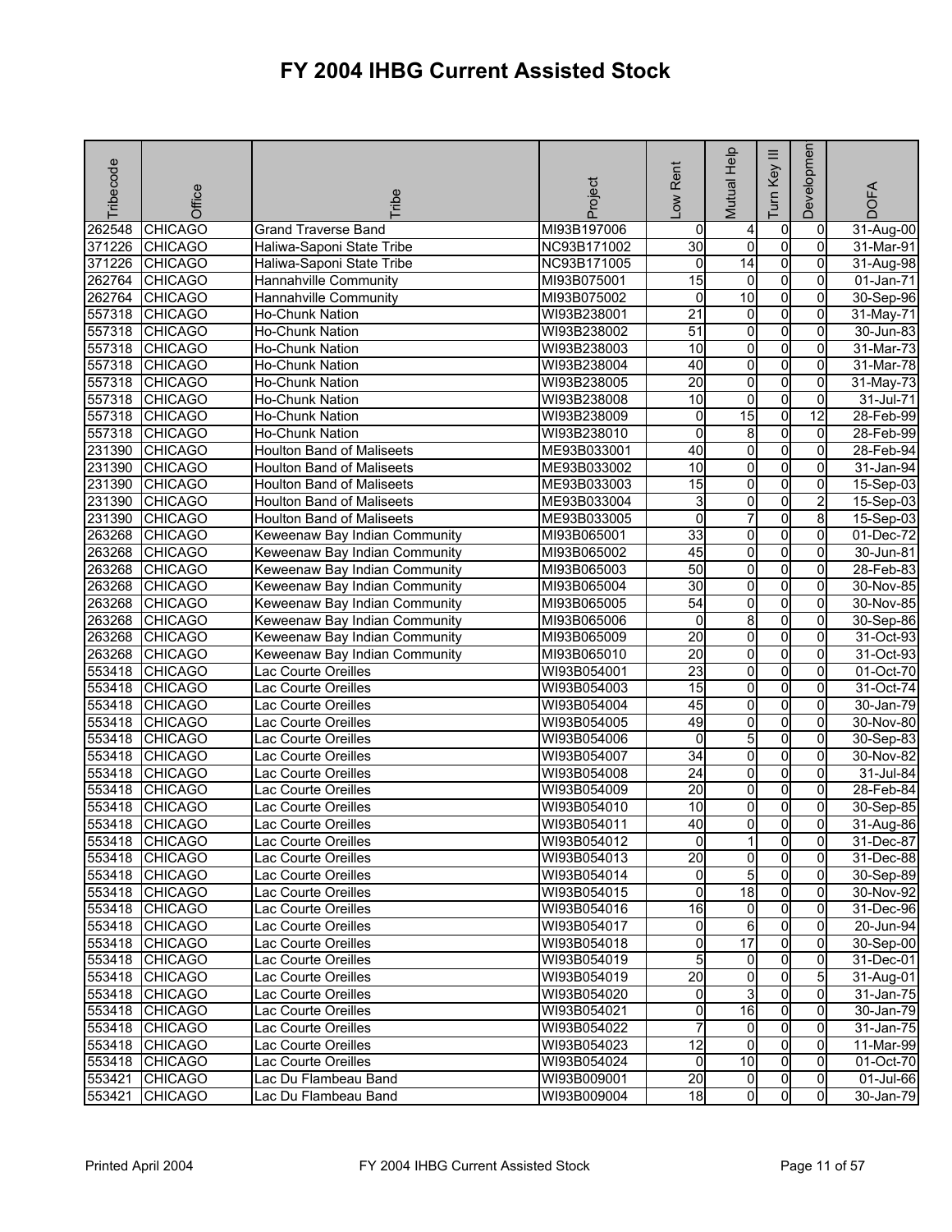# FY 2004 IHBG Current Assisted Stock

| Tribecode | Office | Tribe | Project | Low Rent | Mutual Help | Turn Key III | Developmen | DOFA |
|---|---|---|---|---|---|---|---|---|
| 262548 | CHICAGO | Grand Traverse Band | MI93B197006 | 0 | 4 | 0 | 0 | 31-Aug-00 |
| 371226 | CHICAGO | Haliwa-Saponi State Tribe | NC93B171002 | 30 | 0 | 0 | 0 | 31-Mar-91 |
| 371226 | CHICAGO | Haliwa-Saponi State Tribe | NC93B171005 | 0 | 14 | 0 | 0 | 31-Aug-98 |
| 262764 | CHICAGO | Hannahville Community | MI93B075001 | 15 | 0 | 0 | 0 | 01-Jan-71 |
| 262764 | CHICAGO | Hannahville Community | MI93B075002 | 0 | 10 | 0 | 0 | 30-Sep-96 |
| 557318 | CHICAGO | Ho-Chunk Nation | WI93B238001 | 21 | 0 | 0 | 0 | 31-May-71 |
| 557318 | CHICAGO | Ho-Chunk Nation | WI93B238002 | 51 | 0 | 0 | 0 | 30-Jun-83 |
| 557318 | CHICAGO | Ho-Chunk Nation | WI93B238003 | 10 | 0 | 0 | 0 | 31-Mar-73 |
| 557318 | CHICAGO | Ho-Chunk Nation | WI93B238004 | 40 | 0 | 0 | 0 | 31-Mar-78 |
| 557318 | CHICAGO | Ho-Chunk Nation | WI93B238005 | 20 | 0 | 0 | 0 | 31-May-73 |
| 557318 | CHICAGO | Ho-Chunk Nation | WI93B238008 | 10 | 0 | 0 | 0 | 31-Jul-71 |
| 557318 | CHICAGO | Ho-Chunk Nation | WI93B238009 | 0 | 15 | 0 | 12 | 28-Feb-99 |
| 557318 | CHICAGO | Ho-Chunk Nation | WI93B238010 | 0 | 8 | 0 | 0 | 28-Feb-99 |
| 231390 | CHICAGO | Houlton Band of Maliseets | ME93B033001 | 40 | 0 | 0 | 0 | 28-Feb-94 |
| 231390 | CHICAGO | Houlton Band of Maliseets | ME93B033002 | 10 | 0 | 0 | 0 | 31-Jan-94 |
| 231390 | CHICAGO | Houlton Band of Maliseets | ME93B033003 | 15 | 0 | 0 | 0 | 15-Sep-03 |
| 231390 | CHICAGO | Houlton Band of Maliseets | ME93B033004 | 3 | 0 | 0 | 2 | 15-Sep-03 |
| 231390 | CHICAGO | Houlton Band of Maliseets | ME93B033005 | 0 | 7 | 0 | 8 | 15-Sep-03 |
| 263268 | CHICAGO | Keweenaw Bay Indian Community | MI93B065001 | 33 | 0 | 0 | 0 | 01-Dec-72 |
| 263268 | CHICAGO | Keweenaw Bay Indian Community | MI93B065002 | 45 | 0 | 0 | 0 | 30-Jun-81 |
| 263268 | CHICAGO | Keweenaw Bay Indian Community | MI93B065003 | 50 | 0 | 0 | 0 | 28-Feb-83 |
| 263268 | CHICAGO | Keweenaw Bay Indian Community | MI93B065004 | 30 | 0 | 0 | 0 | 30-Nov-85 |
| 263268 | CHICAGO | Keweenaw Bay Indian Community | MI93B065005 | 54 | 0 | 0 | 0 | 30-Nov-85 |
| 263268 | CHICAGO | Keweenaw Bay Indian Community | MI93B065006 | 0 | 8 | 0 | 0 | 30-Sep-86 |
| 263268 | CHICAGO | Keweenaw Bay Indian Community | MI93B065009 | 20 | 0 | 0 | 0 | 31-Oct-93 |
| 263268 | CHICAGO | Keweenaw Bay Indian Community | MI93B065010 | 20 | 0 | 0 | 0 | 31-Oct-93 |
| 553418 | CHICAGO | Lac Courte Oreilles | WI93B054001 | 23 | 0 | 0 | 0 | 01-Oct-70 |
| 553418 | CHICAGO | Lac Courte Oreilles | WI93B054003 | 15 | 0 | 0 | 0 | 31-Oct-74 |
| 553418 | CHICAGO | Lac Courte Oreilles | WI93B054004 | 45 | 0 | 0 | 0 | 30-Jan-79 |
| 553418 | CHICAGO | Lac Courte Oreilles | WI93B054005 | 49 | 0 | 0 | 0 | 30-Nov-80 |
| 553418 | CHICAGO | Lac Courte Oreilles | WI93B054006 | 0 | 5 | 0 | 0 | 30-Sep-83 |
| 553418 | CHICAGO | Lac Courte Oreilles | WI93B054007 | 34 | 0 | 0 | 0 | 30-Nov-82 |
| 553418 | CHICAGO | Lac Courte Oreilles | WI93B054008 | 24 | 0 | 0 | 0 | 31-Jul-84 |
| 553418 | CHICAGO | Lac Courte Oreilles | WI93B054009 | 20 | 0 | 0 | 0 | 28-Feb-84 |
| 553418 | CHICAGO | Lac Courte Oreilles | WI93B054010 | 10 | 0 | 0 | 0 | 30-Sep-85 |
| 553418 | CHICAGO | Lac Courte Oreilles | WI93B054011 | 40 | 0 | 0 | 0 | 31-Aug-86 |
| 553418 | CHICAGO | Lac Courte Oreilles | WI93B054012 | 0 | 1 | 0 | 0 | 31-Dec-87 |
| 553418 | CHICAGO | Lac Courte Oreilles | WI93B054013 | 20 | 0 | 0 | 0 | 31-Dec-88 |
| 553418 | CHICAGO | Lac Courte Oreilles | WI93B054014 | 0 | 5 | 0 | 0 | 30-Sep-89 |
| 553418 | CHICAGO | Lac Courte Oreilles | WI93B054015 | 0 | 18 | 0 | 0 | 30-Nov-92 |
| 553418 | CHICAGO | Lac Courte Oreilles | WI93B054016 | 16 | 0 | 0 | 0 | 31-Dec-96 |
| 553418 | CHICAGO | Lac Courte Oreilles | WI93B054017 | 0 | 6 | 0 | 0 | 20-Jun-94 |
| 553418 | CHICAGO | Lac Courte Oreilles | WI93B054018 | 0 | 17 | 0 | 0 | 30-Sep-00 |
| 553418 | CHICAGO | Lac Courte Oreilles | WI93B054019 | 5 | 0 | 0 | 0 | 31-Dec-01 |
| 553418 | CHICAGO | Lac Courte Oreilles | WI93B054019 | 20 | 0 | 0 | 5 | 31-Aug-01 |
| 553418 | CHICAGO | Lac Courte Oreilles | WI93B054020 | 0 | 3 | 0 | 0 | 31-Jan-75 |
| 553418 | CHICAGO | Lac Courte Oreilles | WI93B054021 | 0 | 16 | 0 | 0 | 30-Jan-79 |
| 553418 | CHICAGO | Lac Courte Oreilles | WI93B054022 | 7 | 0 | 0 | 0 | 31-Jan-75 |
| 553418 | CHICAGO | Lac Courte Oreilles | WI93B054023 | 12 | 0 | 0 | 0 | 11-Mar-99 |
| 553418 | CHICAGO | Lac Courte Oreilles | WI93B054024 | 0 | 10 | 0 | 0 | 01-Oct-70 |
| 553421 | CHICAGO | Lac Du Flambeau Band | WI93B009001 | 20 | 0 | 0 | 0 | 01-Jul-66 |
| 553421 | CHICAGO | Lac Du Flambeau Band | WI93B009004 | 18 | 0 | 0 | 0 | 30-Jan-79 |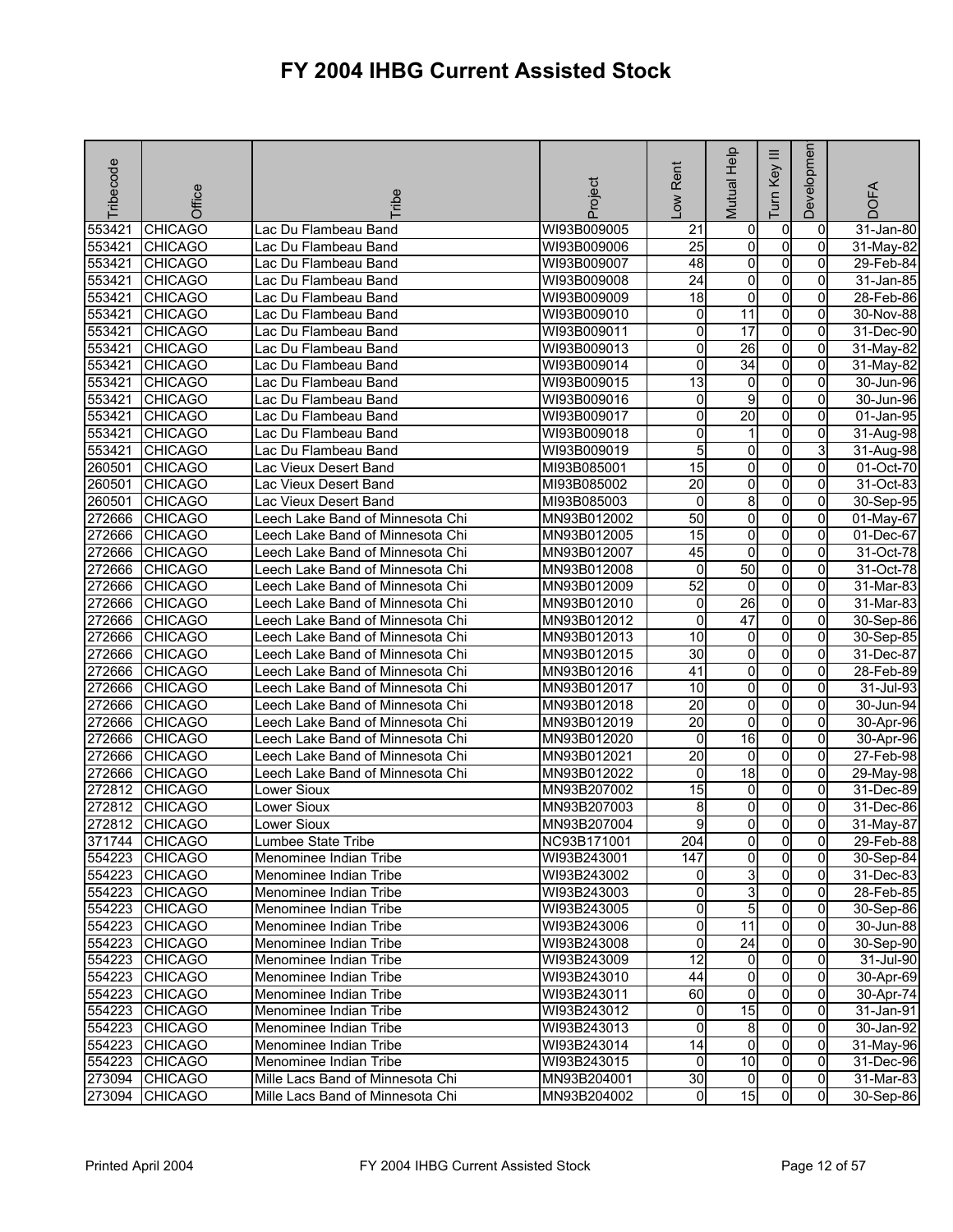# FY 2004 IHBG Current Assisted Stock

| Tribecode | Office | Tribe | Project | Low Rent | Mutual Help | Turn Key III | Developmen | DOFA |
|---|---|---|---|---|---|---|---|---|
| 553421 | CHICAGO | Lac Du Flambeau Band | WI93B009005 | 21 | 0 | 0 | 0 | 31-Jan-80 |
| 553421 | CHICAGO | Lac Du Flambeau Band | WI93B009006 | 25 | 0 | 0 | 0 | 31-May-82 |
| 553421 | CHICAGO | Lac Du Flambeau Band | WI93B009007 | 48 | 0 | 0 | 0 | 29-Feb-84 |
| 553421 | CHICAGO | Lac Du Flambeau Band | WI93B009008 | 24 | 0 | 0 | 0 | 31-Jan-85 |
| 553421 | CHICAGO | Lac Du Flambeau Band | WI93B009009 | 18 | 0 | 0 | 0 | 28-Feb-86 |
| 553421 | CHICAGO | Lac Du Flambeau Band | WI93B009010 | 0 | 11 | 0 | 0 | 30-Nov-88 |
| 553421 | CHICAGO | Lac Du Flambeau Band | WI93B009011 | 0 | 17 | 0 | 0 | 31-Dec-90 |
| 553421 | CHICAGO | Lac Du Flambeau Band | WI93B009013 | 0 | 26 | 0 | 0 | 31-May-82 |
| 553421 | CHICAGO | Lac Du Flambeau Band | WI93B009014 | 0 | 34 | 0 | 0 | 31-May-82 |
| 553421 | CHICAGO | Lac Du Flambeau Band | WI93B009015 | 13 | 0 | 0 | 0 | 30-Jun-96 |
| 553421 | CHICAGO | Lac Du Flambeau Band | WI93B009016 | 0 | 9 | 0 | 0 | 30-Jun-96 |
| 553421 | CHICAGO | Lac Du Flambeau Band | WI93B009017 | 0 | 20 | 0 | 0 | 01-Jan-95 |
| 553421 | CHICAGO | Lac Du Flambeau Band | WI93B009018 | 0 | 1 | 0 | 0 | 31-Aug-98 |
| 553421 | CHICAGO | Lac Du Flambeau Band | WI93B009019 | 5 | 0 | 0 | 3 | 31-Aug-98 |
| 260501 | CHICAGO | Lac Vieux Desert Band | MI93B085001 | 15 | 0 | 0 | 0 | 01-Oct-70 |
| 260501 | CHICAGO | Lac Vieux Desert Band | MI93B085002 | 20 | 0 | 0 | 0 | 31-Oct-83 |
| 260501 | CHICAGO | Lac Vieux Desert Band | MI93B085003 | 0 | 8 | 0 | 0 | 30-Sep-95 |
| 272666 | CHICAGO | Leech Lake Band of Minnesota Chi | MN93B012002 | 50 | 0 | 0 | 0 | 01-May-67 |
| 272666 | CHICAGO | Leech Lake Band of Minnesota Chi | MN93B012005 | 15 | 0 | 0 | 0 | 01-Dec-67 |
| 272666 | CHICAGO | Leech Lake Band of Minnesota Chi | MN93B012007 | 45 | 0 | 0 | 0 | 31-Oct-78 |
| 272666 | CHICAGO | Leech Lake Band of Minnesota Chi | MN93B012008 | 0 | 50 | 0 | 0 | 31-Oct-78 |
| 272666 | CHICAGO | Leech Lake Band of Minnesota Chi | MN93B012009 | 52 | 0 | 0 | 0 | 31-Mar-83 |
| 272666 | CHICAGO | Leech Lake Band of Minnesota Chi | MN93B012010 | 0 | 26 | 0 | 0 | 31-Mar-83 |
| 272666 | CHICAGO | Leech Lake Band of Minnesota Chi | MN93B012012 | 0 | 47 | 0 | 0 | 30-Sep-86 |
| 272666 | CHICAGO | Leech Lake Band of Minnesota Chi | MN93B012013 | 10 | 0 | 0 | 0 | 30-Sep-85 |
| 272666 | CHICAGO | Leech Lake Band of Minnesota Chi | MN93B012015 | 30 | 0 | 0 | 0 | 31-Dec-87 |
| 272666 | CHICAGO | Leech Lake Band of Minnesota Chi | MN93B012016 | 41 | 0 | 0 | 0 | 28-Feb-89 |
| 272666 | CHICAGO | Leech Lake Band of Minnesota Chi | MN93B012017 | 10 | 0 | 0 | 0 | 31-Jul-93 |
| 272666 | CHICAGO | Leech Lake Band of Minnesota Chi | MN93B012018 | 20 | 0 | 0 | 0 | 30-Jun-94 |
| 272666 | CHICAGO | Leech Lake Band of Minnesota Chi | MN93B012019 | 20 | 0 | 0 | 0 | 30-Apr-96 |
| 272666 | CHICAGO | Leech Lake Band of Minnesota Chi | MN93B012020 | 0 | 16 | 0 | 0 | 30-Apr-96 |
| 272666 | CHICAGO | Leech Lake Band of Minnesota Chi | MN93B012021 | 20 | 0 | 0 | 0 | 27-Feb-98 |
| 272666 | CHICAGO | Leech Lake Band of Minnesota Chi | MN93B012022 | 0 | 18 | 0 | 0 | 29-May-98 |
| 272812 | CHICAGO | Lower Sioux | MN93B207002 | 15 | 0 | 0 | 0 | 31-Dec-89 |
| 272812 | CHICAGO | Lower Sioux | MN93B207003 | 8 | 0 | 0 | 0 | 31-Dec-86 |
| 272812 | CHICAGO | Lower Sioux | MN93B207004 | 9 | 0 | 0 | 0 | 31-May-87 |
| 371744 | CHICAGO | Lumbee State Tribe | NC93B171001 | 204 | 0 | 0 | 0 | 29-Feb-88 |
| 554223 | CHICAGO | Menominee Indian Tribe | WI93B243001 | 147 | 0 | 0 | 0 | 30-Sep-84 |
| 554223 | CHICAGO | Menominee Indian Tribe | WI93B243002 | 0 | 3 | 0 | 0 | 31-Dec-83 |
| 554223 | CHICAGO | Menominee Indian Tribe | WI93B243003 | 0 | 3 | 0 | 0 | 28-Feb-85 |
| 554223 | CHICAGO | Menominee Indian Tribe | WI93B243005 | 0 | 5 | 0 | 0 | 30-Sep-86 |
| 554223 | CHICAGO | Menominee Indian Tribe | WI93B243006 | 0 | 11 | 0 | 0 | 30-Jun-88 |
| 554223 | CHICAGO | Menominee Indian Tribe | WI93B243008 | 0 | 24 | 0 | 0 | 30-Sep-90 |
| 554223 | CHICAGO | Menominee Indian Tribe | WI93B243009 | 12 | 0 | 0 | 0 | 31-Jul-90 |
| 554223 | CHICAGO | Menominee Indian Tribe | WI93B243010 | 44 | 0 | 0 | 0 | 30-Apr-69 |
| 554223 | CHICAGO | Menominee Indian Tribe | WI93B243011 | 60 | 0 | 0 | 0 | 30-Apr-74 |
| 554223 | CHICAGO | Menominee Indian Tribe | WI93B243012 | 0 | 15 | 0 | 0 | 31-Jan-91 |
| 554223 | CHICAGO | Menominee Indian Tribe | WI93B243013 | 0 | 8 | 0 | 0 | 30-Jan-92 |
| 554223 | CHICAGO | Menominee Indian Tribe | WI93B243014 | 14 | 0 | 0 | 0 | 31-May-96 |
| 554223 | CHICAGO | Menominee Indian Tribe | WI93B243015 | 0 | 10 | 0 | 0 | 31-Dec-96 |
| 273094 | CHICAGO | Mille Lacs Band of Minnesota Chi | MN93B204001 | 30 | 0 | 0 | 0 | 31-Mar-83 |
| 273094 | CHICAGO | Mille Lacs Band of Minnesota Chi | MN93B204002 | 0 | 15 | 0 | 0 | 30-Sep-86 |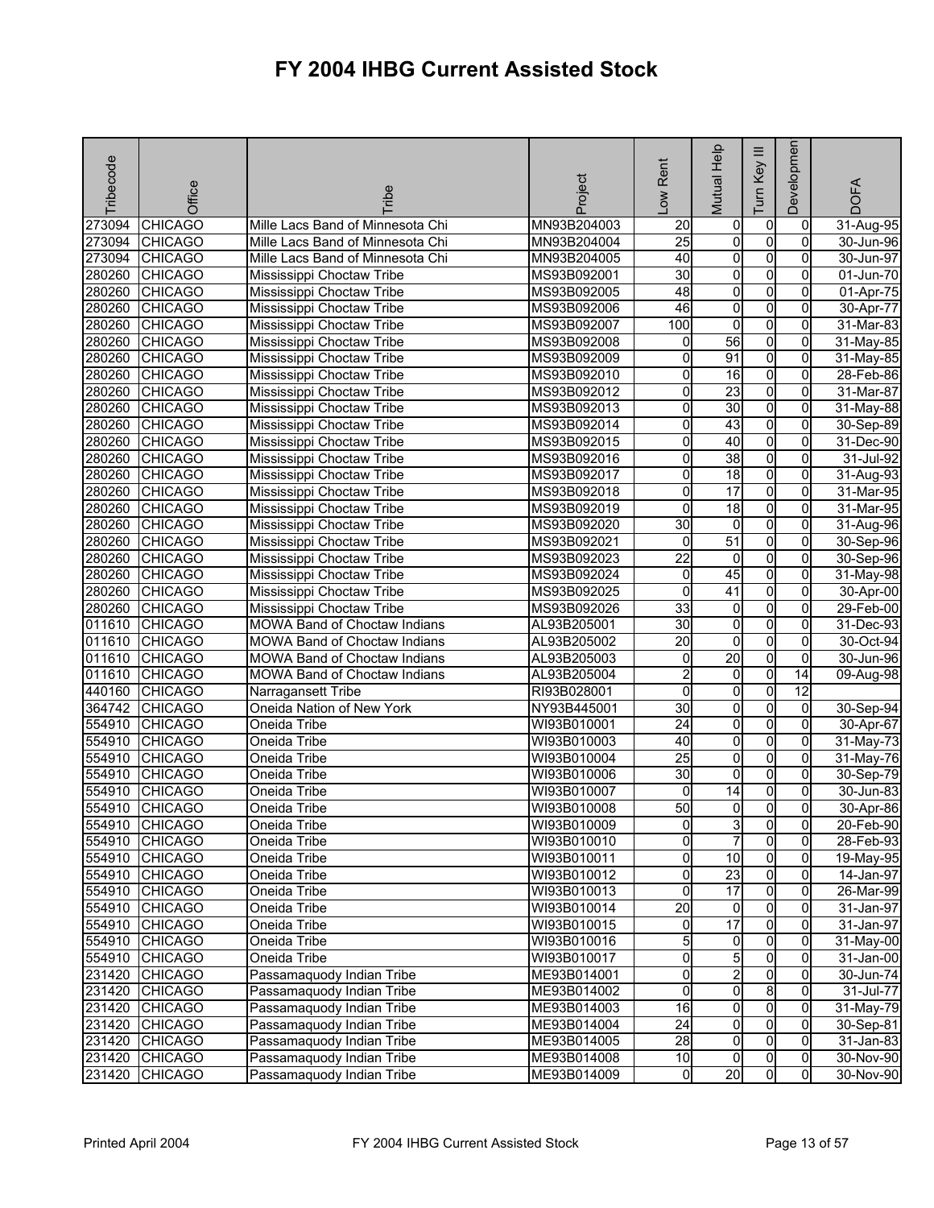# FY 2004 IHBG Current Assisted Stock

| Tribecode | Office | Tribe | Project | Low Rent | Mutual Help | Turn Key III | Development | DOFA |
|---|---|---|---|---|---|---|---|---|
| 273094 | CHICAGO | Mille Lacs Band of Minnesota Chi | MN93B204003 | 20 | 0 | 0 | 0 | 31-Aug-95 |
| 273094 | CHICAGO | Mille Lacs Band of Minnesota Chi | MN93B204004 | 25 | 0 | 0 | 0 | 30-Jun-96 |
| 273094 | CHICAGO | Mille Lacs Band of Minnesota Chi | MN93B204005 | 40 | 0 | 0 | 0 | 30-Jun-97 |
| 280260 | CHICAGO | Mississippi Choctaw Tribe | MS93B092001 | 30 | 0 | 0 | 0 | 01-Jun-70 |
| 280260 | CHICAGO | Mississippi Choctaw Tribe | MS93B092005 | 48 | 0 | 0 | 0 | 01-Apr-75 |
| 280260 | CHICAGO | Mississippi Choctaw Tribe | MS93B092006 | 46 | 0 | 0 | 0 | 30-Apr-77 |
| 280260 | CHICAGO | Mississippi Choctaw Tribe | MS93B092007 | 100 | 0 | 0 | 0 | 31-Mar-83 |
| 280260 | CHICAGO | Mississippi Choctaw Tribe | MS93B092008 | 0 | 56 | 0 | 0 | 31-May-85 |
| 280260 | CHICAGO | Mississippi Choctaw Tribe | MS93B092009 | 0 | 91 | 0 | 0 | 31-May-85 |
| 280260 | CHICAGO | Mississippi Choctaw Tribe | MS93B092010 | 0 | 16 | 0 | 0 | 28-Feb-86 |
| 280260 | CHICAGO | Mississippi Choctaw Tribe | MS93B092012 | 0 | 23 | 0 | 0 | 31-Mar-87 |
| 280260 | CHICAGO | Mississippi Choctaw Tribe | MS93B092013 | 0 | 30 | 0 | 0 | 31-May-88 |
| 280260 | CHICAGO | Mississippi Choctaw Tribe | MS93B092014 | 0 | 43 | 0 | 0 | 30-Sep-89 |
| 280260 | CHICAGO | Mississippi Choctaw Tribe | MS93B092015 | 0 | 40 | 0 | 0 | 31-Dec-90 |
| 280260 | CHICAGO | Mississippi Choctaw Tribe | MS93B092016 | 0 | 38 | 0 | 0 | 31-Jul-92 |
| 280260 | CHICAGO | Mississippi Choctaw Tribe | MS93B092017 | 0 | 18 | 0 | 0 | 31-Aug-93 |
| 280260 | CHICAGO | Mississippi Choctaw Tribe | MS93B092018 | 0 | 17 | 0 | 0 | 31-Mar-95 |
| 280260 | CHICAGO | Mississippi Choctaw Tribe | MS93B092019 | 0 | 18 | 0 | 0 | 31-Mar-95 |
| 280260 | CHICAGO | Mississippi Choctaw Tribe | MS93B092020 | 30 | 0 | 0 | 0 | 31-Aug-96 |
| 280260 | CHICAGO | Mississippi Choctaw Tribe | MS93B092021 | 0 | 51 | 0 | 0 | 30-Sep-96 |
| 280260 | CHICAGO | Mississippi Choctaw Tribe | MS93B092023 | 22 | 0 | 0 | 0 | 30-Sep-96 |
| 280260 | CHICAGO | Mississippi Choctaw Tribe | MS93B092024 | 0 | 45 | 0 | 0 | 31-May-98 |
| 280260 | CHICAGO | Mississippi Choctaw Tribe | MS93B092025 | 0 | 41 | 0 | 0 | 30-Apr-00 |
| 280260 | CHICAGO | Mississippi Choctaw Tribe | MS93B092026 | 33 | 0 | 0 | 0 | 29-Feb-00 |
| 011610 | CHICAGO | MOWA Band of Choctaw Indians | AL93B205001 | 30 | 0 | 0 | 0 | 31-Dec-93 |
| 011610 | CHICAGO | MOWA Band of Choctaw Indians | AL93B205002 | 20 | 0 | 0 | 0 | 30-Oct-94 |
| 011610 | CHICAGO | MOWA Band of Choctaw Indians | AL93B205003 | 0 | 20 | 0 | 0 | 30-Jun-96 |
| 011610 | CHICAGO | MOWA Band of Choctaw Indians | AL93B205004 | 2 | 0 | 0 | 14 | 09-Aug-98 |
| 440160 | CHICAGO | Narragansett Tribe | RI93B028001 | 0 | 0 | 0 | 12 | |
| 364742 | CHICAGO | Oneida Nation of New York | NY93B445001 | 30 | 0 | 0 | 0 | 30-Sep-94 |
| 554910 | CHICAGO | Oneida Tribe | WI93B010001 | 24 | 0 | 0 | 0 | 30-Apr-67 |
| 554910 | CHICAGO | Oneida Tribe | WI93B010003 | 40 | 0 | 0 | 0 | 31-May-73 |
| 554910 | CHICAGO | Oneida Tribe | WI93B010004 | 25 | 0 | 0 | 0 | 31-May-76 |
| 554910 | CHICAGO | Oneida Tribe | WI93B010006 | 30 | 0 | 0 | 0 | 30-Sep-79 |
| 554910 | CHICAGO | Oneida Tribe | WI93B010007 | 0 | 14 | 0 | 0 | 30-Jun-83 |
| 554910 | CHICAGO | Oneida Tribe | WI93B010008 | 50 | 0 | 0 | 0 | 30-Apr-86 |
| 554910 | CHICAGO | Oneida Tribe | WI93B010009 | 0 | 3 | 0 | 0 | 20-Feb-90 |
| 554910 | CHICAGO | Oneida Tribe | WI93B010010 | 0 | 7 | 0 | 0 | 28-Feb-93 |
| 554910 | CHICAGO | Oneida Tribe | WI93B010011 | 0 | 10 | 0 | 0 | 19-May-95 |
| 554910 | CHICAGO | Oneida Tribe | WI93B010012 | 0 | 23 | 0 | 0 | 14-Jan-97 |
| 554910 | CHICAGO | Oneida Tribe | WI93B010013 | 0 | 17 | 0 | 0 | 26-Mar-99 |
| 554910 | CHICAGO | Oneida Tribe | WI93B010014 | 20 | 0 | 0 | 0 | 31-Jan-97 |
| 554910 | CHICAGO | Oneida Tribe | WI93B010015 | 0 | 17 | 0 | 0 | 31-Jan-97 |
| 554910 | CHICAGO | Oneida Tribe | WI93B010016 | 5 | 0 | 0 | 0 | 31-May-00 |
| 554910 | CHICAGO | Oneida Tribe | WI93B010017 | 0 | 5 | 0 | 0 | 31-Jan-00 |
| 231420 | CHICAGO | Passamaquody Indian Tribe | ME93B014001 | 0 | 2 | 0 | 0 | 30-Jun-74 |
| 231420 | CHICAGO | Passamaquody Indian Tribe | ME93B014002 | 0 | 0 | 8 | 0 | 31-Jul-77 |
| 231420 | CHICAGO | Passamaquody Indian Tribe | ME93B014003 | 16 | 0 | 0 | 0 | 31-May-79 |
| 231420 | CHICAGO | Passamaquody Indian Tribe | ME93B014004 | 24 | 0 | 0 | 0 | 30-Sep-81 |
| 231420 | CHICAGO | Passamaquody Indian Tribe | ME93B014005 | 28 | 0 | 0 | 0 | 31-Jan-83 |
| 231420 | CHICAGO | Passamaquody Indian Tribe | ME93B014008 | 10 | 0 | 0 | 0 | 30-Nov-90 |
| 231420 | CHICAGO | Passamaquody Indian Tribe | ME93B014009 | 0 | 20 | 0 | 0 | 30-Nov-90 |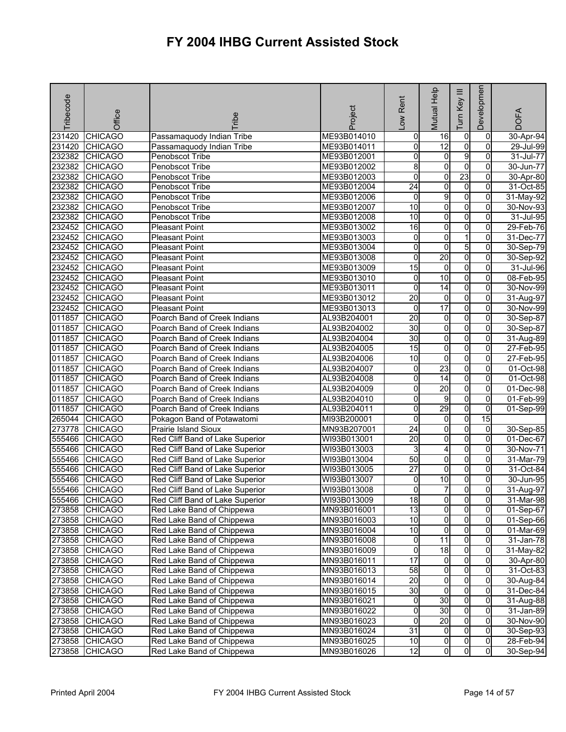# FY 2004 IHBG Current Assisted Stock

| Tribecode | Office | Tribe | Project | Low Rent | Mutual Help | Turn Key III | Development | DOFA |
|---|---|---|---|---|---|---|---|---|
| 231420 | CHICAGO | Passamaquody Indian Tribe | ME93B014010 | 0 | 16 | 0 | 0 | 30-Apr-94 |
| 231420 | CHICAGO | Passamaquody Indian Tribe | ME93B014011 | 0 | 12 | 0 | 0 | 29-Jul-99 |
| 232382 | CHICAGO | Penobscot Tribe | ME93B012001 | 0 | 0 | 9 | 0 | 31-Jul-77 |
| 232382 | CHICAGO | Penobscot Tribe | ME93B012002 | 8 | 0 | 0 | 0 | 30-Jun-77 |
| 232382 | CHICAGO | Penobscot Tribe | ME93B012003 | 0 | 0 | 23 | 0 | 30-Apr-80 |
| 232382 | CHICAGO | Penobscot Tribe | ME93B012004 | 24 | 0 | 0 | 0 | 31-Oct-85 |
| 232382 | CHICAGO | Penobscot Tribe | ME93B012006 | 0 | 9 | 0 | 0 | 31-May-92 |
| 232382 | CHICAGO | Penobscot Tribe | ME93B012007 | 10 | 0 | 0 | 0 | 30-Nov-93 |
| 232382 | CHICAGO | Penobscot Tribe | ME93B012008 | 10 | 0 | 0 | 0 | 31-Jul-95 |
| 232452 | CHICAGO | Pleasant Point | ME93B013002 | 16 | 0 | 0 | 0 | 29-Feb-76 |
| 232452 | CHICAGO | Pleasant Point | ME93B013003 | 0 | 0 | 1 | 0 | 31-Dec-77 |
| 232452 | CHICAGO | Pleasant Point | ME93B013004 | 0 | 0 | 5 | 0 | 30-Sep-79 |
| 232452 | CHICAGO | Pleasant Point | ME93B013008 | 0 | 20 | 0 | 0 | 30-Sep-92 |
| 232452 | CHICAGO | Pleasant Point | ME93B013009 | 15 | 0 | 0 | 0 | 31-Jul-96 |
| 232452 | CHICAGO | Pleasant Point | ME93B013010 | 0 | 10 | 0 | 0 | 08-Feb-95 |
| 232452 | CHICAGO | Pleasant Point | ME93B013011 | 0 | 14 | 0 | 0 | 30-Nov-99 |
| 232452 | CHICAGO | Pleasant Point | ME93B013012 | 20 | 0 | 0 | 0 | 31-Aug-97 |
| 232452 | CHICAGO | Pleasant Point | ME93B013013 | 0 | 17 | 0 | 0 | 30-Nov-99 |
| 011857 | CHICAGO | Poarch Band of Creek Indians | AL93B204001 | 20 | 0 | 0 | 0 | 30-Sep-87 |
| 011857 | CHICAGO | Poarch Band of Creek Indians | AL93B204002 | 30 | 0 | 0 | 0 | 30-Sep-87 |
| 011857 | CHICAGO | Poarch Band of Creek Indians | AL93B204004 | 30 | 0 | 0 | 0 | 31-Aug-89 |
| 011857 | CHICAGO | Poarch Band of Creek Indians | AL93B204005 | 15 | 0 | 0 | 0 | 27-Feb-95 |
| 011857 | CHICAGO | Poarch Band of Creek Indians | AL93B204006 | 10 | 0 | 0 | 0 | 27-Feb-95 |
| 011857 | CHICAGO | Poarch Band of Creek Indians | AL93B204007 | 0 | 23 | 0 | 0 | 01-Oct-98 |
| 011857 | CHICAGO | Poarch Band of Creek Indians | AL93B204008 | 0 | 14 | 0 | 0 | 01-Oct-98 |
| 011857 | CHICAGO | Poarch Band of Creek Indians | AL93B204009 | 0 | 20 | 0 | 0 | 01-Dec-98 |
| 011857 | CHICAGO | Poarch Band of Creek Indians | AL93B204010 | 0 | 9 | 0 | 0 | 01-Feb-99 |
| 011857 | CHICAGO | Poarch Band of Creek Indians | AL93B204011 | 0 | 29 | 0 | 0 | 01-Sep-99 |
| 265044 | CHICAGO | Pokagon Band of Potawatomi | MI93B200001 | 0 | 0 | 0 | 15 | |
| 273778 | CHICAGO | Prairie Island Sioux | MN93B207001 | 24 | 0 | 0 | 0 | 30-Sep-85 |
| 555466 | CHICAGO | Red Cliff Band of Lake Superior | WI93B013001 | 20 | 0 | 0 | 0 | 01-Dec-67 |
| 555466 | CHICAGO | Red Cliff Band of Lake Superior | WI93B013003 | 3 | 4 | 0 | 0 | 30-Nov-71 |
| 555466 | CHICAGO | Red Cliff Band of Lake Superior | WI93B013004 | 50 | 0 | 0 | 0 | 31-Mar-79 |
| 555466 | CHICAGO | Red Cliff Band of Lake Superior | WI93B013005 | 27 | 0 | 0 | 0 | 31-Oct-84 |
| 555466 | CHICAGO | Red Cliff Band of Lake Superior | WI93B013007 | 0 | 10 | 0 | 0 | 30-Jun-95 |
| 555466 | CHICAGO | Red Cliff Band of Lake Superior | WI93B013008 | 0 | 7 | 0 | 0 | 31-Aug-97 |
| 555466 | CHICAGO | Red Cliff Band of Lake Superior | WI93B013009 | 18 | 0 | 0 | 0 | 31-Mar-98 |
| 273858 | CHICAGO | Red Lake Band of Chippewa | MN93B016001 | 13 | 0 | 0 | 0 | 01-Sep-67 |
| 273858 | CHICAGO | Red Lake Band of Chippewa | MN93B016003 | 10 | 0 | 0 | 0 | 01-Sep-66 |
| 273858 | CHICAGO | Red Lake Band of Chippewa | MN93B016004 | 10 | 0 | 0 | 0 | 01-Mar-69 |
| 273858 | CHICAGO | Red Lake Band of Chippewa | MN93B016008 | 0 | 11 | 0 | 0 | 31-Jan-78 |
| 273858 | CHICAGO | Red Lake Band of Chippewa | MN93B016009 | 0 | 18 | 0 | 0 | 31-May-82 |
| 273858 | CHICAGO | Red Lake Band of Chippewa | MN93B016011 | 17 | 0 | 0 | 0 | 30-Apr-80 |
| 273858 | CHICAGO | Red Lake Band of Chippewa | MN93B016013 | 58 | 0 | 0 | 0 | 31-Oct-83 |
| 273858 | CHICAGO | Red Lake Band of Chippewa | MN93B016014 | 20 | 0 | 0 | 0 | 30-Aug-84 |
| 273858 | CHICAGO | Red Lake Band of Chippewa | MN93B016015 | 30 | 0 | 0 | 0 | 31-Dec-84 |
| 273858 | CHICAGO | Red Lake Band of Chippewa | MN93B016021 | 0 | 30 | 0 | 0 | 31-Aug-88 |
| 273858 | CHICAGO | Red Lake Band of Chippewa | MN93B016022 | 0 | 30 | 0 | 0 | 31-Jan-89 |
| 273858 | CHICAGO | Red Lake Band of Chippewa | MN93B016023 | 0 | 20 | 0 | 0 | 30-Nov-90 |
| 273858 | CHICAGO | Red Lake Band of Chippewa | MN93B016024 | 31 | 0 | 0 | 0 | 30-Sep-93 |
| 273858 | CHICAGO | Red Lake Band of Chippewa | MN93B016025 | 10 | 0 | 0 | 0 | 28-Feb-94 |
| 273858 | CHICAGO | Red Lake Band of Chippewa | MN93B016026 | 12 | 0 | 0 | 0 | 30-Sep-94 |

Printed April 2004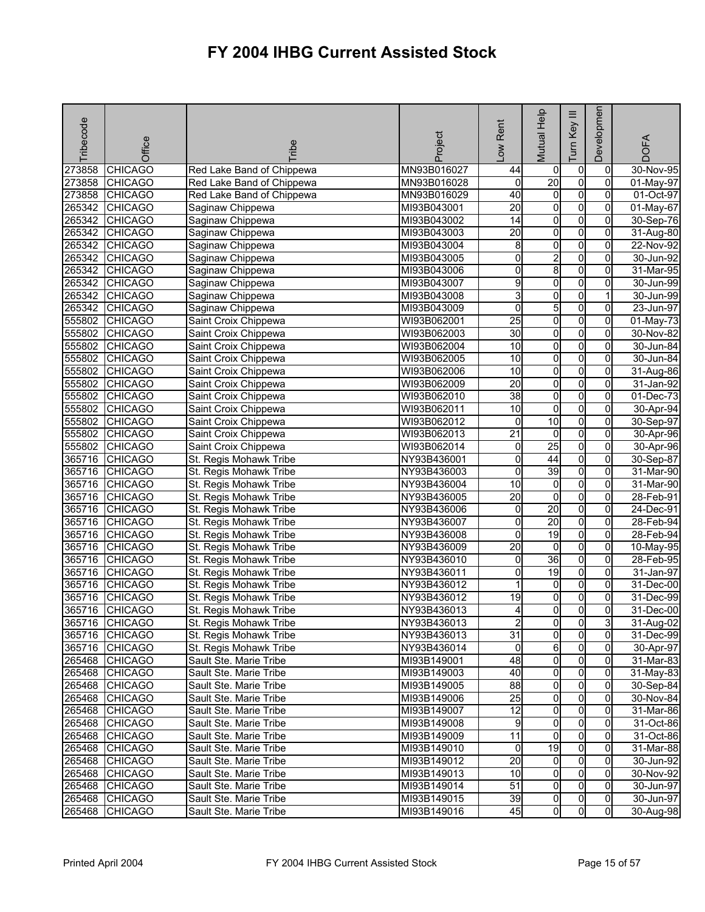# FY 2004 IHBG Current Assisted Stock

| Tribecode | Office | Tribe | Project | Low Rent | Mutual Help | Turn Key III | Development | DOFA |
|---|---|---|---|---|---|---|---|---|
| 273858 | CHICAGO | Red Lake Band of Chippewa | MN93B016027 | 44 | 0 | 0 | 0 | 30-Nov-95 |
| 273858 | CHICAGO | Red Lake Band of Chippewa | MN93B016028 | 0 | 20 | 0 | 0 | 01-May-97 |
| 273858 | CHICAGO | Red Lake Band of Chippewa | MN93B016029 | 40 | 0 | 0 | 0 | 01-Oct-97 |
| 265342 | CHICAGO | Saginaw Chippewa | MI93B043001 | 20 | 0 | 0 | 0 | 01-May-67 |
| 265342 | CHICAGO | Saginaw Chippewa | MI93B043002 | 14 | 0 | 0 | 0 | 30-Sep-76 |
| 265342 | CHICAGO | Saginaw Chippewa | MI93B043003 | 20 | 0 | 0 | 0 | 31-Aug-80 |
| 265342 | CHICAGO | Saginaw Chippewa | MI93B043004 | 8 | 0 | 0 | 0 | 22-Nov-92 |
| 265342 | CHICAGO | Saginaw Chippewa | MI93B043005 | 0 | 2 | 0 | 0 | 30-Jun-92 |
| 265342 | CHICAGO | Saginaw Chippewa | MI93B043006 | 0 | 8 | 0 | 0 | 31-Mar-95 |
| 265342 | CHICAGO | Saginaw Chippewa | MI93B043007 | 9 | 0 | 0 | 0 | 30-Jun-99 |
| 265342 | CHICAGO | Saginaw Chippewa | MI93B043008 | 3 | 0 | 0 | 1 | 30-Jun-99 |
| 265342 | CHICAGO | Saginaw Chippewa | MI93B043009 | 0 | 5 | 0 | 0 | 23-Jun-97 |
| 555802 | CHICAGO | Saint Croix Chippewa | WI93B062001 | 25 | 0 | 0 | 0 | 01-May-73 |
| 555802 | CHICAGO | Saint Croix Chippewa | WI93B062003 | 30 | 0 | 0 | 0 | 30-Nov-82 |
| 555802 | CHICAGO | Saint Croix Chippewa | WI93B062004 | 10 | 0 | 0 | 0 | 30-Jun-84 |
| 555802 | CHICAGO | Saint Croix Chippewa | WI93B062005 | 10 | 0 | 0 | 0 | 30-Jun-84 |
| 555802 | CHICAGO | Saint Croix Chippewa | WI93B062006 | 10 | 0 | 0 | 0 | 31-Aug-86 |
| 555802 | CHICAGO | Saint Croix Chippewa | WI93B062009 | 20 | 0 | 0 | 0 | 31-Jan-92 |
| 555802 | CHICAGO | Saint Croix Chippewa | WI93B062010 | 38 | 0 | 0 | 0 | 01-Dec-73 |
| 555802 | CHICAGO | Saint Croix Chippewa | WI93B062011 | 10 | 0 | 0 | 0 | 30-Apr-94 |
| 555802 | CHICAGO | Saint Croix Chippewa | WI93B062012 | 0 | 10 | 0 | 0 | 30-Sep-97 |
| 555802 | CHICAGO | Saint Croix Chippewa | WI93B062013 | 21 | 0 | 0 | 0 | 30-Apr-96 |
| 555802 | CHICAGO | Saint Croix Chippewa | WI93B062014 | 0 | 25 | 0 | 0 | 30-Apr-96 |
| 365716 | CHICAGO | St. Regis Mohawk Tribe | NY93B436001 | 0 | 44 | 0 | 0 | 30-Sep-87 |
| 365716 | CHICAGO | St. Regis Mohawk Tribe | NY93B436003 | 0 | 39 | 0 | 0 | 31-Mar-90 |
| 365716 | CHICAGO | St. Regis Mohawk Tribe | NY93B436004 | 10 | 0 | 0 | 0 | 31-Mar-90 |
| 365716 | CHICAGO | St. Regis Mohawk Tribe | NY93B436005 | 20 | 0 | 0 | 0 | 28-Feb-91 |
| 365716 | CHICAGO | St. Regis Mohawk Tribe | NY93B436006 | 0 | 20 | 0 | 0 | 24-Dec-91 |
| 365716 | CHICAGO | St. Regis Mohawk Tribe | NY93B436007 | 0 | 20 | 0 | 0 | 28-Feb-94 |
| 365716 | CHICAGO | St. Regis Mohawk Tribe | NY93B436008 | 0 | 19 | 0 | 0 | 28-Feb-94 |
| 365716 | CHICAGO | St. Regis Mohawk Tribe | NY93B436009 | 20 | 0 | 0 | 0 | 10-May-95 |
| 365716 | CHICAGO | St. Regis Mohawk Tribe | NY93B436010 | 0 | 36 | 0 | 0 | 28-Feb-95 |
| 365716 | CHICAGO | St. Regis Mohawk Tribe | NY93B436011 | 0 | 19 | 0 | 0 | 31-Jan-97 |
| 365716 | CHICAGO | St. Regis Mohawk Tribe | NY93B436012 | 1 | 0 | 0 | 0 | 31-Dec-00 |
| 365716 | CHICAGO | St. Regis Mohawk Tribe | NY93B436012 | 19 | 0 | 0 | 0 | 31-Dec-99 |
| 365716 | CHICAGO | St. Regis Mohawk Tribe | NY93B436013 | 4 | 0 | 0 | 0 | 31-Dec-00 |
| 365716 | CHICAGO | St. Regis Mohawk Tribe | NY93B436013 | 2 | 0 | 0 | 3 | 31-Aug-02 |
| 365716 | CHICAGO | St. Regis Mohawk Tribe | NY93B436013 | 31 | 0 | 0 | 0 | 31-Dec-99 |
| 365716 | CHICAGO | St. Regis Mohawk Tribe | NY93B436014 | 0 | 6 | 0 | 0 | 30-Apr-97 |
| 265468 | CHICAGO | Sault Ste. Marie Tribe | MI93B149001 | 48 | 0 | 0 | 0 | 31-Mar-83 |
| 265468 | CHICAGO | Sault Ste. Marie Tribe | MI93B149003 | 40 | 0 | 0 | 0 | 31-May-83 |
| 265468 | CHICAGO | Sault Ste. Marie Tribe | MI93B149005 | 88 | 0 | 0 | 0 | 30-Sep-84 |
| 265468 | CHICAGO | Sault Ste. Marie Tribe | MI93B149006 | 25 | 0 | 0 | 0 | 30-Nov-84 |
| 265468 | CHICAGO | Sault Ste. Marie Tribe | MI93B149007 | 12 | 0 | 0 | 0 | 31-Mar-86 |
| 265468 | CHICAGO | Sault Ste. Marie Tribe | MI93B149008 | 9 | 0 | 0 | 0 | 31-Oct-86 |
| 265468 | CHICAGO | Sault Ste. Marie Tribe | MI93B149009 | 11 | 0 | 0 | 0 | 31-Oct-86 |
| 265468 | CHICAGO | Sault Ste. Marie Tribe | MI93B149010 | 0 | 19 | 0 | 0 | 31-Mar-88 |
| 265468 | CHICAGO | Sault Ste. Marie Tribe | MI93B149012 | 20 | 0 | 0 | 0 | 30-Jun-92 |
| 265468 | CHICAGO | Sault Ste. Marie Tribe | MI93B149013 | 10 | 0 | 0 | 0 | 30-Nov-92 |
| 265468 | CHICAGO | Sault Ste. Marie Tribe | MI93B149014 | 51 | 0 | 0 | 0 | 30-Jun-97 |
| 265468 | CHICAGO | Sault Ste. Marie Tribe | MI93B149015 | 39 | 0 | 0 | 0 | 30-Jun-97 |
| 265468 | CHICAGO | Sault Ste. Marie Tribe | MI93B149016 | 45 | 0 | 0 | 0 | 30-Aug-98 |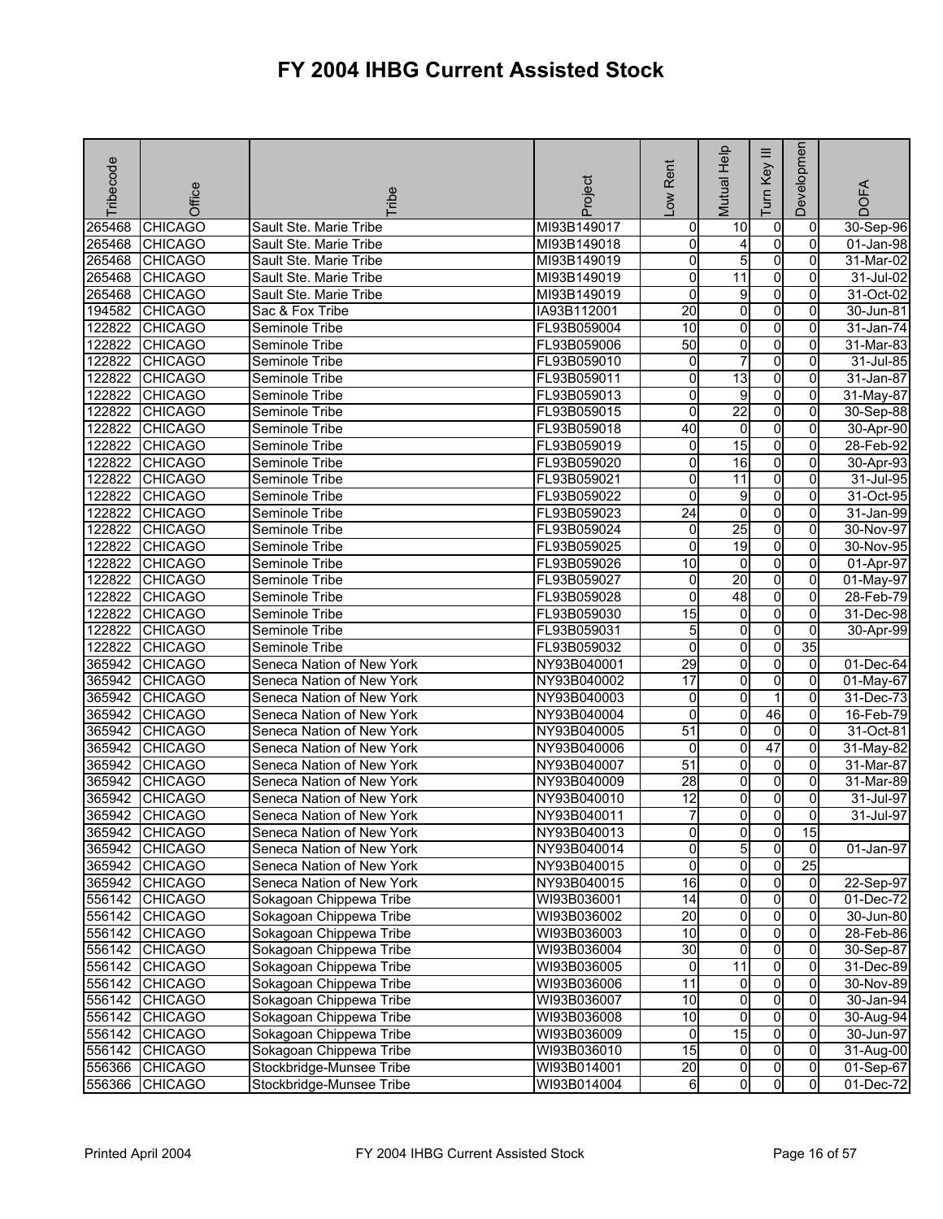# FY 2004 IHBG Current Assisted Stock

| Tribecode | Office | Tribe | Project | Low Rent | Mutual Help | Turn Key III | Development | DOFA |
|---|---|---|---|---|---|---|---|---|
| 265468 | CHICAGO | Sault Ste. Marie Tribe | MI93B149017 | 0 | 10 | 0 | 0 | 30-Sep-96 |
| 265468 | CHICAGO | Sault Ste. Marie Tribe | MI93B149018 | 0 | 4 | 0 | 0 | 01-Jan-98 |
| 265468 | CHICAGO | Sault Ste. Marie Tribe | MI93B149019 | 0 | 5 | 0 | 0 | 31-Mar-02 |
| 265468 | CHICAGO | Sault Ste. Marie Tribe | MI93B149019 | 0 | 11 | 0 | 0 | 31-Jul-02 |
| 265468 | CHICAGO | Sault Ste. Marie Tribe | MI93B149019 | 0 | 9 | 0 | 0 | 31-Oct-02 |
| 194582 | CHICAGO | Sac & Fox Tribe | IA93B112001 | 20 | 0 | 0 | 0 | 30-Jun-81 |
| 122822 | CHICAGO | Seminole Tribe | FL93B059004 | 10 | 0 | 0 | 0 | 31-Jan-74 |
| 122822 | CHICAGO | Seminole Tribe | FL93B059006 | 50 | 0 | 0 | 0 | 31-Mar-83 |
| 122822 | CHICAGO | Seminole Tribe | FL93B059010 | 0 | 7 | 0 | 0 | 31-Jul-85 |
| 122822 | CHICAGO | Seminole Tribe | FL93B059011 | 0 | 13 | 0 | 0 | 31-Jan-87 |
| 122822 | CHICAGO | Seminole Tribe | FL93B059013 | 0 | 9 | 0 | 0 | 31-May-87 |
| 122822 | CHICAGO | Seminole Tribe | FL93B059015 | 0 | 22 | 0 | 0 | 30-Sep-88 |
| 122822 | CHICAGO | Seminole Tribe | FL93B059018 | 40 | 0 | 0 | 0 | 30-Apr-90 |
| 122822 | CHICAGO | Seminole Tribe | FL93B059019 | 0 | 15 | 0 | 0 | 28-Feb-92 |
| 122822 | CHICAGO | Seminole Tribe | FL93B059020 | 0 | 16 | 0 | 0 | 30-Apr-93 |
| 122822 | CHICAGO | Seminole Tribe | FL93B059021 | 0 | 11 | 0 | 0 | 31-Jul-95 |
| 122822 | CHICAGO | Seminole Tribe | FL93B059022 | 0 | 9 | 0 | 0 | 31-Oct-95 |
| 122822 | CHICAGO | Seminole Tribe | FL93B059023 | 24 | 0 | 0 | 0 | 31-Jan-99 |
| 122822 | CHICAGO | Seminole Tribe | FL93B059024 | 0 | 25 | 0 | 0 | 30-Nov-97 |
| 122822 | CHICAGO | Seminole Tribe | FL93B059025 | 0 | 19 | 0 | 0 | 30-Nov-95 |
| 122822 | CHICAGO | Seminole Tribe | FL93B059026 | 10 | 0 | 0 | 0 | 01-Apr-97 |
| 122822 | CHICAGO | Seminole Tribe | FL93B059027 | 0 | 20 | 0 | 0 | 01-May-97 |
| 122822 | CHICAGO | Seminole Tribe | FL93B059028 | 0 | 48 | 0 | 0 | 28-Feb-79 |
| 122822 | CHICAGO | Seminole Tribe | FL93B059030 | 15 | 0 | 0 | 0 | 31-Dec-98 |
| 122822 | CHICAGO | Seminole Tribe | FL93B059031 | 5 | 0 | 0 | 0 | 30-Apr-99 |
| 122822 | CHICAGO | Seminole Tribe | FL93B059032 | 0 | 0 | 0 | 35 | |
| 365942 | CHICAGO | Seneca Nation of New York | NY93B040001 | 29 | 0 | 0 | 0 | 01-Dec-64 |
| 365942 | CHICAGO | Seneca Nation of New York | NY93B040002 | 17 | 0 | 0 | 0 | 01-May-67 |
| 365942 | CHICAGO | Seneca Nation of New York | NY93B040003 | 0 | 0 | 1 | 0 | 31-Dec-73 |
| 365942 | CHICAGO | Seneca Nation of New York | NY93B040004 | 0 | 0 | 46 | 0 | 16-Feb-79 |
| 365942 | CHICAGO | Seneca Nation of New York | NY93B040005 | 51 | 0 | 0 | 0 | 31-Oct-81 |
| 365942 | CHICAGO | Seneca Nation of New York | NY93B040006 | 0 | 0 | 47 | 0 | 31-May-82 |
| 365942 | CHICAGO | Seneca Nation of New York | NY93B040007 | 51 | 0 | 0 | 0 | 31-Mar-87 |
| 365942 | CHICAGO | Seneca Nation of New York | NY93B040009 | 28 | 0 | 0 | 0 | 31-Mar-89 |
| 365942 | CHICAGO | Seneca Nation of New York | NY93B040010 | 12 | 0 | 0 | 0 | 31-Jul-97 |
| 365942 | CHICAGO | Seneca Nation of New York | NY93B040011 | 7 | 0 | 0 | 0 | 31-Jul-97 |
| 365942 | CHICAGO | Seneca Nation of New York | NY93B040013 | 0 | 0 | 0 | 15 | |
| 365942 | CHICAGO | Seneca Nation of New York | NY93B040014 | 0 | 5 | 0 | 0 | 01-Jan-97 |
| 365942 | CHICAGO | Seneca Nation of New York | NY93B040015 | 0 | 0 | 0 | 25 | |
| 365942 | CHICAGO | Seneca Nation of New York | NY93B040015 | 16 | 0 | 0 | 0 | 22-Sep-97 |
| 556142 | CHICAGO | Sokagoan Chippewa Tribe | WI93B036001 | 14 | 0 | 0 | 0 | 01-Dec-72 |
| 556142 | CHICAGO | Sokagoan Chippewa Tribe | WI93B036002 | 20 | 0 | 0 | 0 | 30-Jun-80 |
| 556142 | CHICAGO | Sokagoan Chippewa Tribe | WI93B036003 | 10 | 0 | 0 | 0 | 28-Feb-86 |
| 556142 | CHICAGO | Sokagoan Chippewa Tribe | WI93B036004 | 30 | 0 | 0 | 0 | 30-Sep-87 |
| 556142 | CHICAGO | Sokagoan Chippewa Tribe | WI93B036005 | 0 | 11 | 0 | 0 | 31-Dec-89 |
| 556142 | CHICAGO | Sokagoan Chippewa Tribe | WI93B036006 | 11 | 0 | 0 | 0 | 30-Nov-89 |
| 556142 | CHICAGO | Sokagoan Chippewa Tribe | WI93B036007 | 10 | 0 | 0 | 0 | 30-Jan-94 |
| 556142 | CHICAGO | Sokagoan Chippewa Tribe | WI93B036008 | 10 | 0 | 0 | 0 | 30-Aug-94 |
| 556142 | CHICAGO | Sokagoan Chippewa Tribe | WI93B036009 | 0 | 15 | 0 | 0 | 30-Jun-97 |
| 556142 | CHICAGO | Sokagoan Chippewa Tribe | WI93B036010 | 15 | 0 | 0 | 0 | 31-Aug-00 |
| 556366 | CHICAGO | Stockbridge-Munsee Tribe | WI93B014001 | 20 | 0 | 0 | 0 | 01-Sep-67 |
| 556366 | CHICAGO | Stockbridge-Munsee Tribe | WI93B014004 | 6 | 0 | 0 | 0 | 01-Dec-72 |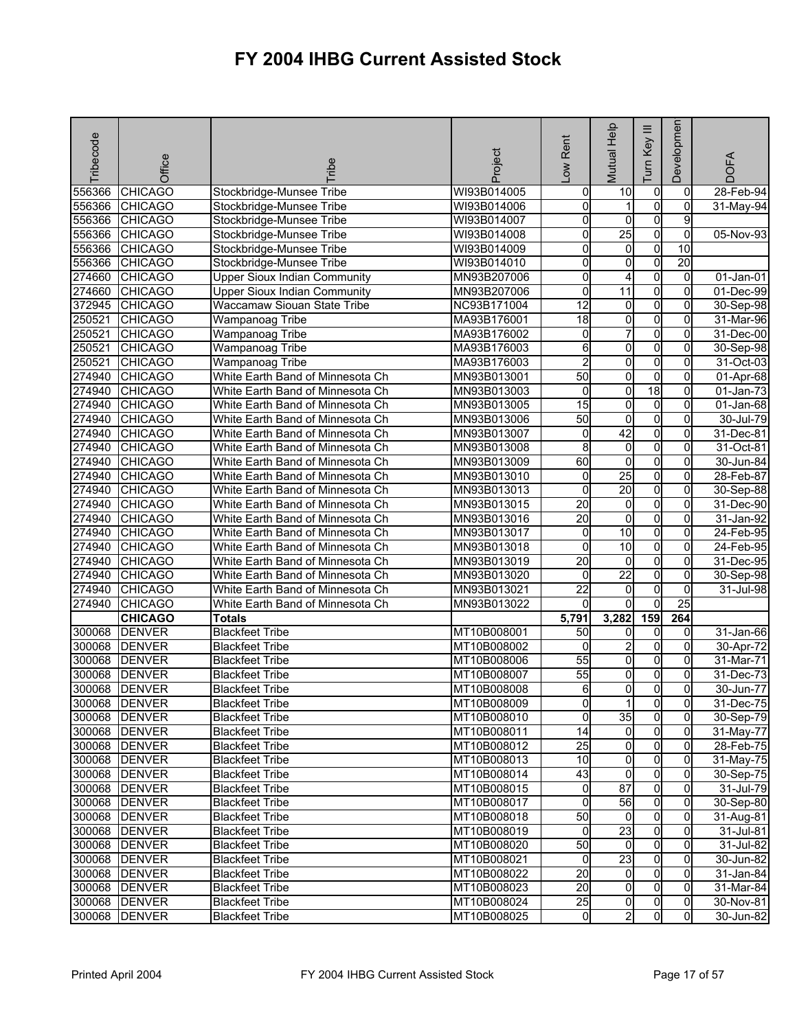# FY 2004 IHBG Current Assisted Stock

| Tribecode | Office | Tribe | Project | Low Rent | Mutual Help | Turn Key III | Developmen | DOFA |
|---|---|---|---|---|---|---|---|---|
| 556366 | CHICAGO | Stockbridge-Munsee Tribe | WI93B014005 | 0 | 10 | 0 | 0 | 28-Feb-94 |
| 556366 | CHICAGO | Stockbridge-Munsee Tribe | WI93B014006 | 0 | 1 | 0 | 0 | 31-May-94 |
| 556366 | CHICAGO | Stockbridge-Munsee Tribe | WI93B014007 | 0 | 0 | 0 | 9 | |
| 556366 | CHICAGO | Stockbridge-Munsee Tribe | WI93B014008 | 0 | 25 | 0 | 0 | 05-Nov-93 |
| 556366 | CHICAGO | Stockbridge-Munsee Tribe | WI93B014009 | 0 | 0 | 0 | 10 | |
| 556366 | CHICAGO | Stockbridge-Munsee Tribe | WI93B014010 | 0 | 0 | 0 | 20 | |
| 274660 | CHICAGO | Upper Sioux Indian Community | MN93B207006 | 0 | 4 | 0 | 0 | 01-Jan-01 |
| 274660 | CHICAGO | Upper Sioux Indian Community | MN93B207006 | 0 | 11 | 0 | 0 | 01-Dec-99 |
| 372945 | CHICAGO | Waccamaw Siouan State Tribe | NC93B171004 | 12 | 0 | 0 | 0 | 30-Sep-98 |
| 250521 | CHICAGO | Wampanoag Tribe | MA93B176001 | 18 | 0 | 0 | 0 | 31-Mar-96 |
| 250521 | CHICAGO | Wampanoag Tribe | MA93B176002 | 0 | 7 | 0 | 0 | 31-Dec-00 |
| 250521 | CHICAGO | Wampanoag Tribe | MA93B176003 | 6 | 0 | 0 | 0 | 30-Sep-98 |
| 250521 | CHICAGO | Wampanoag Tribe | MA93B176003 | 2 | 0 | 0 | 0 | 31-Oct-03 |
| 274940 | CHICAGO | White Earth Band of Minnesota Ch | MN93B013001 | 50 | 0 | 0 | 0 | 01-Apr-68 |
| 274940 | CHICAGO | White Earth Band of Minnesota Ch | MN93B013003 | 0 | 0 | 18 | 0 | 01-Jan-73 |
| 274940 | CHICAGO | White Earth Band of Minnesota Ch | MN93B013005 | 15 | 0 | 0 | 0 | 01-Jan-68 |
| 274940 | CHICAGO | White Earth Band of Minnesota Ch | MN93B013006 | 50 | 0 | 0 | 0 | 30-Jul-79 |
| 274940 | CHICAGO | White Earth Band of Minnesota Ch | MN93B013007 | 0 | 42 | 0 | 0 | 31-Dec-81 |
| 274940 | CHICAGO | White Earth Band of Minnesota Ch | MN93B013008 | 8 | 0 | 0 | 0 | 31-Oct-81 |
| 274940 | CHICAGO | White Earth Band of Minnesota Ch | MN93B013009 | 60 | 0 | 0 | 0 | 30-Jun-84 |
| 274940 | CHICAGO | White Earth Band of Minnesota Ch | MN93B013010 | 0 | 25 | 0 | 0 | 28-Feb-87 |
| 274940 | CHICAGO | White Earth Band of Minnesota Ch | MN93B013013 | 0 | 20 | 0 | 0 | 30-Sep-88 |
| 274940 | CHICAGO | White Earth Band of Minnesota Ch | MN93B013015 | 20 | 0 | 0 | 0 | 31-Dec-90 |
| 274940 | CHICAGO | White Earth Band of Minnesota Ch | MN93B013016 | 20 | 0 | 0 | 0 | 31-Jan-92 |
| 274940 | CHICAGO | White Earth Band of Minnesota Ch | MN93B013017 | 0 | 10 | 0 | 0 | 24-Feb-95 |
| 274940 | CHICAGO | White Earth Band of Minnesota Ch | MN93B013018 | 0 | 10 | 0 | 0 | 24-Feb-95 |
| 274940 | CHICAGO | White Earth Band of Minnesota Ch | MN93B013019 | 20 | 0 | 0 | 0 | 31-Dec-95 |
| 274940 | CHICAGO | White Earth Band of Minnesota Ch | MN93B013020 | 0 | 22 | 0 | 0 | 30-Sep-98 |
| 274940 | CHICAGO | White Earth Band of Minnesota Ch | MN93B013021 | 22 | 0 | 0 | 0 | 31-Jul-98 |
| 274940 | CHICAGO | White Earth Band of Minnesota Ch | MN93B013022 | 0 | 0 | 0 | 25 | |
| | **CHICAGO** | **Totals** | | **5,791** | **3,282** | **159** | **264** | |
| 300068 | DENVER | Blackfeet Tribe | MT10B008001 | 50 | 0 | 0 | 0 | 31-Jan-66 |
| 300068 | DENVER | Blackfeet Tribe | MT10B008002 | 0 | 2 | 0 | 0 | 30-Apr-72 |
| 300068 | DENVER | Blackfeet Tribe | MT10B008006 | 55 | 0 | 0 | 0 | 31-Mar-71 |
| 300068 | DENVER | Blackfeet Tribe | MT10B008007 | 55 | 0 | 0 | 0 | 31-Dec-73 |
| 300068 | DENVER | Blackfeet Tribe | MT10B008008 | 6 | 0 | 0 | 0 | 30-Jun-77 |
| 300068 | DENVER | Blackfeet Tribe | MT10B008009 | 0 | 1 | 0 | 0 | 31-Dec-75 |
| 300068 | DENVER | Blackfeet Tribe | MT10B008010 | 0 | 35 | 0 | 0 | 30-Sep-79 |
| 300068 | DENVER | Blackfeet Tribe | MT10B008011 | 14 | 0 | 0 | 0 | 31-May-77 |
| 300068 | DENVER | Blackfeet Tribe | MT10B008012 | 25 | 0 | 0 | 0 | 28-Feb-75 |
| 300068 | DENVER | Blackfeet Tribe | MT10B008013 | 10 | 0 | 0 | 0 | 31-May-75 |
| 300068 | DENVER | Blackfeet Tribe | MT10B008014 | 43 | 0 | 0 | 0 | 30-Sep-75 |
| 300068 | DENVER | Blackfeet Tribe | MT10B008015 | 0 | 87 | 0 | 0 | 31-Jul-79 |
| 300068 | DENVER | Blackfeet Tribe | MT10B008017 | 0 | 56 | 0 | 0 | 30-Sep-80 |
| 300068 | DENVER | Blackfeet Tribe | MT10B008018 | 50 | 0 | 0 | 0 | 31-Aug-81 |
| 300068 | DENVER | Blackfeet Tribe | MT10B008019 | 0 | 23 | 0 | 0 | 31-Jul-81 |
| 300068 | DENVER | Blackfeet Tribe | MT10B008020 | 50 | 0 | 0 | 0 | 31-Jul-82 |
| 300068 | DENVER | Blackfeet Tribe | MT10B008021 | 0 | 23 | 0 | 0 | 30-Jun-82 |
| 300068 | DENVER | Blackfeet Tribe | MT10B008022 | 20 | 0 | 0 | 0 | 31-Jan-84 |
| 300068 | DENVER | Blackfeet Tribe | MT10B008023 | 20 | 0 | 0 | 0 | 31-Mar-84 |
| 300068 | DENVER | Blackfeet Tribe | MT10B008024 | 25 | 0 | 0 | 0 | 30-Nov-81 |
| 300068 | DENVER | Blackfeet Tribe | MT10B008025 | 0 | 2 | 0 | 0 | 30-Jun-82 |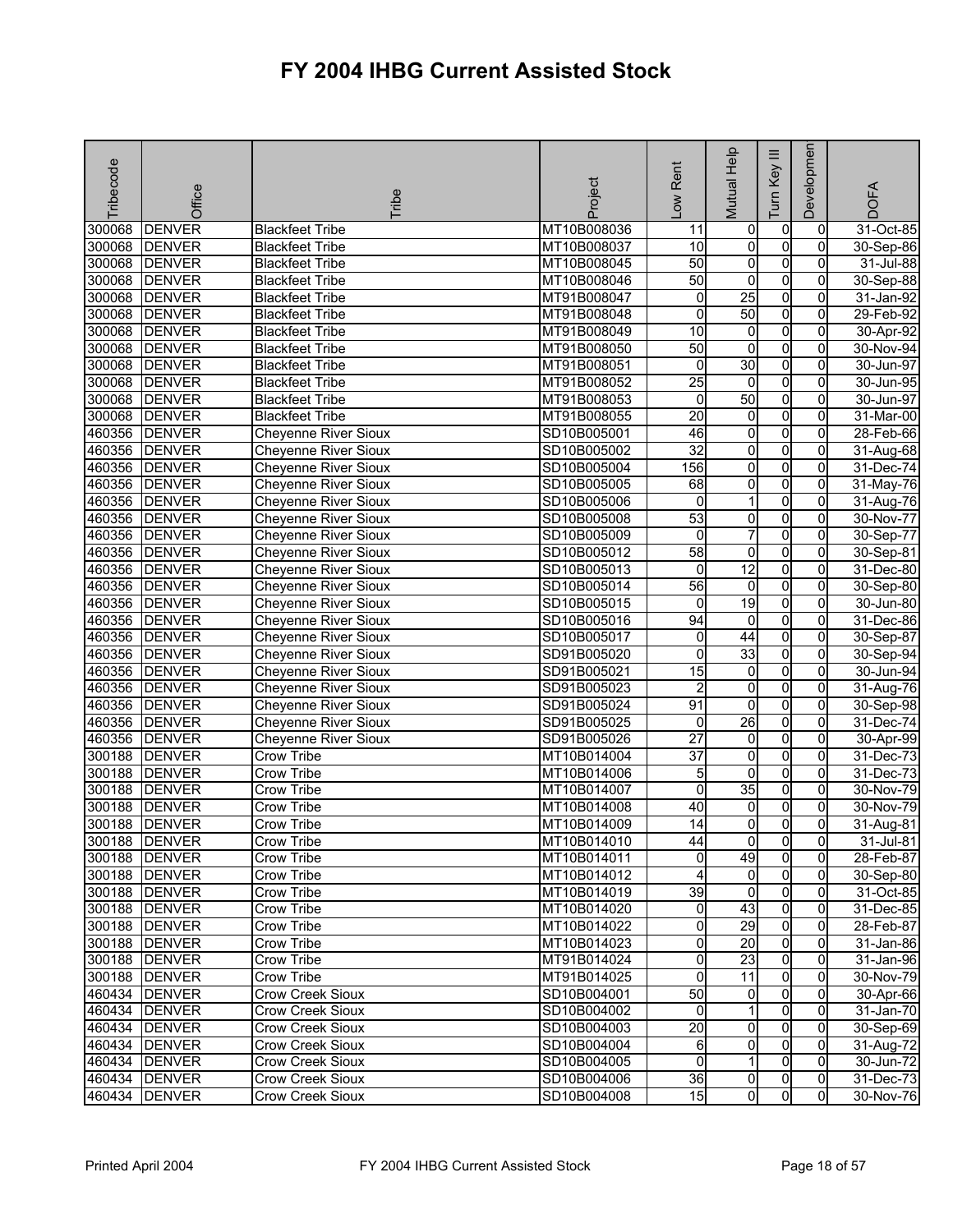# FY 2004 IHBG Current Assisted Stock

| Tribecode | Office | Tribe | Project | Low Rent | Mutual Help | Turn Key III | Developmen | DOFA |
|---|---|---|---|---|---|---|---|---|
| 300068 | DENVER | Blackfeet Tribe | MT10B008036 | 11 | 0 | 0 | 0 | 31-Oct-85 |
| 300068 | DENVER | Blackfeet Tribe | MT10B008037 | 10 | 0 | 0 | 0 | 30-Sep-86 |
| 300068 | DENVER | Blackfeet Tribe | MT10B008045 | 50 | 0 | 0 | 0 | 31-Jul-88 |
| 300068 | DENVER | Blackfeet Tribe | MT10B008046 | 50 | 0 | 0 | 0 | 30-Sep-88 |
| 300068 | DENVER | Blackfeet Tribe | MT91B008047 | 0 | 25 | 0 | 0 | 31-Jan-92 |
| 300068 | DENVER | Blackfeet Tribe | MT91B008048 | 0 | 50 | 0 | 0 | 29-Feb-92 |
| 300068 | DENVER | Blackfeet Tribe | MT91B008049 | 10 | 0 | 0 | 0 | 30-Apr-92 |
| 300068 | DENVER | Blackfeet Tribe | MT91B008050 | 50 | 0 | 0 | 0 | 30-Nov-94 |
| 300068 | DENVER | Blackfeet Tribe | MT91B008051 | 0 | 30 | 0 | 0 | 30-Jun-97 |
| 300068 | DENVER | Blackfeet Tribe | MT91B008052 | 25 | 0 | 0 | 0 | 30-Jun-95 |
| 300068 | DENVER | Blackfeet Tribe | MT91B008053 | 0 | 50 | 0 | 0 | 30-Jun-97 |
| 300068 | DENVER | Blackfeet Tribe | MT91B008055 | 20 | 0 | 0 | 0 | 31-Mar-00 |
| 460356 | DENVER | Cheyenne River Sioux | SD10B005001 | 46 | 0 | 0 | 0 | 28-Feb-66 |
| 460356 | DENVER | Cheyenne River Sioux | SD10B005002 | 32 | 0 | 0 | 0 | 31-Aug-68 |
| 460356 | DENVER | Cheyenne River Sioux | SD10B005004 | 156 | 0 | 0 | 0 | 31-Dec-74 |
| 460356 | DENVER | Cheyenne River Sioux | SD10B005005 | 68 | 0 | 0 | 0 | 31-May-76 |
| 460356 | DENVER | Cheyenne River Sioux | SD10B005006 | 0 | 1 | 0 | 0 | 31-Aug-76 |
| 460356 | DENVER | Cheyenne River Sioux | SD10B005008 | 53 | 0 | 0 | 0 | 30-Nov-77 |
| 460356 | DENVER | Cheyenne River Sioux | SD10B005009 | 0 | 7 | 0 | 0 | 30-Sep-77 |
| 460356 | DENVER | Cheyenne River Sioux | SD10B005012 | 58 | 0 | 0 | 0 | 30-Sep-81 |
| 460356 | DENVER | Cheyenne River Sioux | SD10B005013 | 0 | 12 | 0 | 0 | 31-Dec-80 |
| 460356 | DENVER | Cheyenne River Sioux | SD10B005014 | 56 | 0 | 0 | 0 | 30-Sep-80 |
| 460356 | DENVER | Cheyenne River Sioux | SD10B005015 | 0 | 19 | 0 | 0 | 30-Jun-80 |
| 460356 | DENVER | Cheyenne River Sioux | SD10B005016 | 94 | 0 | 0 | 0 | 31-Dec-86 |
| 460356 | DENVER | Cheyenne River Sioux | SD10B005017 | 0 | 44 | 0 | 0 | 30-Sep-87 |
| 460356 | DENVER | Cheyenne River Sioux | SD91B005020 | 0 | 33 | 0 | 0 | 30-Sep-94 |
| 460356 | DENVER | Cheyenne River Sioux | SD91B005021 | 15 | 0 | 0 | 0 | 30-Jun-94 |
| 460356 | DENVER | Cheyenne River Sioux | SD91B005023 | 2 | 0 | 0 | 0 | 31-Aug-76 |
| 460356 | DENVER | Cheyenne River Sioux | SD91B005024 | 91 | 0 | 0 | 0 | 30-Sep-98 |
| 460356 | DENVER | Cheyenne River Sioux | SD91B005025 | 0 | 26 | 0 | 0 | 31-Dec-74 |
| 460356 | DENVER | Cheyenne River Sioux | SD91B005026 | 27 | 0 | 0 | 0 | 30-Apr-99 |
| 300188 | DENVER | Crow Tribe | MT10B014004 | 37 | 0 | 0 | 0 | 31-Dec-73 |
| 300188 | DENVER | Crow Tribe | MT10B014006 | 5 | 0 | 0 | 0 | 31-Dec-73 |
| 300188 | DENVER | Crow Tribe | MT10B014007 | 0 | 35 | 0 | 0 | 30-Nov-79 |
| 300188 | DENVER | Crow Tribe | MT10B014008 | 40 | 0 | 0 | 0 | 30-Nov-79 |
| 300188 | DENVER | Crow Tribe | MT10B014009 | 14 | 0 | 0 | 0 | 31-Aug-81 |
| 300188 | DENVER | Crow Tribe | MT10B014010 | 44 | 0 | 0 | 0 | 31-Jul-81 |
| 300188 | DENVER | Crow Tribe | MT10B014011 | 0 | 49 | 0 | 0 | 28-Feb-87 |
| 300188 | DENVER | Crow Tribe | MT10B014012 | 4 | 0 | 0 | 0 | 30-Sep-80 |
| 300188 | DENVER | Crow Tribe | MT10B014019 | 39 | 0 | 0 | 0 | 31-Oct-85 |
| 300188 | DENVER | Crow Tribe | MT10B014020 | 0 | 43 | 0 | 0 | 31-Dec-85 |
| 300188 | DENVER | Crow Tribe | MT10B014022 | 0 | 29 | 0 | 0 | 28-Feb-87 |
| 300188 | DENVER | Crow Tribe | MT10B014023 | 0 | 20 | 0 | 0 | 31-Jan-86 |
| 300188 | DENVER | Crow Tribe | MT91B014024 | 0 | 23 | 0 | 0 | 31-Jan-96 |
| 300188 | DENVER | Crow Tribe | MT91B014025 | 0 | 11 | 0 | 0 | 30-Nov-79 |
| 460434 | DENVER | Crow Creek Sioux | SD10B004001 | 50 | 0 | 0 | 0 | 30-Apr-66 |
| 460434 | DENVER | Crow Creek Sioux | SD10B004002 | 0 | 1 | 0 | 0 | 31-Jan-70 |
| 460434 | DENVER | Crow Creek Sioux | SD10B004003 | 20 | 0 | 0 | 0 | 30-Sep-69 |
| 460434 | DENVER | Crow Creek Sioux | SD10B004004 | 6 | 0 | 0 | 0 | 31-Aug-72 |
| 460434 | DENVER | Crow Creek Sioux | SD10B004005 | 0 | 1 | 0 | 0 | 30-Jun-72 |
| 460434 | DENVER | Crow Creek Sioux | SD10B004006 | 36 | 0 | 0 | 0 | 31-Dec-73 |
| 460434 | DENVER | Crow Creek Sioux | SD10B004008 | 15 | 0 | 0 | 0 | 30-Nov-76 |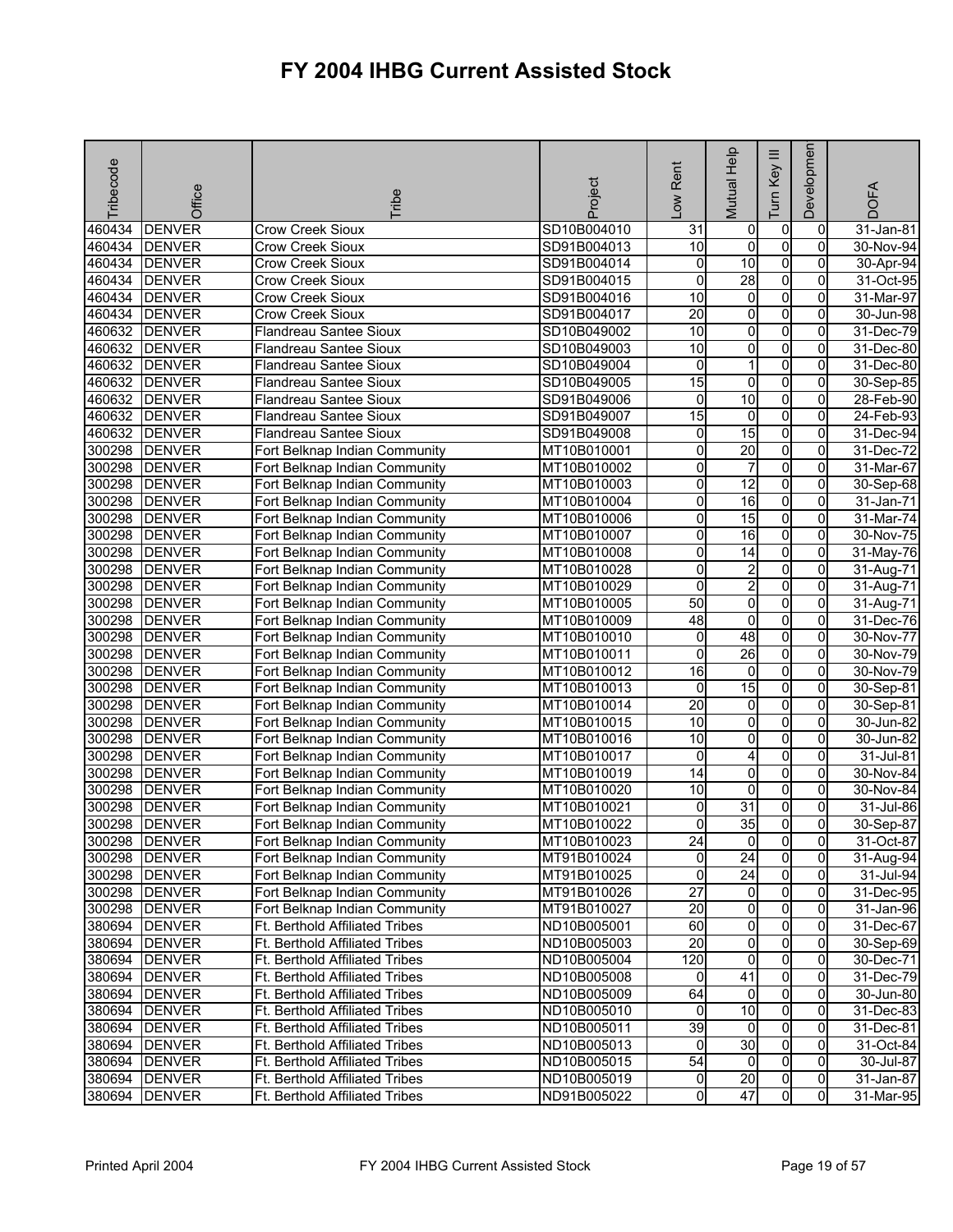# FY 2004 IHBG Current Assisted Stock

| Tribecode | Office | Tribe | Project | Low Rent | Mutual Help | Turn Key III | Development | DOFA |
|---|---|---|---|---|---|---|---|---|
| 460434 | DENVER | Crow Creek Sioux | SD10B004010 | 31 | 0 | 0 | 0 | 31-Jan-81 |
| 460434 | DENVER | Crow Creek Sioux | SD91B004013 | 10 | 0 | 0 | 0 | 30-Nov-94 |
| 460434 | DENVER | Crow Creek Sioux | SD91B004014 | 0 | 10 | 0 | 0 | 30-Apr-94 |
| 460434 | DENVER | Crow Creek Sioux | SD91B004015 | 0 | 28 | 0 | 0 | 31-Oct-95 |
| 460434 | DENVER | Crow Creek Sioux | SD91B004016 | 10 | 0 | 0 | 0 | 31-Mar-97 |
| 460434 | DENVER | Crow Creek Sioux | SD91B004017 | 20 | 0 | 0 | 0 | 30-Jun-98 |
| 460632 | DENVER | Flandreau Santee Sioux | SD10B049002 | 10 | 0 | 0 | 0 | 31-Dec-79 |
| 460632 | DENVER | Flandreau Santee Sioux | SD10B049003 | 10 | 0 | 0 | 0 | 31-Dec-80 |
| 460632 | DENVER | Flandreau Santee Sioux | SD10B049004 | 0 | 1 | 0 | 0 | 31-Dec-80 |
| 460632 | DENVER | Flandreau Santee Sioux | SD10B049005 | 15 | 0 | 0 | 0 | 30-Sep-85 |
| 460632 | DENVER | Flandreau Santee Sioux | SD91B049006 | 0 | 10 | 0 | 0 | 28-Feb-90 |
| 460632 | DENVER | Flandreau Santee Sioux | SD91B049007 | 15 | 0 | 0 | 0 | 24-Feb-93 |
| 460632 | DENVER | Flandreau Santee Sioux | SD91B049008 | 0 | 15 | 0 | 0 | 31-Dec-94 |
| 300298 | DENVER | Fort Belknap Indian Community | MT10B010001 | 0 | 20 | 0 | 0 | 31-Dec-72 |
| 300298 | DENVER | Fort Belknap Indian Community | MT10B010002 | 0 | 7 | 0 | 0 | 31-Mar-67 |
| 300298 | DENVER | Fort Belknap Indian Community | MT10B010003 | 0 | 12 | 0 | 0 | 30-Sep-68 |
| 300298 | DENVER | Fort Belknap Indian Community | MT10B010004 | 0 | 16 | 0 | 0 | 31-Jan-71 |
| 300298 | DENVER | Fort Belknap Indian Community | MT10B010006 | 0 | 15 | 0 | 0 | 31-Mar-74 |
| 300298 | DENVER | Fort Belknap Indian Community | MT10B010007 | 0 | 16 | 0 | 0 | 30-Nov-75 |
| 300298 | DENVER | Fort Belknap Indian Community | MT10B010008 | 0 | 14 | 0 | 0 | 31-May-76 |
| 300298 | DENVER | Fort Belknap Indian Community | MT10B010028 | 0 | 2 | 0 | 0 | 31-Aug-71 |
| 300298 | DENVER | Fort Belknap Indian Community | MT10B010029 | 0 | 2 | 0 | 0 | 31-Aug-71 |
| 300298 | DENVER | Fort Belknap Indian Community | MT10B010005 | 50 | 0 | 0 | 0 | 31-Aug-71 |
| 300298 | DENVER | Fort Belknap Indian Community | MT10B010009 | 48 | 0 | 0 | 0 | 31-Dec-76 |
| 300298 | DENVER | Fort Belknap Indian Community | MT10B010010 | 0 | 48 | 0 | 0 | 30-Nov-77 |
| 300298 | DENVER | Fort Belknap Indian Community | MT10B010011 | 0 | 26 | 0 | 0 | 30-Nov-79 |
| 300298 | DENVER | Fort Belknap Indian Community | MT10B010012 | 16 | 0 | 0 | 0 | 30-Nov-79 |
| 300298 | DENVER | Fort Belknap Indian Community | MT10B010013 | 0 | 15 | 0 | 0 | 30-Sep-81 |
| 300298 | DENVER | Fort Belknap Indian Community | MT10B010014 | 20 | 0 | 0 | 0 | 30-Sep-81 |
| 300298 | DENVER | Fort Belknap Indian Community | MT10B010015 | 10 | 0 | 0 | 0 | 30-Jun-82 |
| 300298 | DENVER | Fort Belknap Indian Community | MT10B010016 | 10 | 0 | 0 | 0 | 30-Jun-82 |
| 300298 | DENVER | Fort Belknap Indian Community | MT10B010017 | 0 | 4 | 0 | 0 | 31-Jul-81 |
| 300298 | DENVER | Fort Belknap Indian Community | MT10B010019 | 14 | 0 | 0 | 0 | 30-Nov-84 |
| 300298 | DENVER | Fort Belknap Indian Community | MT10B010020 | 10 | 0 | 0 | 0 | 30-Nov-84 |
| 300298 | DENVER | Fort Belknap Indian Community | MT10B010021 | 0 | 31 | 0 | 0 | 31-Jul-86 |
| 300298 | DENVER | Fort Belknap Indian Community | MT10B010022 | 0 | 35 | 0 | 0 | 30-Sep-87 |
| 300298 | DENVER | Fort Belknap Indian Community | MT10B010023 | 24 | 0 | 0 | 0 | 31-Oct-87 |
| 300298 | DENVER | Fort Belknap Indian Community | MT91B010024 | 0 | 24 | 0 | 0 | 31-Aug-94 |
| 300298 | DENVER | Fort Belknap Indian Community | MT91B010025 | 0 | 24 | 0 | 0 | 31-Jul-94 |
| 300298 | DENVER | Fort Belknap Indian Community | MT91B010026 | 27 | 0 | 0 | 0 | 31-Dec-95 |
| 300298 | DENVER | Fort Belknap Indian Community | MT91B010027 | 20 | 0 | 0 | 0 | 31-Jan-96 |
| 380694 | DENVER | Ft. Berthold Affiliated Tribes | ND10B005001 | 60 | 0 | 0 | 0 | 31-Dec-67 |
| 380694 | DENVER | Ft. Berthold Affiliated Tribes | ND10B005003 | 20 | 0 | 0 | 0 | 30-Sep-69 |
| 380694 | DENVER | Ft. Berthold Affiliated Tribes | ND10B005004 | 120 | 0 | 0 | 0 | 30-Dec-71 |
| 380694 | DENVER | Ft. Berthold Affiliated Tribes | ND10B005008 | 0 | 41 | 0 | 0 | 31-Dec-79 |
| 380694 | DENVER | Ft. Berthold Affiliated Tribes | ND10B005009 | 64 | 0 | 0 | 0 | 30-Jun-80 |
| 380694 | DENVER | Ft. Berthold Affiliated Tribes | ND10B005010 | 0 | 10 | 0 | 0 | 31-Dec-83 |
| 380694 | DENVER | Ft. Berthold Affiliated Tribes | ND10B005011 | 39 | 0 | 0 | 0 | 31-Dec-81 |
| 380694 | DENVER | Ft. Berthold Affiliated Tribes | ND10B005013 | 0 | 30 | 0 | 0 | 31-Oct-84 |
| 380694 | DENVER | Ft. Berthold Affiliated Tribes | ND10B005015 | 54 | 0 | 0 | 0 | 30-Jul-87 |
| 380694 | DENVER | Ft. Berthold Affiliated Tribes | ND10B005019 | 0 | 20 | 0 | 0 | 31-Jan-87 |
| 380694 | DENVER | Ft. Berthold Affiliated Tribes | ND91B005022 | 0 | 47 | 0 | 0 | 31-Mar-95 |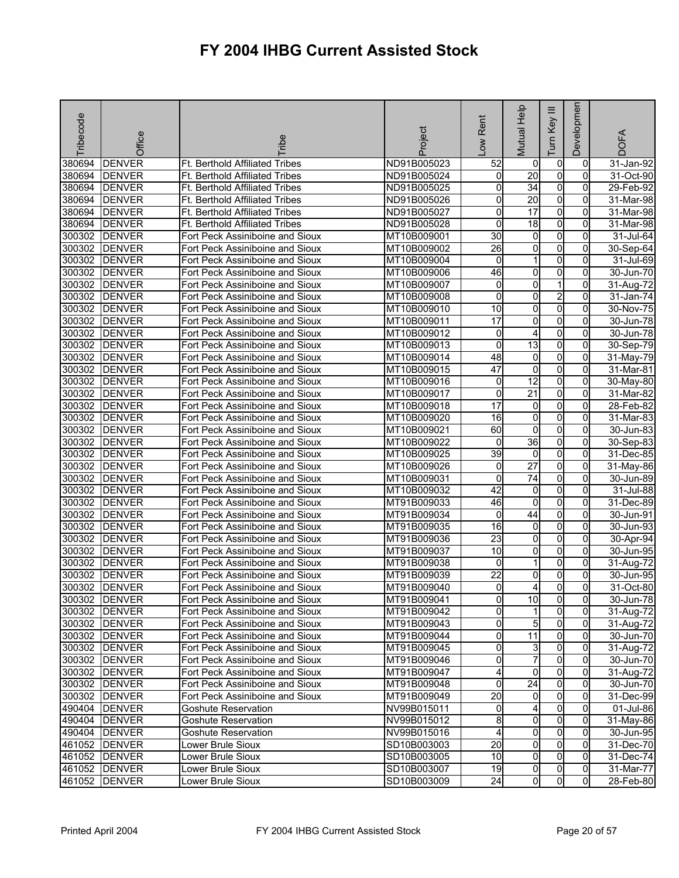# FY 2004 IHBG Current Assisted Stock

| Tribecode | Office | Tribe | Project | Low Rent | Mutual Help | Turn Key III | Development | DOFA |
|---|---|---|---|---|---|---|---|---|
| 380694 | DENVER | Ft. Berthold Affiliated Tribes | ND91B005023 | 52 | 0 | 0 | 0 | 31-Jan-92 |
| 380694 | DENVER | Ft. Berthold Affiliated Tribes | ND91B005024 | 0 | 20 | 0 | 0 | 31-Oct-90 |
| 380694 | DENVER | Ft. Berthold Affiliated Tribes | ND91B005025 | 0 | 34 | 0 | 0 | 29-Feb-92 |
| 380694 | DENVER | Ft. Berthold Affiliated Tribes | ND91B005026 | 0 | 20 | 0 | 0 | 31-Mar-98 |
| 380694 | DENVER | Ft. Berthold Affiliated Tribes | ND91B005027 | 0 | 17 | 0 | 0 | 31-Mar-98 |
| 380694 | DENVER | Ft. Berthold Affiliated Tribes | ND91B005028 | 0 | 18 | 0 | 0 | 31-Mar-98 |
| 300302 | DENVER | Fort Peck Assiniboine and Sioux | MT10B009001 | 30 | 0 | 0 | 0 | 31-Jul-64 |
| 300302 | DENVER | Fort Peck Assiniboine and Sioux | MT10B009002 | 26 | 0 | 0 | 0 | 30-Sep-64 |
| 300302 | DENVER | Fort Peck Assiniboine and Sioux | MT10B009004 | 0 | 1 | 0 | 0 | 31-Jul-69 |
| 300302 | DENVER | Fort Peck Assiniboine and Sioux | MT10B009006 | 46 | 0 | 0 | 0 | 30-Jun-70 |
| 300302 | DENVER | Fort Peck Assiniboine and Sioux | MT10B009007 | 0 | 0 | 1 | 0 | 31-Aug-72 |
| 300302 | DENVER | Fort Peck Assiniboine and Sioux | MT10B009008 | 0 | 0 | 2 | 0 | 31-Jan-74 |
| 300302 | DENVER | Fort Peck Assiniboine and Sioux | MT10B009010 | 10 | 0 | 0 | 0 | 30-Nov-75 |
| 300302 | DENVER | Fort Peck Assiniboine and Sioux | MT10B009011 | 17 | 0 | 0 | 0 | 30-Jun-78 |
| 300302 | DENVER | Fort Peck Assiniboine and Sioux | MT10B009012 | 0 | 4 | 0 | 0 | 30-Jun-78 |
| 300302 | DENVER | Fort Peck Assiniboine and Sioux | MT10B009013 | 0 | 13 | 0 | 0 | 30-Sep-79 |
| 300302 | DENVER | Fort Peck Assiniboine and Sioux | MT10B009014 | 48 | 0 | 0 | 0 | 31-May-79 |
| 300302 | DENVER | Fort Peck Assiniboine and Sioux | MT10B009015 | 47 | 0 | 0 | 0 | 31-Mar-81 |
| 300302 | DENVER | Fort Peck Assiniboine and Sioux | MT10B009016 | 0 | 12 | 0 | 0 | 30-May-80 |
| 300302 | DENVER | Fort Peck Assiniboine and Sioux | MT10B009017 | 0 | 21 | 0 | 0 | 31-Mar-82 |
| 300302 | DENVER | Fort Peck Assiniboine and Sioux | MT10B009018 | 17 | 0 | 0 | 0 | 28-Feb-82 |
| 300302 | DENVER | Fort Peck Assiniboine and Sioux | MT10B009020 | 16 | 0 | 0 | 0 | 31-Mar-83 |
| 300302 | DENVER | Fort Peck Assiniboine and Sioux | MT10B009021 | 60 | 0 | 0 | 0 | 30-Jun-83 |
| 300302 | DENVER | Fort Peck Assiniboine and Sioux | MT10B009022 | 0 | 36 | 0 | 0 | 30-Sep-83 |
| 300302 | DENVER | Fort Peck Assiniboine and Sioux | MT10B009025 | 39 | 0 | 0 | 0 | 31-Dec-85 |
| 300302 | DENVER | Fort Peck Assiniboine and Sioux | MT10B009026 | 0 | 27 | 0 | 0 | 31-May-86 |
| 300302 | DENVER | Fort Peck Assiniboine and Sioux | MT10B009031 | 0 | 74 | 0 | 0 | 30-Jun-89 |
| 300302 | DENVER | Fort Peck Assiniboine and Sioux | MT10B009032 | 42 | 0 | 0 | 0 | 31-Jul-88 |
| 300302 | DENVER | Fort Peck Assiniboine and Sioux | MT91B009033 | 46 | 0 | 0 | 0 | 31-Dec-89 |
| 300302 | DENVER | Fort Peck Assiniboine and Sioux | MT91B009034 | 0 | 44 | 0 | 0 | 30-Jun-91 |
| 300302 | DENVER | Fort Peck Assiniboine and Sioux | MT91B009035 | 16 | 0 | 0 | 0 | 30-Jun-93 |
| 300302 | DENVER | Fort Peck Assiniboine and Sioux | MT91B009036 | 23 | 0 | 0 | 0 | 30-Apr-94 |
| 300302 | DENVER | Fort Peck Assiniboine and Sioux | MT91B009037 | 10 | 0 | 0 | 0 | 30-Jun-95 |
| 300302 | DENVER | Fort Peck Assiniboine and Sioux | MT91B009038 | 0 | 1 | 0 | 0 | 31-Aug-72 |
| 300302 | DENVER | Fort Peck Assiniboine and Sioux | MT91B009039 | 22 | 0 | 0 | 0 | 30-Jun-95 |
| 300302 | DENVER | Fort Peck Assiniboine and Sioux | MT91B009040 | 0 | 4 | 0 | 0 | 31-Oct-80 |
| 300302 | DENVER | Fort Peck Assiniboine and Sioux | MT91B009041 | 0 | 10 | 0 | 0 | 30-Jun-78 |
| 300302 | DENVER | Fort Peck Assiniboine and Sioux | MT91B009042 | 0 | 1 | 0 | 0 | 31-Aug-72 |
| 300302 | DENVER | Fort Peck Assiniboine and Sioux | MT91B009043 | 0 | 5 | 0 | 0 | 31-Aug-72 |
| 300302 | DENVER | Fort Peck Assiniboine and Sioux | MT91B009044 | 0 | 11 | 0 | 0 | 30-Jun-70 |
| 300302 | DENVER | Fort Peck Assiniboine and Sioux | MT91B009045 | 0 | 3 | 0 | 0 | 31-Aug-72 |
| 300302 | DENVER | Fort Peck Assiniboine and Sioux | MT91B009046 | 0 | 7 | 0 | 0 | 30-Jun-70 |
| 300302 | DENVER | Fort Peck Assiniboine and Sioux | MT91B009047 | 4 | 0 | 0 | 0 | 31-Aug-72 |
| 300302 | DENVER | Fort Peck Assiniboine and Sioux | MT91B009048 | 0 | 24 | 0 | 0 | 30-Jun-70 |
| 300302 | DENVER | Fort Peck Assiniboine and Sioux | MT91B009049 | 20 | 0 | 0 | 0 | 31-Dec-99 |
| 490404 | DENVER | Goshute Reservation | NV99B015011 | 0 | 4 | 0 | 0 | 01-Jul-86 |
| 490404 | DENVER | Goshute Reservation | NV99B015012 | 8 | 0 | 0 | 0 | 31-May-86 |
| 490404 | DENVER | Goshute Reservation | NV99B015016 | 4 | 0 | 0 | 0 | 30-Jun-95 |
| 461052 | DENVER | Lower Brule Sioux | SD10B003003 | 20 | 0 | 0 | 0 | 31-Dec-70 |
| 461052 | DENVER | Lower Brule Sioux | SD10B003005 | 10 | 0 | 0 | 0 | 31-Dec-74 |
| 461052 | DENVER | Lower Brule Sioux | SD10B003007 | 19 | 0 | 0 | 0 | 31-Mar-77 |
| 461052 | DENVER | Lower Brule Sioux | SD10B003009 | 24 | 0 | 0 | 0 | 28-Feb-80 |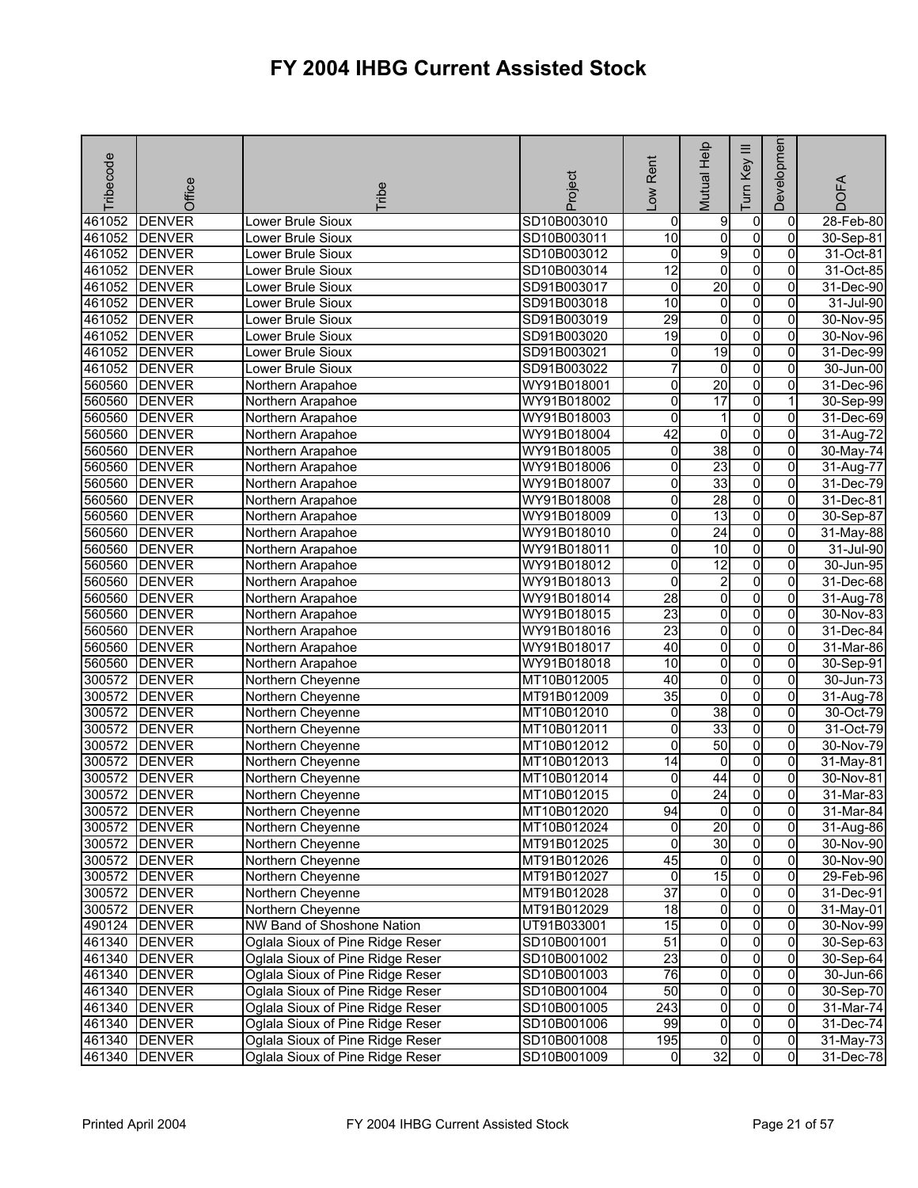# FY 2004 IHBG Current Assisted Stock

| Tribecode | Office | Tribe | Project | Low Rent | Mutual Help | Turn Key III | Development | DOFA |
|---|---|---|---|---|---|---|---|---|
| 461052 | DENVER | Lower Brule Sioux | SD10B003010 | 0 | 9 | 0 | 0 | 28-Feb-80 |
| 461052 | DENVER | Lower Brule Sioux | SD10B003011 | 10 | 0 | 0 | 0 | 30-Sep-81 |
| 461052 | DENVER | Lower Brule Sioux | SD10B003012 | 0 | 9 | 0 | 0 | 31-Oct-81 |
| 461052 | DENVER | Lower Brule Sioux | SD10B003014 | 12 | 0 | 0 | 0 | 31-Oct-85 |
| 461052 | DENVER | Lower Brule Sioux | SD91B003017 | 0 | 20 | 0 | 0 | 31-Dec-90 |
| 461052 | DENVER | Lower Brule Sioux | SD91B003018 | 10 | 0 | 0 | 0 | 31-Jul-90 |
| 461052 | DENVER | Lower Brule Sioux | SD91B003019 | 29 | 0 | 0 | 0 | 30-Nov-95 |
| 461052 | DENVER | Lower Brule Sioux | SD91B003020 | 19 | 0 | 0 | 0 | 30-Nov-96 |
| 461052 | DENVER | Lower Brule Sioux | SD91B003021 | 0 | 19 | 0 | 0 | 31-Dec-99 |
| 461052 | DENVER | Lower Brule Sioux | SD91B003022 | 7 | 0 | 0 | 0 | 30-Jun-00 |
| 560560 | DENVER | Northern Arapahoe | WY91B018001 | 0 | 20 | 0 | 0 | 31-Dec-96 |
| 560560 | DENVER | Northern Arapahoe | WY91B018002 | 0 | 17 | 0 | 1 | 30-Sep-99 |
| 560560 | DENVER | Northern Arapahoe | WY91B018003 | 0 | 1 | 0 | 0 | 31-Dec-69 |
| 560560 | DENVER | Northern Arapahoe | WY91B018004 | 42 | 0 | 0 | 0 | 31-Aug-72 |
| 560560 | DENVER | Northern Arapahoe | WY91B018005 | 0 | 38 | 0 | 0 | 30-May-74 |
| 560560 | DENVER | Northern Arapahoe | WY91B018006 | 0 | 23 | 0 | 0 | 31-Aug-77 |
| 560560 | DENVER | Northern Arapahoe | WY91B018007 | 0 | 33 | 0 | 0 | 31-Dec-79 |
| 560560 | DENVER | Northern Arapahoe | WY91B018008 | 0 | 28 | 0 | 0 | 31-Dec-81 |
| 560560 | DENVER | Northern Arapahoe | WY91B018009 | 0 | 13 | 0 | 0 | 30-Sep-87 |
| 560560 | DENVER | Northern Arapahoe | WY91B018010 | 0 | 24 | 0 | 0 | 31-May-88 |
| 560560 | DENVER | Northern Arapahoe | WY91B018011 | 0 | 10 | 0 | 0 | 31-Jul-90 |
| 560560 | DENVER | Northern Arapahoe | WY91B018012 | 0 | 12 | 0 | 0 | 30-Jun-95 |
| 560560 | DENVER | Northern Arapahoe | WY91B018013 | 0 | 2 | 0 | 0 | 31-Dec-68 |
| 560560 | DENVER | Northern Arapahoe | WY91B018014 | 28 | 0 | 0 | 0 | 31-Aug-78 |
| 560560 | DENVER | Northern Arapahoe | WY91B018015 | 23 | 0 | 0 | 0 | 30-Nov-83 |
| 560560 | DENVER | Northern Arapahoe | WY91B018016 | 23 | 0 | 0 | 0 | 31-Dec-84 |
| 560560 | DENVER | Northern Arapahoe | WY91B018017 | 40 | 0 | 0 | 0 | 31-Mar-86 |
| 560560 | DENVER | Northern Arapahoe | WY91B018018 | 10 | 0 | 0 | 0 | 30-Sep-91 |
| 300572 | DENVER | Northern Cheyenne | MT10B012005 | 40 | 0 | 0 | 0 | 30-Jun-73 |
| 300572 | DENVER | Northern Cheyenne | MT91B012009 | 35 | 0 | 0 | 0 | 31-Aug-78 |
| 300572 | DENVER | Northern Cheyenne | MT10B012010 | 0 | 38 | 0 | 0 | 30-Oct-79 |
| 300572 | DENVER | Northern Cheyenne | MT10B012011 | 0 | 33 | 0 | 0 | 31-Oct-79 |
| 300572 | DENVER | Northern Cheyenne | MT10B012012 | 0 | 50 | 0 | 0 | 30-Nov-79 |
| 300572 | DENVER | Northern Cheyenne | MT10B012013 | 14 | 0 | 0 | 0 | 31-May-81 |
| 300572 | DENVER | Northern Cheyenne | MT10B012014 | 0 | 44 | 0 | 0 | 30-Nov-81 |
| 300572 | DENVER | Northern Cheyenne | MT10B012015 | 0 | 24 | 0 | 0 | 31-Mar-83 |
| 300572 | DENVER | Northern Cheyenne | MT10B012020 | 94 | 0 | 0 | 0 | 31-Mar-84 |
| 300572 | DENVER | Northern Cheyenne | MT10B012024 | 0 | 20 | 0 | 0 | 31-Aug-86 |
| 300572 | DENVER | Northern Cheyenne | MT91B012025 | 0 | 30 | 0 | 0 | 30-Nov-90 |
| 300572 | DENVER | Northern Cheyenne | MT91B012026 | 45 | 0 | 0 | 0 | 30-Nov-90 |
| 300572 | DENVER | Northern Cheyenne | MT91B012027 | 0 | 15 | 0 | 0 | 29-Feb-96 |
| 300572 | DENVER | Northern Cheyenne | MT91B012028 | 37 | 0 | 0 | 0 | 31-Dec-91 |
| 300572 | DENVER | Northern Cheyenne | MT91B012029 | 18 | 0 | 0 | 0 | 31-May-01 |
| 490124 | DENVER | NW Band of Shoshone Nation | UT91B033001 | 15 | 0 | 0 | 0 | 30-Nov-99 |
| 461340 | DENVER | Oglala Sioux of Pine Ridge Reser | SD10B001001 | 51 | 0 | 0 | 0 | 30-Sep-63 |
| 461340 | DENVER | Oglala Sioux of Pine Ridge Reser | SD10B001002 | 23 | 0 | 0 | 0 | 30-Sep-64 |
| 461340 | DENVER | Oglala Sioux of Pine Ridge Reser | SD10B001003 | 76 | 0 | 0 | 0 | 30-Jun-66 |
| 461340 | DENVER | Oglala Sioux of Pine Ridge Reser | SD10B001004 | 50 | 0 | 0 | 0 | 30-Sep-70 |
| 461340 | DENVER | Oglala Sioux of Pine Ridge Reser | SD10B001005 | 243 | 0 | 0 | 0 | 31-Mar-74 |
| 461340 | DENVER | Oglala Sioux of Pine Ridge Reser | SD10B001006 | 99 | 0 | 0 | 0 | 31-Dec-74 |
| 461340 | DENVER | Oglala Sioux of Pine Ridge Reser | SD10B001008 | 195 | 0 | 0 | 0 | 31-May-73 |
| 461340 | DENVER | Oglala Sioux of Pine Ridge Reser | SD10B001009 | 0 | 32 | 0 | 0 | 31-Dec-78 |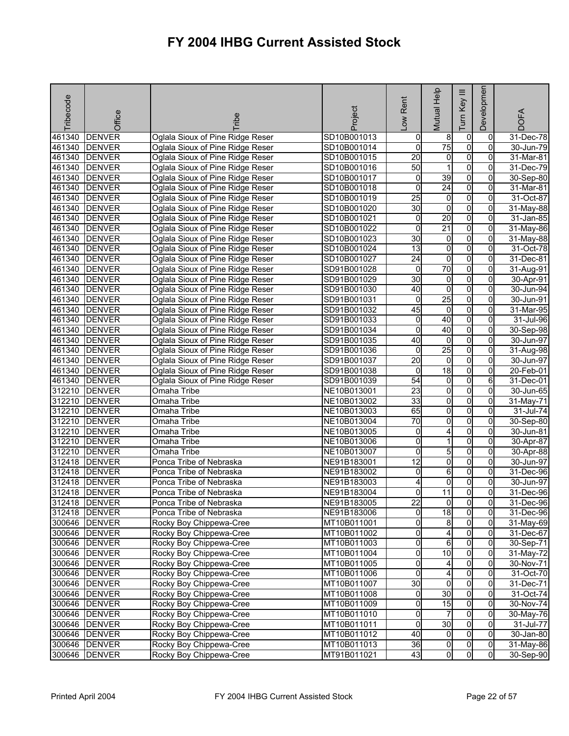# FY 2004 IHBG Current Assisted Stock

| Tribecode | Office | Tribe | Project | Low Rent | Mutual Help | Turn Key III | Development | DOFA |
|---|---|---|---|---|---|---|---|---|
| 461340 | DENVER | Oglala Sioux of Pine Ridge Reser | SD10B001013 | 0 | 8 | 0 | 0 | 31-Dec-78 |
| 461340 | DENVER | Oglala Sioux of Pine Ridge Reser | SD10B001014 | 0 | 75 | 0 | 0 | 30-Jun-79 |
| 461340 | DENVER | Oglala Sioux of Pine Ridge Reser | SD10B001015 | 20 | 0 | 0 | 0 | 31-Mar-81 |
| 461340 | DENVER | Oglala Sioux of Pine Ridge Reser | SD10B001016 | 50 | 1 | 0 | 0 | 31-Dec-79 |
| 461340 | DENVER | Oglala Sioux of Pine Ridge Reser | SD10B001017 | 0 | 39 | 0 | 0 | 30-Sep-80 |
| 461340 | DENVER | Oglala Sioux of Pine Ridge Reser | SD10B001018 | 0 | 24 | 0 | 0 | 31-Mar-81 |
| 461340 | DENVER | Oglala Sioux of Pine Ridge Reser | SD10B001019 | 25 | 0 | 0 | 0 | 31-Oct-87 |
| 461340 | DENVER | Oglala Sioux of Pine Ridge Reser | SD10B001020 | 30 | 0 | 0 | 0 | 31-May-88 |
| 461340 | DENVER | Oglala Sioux of Pine Ridge Reser | SD10B001021 | 0 | 20 | 0 | 0 | 31-Jan-85 |
| 461340 | DENVER | Oglala Sioux of Pine Ridge Reser | SD10B001022 | 0 | 21 | 0 | 0 | 31-May-86 |
| 461340 | DENVER | Oglala Sioux of Pine Ridge Reser | SD10B001023 | 30 | 0 | 0 | 0 | 31-May-88 |
| 461340 | DENVER | Oglala Sioux of Pine Ridge Reser | SD10B001024 | 13 | 0 | 0 | 0 | 31-Oct-78 |
| 461340 | DENVER | Oglala Sioux of Pine Ridge Reser | SD10B001027 | 24 | 0 | 0 | 0 | 31-Dec-81 |
| 461340 | DENVER | Oglala Sioux of Pine Ridge Reser | SD91B001028 | 0 | 70 | 0 | 0 | 31-Aug-91 |
| 461340 | DENVER | Oglala Sioux of Pine Ridge Reser | SD91B001029 | 30 | 0 | 0 | 0 | 30-Apr-91 |
| 461340 | DENVER | Oglala Sioux of Pine Ridge Reser | SD91B001030 | 40 | 0 | 0 | 0 | 30-Jun-94 |
| 461340 | DENVER | Oglala Sioux of Pine Ridge Reser | SD91B001031 | 0 | 25 | 0 | 0 | 30-Jun-91 |
| 461340 | DENVER | Oglala Sioux of Pine Ridge Reser | SD91B001032 | 45 | 0 | 0 | 0 | 31-Mar-95 |
| 461340 | DENVER | Oglala Sioux of Pine Ridge Reser | SD91B001033 | 0 | 40 | 0 | 0 | 31-Jul-96 |
| 461340 | DENVER | Oglala Sioux of Pine Ridge Reser | SD91B001034 | 0 | 40 | 0 | 0 | 30-Sep-98 |
| 461340 | DENVER | Oglala Sioux of Pine Ridge Reser | SD91B001035 | 40 | 0 | 0 | 0 | 30-Jun-97 |
| 461340 | DENVER | Oglala Sioux of Pine Ridge Reser | SD91B001036 | 0 | 25 | 0 | 0 | 31-Aug-98 |
| 461340 | DENVER | Oglala Sioux of Pine Ridge Reser | SD91B001037 | 20 | 0 | 0 | 0 | 30-Jun-97 |
| 461340 | DENVER | Oglala Sioux of Pine Ridge Reser | SD91B001038 | 0 | 18 | 0 | 0 | 20-Feb-01 |
| 461340 | DENVER | Oglala Sioux of Pine Ridge Reser | SD91B001039 | 54 | 0 | 0 | 6 | 31-Dec-01 |
| 312210 | DENVER | Omaha Tribe | NE10B013001 | 23 | 0 | 0 | 0 | 30-Jun-65 |
| 312210 | DENVER | Omaha Tribe | NE10B013002 | 33 | 0 | 0 | 0 | 31-May-71 |
| 312210 | DENVER | Omaha Tribe | NE10B013003 | 65 | 0 | 0 | 0 | 31-Jul-74 |
| 312210 | DENVER | Omaha Tribe | NE10B013004 | 70 | 0 | 0 | 0 | 30-Sep-80 |
| 312210 | DENVER | Omaha Tribe | NE10B013005 | 0 | 4 | 0 | 0 | 30-Jun-81 |
| 312210 | DENVER | Omaha Tribe | NE10B013006 | 0 | 1 | 0 | 0 | 30-Apr-87 |
| 312210 | DENVER | Omaha Tribe | NE10B013007 | 0 | 5 | 0 | 0 | 30-Apr-88 |
| 312418 | DENVER | Ponca Tribe of Nebraska | NE91B183001 | 12 | 0 | 0 | 0 | 30-Jun-97 |
| 312418 | DENVER | Ponca Tribe of Nebraska | NE91B183002 | 0 | 6 | 0 | 0 | 31-Dec-96 |
| 312418 | DENVER | Ponca Tribe of Nebraska | NE91B183003 | 4 | 0 | 0 | 0 | 30-Jun-97 |
| 312418 | DENVER | Ponca Tribe of Nebraska | NE91B183004 | 0 | 11 | 0 | 0 | 31-Dec-96 |
| 312418 | DENVER | Ponca Tribe of Nebraska | NE91B183005 | 22 | 0 | 0 | 0 | 31-Dec-96 |
| 312418 | DENVER | Ponca Tribe of Nebraska | NE91B183006 | 0 | 18 | 0 | 0 | 31-Dec-96 |
| 300646 | DENVER | Rocky Boy Chippewa-Cree | MT10B011001 | 0 | 8 | 0 | 0 | 31-May-69 |
| 300646 | DENVER | Rocky Boy Chippewa-Cree | MT10B011002 | 0 | 4 | 0 | 0 | 31-Dec-67 |
| 300646 | DENVER | Rocky Boy Chippewa-Cree | MT10B011003 | 0 | 6 | 0 | 0 | 30-Sep-71 |
| 300646 | DENVER | Rocky Boy Chippewa-Cree | MT10B011004 | 0 | 10 | 0 | 0 | 31-May-72 |
| 300646 | DENVER | Rocky Boy Chippewa-Cree | MT10B011005 | 0 | 4 | 0 | 0 | 30-Nov-71 |
| 300646 | DENVER | Rocky Boy Chippewa-Cree | MT10B011006 | 0 | 4 | 0 | 0 | 31-Oct-70 |
| 300646 | DENVER | Rocky Boy Chippewa-Cree | MT10B011007 | 30 | 0 | 0 | 0 | 31-Dec-71 |
| 300646 | DENVER | Rocky Boy Chippewa-Cree | MT10B011008 | 0 | 30 | 0 | 0 | 31-Oct-74 |
| 300646 | DENVER | Rocky Boy Chippewa-Cree | MT10B011009 | 0 | 15 | 0 | 0 | 30-Nov-74 |
| 300646 | DENVER | Rocky Boy Chippewa-Cree | MT10B011010 | 0 | 7 | 0 | 0 | 30-May-76 |
| 300646 | DENVER | Rocky Boy Chippewa-Cree | MT10B011011 | 0 | 30 | 0 | 0 | 31-Jul-77 |
| 300646 | DENVER | Rocky Boy Chippewa-Cree | MT10B011012 | 40 | 0 | 0 | 0 | 30-Jan-80 |
| 300646 | DENVER | Rocky Boy Chippewa-Cree | MT10B011013 | 36 | 0 | 0 | 0 | 31-May-86 |
| 300646 | DENVER | Rocky Boy Chippewa-Cree | MT91B011021 | 43 | 0 | 0 | 0 | 30-Sep-90 |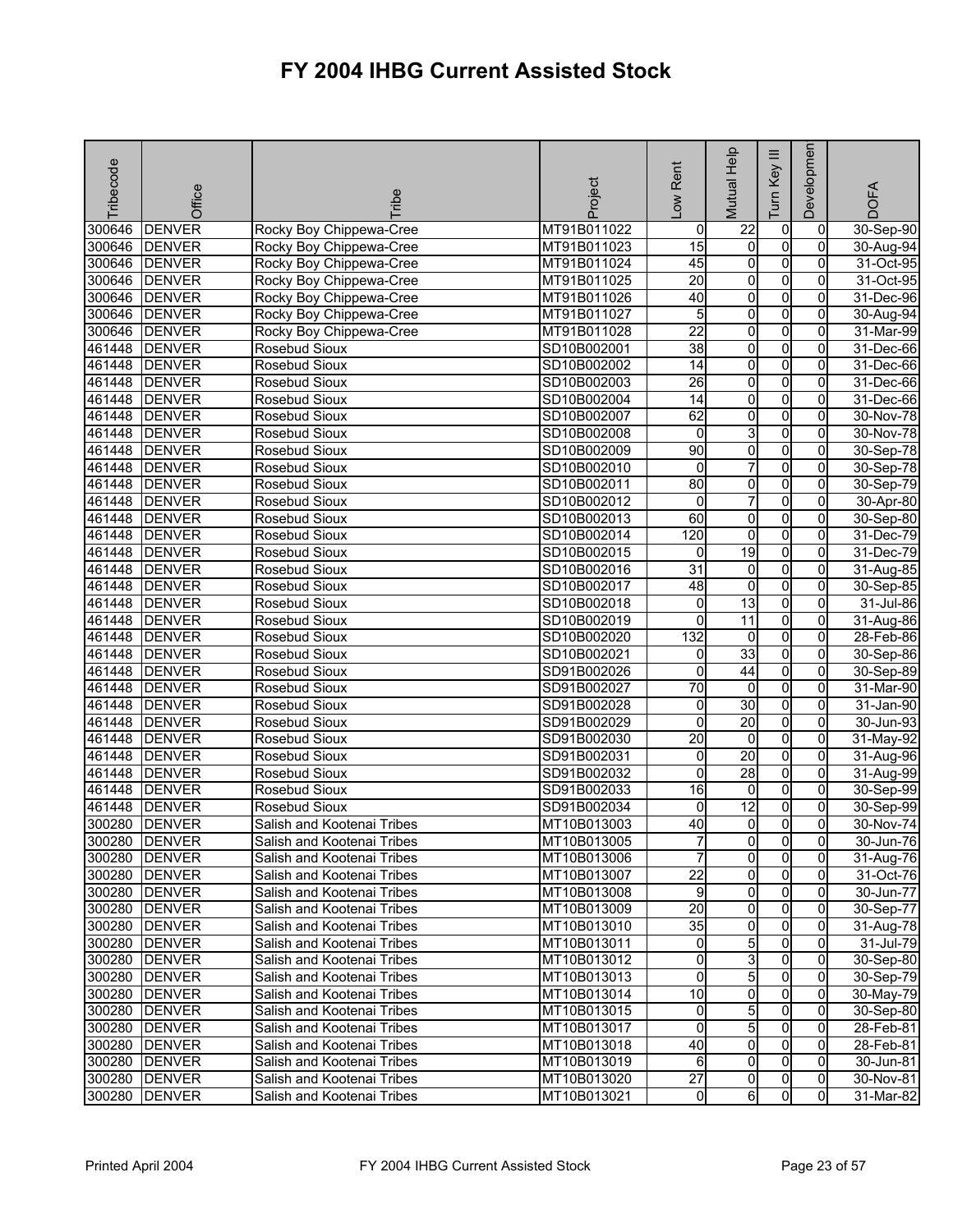# FY 2004 IHBG Current Assisted Stock

| Tribecode | Office | Tribe | Project | Low Rent | Mutual Help | Turn Key III | Development | DOFA |
|---|---|---|---|---|---|---|---|---|
| 300646 | DENVER | Rocky Boy Chippewa-Cree | MT91B011022 | 0 | 22 | 0 | 0 | 30-Sep-90 |
| 300646 | DENVER | Rocky Boy Chippewa-Cree | MT91B011023 | 15 | 0 | 0 | 0 | 30-Aug-94 |
| 300646 | DENVER | Rocky Boy Chippewa-Cree | MT91B011024 | 45 | 0 | 0 | 0 | 31-Oct-95 |
| 300646 | DENVER | Rocky Boy Chippewa-Cree | MT91B011025 | 20 | 0 | 0 | 0 | 31-Oct-95 |
| 300646 | DENVER | Rocky Boy Chippewa-Cree | MT91B011026 | 40 | 0 | 0 | 0 | 31-Dec-96 |
| 300646 | DENVER | Rocky Boy Chippewa-Cree | MT91B011027 | 5 | 0 | 0 | 0 | 30-Aug-94 |
| 300646 | DENVER | Rocky Boy Chippewa-Cree | MT91B011028 | 22 | 0 | 0 | 0 | 31-Mar-99 |
| 461448 | DENVER | Rosebud Sioux | SD10B002001 | 38 | 0 | 0 | 0 | 31-Dec-66 |
| 461448 | DENVER | Rosebud Sioux | SD10B002002 | 14 | 0 | 0 | 0 | 31-Dec-66 |
| 461448 | DENVER | Rosebud Sioux | SD10B002003 | 26 | 0 | 0 | 0 | 31-Dec-66 |
| 461448 | DENVER | Rosebud Sioux | SD10B002004 | 14 | 0 | 0 | 0 | 31-Dec-66 |
| 461448 | DENVER | Rosebud Sioux | SD10B002007 | 62 | 0 | 0 | 0 | 30-Nov-78 |
| 461448 | DENVER | Rosebud Sioux | SD10B002008 | 0 | 3 | 0 | 0 | 30-Nov-78 |
| 461448 | DENVER | Rosebud Sioux | SD10B002009 | 90 | 0 | 0 | 0 | 30-Sep-78 |
| 461448 | DENVER | Rosebud Sioux | SD10B002010 | 0 | 7 | 0 | 0 | 30-Sep-78 |
| 461448 | DENVER | Rosebud Sioux | SD10B002011 | 80 | 0 | 0 | 0 | 30-Sep-79 |
| 461448 | DENVER | Rosebud Sioux | SD10B002012 | 0 | 7 | 0 | 0 | 30-Apr-80 |
| 461448 | DENVER | Rosebud Sioux | SD10B002013 | 60 | 0 | 0 | 0 | 30-Sep-80 |
| 461448 | DENVER | Rosebud Sioux | SD10B002014 | 120 | 0 | 0 | 0 | 31-Dec-79 |
| 461448 | DENVER | Rosebud Sioux | SD10B002015 | 0 | 19 | 0 | 0 | 31-Dec-79 |
| 461448 | DENVER | Rosebud Sioux | SD10B002016 | 31 | 0 | 0 | 0 | 31-Aug-85 |
| 461448 | DENVER | Rosebud Sioux | SD10B002017 | 48 | 0 | 0 | 0 | 30-Sep-85 |
| 461448 | DENVER | Rosebud Sioux | SD10B002018 | 0 | 13 | 0 | 0 | 31-Jul-86 |
| 461448 | DENVER | Rosebud Sioux | SD10B002019 | 0 | 11 | 0 | 0 | 31-Aug-86 |
| 461448 | DENVER | Rosebud Sioux | SD10B002020 | 132 | 0 | 0 | 0 | 28-Feb-86 |
| 461448 | DENVER | Rosebud Sioux | SD10B002021 | 0 | 33 | 0 | 0 | 30-Sep-86 |
| 461448 | DENVER | Rosebud Sioux | SD91B002026 | 0 | 44 | 0 | 0 | 30-Sep-89 |
| 461448 | DENVER | Rosebud Sioux | SD91B002027 | 70 | 0 | 0 | 0 | 31-Mar-90 |
| 461448 | DENVER | Rosebud Sioux | SD91B002028 | 0 | 30 | 0 | 0 | 31-Jan-90 |
| 461448 | DENVER | Rosebud Sioux | SD91B002029 | 0 | 20 | 0 | 0 | 30-Jun-93 |
| 461448 | DENVER | Rosebud Sioux | SD91B002030 | 20 | 0 | 0 | 0 | 31-May-92 |
| 461448 | DENVER | Rosebud Sioux | SD91B002031 | 0 | 20 | 0 | 0 | 31-Aug-96 |
| 461448 | DENVER | Rosebud Sioux | SD91B002032 | 0 | 28 | 0 | 0 | 31-Aug-99 |
| 461448 | DENVER | Rosebud Sioux | SD91B002033 | 16 | 0 | 0 | 0 | 30-Sep-99 |
| 461448 | DENVER | Rosebud Sioux | SD91B002034 | 0 | 12 | 0 | 0 | 30-Sep-99 |
| 300280 | DENVER | Salish and Kootenai Tribes | MT10B013003 | 40 | 0 | 0 | 0 | 30-Nov-74 |
| 300280 | DENVER | Salish and Kootenai Tribes | MT10B013005 | 7 | 0 | 0 | 0 | 30-Jun-76 |
| 300280 | DENVER | Salish and Kootenai Tribes | MT10B013006 | 7 | 0 | 0 | 0 | 31-Aug-76 |
| 300280 | DENVER | Salish and Kootenai Tribes | MT10B013007 | 22 | 0 | 0 | 0 | 31-Oct-76 |
| 300280 | DENVER | Salish and Kootenai Tribes | MT10B013008 | 9 | 0 | 0 | 0 | 30-Jun-77 |
| 300280 | DENVER | Salish and Kootenai Tribes | MT10B013009 | 20 | 0 | 0 | 0 | 30-Sep-77 |
| 300280 | DENVER | Salish and Kootenai Tribes | MT10B013010 | 35 | 0 | 0 | 0 | 31-Aug-78 |
| 300280 | DENVER | Salish and Kootenai Tribes | MT10B013011 | 0 | 5 | 0 | 0 | 31-Jul-79 |
| 300280 | DENVER | Salish and Kootenai Tribes | MT10B013012 | 0 | 3 | 0 | 0 | 30-Sep-80 |
| 300280 | DENVER | Salish and Kootenai Tribes | MT10B013013 | 0 | 5 | 0 | 0 | 30-Sep-79 |
| 300280 | DENVER | Salish and Kootenai Tribes | MT10B013014 | 10 | 0 | 0 | 0 | 30-May-79 |
| 300280 | DENVER | Salish and Kootenai Tribes | MT10B013015 | 0 | 5 | 0 | 0 | 30-Sep-80 |
| 300280 | DENVER | Salish and Kootenai Tribes | MT10B013017 | 0 | 5 | 0 | 0 | 28-Feb-81 |
| 300280 | DENVER | Salish and Kootenai Tribes | MT10B013018 | 40 | 0 | 0 | 0 | 28-Feb-81 |
| 300280 | DENVER | Salish and Kootenai Tribes | MT10B013019 | 6 | 0 | 0 | 0 | 30-Jun-81 |
| 300280 | DENVER | Salish and Kootenai Tribes | MT10B013020 | 27 | 0 | 0 | 0 | 30-Nov-81 |
| 300280 | DENVER | Salish and Kootenai Tribes | MT10B013021 | 0 | 6 | 0 | 0 | 31-Mar-82 |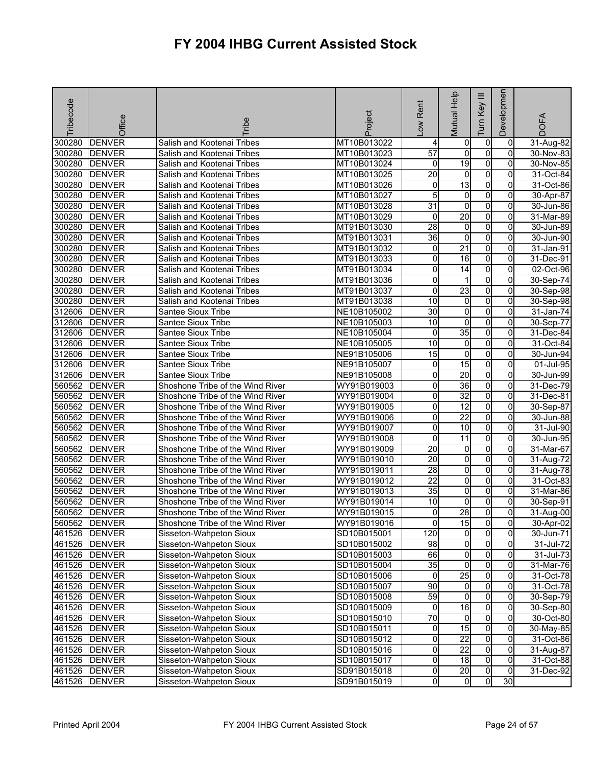# FY 2004 IHBG Current Assisted Stock

| Tribecode | Office | Tribe | Project | Low Rent | Mutual Help | Turn Key III | Development | DOFA |
|---|---|---|---|---|---|---|---|---|
| 300280 | DENVER | Salish and Kootenai Tribes | MT10B013022 | 4 | 0 | 0 | 0 | 31-Aug-82 |
| 300280 | DENVER | Salish and Kootenai Tribes | MT10B013023 | 57 | 0 | 0 | 0 | 30-Nov-83 |
| 300280 | DENVER | Salish and Kootenai Tribes | MT10B013024 | 0 | 19 | 0 | 0 | 30-Nov-85 |
| 300280 | DENVER | Salish and Kootenai Tribes | MT10B013025 | 20 | 0 | 0 | 0 | 31-Oct-84 |
| 300280 | DENVER | Salish and Kootenai Tribes | MT10B013026 | 0 | 13 | 0 | 0 | 31-Oct-86 |
| 300280 | DENVER | Salish and Kootenai Tribes | MT10B013027 | 5 | 0 | 0 | 0 | 30-Apr-87 |
| 300280 | DENVER | Salish and Kootenai Tribes | MT10B013028 | 31 | 0 | 0 | 0 | 30-Jun-86 |
| 300280 | DENVER | Salish and Kootenai Tribes | MT10B013029 | 0 | 20 | 0 | 0 | 31-Mar-89 |
| 300280 | DENVER | Salish and Kootenai Tribes | MT91B013030 | 28 | 0 | 0 | 0 | 30-Jun-89 |
| 300280 | DENVER | Salish and Kootenai Tribes | MT91B013031 | 36 | 0 | 0 | 0 | 30-Jun-90 |
| 300280 | DENVER | Salish and Kootenai Tribes | MT91B013032 | 0 | 21 | 0 | 0 | 31-Jan-91 |
| 300280 | DENVER | Salish and Kootenai Tribes | MT91B013033 | 0 | 16 | 0 | 0 | 31-Dec-91 |
| 300280 | DENVER | Salish and Kootenai Tribes | MT91B013034 | 0 | 14 | 0 | 0 | 02-Oct-96 |
| 300280 | DENVER | Salish and Kootenai Tribes | MT91B013036 | 0 | 1 | 0 | 0 | 30-Sep-74 |
| 300280 | DENVER | Salish and Kootenai Tribes | MT91B013037 | 0 | 23 | 0 | 0 | 30-Sep-98 |
| 300280 | DENVER | Salish and Kootenai Tribes | MT91B013038 | 10 | 0 | 0 | 0 | 30-Sep-98 |
| 312606 | DENVER | Santee Sioux Tribe | NE10B105002 | 30 | 0 | 0 | 0 | 31-Jan-74 |
| 312606 | DENVER | Santee Sioux Tribe | NE10B105003 | 10 | 0 | 0 | 0 | 30-Sep-77 |
| 312606 | DENVER | Santee Sioux Tribe | NE10B105004 | 0 | 35 | 0 | 0 | 31-Dec-84 |
| 312606 | DENVER | Santee Sioux Tribe | NE10B105005 | 10 | 0 | 0 | 0 | 31-Oct-84 |
| 312606 | DENVER | Santee Sioux Tribe | NE91B105006 | 15 | 0 | 0 | 0 | 30-Jun-94 |
| 312606 | DENVER | Santee Sioux Tribe | NE91B105007 | 0 | 15 | 0 | 0 | 01-Jul-95 |
| 312606 | DENVER | Santee Sioux Tribe | NE91B105008 | 0 | 20 | 0 | 0 | 30-Jun-99 |
| 560562 | DENVER | Shoshone Tribe of the Wind River | WY91B019003 | 0 | 36 | 0 | 0 | 31-Dec-79 |
| 560562 | DENVER | Shoshone Tribe of the Wind River | WY91B019004 | 0 | 32 | 0 | 0 | 31-Dec-81 |
| 560562 | DENVER | Shoshone Tribe of the Wind River | WY91B019005 | 0 | 12 | 0 | 0 | 30-Sep-87 |
| 560562 | DENVER | Shoshone Tribe of the Wind River | WY91B019006 | 0 | 22 | 0 | 0 | 30-Jun-88 |
| 560562 | DENVER | Shoshone Tribe of the Wind River | WY91B019007 | 0 | 10 | 0 | 0 | 31-Jul-90 |
| 560562 | DENVER | Shoshone Tribe of the Wind River | WY91B019008 | 0 | 11 | 0 | 0 | 30-Jun-95 |
| 560562 | DENVER | Shoshone Tribe of the Wind River | WY91B019009 | 20 | 0 | 0 | 0 | 31-Mar-67 |
| 560562 | DENVER | Shoshone Tribe of the Wind River | WY91B019010 | 20 | 0 | 0 | 0 | 31-Aug-72 |
| 560562 | DENVER | Shoshone Tribe of the Wind River | WY91B019011 | 28 | 0 | 0 | 0 | 31-Aug-78 |
| 560562 | DENVER | Shoshone Tribe of the Wind River | WY91B019012 | 22 | 0 | 0 | 0 | 31-Oct-83 |
| 560562 | DENVER | Shoshone Tribe of the Wind River | WY91B019013 | 35 | 0 | 0 | 0 | 31-Mar-86 |
| 560562 | DENVER | Shoshone Tribe of the Wind River | WY91B019014 | 10 | 0 | 0 | 0 | 30-Sep-91 |
| 560562 | DENVER | Shoshone Tribe of the Wind River | WY91B019015 | 0 | 28 | 0 | 0 | 31-Aug-00 |
| 560562 | DENVER | Shoshone Tribe of the Wind River | WY91B019016 | 0 | 15 | 0 | 0 | 30-Apr-02 |
| 461526 | DENVER | Sisseton-Wahpeton Sioux | SD10B015001 | 120 | 0 | 0 | 0 | 30-Jun-71 |
| 461526 | DENVER | Sisseton-Wahpeton Sioux | SD10B015002 | 98 | 0 | 0 | 0 | 31-Jul-72 |
| 461526 | DENVER | Sisseton-Wahpeton Sioux | SD10B015003 | 66 | 0 | 0 | 0 | 31-Jul-73 |
| 461526 | DENVER | Sisseton-Wahpeton Sioux | SD10B015004 | 35 | 0 | 0 | 0 | 31-Mar-76 |
| 461526 | DENVER | Sisseton-Wahpeton Sioux | SD10B015006 | 0 | 25 | 0 | 0 | 31-Oct-78 |
| 461526 | DENVER | Sisseton-Wahpeton Sioux | SD10B015007 | 90 | 0 | 0 | 0 | 31-Oct-78 |
| 461526 | DENVER | Sisseton-Wahpeton Sioux | SD10B015008 | 59 | 0 | 0 | 0 | 30-Sep-79 |
| 461526 | DENVER | Sisseton-Wahpeton Sioux | SD10B015009 | 0 | 16 | 0 | 0 | 30-Sep-80 |
| 461526 | DENVER | Sisseton-Wahpeton Sioux | SD10B015010 | 70 | 0 | 0 | 0 | 30-Oct-80 |
| 461526 | DENVER | Sisseton-Wahpeton Sioux | SD10B015011 | 0 | 15 | 0 | 0 | 30-May-85 |
| 461526 | DENVER | Sisseton-Wahpeton Sioux | SD10B015012 | 0 | 22 | 0 | 0 | 31-Oct-86 |
| 461526 | DENVER | Sisseton-Wahpeton Sioux | SD10B015016 | 0 | 22 | 0 | 0 | 31-Aug-87 |
| 461526 | DENVER | Sisseton-Wahpeton Sioux | SD10B015017 | 0 | 18 | 0 | 0 | 31-Oct-88 |
| 461526 | DENVER | Sisseton-Wahpeton Sioux | SD91B015018 | 0 | 20 | 0 | 0 | 31-Dec-92 |
| 461526 | DENVER | Sisseton-Wahpeton Sioux | SD91B015019 | 0 | 0 | 0 | 30 | |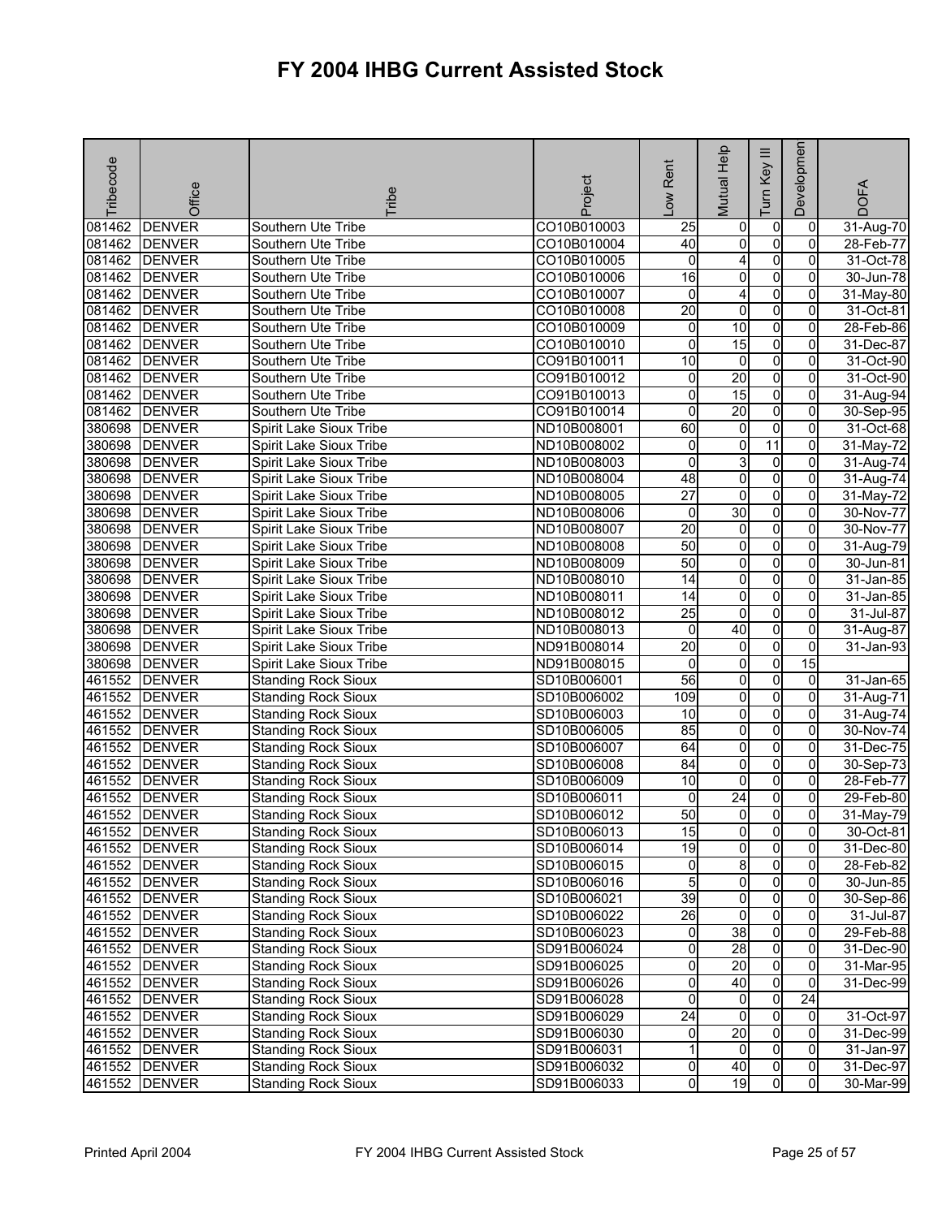# FY 2004 IHBG Current Assisted Stock

| Tribecode | Office | Tribe | Project | Low Rent | Mutual Help | Turn Key III | Development | DOFA |
|---|---|---|---|---|---|---|---|---|
| 081462 | DENVER | Southern Ute Tribe | CO10B010003 | 25 | 0 | 0 | 0 | 31-Aug-70 |
| 081462 | DENVER | Southern Ute Tribe | CO10B010004 | 40 | 0 | 0 | 0 | 28-Feb-77 |
| 081462 | DENVER | Southern Ute Tribe | CO10B010005 | 0 | 4 | 0 | 0 | 31-Oct-78 |
| 081462 | DENVER | Southern Ute Tribe | CO10B010006 | 16 | 0 | 0 | 0 | 30-Jun-78 |
| 081462 | DENVER | Southern Ute Tribe | CO10B010007 | 0 | 4 | 0 | 0 | 31-May-80 |
| 081462 | DENVER | Southern Ute Tribe | CO10B010008 | 20 | 0 | 0 | 0 | 31-Oct-81 |
| 081462 | DENVER | Southern Ute Tribe | CO10B010009 | 0 | 10 | 0 | 0 | 28-Feb-86 |
| 081462 | DENVER | Southern Ute Tribe | CO10B010010 | 0 | 15 | 0 | 0 | 31-Dec-87 |
| 081462 | DENVER | Southern Ute Tribe | CO91B010011 | 10 | 0 | 0 | 0 | 31-Oct-90 |
| 081462 | DENVER | Southern Ute Tribe | CO91B010012 | 0 | 20 | 0 | 0 | 31-Oct-90 |
| 081462 | DENVER | Southern Ute Tribe | CO91B010013 | 0 | 15 | 0 | 0 | 31-Aug-94 |
| 081462 | DENVER | Southern Ute Tribe | CO91B010014 | 0 | 20 | 0 | 0 | 30-Sep-95 |
| 380698 | DENVER | Spirit Lake Sioux Tribe | ND10B008001 | 60 | 0 | 0 | 0 | 31-Oct-68 |
| 380698 | DENVER | Spirit Lake Sioux Tribe | ND10B008002 | 0 | 0 | 11 | 0 | 31-May-72 |
| 380698 | DENVER | Spirit Lake Sioux Tribe | ND10B008003 | 0 | 3 | 0 | 0 | 31-Aug-74 |
| 380698 | DENVER | Spirit Lake Sioux Tribe | ND10B008004 | 48 | 0 | 0 | 0 | 31-Aug-74 |
| 380698 | DENVER | Spirit Lake Sioux Tribe | ND10B008005 | 27 | 0 | 0 | 0 | 31-May-72 |
| 380698 | DENVER | Spirit Lake Sioux Tribe | ND10B008006 | 0 | 30 | 0 | 0 | 30-Nov-77 |
| 380698 | DENVER | Spirit Lake Sioux Tribe | ND10B008007 | 20 | 0 | 0 | 0 | 30-Nov-77 |
| 380698 | DENVER | Spirit Lake Sioux Tribe | ND10B008008 | 50 | 0 | 0 | 0 | 31-Aug-79 |
| 380698 | DENVER | Spirit Lake Sioux Tribe | ND10B008009 | 50 | 0 | 0 | 0 | 30-Jun-81 |
| 380698 | DENVER | Spirit Lake Sioux Tribe | ND10B008010 | 14 | 0 | 0 | 0 | 31-Jan-85 |
| 380698 | DENVER | Spirit Lake Sioux Tribe | ND10B008011 | 14 | 0 | 0 | 0 | 31-Jan-85 |
| 380698 | DENVER | Spirit Lake Sioux Tribe | ND10B008012 | 25 | 0 | 0 | 0 | 31-Jul-87 |
| 380698 | DENVER | Spirit Lake Sioux Tribe | ND10B008013 | 0 | 40 | 0 | 0 | 31-Aug-87 |
| 380698 | DENVER | Spirit Lake Sioux Tribe | ND91B008014 | 20 | 0 | 0 | 0 | 31-Jan-93 |
| 380698 | DENVER | Spirit Lake Sioux Tribe | ND91B008015 | 0 | 0 | 0 | 15 | |
| 461552 | DENVER | Standing Rock Sioux | SD10B006001 | 56 | 0 | 0 | 0 | 31-Jan-65 |
| 461552 | DENVER | Standing Rock Sioux | SD10B006002 | 109 | 0 | 0 | 0 | 31-Aug-71 |
| 461552 | DENVER | Standing Rock Sioux | SD10B006003 | 10 | 0 | 0 | 0 | 31-Aug-74 |
| 461552 | DENVER | Standing Rock Sioux | SD10B006005 | 85 | 0 | 0 | 0 | 30-Nov-74 |
| 461552 | DENVER | Standing Rock Sioux | SD10B006007 | 64 | 0 | 0 | 0 | 31-Dec-75 |
| 461552 | DENVER | Standing Rock Sioux | SD10B006008 | 84 | 0 | 0 | 0 | 30-Sep-73 |
| 461552 | DENVER | Standing Rock Sioux | SD10B006009 | 10 | 0 | 0 | 0 | 28-Feb-77 |
| 461552 | DENVER | Standing Rock Sioux | SD10B006011 | 0 | 24 | 0 | 0 | 29-Feb-80 |
| 461552 | DENVER | Standing Rock Sioux | SD10B006012 | 50 | 0 | 0 | 0 | 31-May-79 |
| 461552 | DENVER | Standing Rock Sioux | SD10B006013 | 15 | 0 | 0 | 0 | 30-Oct-81 |
| 461552 | DENVER | Standing Rock Sioux | SD10B006014 | 19 | 0 | 0 | 0 | 31-Dec-80 |
| 461552 | DENVER | Standing Rock Sioux | SD10B006015 | 0 | 8 | 0 | 0 | 28-Feb-82 |
| 461552 | DENVER | Standing Rock Sioux | SD10B006016 | 5 | 0 | 0 | 0 | 30-Jun-85 |
| 461552 | DENVER | Standing Rock Sioux | SD10B006021 | 39 | 0 | 0 | 0 | 30-Sep-86 |
| 461552 | DENVER | Standing Rock Sioux | SD10B006022 | 26 | 0 | 0 | 0 | 31-Jul-87 |
| 461552 | DENVER | Standing Rock Sioux | SD10B006023 | 0 | 38 | 0 | 0 | 29-Feb-88 |
| 461552 | DENVER | Standing Rock Sioux | SD91B006024 | 0 | 28 | 0 | 0 | 31-Dec-90 |
| 461552 | DENVER | Standing Rock Sioux | SD91B006025 | 0 | 20 | 0 | 0 | 31-Mar-95 |
| 461552 | DENVER | Standing Rock Sioux | SD91B006026 | 0 | 40 | 0 | 0 | 31-Dec-99 |
| 461552 | DENVER | Standing Rock Sioux | SD91B006028 | 0 | 0 | 0 | 24 | |
| 461552 | DENVER | Standing Rock Sioux | SD91B006029 | 24 | 0 | 0 | 0 | 31-Oct-97 |
| 461552 | DENVER | Standing Rock Sioux | SD91B006030 | 0 | 20 | 0 | 0 | 31-Dec-99 |
| 461552 | DENVER | Standing Rock Sioux | SD91B006031 | 1 | 0 | 0 | 0 | 31-Jan-97 |
| 461552 | DENVER | Standing Rock Sioux | SD91B006032 | 0 | 40 | 0 | 0 | 31-Dec-97 |
| 461552 | DENVER | Standing Rock Sioux | SD91B006033 | 0 | 19 | 0 | 0 | 30-Mar-99 |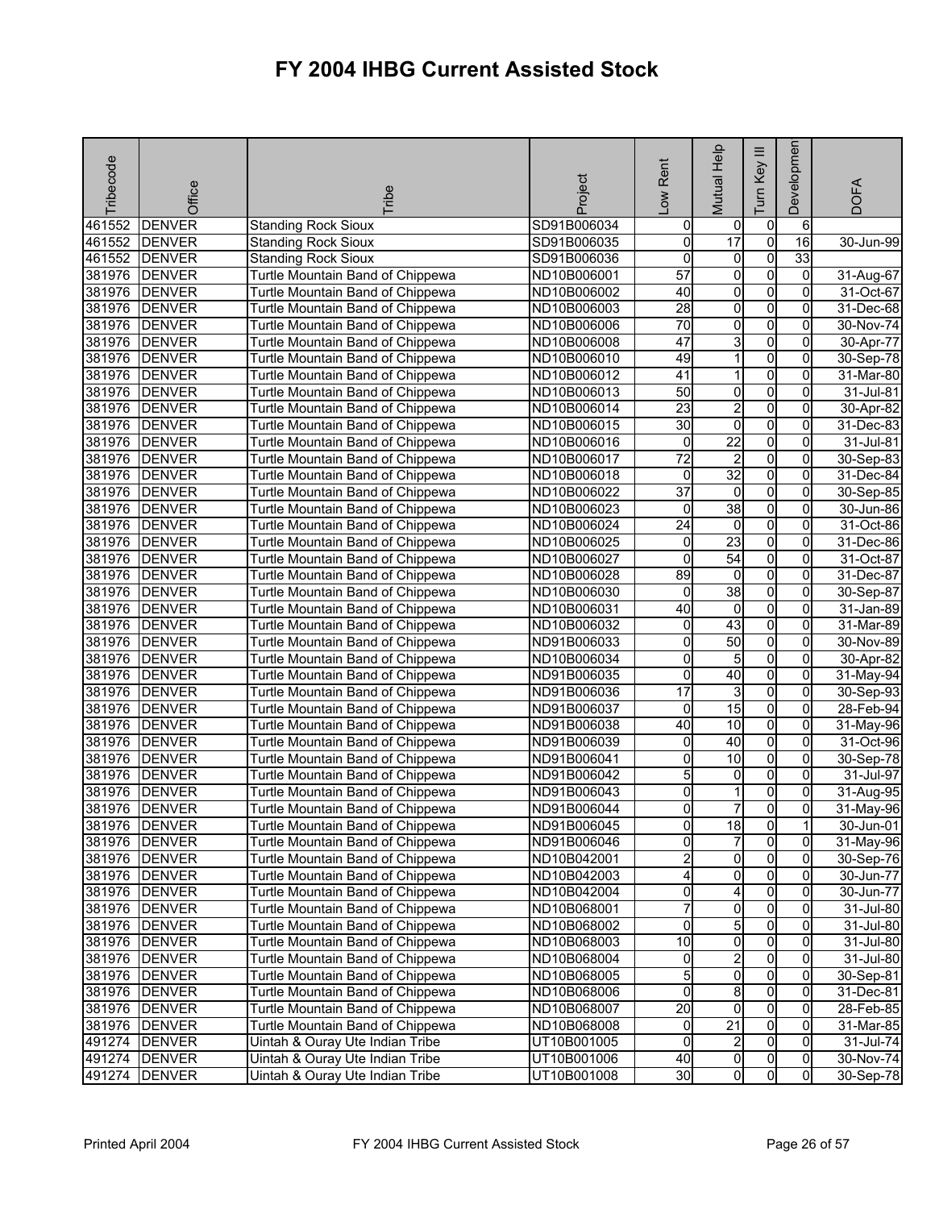# FY 2004 IHBG Current Assisted Stock

| Tribecode | Office | Tribe | Project | Low Rent | Mutual Help | Turn Key III | Development | DOFA |
|---|---|---|---|---|---|---|---|---|
| 461552 | DENVER | Standing Rock Sioux | SD91B006034 | 0 | 0 | 0 | 6 | |
| 461552 | DENVER | Standing Rock Sioux | SD91B006035 | 0 | 17 | 0 | 16 | 30-Jun-99 |
| 461552 | DENVER | Standing Rock Sioux | SD91B006036 | 0 | 0 | 0 | 33 | |
| 381976 | DENVER | Turtle Mountain Band of Chippewa | ND10B006001 | 57 | 0 | 0 | 0 | 31-Aug-67 |
| 381976 | DENVER | Turtle Mountain Band of Chippewa | ND10B006002 | 40 | 0 | 0 | 0 | 31-Oct-67 |
| 381976 | DENVER | Turtle Mountain Band of Chippewa | ND10B006003 | 28 | 0 | 0 | 0 | 31-Dec-68 |
| 381976 | DENVER | Turtle Mountain Band of Chippewa | ND10B006006 | 70 | 0 | 0 | 0 | 30-Nov-74 |
| 381976 | DENVER | Turtle Mountain Band of Chippewa | ND10B006008 | 47 | 3 | 0 | 0 | 30-Apr-77 |
| 381976 | DENVER | Turtle Mountain Band of Chippewa | ND10B006010 | 49 | 1 | 0 | 0 | 30-Sep-78 |
| 381976 | DENVER | Turtle Mountain Band of Chippewa | ND10B006012 | 41 | 1 | 0 | 0 | 31-Mar-80 |
| 381976 | DENVER | Turtle Mountain Band of Chippewa | ND10B006013 | 50 | 0 | 0 | 0 | 31-Jul-81 |
| 381976 | DENVER | Turtle Mountain Band of Chippewa | ND10B006014 | 23 | 2 | 0 | 0 | 30-Apr-82 |
| 381976 | DENVER | Turtle Mountain Band of Chippewa | ND10B006015 | 30 | 0 | 0 | 0 | 31-Dec-83 |
| 381976 | DENVER | Turtle Mountain Band of Chippewa | ND10B006016 | 0 | 22 | 0 | 0 | 31-Jul-81 |
| 381976 | DENVER | Turtle Mountain Band of Chippewa | ND10B006017 | 72 | 2 | 0 | 0 | 30-Sep-83 |
| 381976 | DENVER | Turtle Mountain Band of Chippewa | ND10B006018 | 0 | 32 | 0 | 0 | 31-Dec-84 |
| 381976 | DENVER | Turtle Mountain Band of Chippewa | ND10B006022 | 37 | 0 | 0 | 0 | 30-Sep-85 |
| 381976 | DENVER | Turtle Mountain Band of Chippewa | ND10B006023 | 0 | 38 | 0 | 0 | 30-Jun-86 |
| 381976 | DENVER | Turtle Mountain Band of Chippewa | ND10B006024 | 24 | 0 | 0 | 0 | 31-Oct-86 |
| 381976 | DENVER | Turtle Mountain Band of Chippewa | ND10B006025 | 0 | 23 | 0 | 0 | 31-Dec-86 |
| 381976 | DENVER | Turtle Mountain Band of Chippewa | ND10B006027 | 0 | 54 | 0 | 0 | 31-Oct-87 |
| 381976 | DENVER | Turtle Mountain Band of Chippewa | ND10B006028 | 89 | 0 | 0 | 0 | 31-Dec-87 |
| 381976 | DENVER | Turtle Mountain Band of Chippewa | ND10B006030 | 0 | 38 | 0 | 0 | 30-Sep-87 |
| 381976 | DENVER | Turtle Mountain Band of Chippewa | ND10B006031 | 40 | 0 | 0 | 0 | 31-Jan-89 |
| 381976 | DENVER | Turtle Mountain Band of Chippewa | ND10B006032 | 0 | 43 | 0 | 0 | 31-Mar-89 |
| 381976 | DENVER | Turtle Mountain Band of Chippewa | ND91B006033 | 0 | 50 | 0 | 0 | 30-Nov-89 |
| 381976 | DENVER | Turtle Mountain Band of Chippewa | ND10B006034 | 0 | 5 | 0 | 0 | 30-Apr-82 |
| 381976 | DENVER | Turtle Mountain Band of Chippewa | ND91B006035 | 0 | 40 | 0 | 0 | 31-May-94 |
| 381976 | DENVER | Turtle Mountain Band of Chippewa | ND91B006036 | 17 | 3 | 0 | 0 | 30-Sep-93 |
| 381976 | DENVER | Turtle Mountain Band of Chippewa | ND91B006037 | 0 | 15 | 0 | 0 | 28-Feb-94 |
| 381976 | DENVER | Turtle Mountain Band of Chippewa | ND91B006038 | 40 | 10 | 0 | 0 | 31-May-96 |
| 381976 | DENVER | Turtle Mountain Band of Chippewa | ND91B006039 | 0 | 40 | 0 | 0 | 31-Oct-96 |
| 381976 | DENVER | Turtle Mountain Band of Chippewa | ND91B006041 | 0 | 10 | 0 | 0 | 30-Sep-78 |
| 381976 | DENVER | Turtle Mountain Band of Chippewa | ND91B006042 | 5 | 0 | 0 | 0 | 31-Jul-97 |
| 381976 | DENVER | Turtle Mountain Band of Chippewa | ND91B006043 | 0 | 1 | 0 | 0 | 31-Aug-95 |
| 381976 | DENVER | Turtle Mountain Band of Chippewa | ND91B006044 | 0 | 7 | 0 | 0 | 31-May-96 |
| 381976 | DENVER | Turtle Mountain Band of Chippewa | ND91B006045 | 0 | 18 | 0 | 1 | 30-Jun-01 |
| 381976 | DENVER | Turtle Mountain Band of Chippewa | ND91B006046 | 0 | 7 | 0 | 0 | 31-May-96 |
| 381976 | DENVER | Turtle Mountain Band of Chippewa | ND10B042001 | 2 | 0 | 0 | 0 | 30-Sep-76 |
| 381976 | DENVER | Turtle Mountain Band of Chippewa | ND10B042003 | 4 | 0 | 0 | 0 | 30-Jun-77 |
| 381976 | DENVER | Turtle Mountain Band of Chippewa | ND10B042004 | 0 | 4 | 0 | 0 | 30-Jun-77 |
| 381976 | DENVER | Turtle Mountain Band of Chippewa | ND10B068001 | 7 | 0 | 0 | 0 | 31-Jul-80 |
| 381976 | DENVER | Turtle Mountain Band of Chippewa | ND10B068002 | 0 | 5 | 0 | 0 | 31-Jul-80 |
| 381976 | DENVER | Turtle Mountain Band of Chippewa | ND10B068003 | 10 | 0 | 0 | 0 | 31-Jul-80 |
| 381976 | DENVER | Turtle Mountain Band of Chippewa | ND10B068004 | 0 | 2 | 0 | 0 | 31-Jul-80 |
| 381976 | DENVER | Turtle Mountain Band of Chippewa | ND10B068005 | 5 | 0 | 0 | 0 | 30-Sep-81 |
| 381976 | DENVER | Turtle Mountain Band of Chippewa | ND10B068006 | 0 | 8 | 0 | 0 | 31-Dec-81 |
| 381976 | DENVER | Turtle Mountain Band of Chippewa | ND10B068007 | 20 | 0 | 0 | 0 | 28-Feb-85 |
| 381976 | DENVER | Turtle Mountain Band of Chippewa | ND10B068008 | 0 | 21 | 0 | 0 | 31-Mar-85 |
| 491274 | DENVER | Uintah & Ouray Ute Indian Tribe | UT10B001005 | 0 | 2 | 0 | 0 | 31-Jul-74 |
| 491274 | DENVER | Uintah & Ouray Ute Indian Tribe | UT10B001006 | 40 | 0 | 0 | 0 | 30-Nov-74 |
| 491274 | DENVER | Uintah & Ouray Ute Indian Tribe | UT10B001008 | 30 | 0 | 0 | 0 | 30-Sep-78 |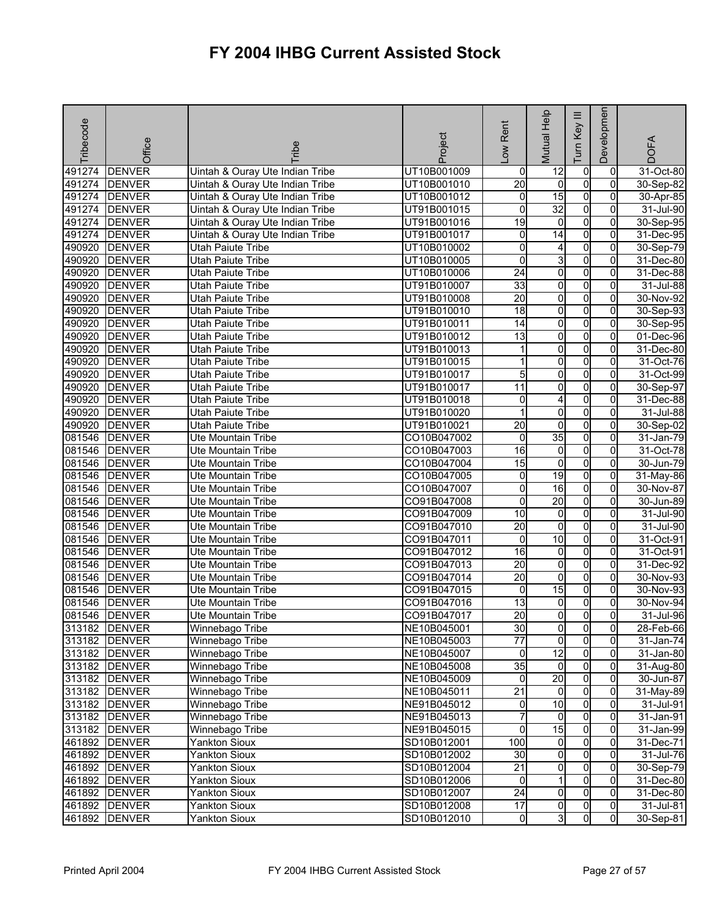# FY 2004 IHBG Current Assisted Stock

| Tribecode | Office | Tribe | Project | Low Rent | Mutual Help | Turn Key III | Development | DOFA |
|---|---|---|---|---|---|---|---|---|
| 491274 | DENVER | Uintah & Ouray Ute Indian Tribe | UT10B001009 | 0 | 12 | 0 | 0 | 31-Oct-80 |
| 491274 | DENVER | Uintah & Ouray Ute Indian Tribe | UT10B001010 | 20 | 0 | 0 | 0 | 30-Sep-82 |
| 491274 | DENVER | Uintah & Ouray Ute Indian Tribe | UT10B001012 | 0 | 15 | 0 | 0 | 30-Apr-85 |
| 491274 | DENVER | Uintah & Ouray Ute Indian Tribe | UT91B001015 | 0 | 32 | 0 | 0 | 31-Jul-90 |
| 491274 | DENVER | Uintah & Ouray Ute Indian Tribe | UT91B001016 | 19 | 0 | 0 | 0 | 30-Sep-95 |
| 491274 | DENVER | Uintah & Ouray Ute Indian Tribe | UT91B001017 | 0 | 14 | 0 | 0 | 31-Dec-95 |
| 490920 | DENVER | Utah Paiute Tribe | UT10B010002 | 0 | 4 | 0 | 0 | 30-Sep-79 |
| 490920 | DENVER | Utah Paiute Tribe | UT10B010005 | 0 | 3 | 0 | 0 | 31-Dec-80 |
| 490920 | DENVER | Utah Paiute Tribe | UT10B010006 | 24 | 0 | 0 | 0 | 31-Dec-88 |
| 490920 | DENVER | Utah Paiute Tribe | UT91B010007 | 33 | 0 | 0 | 0 | 31-Jul-88 |
| 490920 | DENVER | Utah Paiute Tribe | UT91B010008 | 20 | 0 | 0 | 0 | 30-Nov-92 |
| 490920 | DENVER | Utah Paiute Tribe | UT91B010010 | 18 | 0 | 0 | 0 | 30-Sep-93 |
| 490920 | DENVER | Utah Paiute Tribe | UT91B010011 | 14 | 0 | 0 | 0 | 30-Sep-95 |
| 490920 | DENVER | Utah Paiute Tribe | UT91B010012 | 13 | 0 | 0 | 0 | 01-Dec-96 |
| 490920 | DENVER | Utah Paiute Tribe | UT91B010013 | 1 | 0 | 0 | 0 | 31-Dec-80 |
| 490920 | DENVER | Utah Paiute Tribe | UT91B010015 | 1 | 0 | 0 | 0 | 31-Oct-76 |
| 490920 | DENVER | Utah Paiute Tribe | UT91B010017 | 5 | 0 | 0 | 0 | 31-Oct-99 |
| 490920 | DENVER | Utah Paiute Tribe | UT91B010017 | 11 | 0 | 0 | 0 | 30-Sep-97 |
| 490920 | DENVER | Utah Paiute Tribe | UT91B010018 | 0 | 4 | 0 | 0 | 31-Dec-88 |
| 490920 | DENVER | Utah Paiute Tribe | UT91B010020 | 1 | 0 | 0 | 0 | 31-Jul-88 |
| 490920 | DENVER | Utah Paiute Tribe | UT91B010021 | 20 | 0 | 0 | 0 | 30-Sep-02 |
| 081546 | DENVER | Ute Mountain Tribe | CO10B047002 | 0 | 35 | 0 | 0 | 31-Jan-79 |
| 081546 | DENVER | Ute Mountain Tribe | CO10B047003 | 16 | 0 | 0 | 0 | 31-Oct-78 |
| 081546 | DENVER | Ute Mountain Tribe | CO10B047004 | 15 | 0 | 0 | 0 | 30-Jun-79 |
| 081546 | DENVER | Ute Mountain Tribe | CO10B047005 | 0 | 19 | 0 | 0 | 31-May-86 |
| 081546 | DENVER | Ute Mountain Tribe | CO10B047007 | 0 | 16 | 0 | 0 | 30-Nov-87 |
| 081546 | DENVER | Ute Mountain Tribe | CO91B047008 | 0 | 20 | 0 | 0 | 30-Jun-89 |
| 081546 | DENVER | Ute Mountain Tribe | CO91B047009 | 10 | 0 | 0 | 0 | 31-Jul-90 |
| 081546 | DENVER | Ute Mountain Tribe | CO91B047010 | 20 | 0 | 0 | 0 | 31-Jul-90 |
| 081546 | DENVER | Ute Mountain Tribe | CO91B047011 | 0 | 10 | 0 | 0 | 31-Oct-91 |
| 081546 | DENVER | Ute Mountain Tribe | CO91B047012 | 16 | 0 | 0 | 0 | 31-Oct-91 |
| 081546 | DENVER | Ute Mountain Tribe | CO91B047013 | 20 | 0 | 0 | 0 | 31-Dec-92 |
| 081546 | DENVER | Ute Mountain Tribe | CO91B047014 | 20 | 0 | 0 | 0 | 30-Nov-93 |
| 081546 | DENVER | Ute Mountain Tribe | CO91B047015 | 0 | 15 | 0 | 0 | 30-Nov-93 |
| 081546 | DENVER | Ute Mountain Tribe | CO91B047016 | 13 | 0 | 0 | 0 | 30-Nov-94 |
| 081546 | DENVER | Ute Mountain Tribe | CO91B047017 | 20 | 0 | 0 | 0 | 31-Jul-96 |
| 313182 | DENVER | Winnebago Tribe | NE10B045001 | 30 | 0 | 0 | 0 | 28-Feb-66 |
| 313182 | DENVER | Winnebago Tribe | NE10B045003 | 77 | 0 | 0 | 0 | 31-Jan-74 |
| 313182 | DENVER | Winnebago Tribe | NE10B045007 | 0 | 12 | 0 | 0 | 31-Jan-80 |
| 313182 | DENVER | Winnebago Tribe | NE10B045008 | 35 | 0 | 0 | 0 | 31-Aug-80 |
| 313182 | DENVER | Winnebago Tribe | NE10B045009 | 0 | 20 | 0 | 0 | 30-Jun-87 |
| 313182 | DENVER | Winnebago Tribe | NE10B045011 | 21 | 0 | 0 | 0 | 31-May-89 |
| 313182 | DENVER | Winnebago Tribe | NE91B045012 | 0 | 10 | 0 | 0 | 31-Jul-91 |
| 313182 | DENVER | Winnebago Tribe | NE91B045013 | 7 | 0 | 0 | 0 | 31-Jan-91 |
| 313182 | DENVER | Winnebago Tribe | NE91B045015 | 0 | 15 | 0 | 0 | 31-Jan-99 |
| 461892 | DENVER | Yankton Sioux | SD10B012001 | 100 | 0 | 0 | 0 | 31-Dec-71 |
| 461892 | DENVER | Yankton Sioux | SD10B012002 | 30 | 0 | 0 | 0 | 31-Jul-76 |
| 461892 | DENVER | Yankton Sioux | SD10B012004 | 21 | 0 | 0 | 0 | 30-Sep-79 |
| 461892 | DENVER | Yankton Sioux | SD10B012006 | 0 | 1 | 0 | 0 | 31-Dec-80 |
| 461892 | DENVER | Yankton Sioux | SD10B012007 | 24 | 0 | 0 | 0 | 31-Dec-80 |
| 461892 | DENVER | Yankton Sioux | SD10B012008 | 17 | 0 | 0 | 0 | 31-Jul-81 |
| 461892 | DENVER | Yankton Sioux | SD10B012010 | 0 | 3 | 0 | 0 | 30-Sep-81 |

Printed April 2004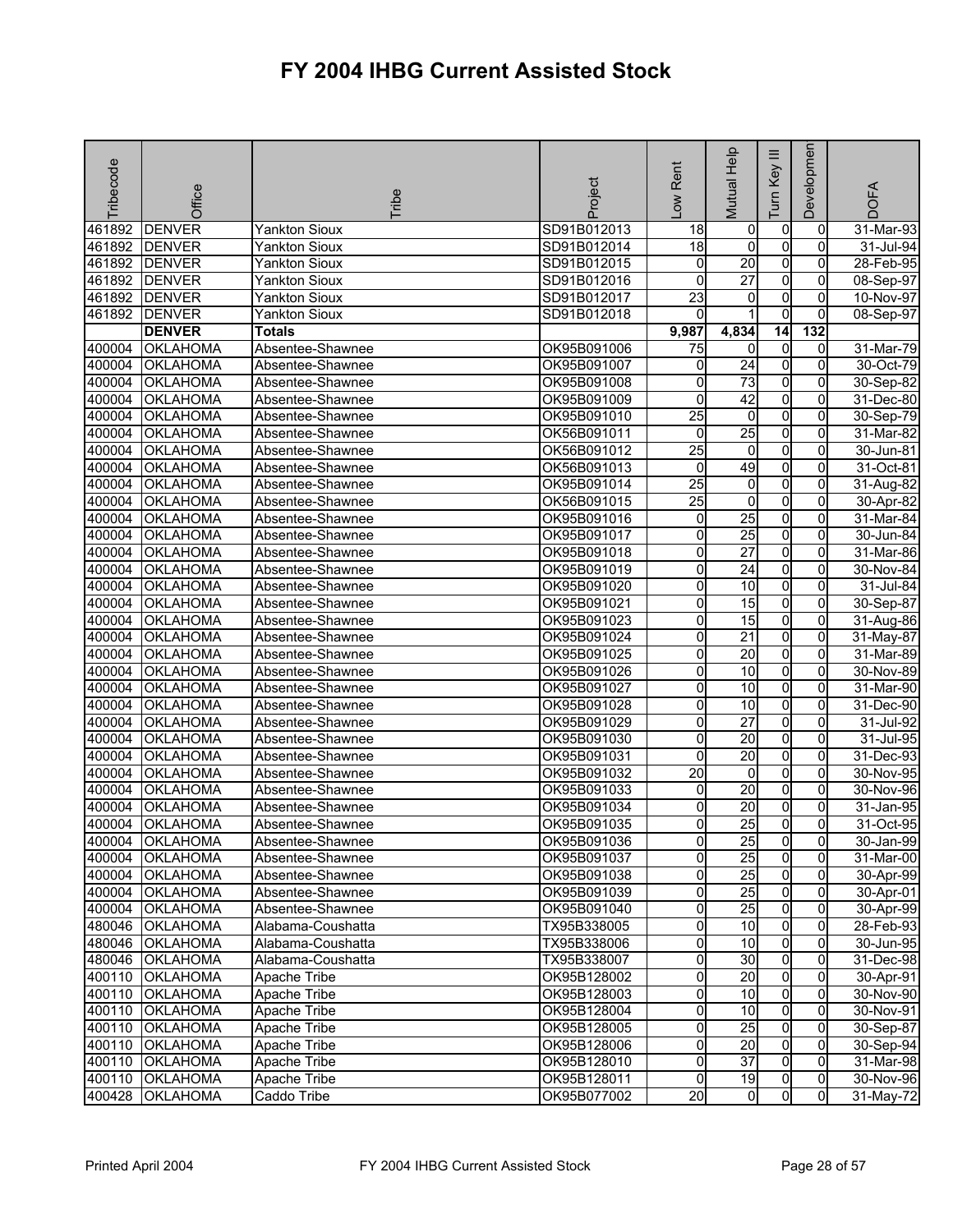# FY 2004 IHBG Current Assisted Stock

| Tribecode | Office | Tribe | Project | Low Rent | Mutual Help | Turn Key III | Development | DOFA |
|---|---|---|---|---|---|---|---|---|
| 461892 | DENVER | Yankton Sioux | SD91B012013 | 18 | 0 | 0 | 0 | 31-Mar-93 |
| 461892 | DENVER | Yankton Sioux | SD91B012014 | 18 | 0 | 0 | 0 | 31-Jul-94 |
| 461892 | DENVER | Yankton Sioux | SD91B012015 | 0 | 20 | 0 | 0 | 28-Feb-95 |
| 461892 | DENVER | Yankton Sioux | SD91B012016 | 0 | 27 | 0 | 0 | 08-Sep-97 |
| 461892 | DENVER | Yankton Sioux | SD91B012017 | 23 | 0 | 0 | 0 | 10-Nov-97 |
| 461892 | DENVER | Yankton Sioux | SD91B012018 | 0 | 1 | 0 | 0 | 08-Sep-97 |
| | **DENVER** | **Totals** | | **9,987** | **4,834** | **14** | **132** | |
| 400004 | OKLAHOMA | Absentee-Shawnee | OK95B091006 | 75 | 0 | 0 | 0 | 31-Mar-79 |
| 400004 | OKLAHOMA | Absentee-Shawnee | OK95B091007 | 0 | 24 | 0 | 0 | 30-Oct-79 |
| 400004 | OKLAHOMA | Absentee-Shawnee | OK95B091008 | 0 | 73 | 0 | 0 | 30-Sep-82 |
| 400004 | OKLAHOMA | Absentee-Shawnee | OK95B091009 | 0 | 42 | 0 | 0 | 31-Dec-80 |
| 400004 | OKLAHOMA | Absentee-Shawnee | OK95B091010 | 25 | 0 | 0 | 0 | 30-Sep-79 |
| 400004 | OKLAHOMA | Absentee-Shawnee | OK56B091011 | 0 | 25 | 0 | 0 | 31-Mar-82 |
| 400004 | OKLAHOMA | Absentee-Shawnee | OK56B091012 | 25 | 0 | 0 | 0 | 30-Jun-81 |
| 400004 | OKLAHOMA | Absentee-Shawnee | OK56B091013 | 0 | 49 | 0 | 0 | 31-Oct-81 |
| 400004 | OKLAHOMA | Absentee-Shawnee | OK95B091014 | 25 | 0 | 0 | 0 | 31-Aug-82 |
| 400004 | OKLAHOMA | Absentee-Shawnee | OK56B091015 | 25 | 0 | 0 | 0 | 30-Apr-82 |
| 400004 | OKLAHOMA | Absentee-Shawnee | OK95B091016 | 0 | 25 | 0 | 0 | 31-Mar-84 |
| 400004 | OKLAHOMA | Absentee-Shawnee | OK95B091017 | 0 | 25 | 0 | 0 | 30-Jun-84 |
| 400004 | OKLAHOMA | Absentee-Shawnee | OK95B091018 | 0 | 27 | 0 | 0 | 31-Mar-86 |
| 400004 | OKLAHOMA | Absentee-Shawnee | OK95B091019 | 0 | 24 | 0 | 0 | 30-Nov-84 |
| 400004 | OKLAHOMA | Absentee-Shawnee | OK95B091020 | 0 | 10 | 0 | 0 | 31-Jul-84 |
| 400004 | OKLAHOMA | Absentee-Shawnee | OK95B091021 | 0 | 15 | 0 | 0 | 30-Sep-87 |
| 400004 | OKLAHOMA | Absentee-Shawnee | OK95B091023 | 0 | 15 | 0 | 0 | 31-Aug-86 |
| 400004 | OKLAHOMA | Absentee-Shawnee | OK95B091024 | 0 | 21 | 0 | 0 | 31-May-87 |
| 400004 | OKLAHOMA | Absentee-Shawnee | OK95B091025 | 0 | 20 | 0 | 0 | 31-Mar-89 |
| 400004 | OKLAHOMA | Absentee-Shawnee | OK95B091026 | 0 | 10 | 0 | 0 | 30-Nov-89 |
| 400004 | OKLAHOMA | Absentee-Shawnee | OK95B091027 | 0 | 10 | 0 | 0 | 31-Mar-90 |
| 400004 | OKLAHOMA | Absentee-Shawnee | OK95B091028 | 0 | 10 | 0 | 0 | 31-Dec-90 |
| 400004 | OKLAHOMA | Absentee-Shawnee | OK95B091029 | 0 | 27 | 0 | 0 | 31-Jul-92 |
| 400004 | OKLAHOMA | Absentee-Shawnee | OK95B091030 | 0 | 20 | 0 | 0 | 31-Jul-95 |
| 400004 | OKLAHOMA | Absentee-Shawnee | OK95B091031 | 0 | 20 | 0 | 0 | 31-Dec-93 |
| 400004 | OKLAHOMA | Absentee-Shawnee | OK95B091032 | 20 | 0 | 0 | 0 | 30-Nov-95 |
| 400004 | OKLAHOMA | Absentee-Shawnee | OK95B091033 | 0 | 20 | 0 | 0 | 30-Nov-96 |
| 400004 | OKLAHOMA | Absentee-Shawnee | OK95B091034 | 0 | 20 | 0 | 0 | 31-Jan-95 |
| 400004 | OKLAHOMA | Absentee-Shawnee | OK95B091035 | 0 | 25 | 0 | 0 | 31-Oct-95 |
| 400004 | OKLAHOMA | Absentee-Shawnee | OK95B091036 | 0 | 25 | 0 | 0 | 30-Jan-99 |
| 400004 | OKLAHOMA | Absentee-Shawnee | OK95B091037 | 0 | 25 | 0 | 0 | 31-Mar-00 |
| 400004 | OKLAHOMA | Absentee-Shawnee | OK95B091038 | 0 | 25 | 0 | 0 | 30-Apr-99 |
| 400004 | OKLAHOMA | Absentee-Shawnee | OK95B091039 | 0 | 25 | 0 | 0 | 30-Apr-01 |
| 400004 | OKLAHOMA | Absentee-Shawnee | OK95B091040 | 0 | 25 | 0 | 0 | 30-Apr-99 |
| 480046 | OKLAHOMA | Alabama-Coushatta | TX95B338005 | 0 | 10 | 0 | 0 | 28-Feb-93 |
| 480046 | OKLAHOMA | Alabama-Coushatta | TX95B338006 | 0 | 10 | 0 | 0 | 30-Jun-95 |
| 480046 | OKLAHOMA | Alabama-Coushatta | TX95B338007 | 0 | 30 | 0 | 0 | 31-Dec-98 |
| 400110 | OKLAHOMA | Apache Tribe | OK95B128002 | 0 | 20 | 0 | 0 | 30-Apr-91 |
| 400110 | OKLAHOMA | Apache Tribe | OK95B128003 | 0 | 10 | 0 | 0 | 30-Nov-90 |
| 400110 | OKLAHOMA | Apache Tribe | OK95B128004 | 0 | 10 | 0 | 0 | 30-Nov-91 |
| 400110 | OKLAHOMA | Apache Tribe | OK95B128005 | 0 | 25 | 0 | 0 | 30-Sep-87 |
| 400110 | OKLAHOMA | Apache Tribe | OK95B128006 | 0 | 20 | 0 | 0 | 30-Sep-94 |
| 400110 | OKLAHOMA | Apache Tribe | OK95B128010 | 0 | 37 | 0 | 0 | 31-Mar-98 |
| 400110 | OKLAHOMA | Apache Tribe | OK95B128011 | 0 | 19 | 0 | 0 | 30-Nov-96 |
| 400428 | OKLAHOMA | Caddo Tribe | OK95B077002 | 20 | 0 | 0 | 0 | 31-May-72 |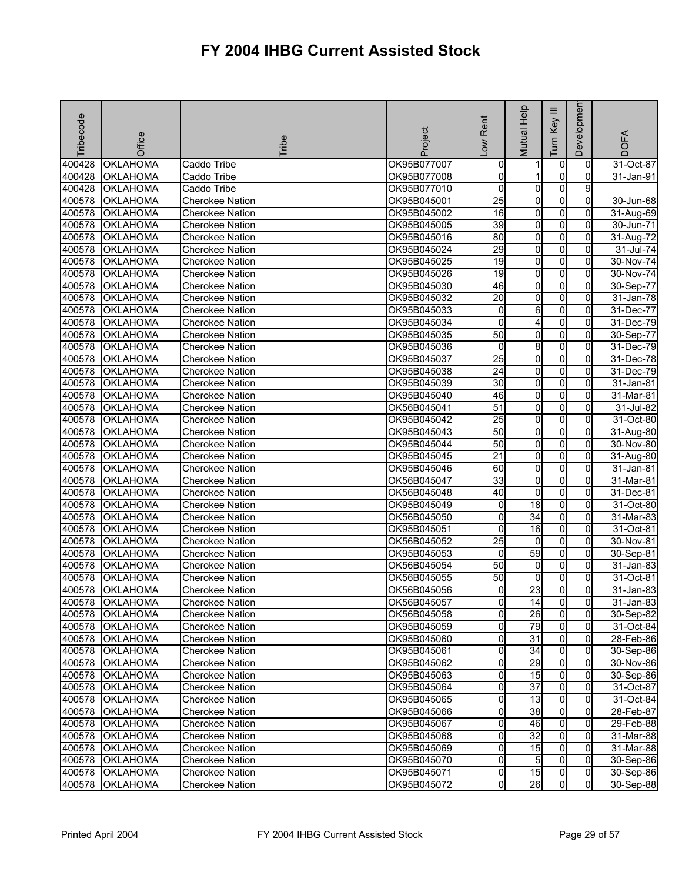# FY 2004 IHBG Current Assisted Stock

| Tribecode | Office | Tribe | Project | Low Rent | Mutual Help | Turn Key III | Development | DOFA |
|---|---|---|---|---|---|---|---|---|
| 400428 | OKLAHOMA | Caddo Tribe | OK95B077007 | 0 | 1 | 0 | 0 | 31-Oct-87 |
| 400428 | OKLAHOMA | Caddo Tribe | OK95B077008 | 0 | 1 | 0 | 0 | 31-Jan-91 |
| 400428 | OKLAHOMA | Caddo Tribe | OK95B077010 | 0 | 0 | 0 | 9 | |
| 400578 | OKLAHOMA | Cherokee Nation | OK95B045001 | 25 | 0 | 0 | 0 | 30-Jun-68 |
| 400578 | OKLAHOMA | Cherokee Nation | OK95B045002 | 16 | 0 | 0 | 0 | 31-Aug-69 |
| 400578 | OKLAHOMA | Cherokee Nation | OK95B045005 | 39 | 0 | 0 | 0 | 30-Jun-71 |
| 400578 | OKLAHOMA | Cherokee Nation | OK95B045016 | 80 | 0 | 0 | 0 | 31-Aug-72 |
| 400578 | OKLAHOMA | Cherokee Nation | OK95B045024 | 29 | 0 | 0 | 0 | 31-Jul-74 |
| 400578 | OKLAHOMA | Cherokee Nation | OK95B045025 | 19 | 0 | 0 | 0 | 30-Nov-74 |
| 400578 | OKLAHOMA | Cherokee Nation | OK95B045026 | 19 | 0 | 0 | 0 | 30-Nov-74 |
| 400578 | OKLAHOMA | Cherokee Nation | OK95B045030 | 46 | 0 | 0 | 0 | 30-Sep-77 |
| 400578 | OKLAHOMA | Cherokee Nation | OK95B045032 | 20 | 0 | 0 | 0 | 31-Jan-78 |
| 400578 | OKLAHOMA | Cherokee Nation | OK95B045033 | 0 | 6 | 0 | 0 | 31-Dec-77 |
| 400578 | OKLAHOMA | Cherokee Nation | OK95B045034 | 0 | 4 | 0 | 0 | 31-Dec-79 |
| 400578 | OKLAHOMA | Cherokee Nation | OK95B045035 | 50 | 0 | 0 | 0 | 30-Sep-77 |
| 400578 | OKLAHOMA | Cherokee Nation | OK95B045036 | 0 | 8 | 0 | 0 | 31-Dec-79 |
| 400578 | OKLAHOMA | Cherokee Nation | OK95B045037 | 25 | 0 | 0 | 0 | 31-Dec-78 |
| 400578 | OKLAHOMA | Cherokee Nation | OK95B045038 | 24 | 0 | 0 | 0 | 31-Dec-79 |
| 400578 | OKLAHOMA | Cherokee Nation | OK95B045039 | 30 | 0 | 0 | 0 | 31-Jan-81 |
| 400578 | OKLAHOMA | Cherokee Nation | OK95B045040 | 46 | 0 | 0 | 0 | 31-Mar-81 |
| 400578 | OKLAHOMA | Cherokee Nation | OK56B045041 | 51 | 0 | 0 | 0 | 31-Jul-82 |
| 400578 | OKLAHOMA | Cherokee Nation | OK95B045042 | 25 | 0 | 0 | 0 | 31-Oct-80 |
| 400578 | OKLAHOMA | Cherokee Nation | OK95B045043 | 50 | 0 | 0 | 0 | 31-Aug-80 |
| 400578 | OKLAHOMA | Cherokee Nation | OK95B045044 | 50 | 0 | 0 | 0 | 30-Nov-80 |
| 400578 | OKLAHOMA | Cherokee Nation | OK95B045045 | 21 | 0 | 0 | 0 | 31-Aug-80 |
| 400578 | OKLAHOMA | Cherokee Nation | OK95B045046 | 60 | 0 | 0 | 0 | 31-Jan-81 |
| 400578 | OKLAHOMA | Cherokee Nation | OK56B045047 | 33 | 0 | 0 | 0 | 31-Mar-81 |
| 400578 | OKLAHOMA | Cherokee Nation | OK56B045048 | 40 | 0 | 0 | 0 | 31-Dec-81 |
| 400578 | OKLAHOMA | Cherokee Nation | OK95B045049 | 0 | 18 | 0 | 0 | 31-Oct-80 |
| 400578 | OKLAHOMA | Cherokee Nation | OK56B045050 | 0 | 34 | 0 | 0 | 31-Mar-83 |
| 400578 | OKLAHOMA | Cherokee Nation | OK95B045051 | 0 | 16 | 0 | 0 | 31-Oct-81 |
| 400578 | OKLAHOMA | Cherokee Nation | OK56B045052 | 25 | 0 | 0 | 0 | 30-Nov-81 |
| 400578 | OKLAHOMA | Cherokee Nation | OK95B045053 | 0 | 59 | 0 | 0 | 30-Sep-81 |
| 400578 | OKLAHOMA | Cherokee Nation | OK56B045054 | 50 | 0 | 0 | 0 | 31-Jan-83 |
| 400578 | OKLAHOMA | Cherokee Nation | OK56B045055 | 50 | 0 | 0 | 0 | 31-Oct-81 |
| 400578 | OKLAHOMA | Cherokee Nation | OK56B045056 | 0 | 23 | 0 | 0 | 31-Jan-83 |
| 400578 | OKLAHOMA | Cherokee Nation | OK56B045057 | 0 | 14 | 0 | 0 | 31-Jan-83 |
| 400578 | OKLAHOMA | Cherokee Nation | OK56B045058 | 0 | 26 | 0 | 0 | 30-Sep-82 |
| 400578 | OKLAHOMA | Cherokee Nation | OK95B045059 | 0 | 79 | 0 | 0 | 31-Oct-84 |
| 400578 | OKLAHOMA | Cherokee Nation | OK95B045060 | 0 | 31 | 0 | 0 | 28-Feb-86 |
| 400578 | OKLAHOMA | Cherokee Nation | OK95B045061 | 0 | 34 | 0 | 0 | 30-Sep-86 |
| 400578 | OKLAHOMA | Cherokee Nation | OK95B045062 | 0 | 29 | 0 | 0 | 30-Nov-86 |
| 400578 | OKLAHOMA | Cherokee Nation | OK95B045063 | 0 | 15 | 0 | 0 | 30-Sep-86 |
| 400578 | OKLAHOMA | Cherokee Nation | OK95B045064 | 0 | 37 | 0 | 0 | 31-Oct-87 |
| 400578 | OKLAHOMA | Cherokee Nation | OK95B045065 | 0 | 13 | 0 | 0 | 31-Oct-84 |
| 400578 | OKLAHOMA | Cherokee Nation | OK95B045066 | 0 | 38 | 0 | 0 | 28-Feb-87 |
| 400578 | OKLAHOMA | Cherokee Nation | OK95B045067 | 0 | 46 | 0 | 0 | 29-Feb-88 |
| 400578 | OKLAHOMA | Cherokee Nation | OK95B045068 | 0 | 32 | 0 | 0 | 31-Mar-88 |
| 400578 | OKLAHOMA | Cherokee Nation | OK95B045069 | 0 | 15 | 0 | 0 | 31-Mar-88 |
| 400578 | OKLAHOMA | Cherokee Nation | OK95B045070 | 0 | 5 | 0 | 0 | 30-Sep-86 |
| 400578 | OKLAHOMA | Cherokee Nation | OK95B045071 | 0 | 15 | 0 | 0 | 30-Sep-86 |
| 400578 | OKLAHOMA | Cherokee Nation | OK95B045072 | 0 | 26 | 0 | 0 | 30-Sep-88 |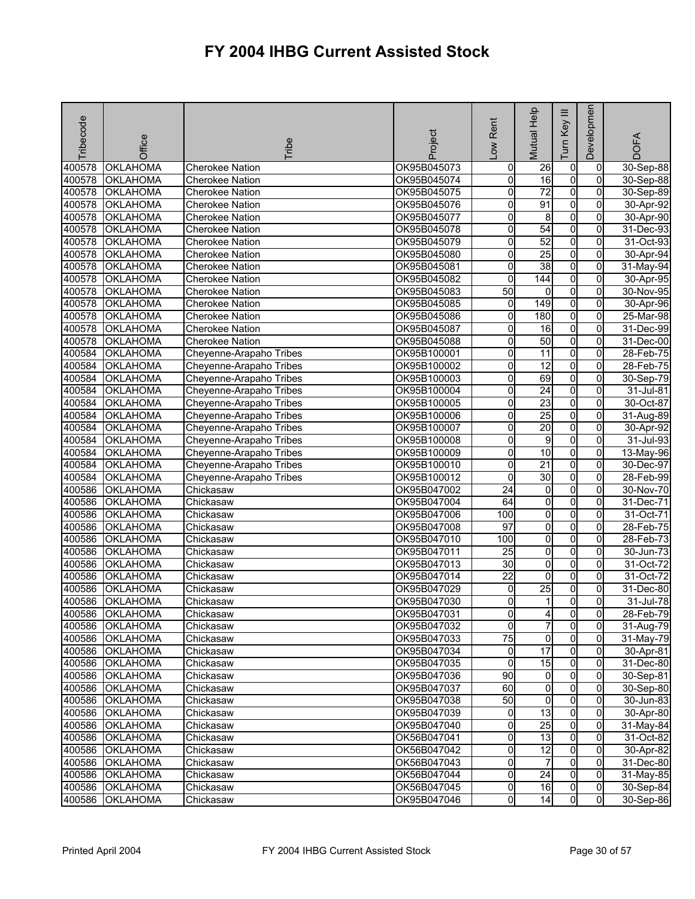# FY 2004 IHBG Current Assisted Stock

| Tribecode | Office | Tribe | Project | Low Rent | Mutual Help | Turn Key III | Development | DOFA |
|---|---|---|---|---|---|---|---|---|
| 400578 | OKLAHOMA | Cherokee Nation | OK95B045073 | 0 | 26 | 0 | 0 | 30-Sep-88 |
| 400578 | OKLAHOMA | Cherokee Nation | OK95B045074 | 0 | 16 | 0 | 0 | 30-Sep-88 |
| 400578 | OKLAHOMA | Cherokee Nation | OK95B045075 | 0 | 72 | 0 | 0 | 30-Sep-89 |
| 400578 | OKLAHOMA | Cherokee Nation | OK95B045076 | 0 | 91 | 0 | 0 | 30-Apr-92 |
| 400578 | OKLAHOMA | Cherokee Nation | OK95B045077 | 0 | 8 | 0 | 0 | 30-Apr-90 |
| 400578 | OKLAHOMA | Cherokee Nation | OK95B045078 | 0 | 54 | 0 | 0 | 31-Dec-93 |
| 400578 | OKLAHOMA | Cherokee Nation | OK95B045079 | 0 | 52 | 0 | 0 | 31-Oct-93 |
| 400578 | OKLAHOMA | Cherokee Nation | OK95B045080 | 0 | 25 | 0 | 0 | 30-Apr-94 |
| 400578 | OKLAHOMA | Cherokee Nation | OK95B045081 | 0 | 38 | 0 | 0 | 31-May-94 |
| 400578 | OKLAHOMA | Cherokee Nation | OK95B045082 | 0 | 144 | 0 | 0 | 30-Apr-95 |
| 400578 | OKLAHOMA | Cherokee Nation | OK95B045083 | 50 | 0 | 0 | 0 | 30-Nov-95 |
| 400578 | OKLAHOMA | Cherokee Nation | OK95B045085 | 0 | 149 | 0 | 0 | 30-Apr-96 |
| 400578 | OKLAHOMA | Cherokee Nation | OK95B045086 | 0 | 180 | 0 | 0 | 25-Mar-98 |
| 400578 | OKLAHOMA | Cherokee Nation | OK95B045087 | 0 | 16 | 0 | 0 | 31-Dec-99 |
| 400578 | OKLAHOMA | Cherokee Nation | OK95B045088 | 0 | 50 | 0 | 0 | 31-Dec-00 |
| 400584 | OKLAHOMA | Cheyenne-Arapaho Tribes | OK95B100001 | 0 | 11 | 0 | 0 | 28-Feb-75 |
| 400584 | OKLAHOMA | Cheyenne-Arapaho Tribes | OK95B100002 | 0 | 12 | 0 | 0 | 28-Feb-75 |
| 400584 | OKLAHOMA | Cheyenne-Arapaho Tribes | OK95B100003 | 0 | 69 | 0 | 0 | 30-Sep-79 |
| 400584 | OKLAHOMA | Cheyenne-Arapaho Tribes | OK95B100004 | 0 | 24 | 0 | 0 | 31-Jul-81 |
| 400584 | OKLAHOMA | Cheyenne-Arapaho Tribes | OK95B100005 | 0 | 23 | 0 | 0 | 30-Oct-87 |
| 400584 | OKLAHOMA | Cheyenne-Arapaho Tribes | OK95B100006 | 0 | 25 | 0 | 0 | 31-Aug-89 |
| 400584 | OKLAHOMA | Cheyenne-Arapaho Tribes | OK95B100007 | 0 | 20 | 0 | 0 | 30-Apr-92 |
| 400584 | OKLAHOMA | Cheyenne-Arapaho Tribes | OK95B100008 | 0 | 9 | 0 | 0 | 31-Jul-93 |
| 400584 | OKLAHOMA | Cheyenne-Arapaho Tribes | OK95B100009 | 0 | 10 | 0 | 0 | 13-May-96 |
| 400584 | OKLAHOMA | Cheyenne-Arapaho Tribes | OK95B100010 | 0 | 21 | 0 | 0 | 30-Dec-97 |
| 400584 | OKLAHOMA | Cheyenne-Arapaho Tribes | OK95B100012 | 0 | 30 | 0 | 0 | 28-Feb-99 |
| 400586 | OKLAHOMA | Chickasaw | OK95B047002 | 24 | 0 | 0 | 0 | 30-Nov-70 |
| 400586 | OKLAHOMA | Chickasaw | OK95B047004 | 64 | 0 | 0 | 0 | 31-Dec-71 |
| 400586 | OKLAHOMA | Chickasaw | OK95B047006 | 100 | 0 | 0 | 0 | 31-Oct-71 |
| 400586 | OKLAHOMA | Chickasaw | OK95B047008 | 97 | 0 | 0 | 0 | 28-Feb-75 |
| 400586 | OKLAHOMA | Chickasaw | OK95B047010 | 100 | 0 | 0 | 0 | 28-Feb-73 |
| 400586 | OKLAHOMA | Chickasaw | OK95B047011 | 25 | 0 | 0 | 0 | 30-Jun-73 |
| 400586 | OKLAHOMA | Chickasaw | OK95B047013 | 30 | 0 | 0 | 0 | 31-Oct-72 |
| 400586 | OKLAHOMA | Chickasaw | OK95B047014 | 22 | 0 | 0 | 0 | 31-Oct-72 |
| 400586 | OKLAHOMA | Chickasaw | OK95B047029 | 0 | 25 | 0 | 0 | 31-Dec-80 |
| 400586 | OKLAHOMA | Chickasaw | OK95B047030 | 0 | 1 | 0 | 0 | 31-Jul-78 |
| 400586 | OKLAHOMA | Chickasaw | OK95B047031 | 0 | 4 | 0 | 0 | 28-Feb-79 |
| 400586 | OKLAHOMA | Chickasaw | OK95B047032 | 0 | 7 | 0 | 0 | 31-Aug-79 |
| 400586 | OKLAHOMA | Chickasaw | OK95B047033 | 75 | 0 | 0 | 0 | 31-May-79 |
| 400586 | OKLAHOMA | Chickasaw | OK95B047034 | 0 | 17 | 0 | 0 | 30-Apr-81 |
| 400586 | OKLAHOMA | Chickasaw | OK95B047035 | 0 | 15 | 0 | 0 | 31-Dec-80 |
| 400586 | OKLAHOMA | Chickasaw | OK95B047036 | 90 | 0 | 0 | 0 | 30-Sep-81 |
| 400586 | OKLAHOMA | Chickasaw | OK95B047037 | 60 | 0 | 0 | 0 | 30-Sep-80 |
| 400586 | OKLAHOMA | Chickasaw | OK95B047038 | 50 | 0 | 0 | 0 | 30-Jun-83 |
| 400586 | OKLAHOMA | Chickasaw | OK95B047039 | 0 | 13 | 0 | 0 | 30-Apr-80 |
| 400586 | OKLAHOMA | Chickasaw | OK95B047040 | 0 | 25 | 0 | 0 | 31-May-84 |
| 400586 | OKLAHOMA | Chickasaw | OK56B047041 | 0 | 13 | 0 | 0 | 31-Oct-82 |
| 400586 | OKLAHOMA | Chickasaw | OK56B047042 | 0 | 12 | 0 | 0 | 30-Apr-82 |
| 400586 | OKLAHOMA | Chickasaw | OK56B047043 | 0 | 7 | 0 | 0 | 31-Dec-80 |
| 400586 | OKLAHOMA | Chickasaw | OK56B047044 | 0 | 24 | 0 | 0 | 31-May-85 |
| 400586 | OKLAHOMA | Chickasaw | OK56B047045 | 0 | 16 | 0 | 0 | 30-Sep-84 |
| 400586 | OKLAHOMA | Chickasaw | OK95B047046 | 0 | 14 | 0 | 0 | 30-Sep-86 |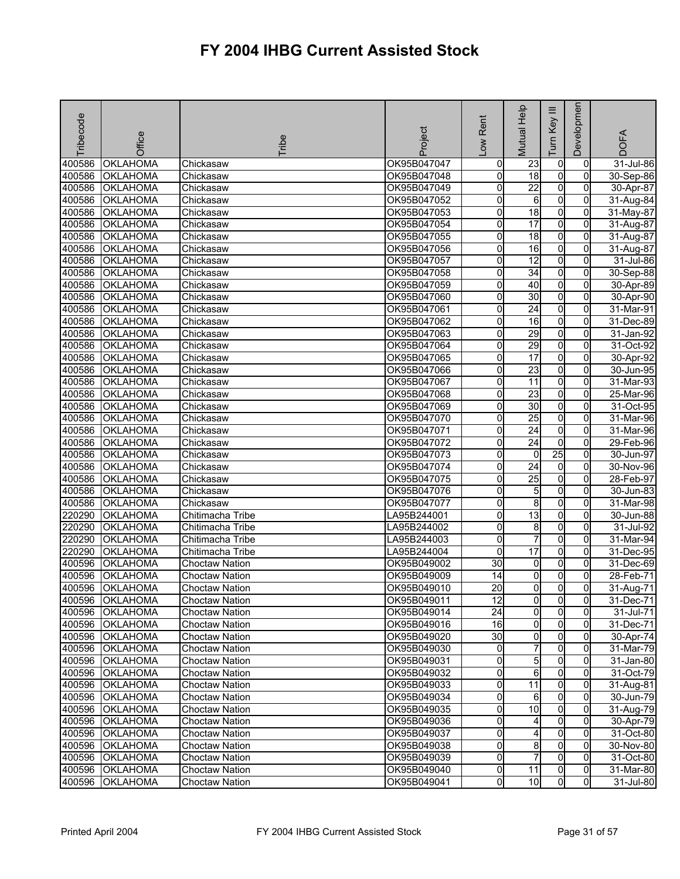# FY 2004 IHBG Current Assisted Stock

| Tribecode | Office | Tribe | Project | Low Rent | Mutual Help | Turn Key III | Developmen | DOFA |
|---|---|---|---|---|---|---|---|---|
| 400586 | OKLAHOMA | Chickasaw | OK95B047047 | 0 | 23 | 0 | 0 | 31-Jul-86 |
| 400586 | OKLAHOMA | Chickasaw | OK95B047048 | 0 | 18 | 0 | 0 | 30-Sep-86 |
| 400586 | OKLAHOMA | Chickasaw | OK95B047049 | 0 | 22 | 0 | 0 | 30-Apr-87 |
| 400586 | OKLAHOMA | Chickasaw | OK95B047052 | 0 | 6 | 0 | 0 | 31-Aug-84 |
| 400586 | OKLAHOMA | Chickasaw | OK95B047053 | 0 | 18 | 0 | 0 | 31-May-87 |
| 400586 | OKLAHOMA | Chickasaw | OK95B047054 | 0 | 17 | 0 | 0 | 31-Aug-87 |
| 400586 | OKLAHOMA | Chickasaw | OK95B047055 | 0 | 18 | 0 | 0 | 31-Aug-87 |
| 400586 | OKLAHOMA | Chickasaw | OK95B047056 | 0 | 16 | 0 | 0 | 31-Aug-87 |
| 400586 | OKLAHOMA | Chickasaw | OK95B047057 | 0 | 12 | 0 | 0 | 31-Jul-86 |
| 400586 | OKLAHOMA | Chickasaw | OK95B047058 | 0 | 34 | 0 | 0 | 30-Sep-88 |
| 400586 | OKLAHOMA | Chickasaw | OK95B047059 | 0 | 40 | 0 | 0 | 30-Apr-89 |
| 400586 | OKLAHOMA | Chickasaw | OK95B047060 | 0 | 30 | 0 | 0 | 30-Apr-90 |
| 400586 | OKLAHOMA | Chickasaw | OK95B047061 | 0 | 24 | 0 | 0 | 31-Mar-91 |
| 400586 | OKLAHOMA | Chickasaw | OK95B047062 | 0 | 16 | 0 | 0 | 31-Dec-89 |
| 400586 | OKLAHOMA | Chickasaw | OK95B047063 | 0 | 29 | 0 | 0 | 31-Jan-92 |
| 400586 | OKLAHOMA | Chickasaw | OK95B047064 | 0 | 29 | 0 | 0 | 31-Oct-92 |
| 400586 | OKLAHOMA | Chickasaw | OK95B047065 | 0 | 17 | 0 | 0 | 30-Apr-92 |
| 400586 | OKLAHOMA | Chickasaw | OK95B047066 | 0 | 23 | 0 | 0 | 30-Jun-95 |
| 400586 | OKLAHOMA | Chickasaw | OK95B047067 | 0 | 11 | 0 | 0 | 31-Mar-93 |
| 400586 | OKLAHOMA | Chickasaw | OK95B047068 | 0 | 23 | 0 | 0 | 25-Mar-96 |
| 400586 | OKLAHOMA | Chickasaw | OK95B047069 | 0 | 30 | 0 | 0 | 31-Oct-95 |
| 400586 | OKLAHOMA | Chickasaw | OK95B047070 | 0 | 25 | 0 | 0 | 31-Mar-96 |
| 400586 | OKLAHOMA | Chickasaw | OK95B047071 | 0 | 24 | 0 | 0 | 31-Mar-96 |
| 400586 | OKLAHOMA | Chickasaw | OK95B047072 | 0 | 24 | 0 | 0 | 29-Feb-96 |
| 400586 | OKLAHOMA | Chickasaw | OK95B047073 | 0 | 0 | 25 | 0 | 30-Jun-97 |
| 400586 | OKLAHOMA | Chickasaw | OK95B047074 | 0 | 24 | 0 | 0 | 30-Nov-96 |
| 400586 | OKLAHOMA | Chickasaw | OK95B047075 | 0 | 25 | 0 | 0 | 28-Feb-97 |
| 400586 | OKLAHOMA | Chickasaw | OK95B047076 | 0 | 5 | 0 | 0 | 30-Jun-83 |
| 400586 | OKLAHOMA | Chickasaw | OK95B047077 | 0 | 8 | 0 | 0 | 31-Mar-98 |
| 220290 | OKLAHOMA | Chitimacha Tribe | LA95B244001 | 0 | 13 | 0 | 0 | 30-Jun-88 |
| 220290 | OKLAHOMA | Chitimacha Tribe | LA95B244002 | 0 | 8 | 0 | 0 | 31-Jul-92 |
| 220290 | OKLAHOMA | Chitimacha Tribe | LA95B244003 | 0 | 7 | 0 | 0 | 31-Mar-94 |
| 220290 | OKLAHOMA | Chitimacha Tribe | LA95B244004 | 0 | 17 | 0 | 0 | 31-Dec-95 |
| 400596 | OKLAHOMA | Choctaw Nation | OK95B049002 | 30 | 0 | 0 | 0 | 31-Dec-69 |
| 400596 | OKLAHOMA | Choctaw Nation | OK95B049009 | 14 | 0 | 0 | 0 | 28-Feb-71 |
| 400596 | OKLAHOMA | Choctaw Nation | OK95B049010 | 20 | 0 | 0 | 0 | 31-Aug-71 |
| 400596 | OKLAHOMA | Choctaw Nation | OK95B049011 | 12 | 0 | 0 | 0 | 31-Dec-71 |
| 400596 | OKLAHOMA | Choctaw Nation | OK95B049014 | 24 | 0 | 0 | 0 | 31-Jul-71 |
| 400596 | OKLAHOMA | Choctaw Nation | OK95B049016 | 16 | 0 | 0 | 0 | 31-Dec-71 |
| 400596 | OKLAHOMA | Choctaw Nation | OK95B049020 | 30 | 0 | 0 | 0 | 30-Apr-74 |
| 400596 | OKLAHOMA | Choctaw Nation | OK95B049030 | 0 | 7 | 0 | 0 | 31-Mar-79 |
| 400596 | OKLAHOMA | Choctaw Nation | OK95B049031 | 0 | 5 | 0 | 0 | 31-Jan-80 |
| 400596 | OKLAHOMA | Choctaw Nation | OK95B049032 | 0 | 6 | 0 | 0 | 31-Oct-79 |
| 400596 | OKLAHOMA | Choctaw Nation | OK95B049033 | 0 | 11 | 0 | 0 | 31-Aug-81 |
| 400596 | OKLAHOMA | Choctaw Nation | OK95B049034 | 0 | 6 | 0 | 0 | 30-Jun-79 |
| 400596 | OKLAHOMA | Choctaw Nation | OK95B049035 | 0 | 10 | 0 | 0 | 31-Aug-79 |
| 400596 | OKLAHOMA | Choctaw Nation | OK95B049036 | 0 | 4 | 0 | 0 | 30-Apr-79 |
| 400596 | OKLAHOMA | Choctaw Nation | OK95B049037 | 0 | 4 | 0 | 0 | 31-Oct-80 |
| 400596 | OKLAHOMA | Choctaw Nation | OK95B049038 | 0 | 8 | 0 | 0 | 30-Nov-80 |
| 400596 | OKLAHOMA | Choctaw Nation | OK95B049039 | 0 | 7 | 0 | 0 | 31-Oct-80 |
| 400596 | OKLAHOMA | Choctaw Nation | OK95B049040 | 0 | 11 | 0 | 0 | 31-Mar-80 |
| 400596 | OKLAHOMA | Choctaw Nation | OK95B049041 | 0 | 10 | 0 | 0 | 31-Jul-80 |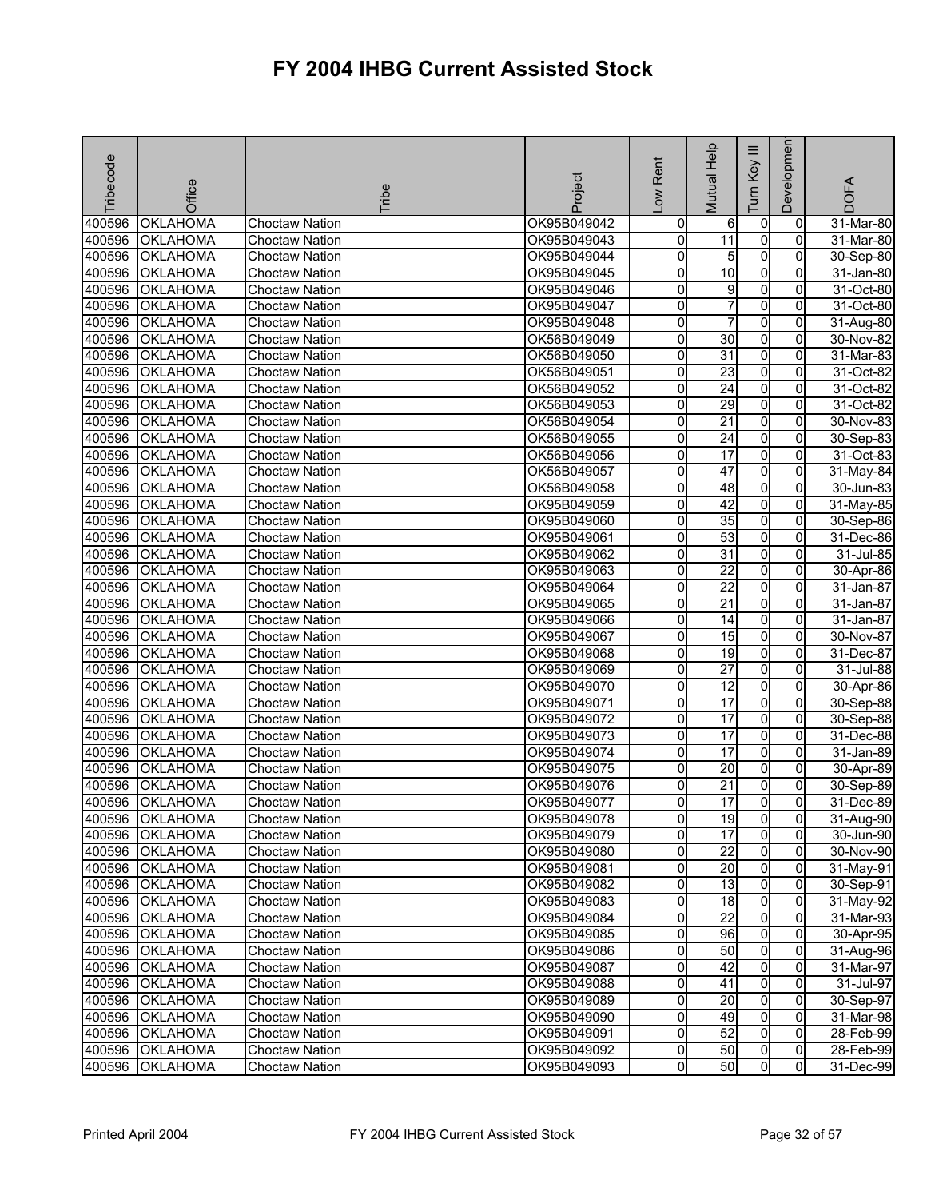# FY 2004 IHBG Current Assisted Stock

| Tribecode | Office | Tribe | Project | Low Rent | Mutual Help | Turn Key III | Development | DOFA |
|---|---|---|---|---|---|---|---|---|
| 400596 | OKLAHOMA | Choctaw Nation | OK95B049042 | 0 | 6 | 0 | 0 | 31-Mar-80 |
| 400596 | OKLAHOMA | Choctaw Nation | OK95B049043 | 0 | 11 | 0 | 0 | 31-Mar-80 |
| 400596 | OKLAHOMA | Choctaw Nation | OK95B049044 | 0 | 5 | 0 | 0 | 30-Sep-80 |
| 400596 | OKLAHOMA | Choctaw Nation | OK95B049045 | 0 | 10 | 0 | 0 | 31-Jan-80 |
| 400596 | OKLAHOMA | Choctaw Nation | OK95B049046 | 0 | 9 | 0 | 0 | 31-Oct-80 |
| 400596 | OKLAHOMA | Choctaw Nation | OK95B049047 | 0 | 7 | 0 | 0 | 31-Oct-80 |
| 400596 | OKLAHOMA | Choctaw Nation | OK95B049048 | 0 | 7 | 0 | 0 | 31-Aug-80 |
| 400596 | OKLAHOMA | Choctaw Nation | OK56B049049 | 0 | 30 | 0 | 0 | 30-Nov-82 |
| 400596 | OKLAHOMA | Choctaw Nation | OK56B049050 | 0 | 31 | 0 | 0 | 31-Mar-83 |
| 400596 | OKLAHOMA | Choctaw Nation | OK56B049051 | 0 | 23 | 0 | 0 | 31-Oct-82 |
| 400596 | OKLAHOMA | Choctaw Nation | OK56B049052 | 0 | 24 | 0 | 0 | 31-Oct-82 |
| 400596 | OKLAHOMA | Choctaw Nation | OK56B049053 | 0 | 29 | 0 | 0 | 31-Oct-82 |
| 400596 | OKLAHOMA | Choctaw Nation | OK56B049054 | 0 | 21 | 0 | 0 | 30-Nov-83 |
| 400596 | OKLAHOMA | Choctaw Nation | OK56B049055 | 0 | 24 | 0 | 0 | 30-Sep-83 |
| 400596 | OKLAHOMA | Choctaw Nation | OK56B049056 | 0 | 17 | 0 | 0 | 31-Oct-83 |
| 400596 | OKLAHOMA | Choctaw Nation | OK56B049057 | 0 | 47 | 0 | 0 | 31-May-84 |
| 400596 | OKLAHOMA | Choctaw Nation | OK56B049058 | 0 | 48 | 0 | 0 | 30-Jun-83 |
| 400596 | OKLAHOMA | Choctaw Nation | OK95B049059 | 0 | 42 | 0 | 0 | 31-May-85 |
| 400596 | OKLAHOMA | Choctaw Nation | OK95B049060 | 0 | 35 | 0 | 0 | 30-Sep-86 |
| 400596 | OKLAHOMA | Choctaw Nation | OK95B049061 | 0 | 53 | 0 | 0 | 31-Dec-86 |
| 400596 | OKLAHOMA | Choctaw Nation | OK95B049062 | 0 | 31 | 0 | 0 | 31-Jul-85 |
| 400596 | OKLAHOMA | Choctaw Nation | OK95B049063 | 0 | 22 | 0 | 0 | 30-Apr-86 |
| 400596 | OKLAHOMA | Choctaw Nation | OK95B049064 | 0 | 22 | 0 | 0 | 31-Jan-87 |
| 400596 | OKLAHOMA | Choctaw Nation | OK95B049065 | 0 | 21 | 0 | 0 | 31-Jan-87 |
| 400596 | OKLAHOMA | Choctaw Nation | OK95B049066 | 0 | 14 | 0 | 0 | 31-Jan-87 |
| 400596 | OKLAHOMA | Choctaw Nation | OK95B049067 | 0 | 15 | 0 | 0 | 30-Nov-87 |
| 400596 | OKLAHOMA | Choctaw Nation | OK95B049068 | 0 | 19 | 0 | 0 | 31-Dec-87 |
| 400596 | OKLAHOMA | Choctaw Nation | OK95B049069 | 0 | 27 | 0 | 0 | 31-Jul-88 |
| 400596 | OKLAHOMA | Choctaw Nation | OK95B049070 | 0 | 12 | 0 | 0 | 30-Apr-86 |
| 400596 | OKLAHOMA | Choctaw Nation | OK95B049071 | 0 | 17 | 0 | 0 | 30-Sep-88 |
| 400596 | OKLAHOMA | Choctaw Nation | OK95B049072 | 0 | 17 | 0 | 0 | 30-Sep-88 |
| 400596 | OKLAHOMA | Choctaw Nation | OK95B049073 | 0 | 17 | 0 | 0 | 31-Dec-88 |
| 400596 | OKLAHOMA | Choctaw Nation | OK95B049074 | 0 | 17 | 0 | 0 | 31-Jan-89 |
| 400596 | OKLAHOMA | Choctaw Nation | OK95B049075 | 0 | 20 | 0 | 0 | 30-Apr-89 |
| 400596 | OKLAHOMA | Choctaw Nation | OK95B049076 | 0 | 21 | 0 | 0 | 30-Sep-89 |
| 400596 | OKLAHOMA | Choctaw Nation | OK95B049077 | 0 | 17 | 0 | 0 | 31-Dec-89 |
| 400596 | OKLAHOMA | Choctaw Nation | OK95B049078 | 0 | 19 | 0 | 0 | 31-Aug-90 |
| 400596 | OKLAHOMA | Choctaw Nation | OK95B049079 | 0 | 17 | 0 | 0 | 30-Jun-90 |
| 400596 | OKLAHOMA | Choctaw Nation | OK95B049080 | 0 | 22 | 0 | 0 | 30-Nov-90 |
| 400596 | OKLAHOMA | Choctaw Nation | OK95B049081 | 0 | 20 | 0 | 0 | 31-May-91 |
| 400596 | OKLAHOMA | Choctaw Nation | OK95B049082 | 0 | 13 | 0 | 0 | 30-Sep-91 |
| 400596 | OKLAHOMA | Choctaw Nation | OK95B049083 | 0 | 18 | 0 | 0 | 31-May-92 |
| 400596 | OKLAHOMA | Choctaw Nation | OK95B049084 | 0 | 22 | 0 | 0 | 31-Mar-93 |
| 400596 | OKLAHOMA | Choctaw Nation | OK95B049085 | 0 | 96 | 0 | 0 | 30-Apr-95 |
| 400596 | OKLAHOMA | Choctaw Nation | OK95B049086 | 0 | 50 | 0 | 0 | 31-Aug-96 |
| 400596 | OKLAHOMA | Choctaw Nation | OK95B049087 | 0 | 42 | 0 | 0 | 31-Mar-97 |
| 400596 | OKLAHOMA | Choctaw Nation | OK95B049088 | 0 | 41 | 0 | 0 | 31-Jul-97 |
| 400596 | OKLAHOMA | Choctaw Nation | OK95B049089 | 0 | 20 | 0 | 0 | 30-Sep-97 |
| 400596 | OKLAHOMA | Choctaw Nation | OK95B049090 | 0 | 49 | 0 | 0 | 31-Mar-98 |
| 400596 | OKLAHOMA | Choctaw Nation | OK95B049091 | 0 | 52 | 0 | 0 | 28-Feb-99 |
| 400596 | OKLAHOMA | Choctaw Nation | OK95B049092 | 0 | 50 | 0 | 0 | 28-Feb-99 |
| 400596 | OKLAHOMA | Choctaw Nation | OK95B049093 | 0 | 50 | 0 | 0 | 31-Dec-99 |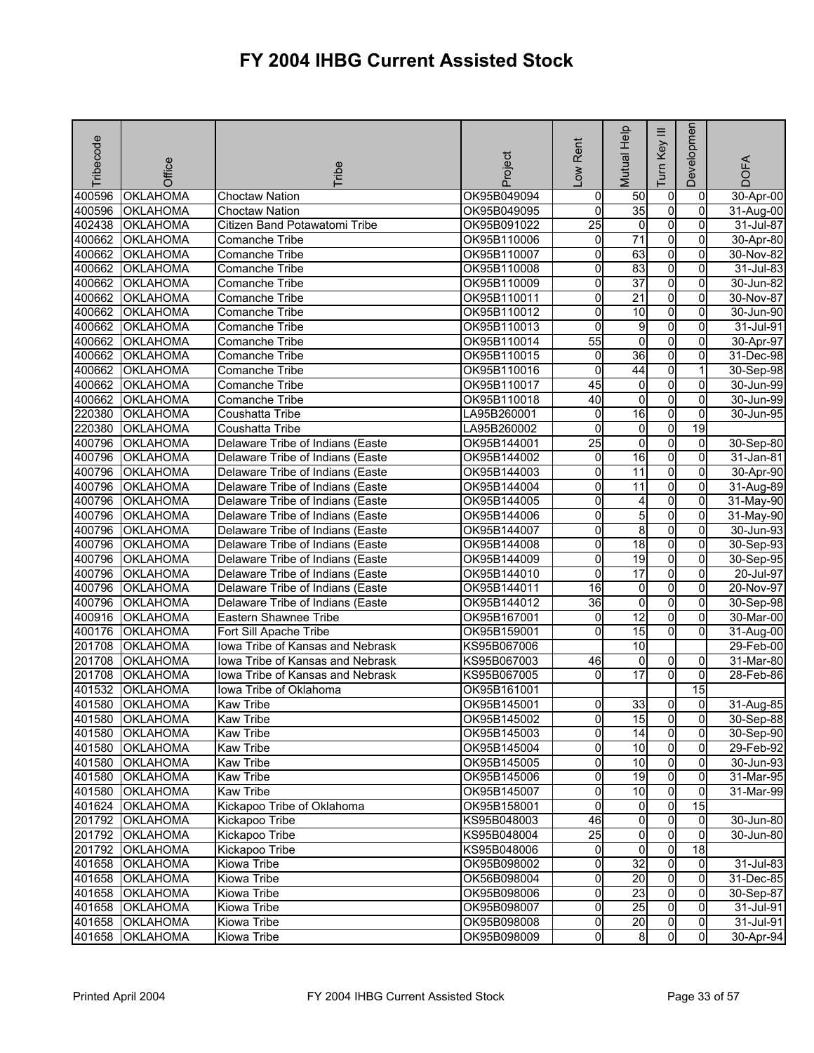# FY 2004 IHBG Current Assisted Stock

| Tribecode | Office | Tribe | Project | Low Rent | Mutual Help | Turn Key III | Development | DOFA |
|---|---|---|---|---|---|---|---|---|
| 400596 | OKLAHOMA | Choctaw Nation | OK95B049094 | 0 | 50 | 0 | 0 | 30-Apr-00 |
| 400596 | OKLAHOMA | Choctaw Nation | OK95B049095 | 0 | 35 | 0 | 0 | 31-Aug-00 |
| 402438 | OKLAHOMA | Citizen Band Potawatomi Tribe | OK95B091022 | 25 | 0 | 0 | 0 | 31-Jul-87 |
| 400662 | OKLAHOMA | Comanche Tribe | OK95B110006 | 0 | 71 | 0 | 0 | 30-Apr-80 |
| 400662 | OKLAHOMA | Comanche Tribe | OK95B110007 | 0 | 63 | 0 | 0 | 30-Nov-82 |
| 400662 | OKLAHOMA | Comanche Tribe | OK95B110008 | 0 | 83 | 0 | 0 | 31-Jul-83 |
| 400662 | OKLAHOMA | Comanche Tribe | OK95B110009 | 0 | 37 | 0 | 0 | 30-Jun-82 |
| 400662 | OKLAHOMA | Comanche Tribe | OK95B110011 | 0 | 21 | 0 | 0 | 30-Nov-87 |
| 400662 | OKLAHOMA | Comanche Tribe | OK95B110012 | 0 | 10 | 0 | 0 | 30-Jun-90 |
| 400662 | OKLAHOMA | Comanche Tribe | OK95B110013 | 0 | 9 | 0 | 0 | 31-Jul-91 |
| 400662 | OKLAHOMA | Comanche Tribe | OK95B110014 | 55 | 0 | 0 | 0 | 30-Apr-97 |
| 400662 | OKLAHOMA | Comanche Tribe | OK95B110015 | 0 | 36 | 0 | 0 | 31-Dec-98 |
| 400662 | OKLAHOMA | Comanche Tribe | OK95B110016 | 0 | 44 | 0 | 1 | 30-Sep-98 |
| 400662 | OKLAHOMA | Comanche Tribe | OK95B110017 | 45 | 0 | 0 | 0 | 30-Jun-99 |
| 400662 | OKLAHOMA | Comanche Tribe | OK95B110018 | 40 | 0 | 0 | 0 | 30-Jun-99 |
| 220380 | OKLAHOMA | Coushatta Tribe | LA95B260001 | 0 | 16 | 0 | 0 | 30-Jun-95 |
| 220380 | OKLAHOMA | Coushatta Tribe | LA95B260002 | 0 | 0 | 0 | 19 | |
| 400796 | OKLAHOMA | Delaware Tribe of Indians (Easte | OK95B144001 | 25 | 0 | 0 | 0 | 30-Sep-80 |
| 400796 | OKLAHOMA | Delaware Tribe of Indians (Easte | OK95B144002 | 0 | 16 | 0 | 0 | 31-Jan-81 |
| 400796 | OKLAHOMA | Delaware Tribe of Indians (Easte | OK95B144003 | 0 | 11 | 0 | 0 | 30-Apr-90 |
| 400796 | OKLAHOMA | Delaware Tribe of Indians (Easte | OK95B144004 | 0 | 11 | 0 | 0 | 31-Aug-89 |
| 400796 | OKLAHOMA | Delaware Tribe of Indians (Easte | OK95B144005 | 0 | 4 | 0 | 0 | 31-May-90 |
| 400796 | OKLAHOMA | Delaware Tribe of Indians (Easte | OK95B144006 | 0 | 5 | 0 | 0 | 31-May-90 |
| 400796 | OKLAHOMA | Delaware Tribe of Indians (Easte | OK95B144007 | 0 | 8 | 0 | 0 | 30-Jun-93 |
| 400796 | OKLAHOMA | Delaware Tribe of Indians (Easte | OK95B144008 | 0 | 18 | 0 | 0 | 30-Sep-93 |
| 400796 | OKLAHOMA | Delaware Tribe of Indians (Easte | OK95B144009 | 0 | 19 | 0 | 0 | 30-Sep-95 |
| 400796 | OKLAHOMA | Delaware Tribe of Indians (Easte | OK95B144010 | 0 | 17 | 0 | 0 | 20-Jul-97 |
| 400796 | OKLAHOMA | Delaware Tribe of Indians (Easte | OK95B144011 | 16 | 0 | 0 | 0 | 20-Nov-97 |
| 400796 | OKLAHOMA | Delaware Tribe of Indians (Easte | OK95B144012 | 36 | 0 | 0 | 0 | 30-Sep-98 |
| 400916 | OKLAHOMA | Eastern Shawnee Tribe | OK95B167001 | 0 | 12 | 0 | 0 | 30-Mar-00 |
| 400176 | OKLAHOMA | Fort Sill Apache Tribe | OK95B159001 | 0 | 15 | 0 | 0 | 31-Aug-00 |
| 201708 | OKLAHOMA | Iowa Tribe of Kansas and Nebrask | KS95B067006 | | 10 | | | 29-Feb-00 |
| 201708 | OKLAHOMA | Iowa Tribe of Kansas and Nebrask | KS95B067003 | 46 | 0 | 0 | 0 | 31-Mar-80 |
| 201708 | OKLAHOMA | Iowa Tribe of Kansas and Nebrask | KS95B067005 | 0 | 17 | 0 | 0 | 28-Feb-86 |
| 401532 | OKLAHOMA | Iowa Tribe of Oklahoma | OK95B161001 | | | | 15 | |
| 401580 | OKLAHOMA | Kaw Tribe | OK95B145001 | 0 | 33 | 0 | 0 | 31-Aug-85 |
| 401580 | OKLAHOMA | Kaw Tribe | OK95B145002 | 0 | 15 | 0 | 0 | 30-Sep-88 |
| 401580 | OKLAHOMA | Kaw Tribe | OK95B145003 | 0 | 14 | 0 | 0 | 30-Sep-90 |
| 401580 | OKLAHOMA | Kaw Tribe | OK95B145004 | 0 | 10 | 0 | 0 | 29-Feb-92 |
| 401580 | OKLAHOMA | Kaw Tribe | OK95B145005 | 0 | 10 | 0 | 0 | 30-Jun-93 |
| 401580 | OKLAHOMA | Kaw Tribe | OK95B145006 | 0 | 19 | 0 | 0 | 31-Mar-95 |
| 401580 | OKLAHOMA | Kaw Tribe | OK95B145007 | 0 | 10 | 0 | 0 | 31-Mar-99 |
| 401624 | OKLAHOMA | Kickapoo Tribe of Oklahoma | OK95B158001 | 0 | 0 | 0 | 15 | |
| 201792 | OKLAHOMA | Kickapoo Tribe | KS95B048003 | 46 | 0 | 0 | 0 | 30-Jun-80 |
| 201792 | OKLAHOMA | Kickapoo Tribe | KS95B048004 | 25 | 0 | 0 | 0 | 30-Jun-80 |
| 201792 | OKLAHOMA | Kickapoo Tribe | KS95B048006 | 0 | 0 | 0 | 18 | |
| 401658 | OKLAHOMA | Kiowa Tribe | OK95B098002 | 0 | 32 | 0 | 0 | 31-Jul-83 |
| 401658 | OKLAHOMA | Kiowa Tribe | OK56B098004 | 0 | 20 | 0 | 0 | 31-Dec-85 |
| 401658 | OKLAHOMA | Kiowa Tribe | OK95B098006 | 0 | 23 | 0 | 0 | 30-Sep-87 |
| 401658 | OKLAHOMA | Kiowa Tribe | OK95B098007 | 0 | 25 | 0 | 0 | 31-Jul-91 |
| 401658 | OKLAHOMA | Kiowa Tribe | OK95B098008 | 0 | 20 | 0 | 0 | 31-Jul-91 |
| 401658 | OKLAHOMA | Kiowa Tribe | OK95B098009 | 0 | 8 | 0 | 0 | 30-Apr-94 |

Printed April 2004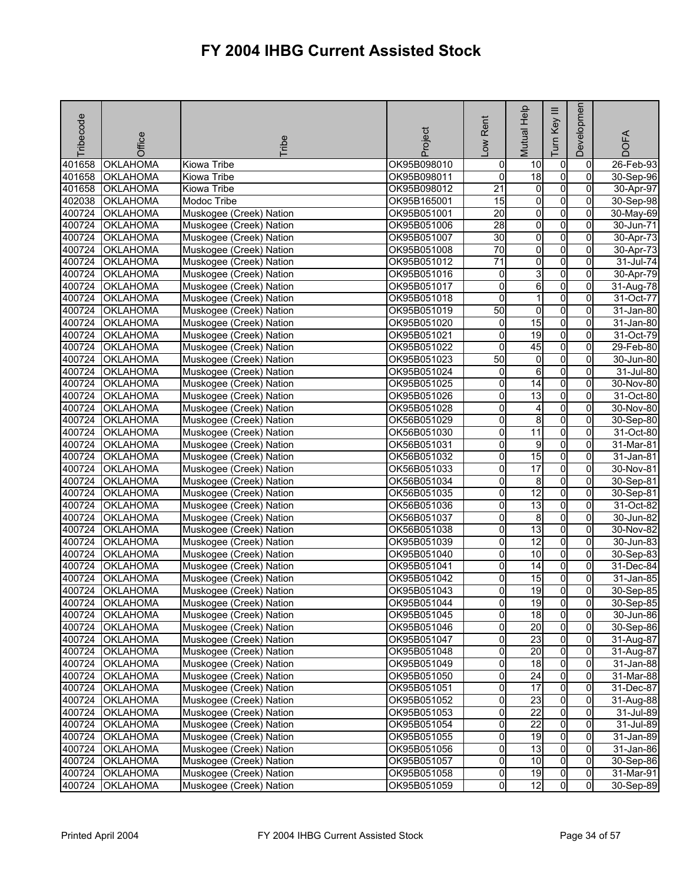# FY 2004 IHBG Current Assisted Stock

| Tribecode | Office | Tribe | Project | Low Rent | Mutual Help | Turn Key III | Development | DOFA |
|---|---|---|---|---|---|---|---|---|
| 401658 | OKLAHOMA | Kiowa Tribe | OK95B098010 | 0 | 10 | 0 | 0 | 26-Feb-93 |
| 401658 | OKLAHOMA | Kiowa Tribe | OK95B098011 | 0 | 18 | 0 | 0 | 30-Sep-96 |
| 401658 | OKLAHOMA | Kiowa Tribe | OK95B098012 | 21 | 0 | 0 | 0 | 30-Apr-97 |
| 402038 | OKLAHOMA | Modoc Tribe | OK95B165001 | 15 | 0 | 0 | 0 | 30-Sep-98 |
| 400724 | OKLAHOMA | Muskogee (Creek) Nation | OK95B051001 | 20 | 0 | 0 | 0 | 30-May-69 |
| 400724 | OKLAHOMA | Muskogee (Creek) Nation | OK95B051006 | 28 | 0 | 0 | 0 | 30-Jun-71 |
| 400724 | OKLAHOMA | Muskogee (Creek) Nation | OK95B051007 | 30 | 0 | 0 | 0 | 30-Apr-73 |
| 400724 | OKLAHOMA | Muskogee (Creek) Nation | OK95B051008 | 70 | 0 | 0 | 0 | 30-Apr-73 |
| 400724 | OKLAHOMA | Muskogee (Creek) Nation | OK95B051012 | 71 | 0 | 0 | 0 | 31-Jul-74 |
| 400724 | OKLAHOMA | Muskogee (Creek) Nation | OK95B051016 | 0 | 3 | 0 | 0 | 30-Apr-79 |
| 400724 | OKLAHOMA | Muskogee (Creek) Nation | OK95B051017 | 0 | 6 | 0 | 0 | 31-Aug-78 |
| 400724 | OKLAHOMA | Muskogee (Creek) Nation | OK95B051018 | 0 | 1 | 0 | 0 | 31-Oct-77 |
| 400724 | OKLAHOMA | Muskogee (Creek) Nation | OK95B051019 | 50 | 0 | 0 | 0 | 31-Jan-80 |
| 400724 | OKLAHOMA | Muskogee (Creek) Nation | OK95B051020 | 0 | 15 | 0 | 0 | 31-Jan-80 |
| 400724 | OKLAHOMA | Muskogee (Creek) Nation | OK95B051021 | 0 | 19 | 0 | 0 | 31-Oct-79 |
| 400724 | OKLAHOMA | Muskogee (Creek) Nation | OK95B051022 | 0 | 45 | 0 | 0 | 29-Feb-80 |
| 400724 | OKLAHOMA | Muskogee (Creek) Nation | OK95B051023 | 50 | 0 | 0 | 0 | 30-Jun-80 |
| 400724 | OKLAHOMA | Muskogee (Creek) Nation | OK95B051024 | 0 | 6 | 0 | 0 | 31-Jul-80 |
| 400724 | OKLAHOMA | Muskogee (Creek) Nation | OK95B051025 | 0 | 14 | 0 | 0 | 30-Nov-80 |
| 400724 | OKLAHOMA | Muskogee (Creek) Nation | OK95B051026 | 0 | 13 | 0 | 0 | 31-Oct-80 |
| 400724 | OKLAHOMA | Muskogee (Creek) Nation | OK95B051028 | 0 | 4 | 0 | 0 | 30-Nov-80 |
| 400724 | OKLAHOMA | Muskogee (Creek) Nation | OK56B051029 | 0 | 8 | 0 | 0 | 30-Sep-80 |
| 400724 | OKLAHOMA | Muskogee (Creek) Nation | OK56B051030 | 0 | 11 | 0 | 0 | 31-Oct-80 |
| 400724 | OKLAHOMA | Muskogee (Creek) Nation | OK56B051031 | 0 | 9 | 0 | 0 | 31-Mar-81 |
| 400724 | OKLAHOMA | Muskogee (Creek) Nation | OK56B051032 | 0 | 15 | 0 | 0 | 31-Jan-81 |
| 400724 | OKLAHOMA | Muskogee (Creek) Nation | OK56B051033 | 0 | 17 | 0 | 0 | 30-Nov-81 |
| 400724 | OKLAHOMA | Muskogee (Creek) Nation | OK56B051034 | 0 | 8 | 0 | 0 | 30-Sep-81 |
| 400724 | OKLAHOMA | Muskogee (Creek) Nation | OK56B051035 | 0 | 12 | 0 | 0 | 30-Sep-81 |
| 400724 | OKLAHOMA | Muskogee (Creek) Nation | OK56B051036 | 0 | 13 | 0 | 0 | 31-Oct-82 |
| 400724 | OKLAHOMA | Muskogee (Creek) Nation | OK56B051037 | 0 | 8 | 0 | 0 | 30-Jun-82 |
| 400724 | OKLAHOMA | Muskogee (Creek) Nation | OK56B051038 | 0 | 13 | 0 | 0 | 30-Nov-82 |
| 400724 | OKLAHOMA | Muskogee (Creek) Nation | OK95B051039 | 0 | 12 | 0 | 0 | 30-Jun-83 |
| 400724 | OKLAHOMA | Muskogee (Creek) Nation | OK95B051040 | 0 | 10 | 0 | 0 | 30-Sep-83 |
| 400724 | OKLAHOMA | Muskogee (Creek) Nation | OK95B051041 | 0 | 14 | 0 | 0 | 31-Dec-84 |
| 400724 | OKLAHOMA | Muskogee (Creek) Nation | OK95B051042 | 0 | 15 | 0 | 0 | 31-Jan-85 |
| 400724 | OKLAHOMA | Muskogee (Creek) Nation | OK95B051043 | 0 | 19 | 0 | 0 | 30-Sep-85 |
| 400724 | OKLAHOMA | Muskogee (Creek) Nation | OK95B051044 | 0 | 19 | 0 | 0 | 30-Sep-85 |
| 400724 | OKLAHOMA | Muskogee (Creek) Nation | OK95B051045 | 0 | 18 | 0 | 0 | 30-Jun-86 |
| 400724 | OKLAHOMA | Muskogee (Creek) Nation | OK95B051046 | 0 | 20 | 0 | 0 | 30-Sep-86 |
| 400724 | OKLAHOMA | Muskogee (Creek) Nation | OK95B051047 | 0 | 23 | 0 | 0 | 31-Aug-87 |
| 400724 | OKLAHOMA | Muskogee (Creek) Nation | OK95B051048 | 0 | 20 | 0 | 0 | 31-Aug-87 |
| 400724 | OKLAHOMA | Muskogee (Creek) Nation | OK95B051049 | 0 | 18 | 0 | 0 | 31-Jan-88 |
| 400724 | OKLAHOMA | Muskogee (Creek) Nation | OK95B051050 | 0 | 24 | 0 | 0 | 31-Mar-88 |
| 400724 | OKLAHOMA | Muskogee (Creek) Nation | OK95B051051 | 0 | 17 | 0 | 0 | 31-Dec-87 |
| 400724 | OKLAHOMA | Muskogee (Creek) Nation | OK95B051052 | 0 | 23 | 0 | 0 | 31-Aug-88 |
| 400724 | OKLAHOMA | Muskogee (Creek) Nation | OK95B051053 | 0 | 22 | 0 | 0 | 31-Jul-89 |
| 400724 | OKLAHOMA | Muskogee (Creek) Nation | OK95B051054 | 0 | 22 | 0 | 0 | 31-Jul-89 |
| 400724 | OKLAHOMA | Muskogee (Creek) Nation | OK95B051055 | 0 | 19 | 0 | 0 | 31-Jan-89 |
| 400724 | OKLAHOMA | Muskogee (Creek) Nation | OK95B051056 | 0 | 13 | 0 | 0 | 31-Jan-86 |
| 400724 | OKLAHOMA | Muskogee (Creek) Nation | OK95B051057 | 0 | 10 | 0 | 0 | 30-Sep-86 |
| 400724 | OKLAHOMA | Muskogee (Creek) Nation | OK95B051058 | 0 | 19 | 0 | 0 | 31-Mar-91 |
| 400724 | OKLAHOMA | Muskogee (Creek) Nation | OK95B051059 | 0 | 12 | 0 | 0 | 30-Sep-89 |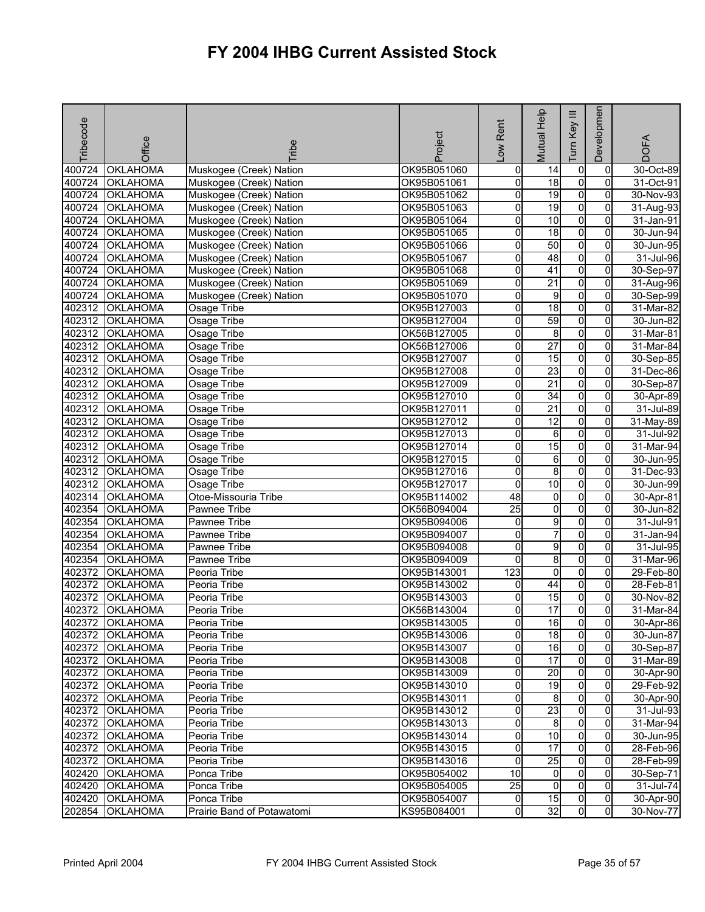# FY 2004 IHBG Current Assisted Stock

| Tribecode | Office | Tribe | Project | Low Rent | Mutual Help | Turn Key III | Development | DOFA |
|---|---|---|---|---|---|---|---|---|
| 400724 | OKLAHOMA | Muskogee (Creek) Nation | OK95B051060 | 0 | 14 | 0 | 0 | 30-Oct-89 |
| 400724 | OKLAHOMA | Muskogee (Creek) Nation | OK95B051061 | 0 | 18 | 0 | 0 | 31-Oct-91 |
| 400724 | OKLAHOMA | Muskogee (Creek) Nation | OK95B051062 | 0 | 19 | 0 | 0 | 30-Nov-93 |
| 400724 | OKLAHOMA | Muskogee (Creek) Nation | OK95B051063 | 0 | 19 | 0 | 0 | 31-Aug-93 |
| 400724 | OKLAHOMA | Muskogee (Creek) Nation | OK95B051064 | 0 | 10 | 0 | 0 | 31-Jan-91 |
| 400724 | OKLAHOMA | Muskogee (Creek) Nation | OK95B051065 | 0 | 18 | 0 | 0 | 30-Jun-94 |
| 400724 | OKLAHOMA | Muskogee (Creek) Nation | OK95B051066 | 0 | 50 | 0 | 0 | 30-Jun-95 |
| 400724 | OKLAHOMA | Muskogee (Creek) Nation | OK95B051067 | 0 | 48 | 0 | 0 | 31-Jul-96 |
| 400724 | OKLAHOMA | Muskogee (Creek) Nation | OK95B051068 | 0 | 41 | 0 | 0 | 30-Sep-97 |
| 400724 | OKLAHOMA | Muskogee (Creek) Nation | OK95B051069 | 0 | 21 | 0 | 0 | 31-Aug-96 |
| 400724 | OKLAHOMA | Muskogee (Creek) Nation | OK95B051070 | 0 | 9 | 0 | 0 | 30-Sep-99 |
| 402312 | OKLAHOMA | Osage Tribe | OK95B127003 | 0 | 18 | 0 | 0 | 31-Mar-82 |
| 402312 | OKLAHOMA | Osage Tribe | OK95B127004 | 0 | 59 | 0 | 0 | 30-Jun-82 |
| 402312 | OKLAHOMA | Osage Tribe | OK56B127005 | 0 | 8 | 0 | 0 | 31-Mar-81 |
| 402312 | OKLAHOMA | Osage Tribe | OK56B127006 | 0 | 27 | 0 | 0 | 31-Mar-84 |
| 402312 | OKLAHOMA | Osage Tribe | OK95B127007 | 0 | 15 | 0 | 0 | 30-Sep-85 |
| 402312 | OKLAHOMA | Osage Tribe | OK95B127008 | 0 | 23 | 0 | 0 | 31-Dec-86 |
| 402312 | OKLAHOMA | Osage Tribe | OK95B127009 | 0 | 21 | 0 | 0 | 30-Sep-87 |
| 402312 | OKLAHOMA | Osage Tribe | OK95B127010 | 0 | 34 | 0 | 0 | 30-Apr-89 |
| 402312 | OKLAHOMA | Osage Tribe | OK95B127011 | 0 | 21 | 0 | 0 | 31-Jul-89 |
| 402312 | OKLAHOMA | Osage Tribe | OK95B127012 | 0 | 12 | 0 | 0 | 31-May-89 |
| 402312 | OKLAHOMA | Osage Tribe | OK95B127013 | 0 | 6 | 0 | 0 | 31-Jul-92 |
| 402312 | OKLAHOMA | Osage Tribe | OK95B127014 | 0 | 15 | 0 | 0 | 31-Mar-94 |
| 402312 | OKLAHOMA | Osage Tribe | OK95B127015 | 0 | 6 | 0 | 0 | 30-Jun-95 |
| 402312 | OKLAHOMA | Osage Tribe | OK95B127016 | 0 | 8 | 0 | 0 | 31-Dec-93 |
| 402312 | OKLAHOMA | Osage Tribe | OK95B127017 | 0 | 10 | 0 | 0 | 30-Jun-99 |
| 402314 | OKLAHOMA | Otoe-Missouria Tribe | OK95B114002 | 48 | 0 | 0 | 0 | 30-Apr-81 |
| 402354 | OKLAHOMA | Pawnee Tribe | OK56B094004 | 25 | 0 | 0 | 0 | 30-Jun-82 |
| 402354 | OKLAHOMA | Pawnee Tribe | OK95B094006 | 0 | 9 | 0 | 0 | 31-Jul-91 |
| 402354 | OKLAHOMA | Pawnee Tribe | OK95B094007 | 0 | 7 | 0 | 0 | 31-Jan-94 |
| 402354 | OKLAHOMA | Pawnee Tribe | OK95B094008 | 0 | 9 | 0 | 0 | 31-Jul-95 |
| 402354 | OKLAHOMA | Pawnee Tribe | OK95B094009 | 0 | 8 | 0 | 0 | 31-Mar-96 |
| 402372 | OKLAHOMA | Peoria Tribe | OK95B143001 | 123 | 0 | 0 | 0 | 29-Feb-80 |
| 402372 | OKLAHOMA | Peoria Tribe | OK95B143002 | 0 | 44 | 0 | 0 | 28-Feb-81 |
| 402372 | OKLAHOMA | Peoria Tribe | OK95B143003 | 0 | 15 | 0 | 0 | 30-Nov-82 |
| 402372 | OKLAHOMA | Peoria Tribe | OK56B143004 | 0 | 17 | 0 | 0 | 31-Mar-84 |
| 402372 | OKLAHOMA | Peoria Tribe | OK95B143005 | 0 | 16 | 0 | 0 | 30-Apr-86 |
| 402372 | OKLAHOMA | Peoria Tribe | OK95B143006 | 0 | 18 | 0 | 0 | 30-Jun-87 |
| 402372 | OKLAHOMA | Peoria Tribe | OK95B143007 | 0 | 16 | 0 | 0 | 30-Sep-87 |
| 402372 | OKLAHOMA | Peoria Tribe | OK95B143008 | 0 | 17 | 0 | 0 | 31-Mar-89 |
| 402372 | OKLAHOMA | Peoria Tribe | OK95B143009 | 0 | 20 | 0 | 0 | 30-Apr-90 |
| 402372 | OKLAHOMA | Peoria Tribe | OK95B143010 | 0 | 19 | 0 | 0 | 29-Feb-92 |
| 402372 | OKLAHOMA | Peoria Tribe | OK95B143011 | 0 | 8 | 0 | 0 | 30-Apr-90 |
| 402372 | OKLAHOMA | Peoria Tribe | OK95B143012 | 0 | 23 | 0 | 0 | 31-Jul-93 |
| 402372 | OKLAHOMA | Peoria Tribe | OK95B143013 | 0 | 8 | 0 | 0 | 31-Mar-94 |
| 402372 | OKLAHOMA | Peoria Tribe | OK95B143014 | 0 | 10 | 0 | 0 | 30-Jun-95 |
| 402372 | OKLAHOMA | Peoria Tribe | OK95B143015 | 0 | 17 | 0 | 0 | 28-Feb-96 |
| 402372 | OKLAHOMA | Peoria Tribe | OK95B143016 | 0 | 25 | 0 | 0 | 28-Feb-99 |
| 402420 | OKLAHOMA | Ponca Tribe | OK95B054002 | 10 | 0 | 0 | 0 | 30-Sep-71 |
| 402420 | OKLAHOMA | Ponca Tribe | OK95B054005 | 25 | 0 | 0 | 0 | 31-Jul-74 |
| 402420 | OKLAHOMA | Ponca Tribe | OK95B054007 | 0 | 15 | 0 | 0 | 30-Apr-90 |
| 202854 | OKLAHOMA | Prairie Band of Potawatomi | KS95B084001 | 0 | 32 | 0 | 0 | 30-Nov-77 |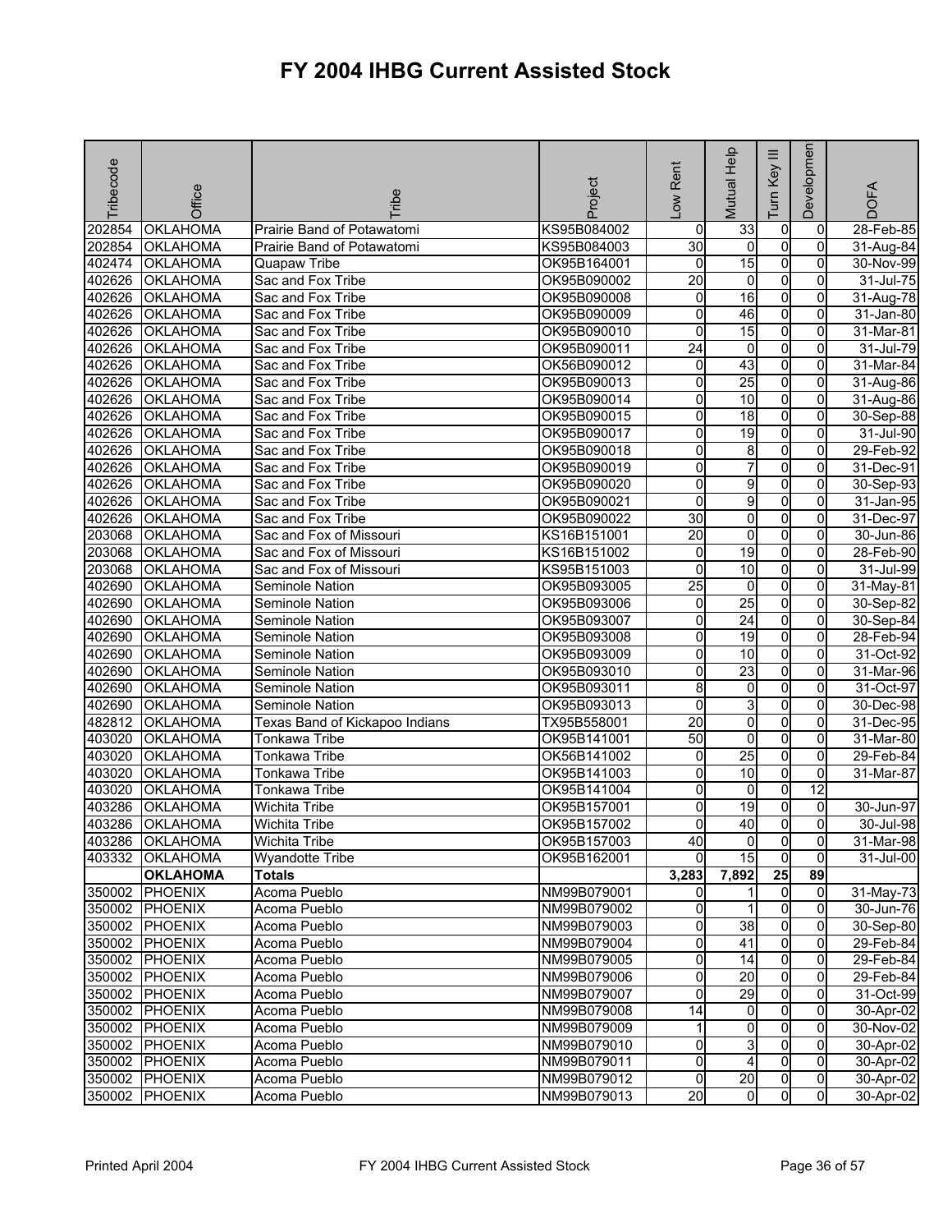# FY 2004 IHBG Current Assisted Stock

| Tribecode | Office | Tribe | Project | Low Rent | Mutual Help | Turn Key III | Development | DOFA |
|---|---|---|---|---|---|---|---|---|
| 202854 | OKLAHOMA | Prairie Band of Potawatomi | KS95B084002 | 0 | 33 | 0 | 0 | 28-Feb-85 |
| 202854 | OKLAHOMA | Prairie Band of Potawatomi | KS95B084003 | 30 | 0 | 0 | 0 | 31-Aug-84 |
| 402474 | OKLAHOMA | Quapaw Tribe | OK95B164001 | 0 | 15 | 0 | 0 | 30-Nov-99 |
| 402626 | OKLAHOMA | Sac and Fox Tribe | OK95B090002 | 20 | 0 | 0 | 0 | 31-Jul-75 |
| 402626 | OKLAHOMA | Sac and Fox Tribe | OK95B090008 | 0 | 16 | 0 | 0 | 31-Aug-78 |
| 402626 | OKLAHOMA | Sac and Fox Tribe | OK95B090009 | 0 | 46 | 0 | 0 | 31-Jan-80 |
| 402626 | OKLAHOMA | Sac and Fox Tribe | OK95B090010 | 0 | 15 | 0 | 0 | 31-Mar-81 |
| 402626 | OKLAHOMA | Sac and Fox Tribe | OK95B090011 | 24 | 0 | 0 | 0 | 31-Jul-79 |
| 402626 | OKLAHOMA | Sac and Fox Tribe | OK56B090012 | 0 | 43 | 0 | 0 | 31-Mar-84 |
| 402626 | OKLAHOMA | Sac and Fox Tribe | OK95B090013 | 0 | 25 | 0 | 0 | 31-Aug-86 |
| 402626 | OKLAHOMA | Sac and Fox Tribe | OK95B090014 | 0 | 10 | 0 | 0 | 31-Aug-86 |
| 402626 | OKLAHOMA | Sac and Fox Tribe | OK95B090015 | 0 | 18 | 0 | 0 | 30-Sep-88 |
| 402626 | OKLAHOMA | Sac and Fox Tribe | OK95B090017 | 0 | 19 | 0 | 0 | 31-Jul-90 |
| 402626 | OKLAHOMA | Sac and Fox Tribe | OK95B090018 | 0 | 8 | 0 | 0 | 29-Feb-92 |
| 402626 | OKLAHOMA | Sac and Fox Tribe | OK95B090019 | 0 | 7 | 0 | 0 | 31-Dec-91 |
| 402626 | OKLAHOMA | Sac and Fox Tribe | OK95B090020 | 0 | 9 | 0 | 0 | 30-Sep-93 |
| 402626 | OKLAHOMA | Sac and Fox Tribe | OK95B090021 | 0 | 9 | 0 | 0 | 31-Jan-95 |
| 402626 | OKLAHOMA | Sac and Fox Tribe | OK95B090022 | 30 | 0 | 0 | 0 | 31-Dec-97 |
| 203068 | OKLAHOMA | Sac and Fox of Missouri | KS16B151001 | 20 | 0 | 0 | 0 | 30-Jun-86 |
| 203068 | OKLAHOMA | Sac and Fox of Missouri | KS16B151002 | 0 | 19 | 0 | 0 | 28-Feb-90 |
| 203068 | OKLAHOMA | Sac and Fox of Missouri | KS95B151003 | 0 | 10 | 0 | 0 | 31-Jul-99 |
| 402690 | OKLAHOMA | Seminole Nation | OK95B093005 | 25 | 0 | 0 | 0 | 31-May-81 |
| 402690 | OKLAHOMA | Seminole Nation | OK95B093006 | 0 | 25 | 0 | 0 | 30-Sep-82 |
| 402690 | OKLAHOMA | Seminole Nation | OK95B093007 | 0 | 24 | 0 | 0 | 30-Sep-84 |
| 402690 | OKLAHOMA | Seminole Nation | OK95B093008 | 0 | 19 | 0 | 0 | 28-Feb-94 |
| 402690 | OKLAHOMA | Seminole Nation | OK95B093009 | 0 | 10 | 0 | 0 | 31-Oct-92 |
| 402690 | OKLAHOMA | Seminole Nation | OK95B093010 | 0 | 23 | 0 | 0 | 31-Mar-96 |
| 402690 | OKLAHOMA | Seminole Nation | OK95B093011 | 8 | 0 | 0 | 0 | 31-Oct-97 |
| 402690 | OKLAHOMA | Seminole Nation | OK95B093013 | 0 | 3 | 0 | 0 | 30-Dec-98 |
| 482812 | OKLAHOMA | Texas Band of Kickapoo Indians | TX95B558001 | 20 | 0 | 0 | 0 | 31-Dec-95 |
| 403020 | OKLAHOMA | Tonkawa Tribe | OK95B141001 | 50 | 0 | 0 | 0 | 31-Mar-80 |
| 403020 | OKLAHOMA | Tonkawa Tribe | OK56B141002 | 0 | 25 | 0 | 0 | 29-Feb-84 |
| 403020 | OKLAHOMA | Tonkawa Tribe | OK95B141003 | 0 | 10 | 0 | 0 | 31-Mar-87 |
| 403020 | OKLAHOMA | Tonkawa Tribe | OK95B141004 | 0 | 0 | 0 | 12 | |
| 403286 | OKLAHOMA | Wichita Tribe | OK95B157001 | 0 | 19 | 0 | 0 | 30-Jun-97 |
| 403286 | OKLAHOMA | Wichita Tribe | OK95B157002 | 0 | 40 | 0 | 0 | 30-Jul-98 |
| 403286 | OKLAHOMA | Wichita Tribe | OK95B157003 | 40 | 0 | 0 | 0 | 31-Mar-98 |
| 403332 | OKLAHOMA | Wyandotte Tribe | OK95B162001 | 0 | 15 | 0 | 0 | 31-Jul-00 |
| | **OKLAHOMA** | **Totals** | | **3,283** | **7,892** | **25** | **89** | |
| 350002 | PHOENIX | Acoma Pueblo | NM99B079001 | 0 | 1 | 0 | 0 | 31-May-73 |
| 350002 | PHOENIX | Acoma Pueblo | NM99B079002 | 0 | 1 | 0 | 0 | 30-Jun-76 |
| 350002 | PHOENIX | Acoma Pueblo | NM99B079003 | 0 | 38 | 0 | 0 | 30-Sep-80 |
| 350002 | PHOENIX | Acoma Pueblo | NM99B079004 | 0 | 41 | 0 | 0 | 29-Feb-84 |
| 350002 | PHOENIX | Acoma Pueblo | NM99B079005 | 0 | 14 | 0 | 0 | 29-Feb-84 |
| 350002 | PHOENIX | Acoma Pueblo | NM99B079006 | 0 | 20 | 0 | 0 | 29-Feb-84 |
| 350002 | PHOENIX | Acoma Pueblo | NM99B079007 | 0 | 29 | 0 | 0 | 31-Oct-99 |
| 350002 | PHOENIX | Acoma Pueblo | NM99B079008 | 14 | 0 | 0 | 0 | 30-Apr-02 |
| 350002 | PHOENIX | Acoma Pueblo | NM99B079009 | 1 | 0 | 0 | 0 | 30-Nov-02 |
| 350002 | PHOENIX | Acoma Pueblo | NM99B079010 | 0 | 3 | 0 | 0 | 30-Apr-02 |
| 350002 | PHOENIX | Acoma Pueblo | NM99B079011 | 0 | 4 | 0 | 0 | 30-Apr-02 |
| 350002 | PHOENIX | Acoma Pueblo | NM99B079012 | 0 | 20 | 0 | 0 | 30-Apr-02 |
| 350002 | PHOENIX | Acoma Pueblo | NM99B079013 | 20 | 0 | 0 | 0 | 30-Apr-02 |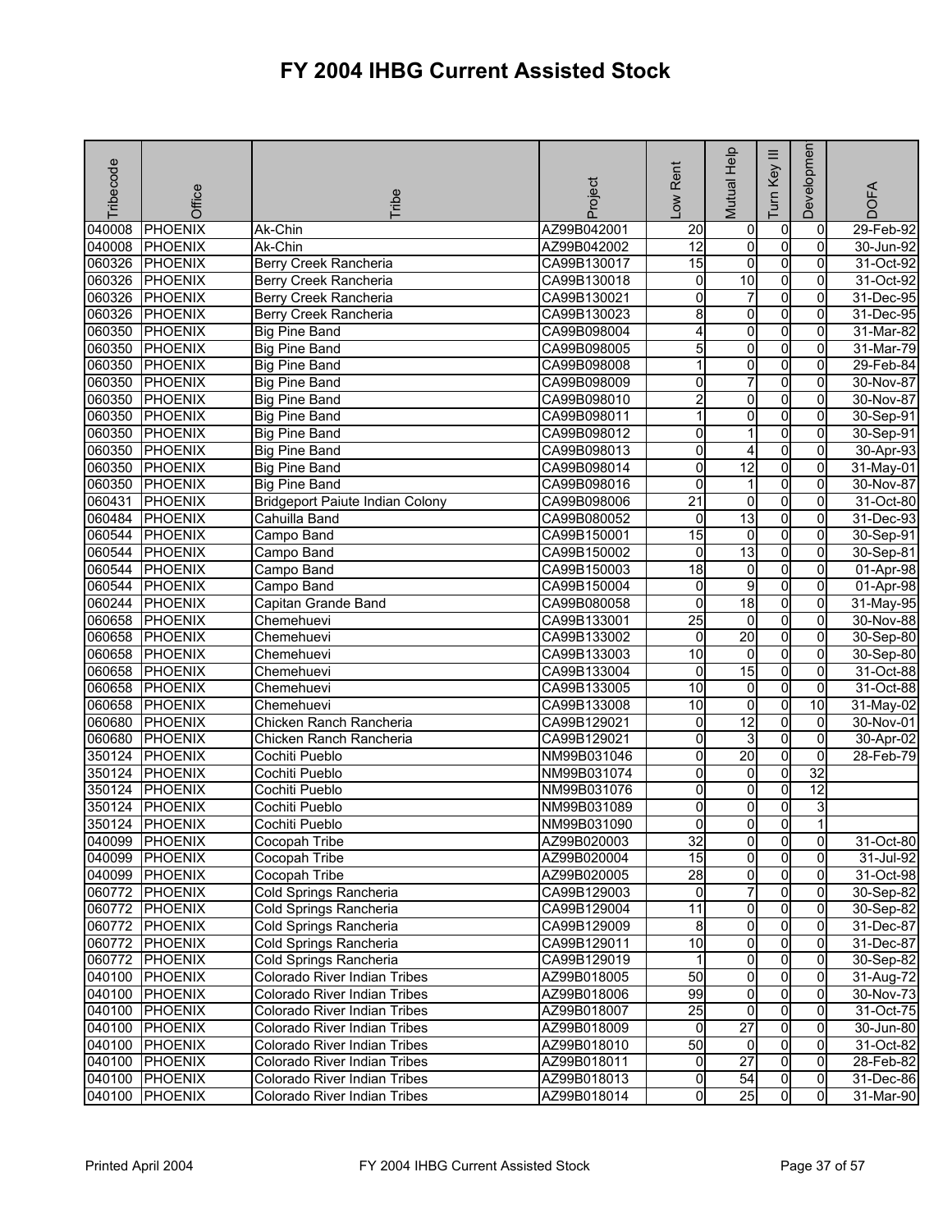# FY 2004 IHBG Current Assisted Stock

| Tribecode | Office | Tribe | Project | Low Rent | Mutual Help | Turn Key III | Development | DOFA |
|---|---|---|---|---|---|---|---|---|
| 040008 | PHOENIX | Ak-Chin | AZ99B042001 | 20 | 0 | 0 | 0 | 29-Feb-92 |
| 040008 | PHOENIX | Ak-Chin | AZ99B042002 | 12 | 0 | 0 | 0 | 30-Jun-92 |
| 060326 | PHOENIX | Berry Creek Rancheria | CA99B130017 | 15 | 0 | 0 | 0 | 31-Oct-92 |
| 060326 | PHOENIX | Berry Creek Rancheria | CA99B130018 | 0 | 10 | 0 | 0 | 31-Oct-92 |
| 060326 | PHOENIX | Berry Creek Rancheria | CA99B130021 | 0 | 7 | 0 | 0 | 31-Dec-95 |
| 060326 | PHOENIX | Berry Creek Rancheria | CA99B130023 | 8 | 0 | 0 | 0 | 31-Dec-95 |
| 060350 | PHOENIX | Big Pine Band | CA99B098004 | 4 | 0 | 0 | 0 | 31-Mar-82 |
| 060350 | PHOENIX | Big Pine Band | CA99B098005 | 5 | 0 | 0 | 0 | 31-Mar-79 |
| 060350 | PHOENIX | Big Pine Band | CA99B098008 | 1 | 0 | 0 | 0 | 29-Feb-84 |
| 060350 | PHOENIX | Big Pine Band | CA99B098009 | 0 | 7 | 0 | 0 | 30-Nov-87 |
| 060350 | PHOENIX | Big Pine Band | CA99B098010 | 2 | 0 | 0 | 0 | 30-Nov-87 |
| 060350 | PHOENIX | Big Pine Band | CA99B098011 | 1 | 0 | 0 | 0 | 30-Sep-91 |
| 060350 | PHOENIX | Big Pine Band | CA99B098012 | 0 | 1 | 0 | 0 | 30-Sep-91 |
| 060350 | PHOENIX | Big Pine Band | CA99B098013 | 0 | 4 | 0 | 0 | 30-Apr-93 |
| 060350 | PHOENIX | Big Pine Band | CA99B098014 | 0 | 12 | 0 | 0 | 31-May-01 |
| 060350 | PHOENIX | Big Pine Band | CA99B098016 | 0 | 1 | 0 | 0 | 30-Nov-87 |
| 060431 | PHOENIX | Bridgeport Paiute Indian Colony | CA99B098006 | 21 | 0 | 0 | 0 | 31-Oct-80 |
| 060484 | PHOENIX | Cahuilla Band | CA99B080052 | 0 | 13 | 0 | 0 | 31-Dec-93 |
| 060544 | PHOENIX | Campo Band | CA99B150001 | 15 | 0 | 0 | 0 | 30-Sep-91 |
| 060544 | PHOENIX | Campo Band | CA99B150002 | 0 | 13 | 0 | 0 | 30-Sep-81 |
| 060544 | PHOENIX | Campo Band | CA99B150003 | 18 | 0 | 0 | 0 | 01-Apr-98 |
| 060544 | PHOENIX | Campo Band | CA99B150004 | 0 | 9 | 0 | 0 | 01-Apr-98 |
| 060244 | PHOENIX | Capitan Grande Band | CA99B080058 | 0 | 18 | 0 | 0 | 31-May-95 |
| 060658 | PHOENIX | Chemehuevi | CA99B133001 | 25 | 0 | 0 | 0 | 30-Nov-88 |
| 060658 | PHOENIX | Chemehuevi | CA99B133002 | 0 | 20 | 0 | 0 | 30-Sep-80 |
| 060658 | PHOENIX | Chemehuevi | CA99B133003 | 10 | 0 | 0 | 0 | 30-Sep-80 |
| 060658 | PHOENIX | Chemehuevi | CA99B133004 | 0 | 15 | 0 | 0 | 31-Oct-88 |
| 060658 | PHOENIX | Chemehuevi | CA99B133005 | 10 | 0 | 0 | 0 | 31-Oct-88 |
| 060658 | PHOENIX | Chemehuevi | CA99B133008 | 10 | 0 | 0 | 10 | 31-May-02 |
| 060680 | PHOENIX | Chicken Ranch Rancheria | CA99B129021 | 0 | 12 | 0 | 0 | 30-Nov-01 |
| 060680 | PHOENIX | Chicken Ranch Rancheria | CA99B129021 | 0 | 3 | 0 | 0 | 30-Apr-02 |
| 350124 | PHOENIX | Cochiti Pueblo | NM99B031046 | 0 | 20 | 0 | 0 | 28-Feb-79 |
| 350124 | PHOENIX | Cochiti Pueblo | NM99B031074 | 0 | 0 | 0 | 32 | |
| 350124 | PHOENIX | Cochiti Pueblo | NM99B031076 | 0 | 0 | 0 | 12 | |
| 350124 | PHOENIX | Cochiti Pueblo | NM99B031089 | 0 | 0 | 0 | 3 | |
| 350124 | PHOENIX | Cochiti Pueblo | NM99B031090 | 0 | 0 | 0 | 1 | |
| 040099 | PHOENIX | Cocopah Tribe | AZ99B020003 | 32 | 0 | 0 | 0 | 31-Oct-80 |
| 040099 | PHOENIX | Cocopah Tribe | AZ99B020004 | 15 | 0 | 0 | 0 | 31-Jul-92 |
| 040099 | PHOENIX | Cocopah Tribe | AZ99B020005 | 28 | 0 | 0 | 0 | 31-Oct-98 |
| 060772 | PHOENIX | Cold Springs Rancheria | CA99B129003 | 0 | 7 | 0 | 0 | 30-Sep-82 |
| 060772 | PHOENIX | Cold Springs Rancheria | CA99B129004 | 11 | 0 | 0 | 0 | 30-Sep-82 |
| 060772 | PHOENIX | Cold Springs Rancheria | CA99B129009 | 8 | 0 | 0 | 0 | 31-Dec-87 |
| 060772 | PHOENIX | Cold Springs Rancheria | CA99B129011 | 10 | 0 | 0 | 0 | 31-Dec-87 |
| 060772 | PHOENIX | Cold Springs Rancheria | CA99B129019 | 1 | 0 | 0 | 0 | 30-Sep-82 |
| 040100 | PHOENIX | Colorado River Indian Tribes | AZ99B018005 | 50 | 0 | 0 | 0 | 31-Aug-72 |
| 040100 | PHOENIX | Colorado River Indian Tribes | AZ99B018006 | 99 | 0 | 0 | 0 | 30-Nov-73 |
| 040100 | PHOENIX | Colorado River Indian Tribes | AZ99B018007 | 25 | 0 | 0 | 0 | 31-Oct-75 |
| 040100 | PHOENIX | Colorado River Indian Tribes | AZ99B018009 | 0 | 27 | 0 | 0 | 30-Jun-80 |
| 040100 | PHOENIX | Colorado River Indian Tribes | AZ99B018010 | 50 | 0 | 0 | 0 | 31-Oct-82 |
| 040100 | PHOENIX | Colorado River Indian Tribes | AZ99B018011 | 0 | 27 | 0 | 0 | 28-Feb-82 |
| 040100 | PHOENIX | Colorado River Indian Tribes | AZ99B018013 | 0 | 54 | 0 | 0 | 31-Dec-86 |
| 040100 | PHOENIX | Colorado River Indian Tribes | AZ99B018014 | 0 | 25 | 0 | 0 | 31-Mar-90 |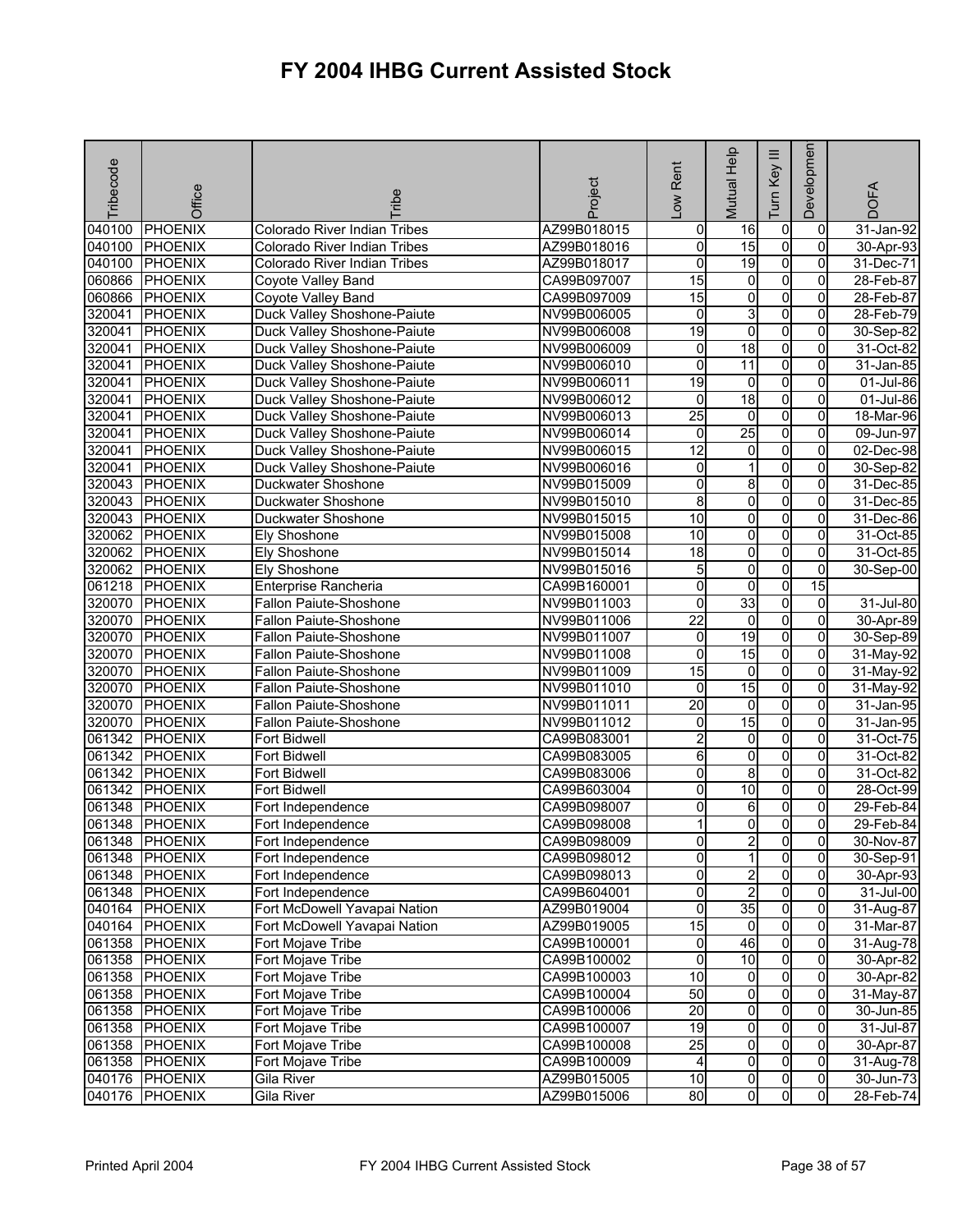# FY 2004 IHBG Current Assisted Stock

| Tribecode | Office | Tribe | Project | Low Rent | Mutual Help | Turn Key III | Development | DOFA |
|---|---|---|---|---|---|---|---|---|
| 040100 | PHOENIX | Colorado River Indian Tribes | AZ99B018015 | 0 | 16 | 0 | 0 | 31-Jan-92 |
| 040100 | PHOENIX | Colorado River Indian Tribes | AZ99B018016 | 0 | 15 | 0 | 0 | 30-Apr-93 |
| 040100 | PHOENIX | Colorado River Indian Tribes | AZ99B018017 | 0 | 19 | 0 | 0 | 31-Dec-71 |
| 060866 | PHOENIX | Coyote Valley Band | CA99B097007 | 15 | 0 | 0 | 0 | 28-Feb-87 |
| 060866 | PHOENIX | Coyote Valley Band | CA99B097009 | 15 | 0 | 0 | 0 | 28-Feb-87 |
| 320041 | PHOENIX | Duck Valley Shoshone-Paiute | NV99B006005 | 0 | 3 | 0 | 0 | 28-Feb-79 |
| 320041 | PHOENIX | Duck Valley Shoshone-Paiute | NV99B006008 | 19 | 0 | 0 | 0 | 30-Sep-82 |
| 320041 | PHOENIX | Duck Valley Shoshone-Paiute | NV99B006009 | 0 | 18 | 0 | 0 | 31-Oct-82 |
| 320041 | PHOENIX | Duck Valley Shoshone-Paiute | NV99B006010 | 0 | 11 | 0 | 0 | 31-Jan-85 |
| 320041 | PHOENIX | Duck Valley Shoshone-Paiute | NV99B006011 | 19 | 0 | 0 | 0 | 01-Jul-86 |
| 320041 | PHOENIX | Duck Valley Shoshone-Paiute | NV99B006012 | 0 | 18 | 0 | 0 | 01-Jul-86 |
| 320041 | PHOENIX | Duck Valley Shoshone-Paiute | NV99B006013 | 25 | 0 | 0 | 0 | 18-Mar-96 |
| 320041 | PHOENIX | Duck Valley Shoshone-Paiute | NV99B006014 | 0 | 25 | 0 | 0 | 09-Jun-97 |
| 320041 | PHOENIX | Duck Valley Shoshone-Paiute | NV99B006015 | 12 | 0 | 0 | 0 | 02-Dec-98 |
| 320041 | PHOENIX | Duck Valley Shoshone-Paiute | NV99B006016 | 0 | 1 | 0 | 0 | 30-Sep-82 |
| 320043 | PHOENIX | Duckwater Shoshone | NV99B015009 | 0 | 8 | 0 | 0 | 31-Dec-85 |
| 320043 | PHOENIX | Duckwater Shoshone | NV99B015010 | 8 | 0 | 0 | 0 | 31-Dec-85 |
| 320043 | PHOENIX | Duckwater Shoshone | NV99B015015 | 10 | 0 | 0 | 0 | 31-Dec-86 |
| 320062 | PHOENIX | Ely Shoshone | NV99B015008 | 10 | 0 | 0 | 0 | 31-Oct-85 |
| 320062 | PHOENIX | Ely Shoshone | NV99B015014 | 18 | 0 | 0 | 0 | 31-Oct-85 |
| 320062 | PHOENIX | Ely Shoshone | NV99B015016 | 5 | 0 | 0 | 0 | 30-Sep-00 |
| 061218 | PHOENIX | Enterprise Rancheria | CA99B160001 | 0 | 0 | 0 | 15 | |
| 320070 | PHOENIX | Fallon Paiute-Shoshone | NV99B011003 | 0 | 33 | 0 | 0 | 31-Jul-80 |
| 320070 | PHOENIX | Fallon Paiute-Shoshone | NV99B011006 | 22 | 0 | 0 | 0 | 30-Apr-89 |
| 320070 | PHOENIX | Fallon Paiute-Shoshone | NV99B011007 | 0 | 19 | 0 | 0 | 30-Sep-89 |
| 320070 | PHOENIX | Fallon Paiute-Shoshone | NV99B011008 | 0 | 15 | 0 | 0 | 31-May-92 |
| 320070 | PHOENIX | Fallon Paiute-Shoshone | NV99B011009 | 15 | 0 | 0 | 0 | 31-May-92 |
| 320070 | PHOENIX | Fallon Paiute-Shoshone | NV99B011010 | 0 | 15 | 0 | 0 | 31-May-92 |
| 320070 | PHOENIX | Fallon Paiute-Shoshone | NV99B011011 | 20 | 0 | 0 | 0 | 31-Jan-95 |
| 320070 | PHOENIX | Fallon Paiute-Shoshone | NV99B011012 | 0 | 15 | 0 | 0 | 31-Jan-95 |
| 061342 | PHOENIX | Fort Bidwell | CA99B083001 | 2 | 0 | 0 | 0 | 31-Oct-75 |
| 061342 | PHOENIX | Fort Bidwell | CA99B083005 | 6 | 0 | 0 | 0 | 31-Oct-82 |
| 061342 | PHOENIX | Fort Bidwell | CA99B083006 | 0 | 8 | 0 | 0 | 31-Oct-82 |
| 061342 | PHOENIX | Fort Bidwell | CA99B603004 | 0 | 10 | 0 | 0 | 28-Oct-99 |
| 061348 | PHOENIX | Fort Independence | CA99B098007 | 0 | 6 | 0 | 0 | 29-Feb-84 |
| 061348 | PHOENIX | Fort Independence | CA99B098008 | 1 | 0 | 0 | 0 | 29-Feb-84 |
| 061348 | PHOENIX | Fort Independence | CA99B098009 | 0 | 2 | 0 | 0 | 30-Nov-87 |
| 061348 | PHOENIX | Fort Independence | CA99B098012 | 0 | 1 | 0 | 0 | 30-Sep-91 |
| 061348 | PHOENIX | Fort Independence | CA99B098013 | 0 | 2 | 0 | 0 | 30-Apr-93 |
| 061348 | PHOENIX | Fort Independence | CA99B604001 | 0 | 2 | 0 | 0 | 31-Jul-00 |
| 040164 | PHOENIX | Fort McDowell Yavapai Nation | AZ99B019004 | 0 | 35 | 0 | 0 | 31-Aug-87 |
| 040164 | PHOENIX | Fort McDowell Yavapai Nation | AZ99B019005 | 15 | 0 | 0 | 0 | 31-Mar-87 |
| 061358 | PHOENIX | Fort Mojave Tribe | CA99B100001 | 0 | 46 | 0 | 0 | 31-Aug-78 |
| 061358 | PHOENIX | Fort Mojave Tribe | CA99B100002 | 0 | 10 | 0 | 0 | 30-Apr-82 |
| 061358 | PHOENIX | Fort Mojave Tribe | CA99B100003 | 10 | 0 | 0 | 0 | 30-Apr-82 |
| 061358 | PHOENIX | Fort Mojave Tribe | CA99B100004 | 50 | 0 | 0 | 0 | 31-May-87 |
| 061358 | PHOENIX | Fort Mojave Tribe | CA99B100006 | 20 | 0 | 0 | 0 | 30-Jun-85 |
| 061358 | PHOENIX | Fort Mojave Tribe | CA99B100007 | 19 | 0 | 0 | 0 | 31-Jul-87 |
| 061358 | PHOENIX | Fort Mojave Tribe | CA99B100008 | 25 | 0 | 0 | 0 | 30-Apr-87 |
| 061358 | PHOENIX | Fort Mojave Tribe | CA99B100009 | 4 | 0 | 0 | 0 | 31-Aug-78 |
| 040176 | PHOENIX | Gila River | AZ99B015005 | 10 | 0 | 0 | 0 | 30-Jun-73 |
| 040176 | PHOENIX | Gila River | AZ99B015006 | 80 | 0 | 0 | 0 | 28-Feb-74 |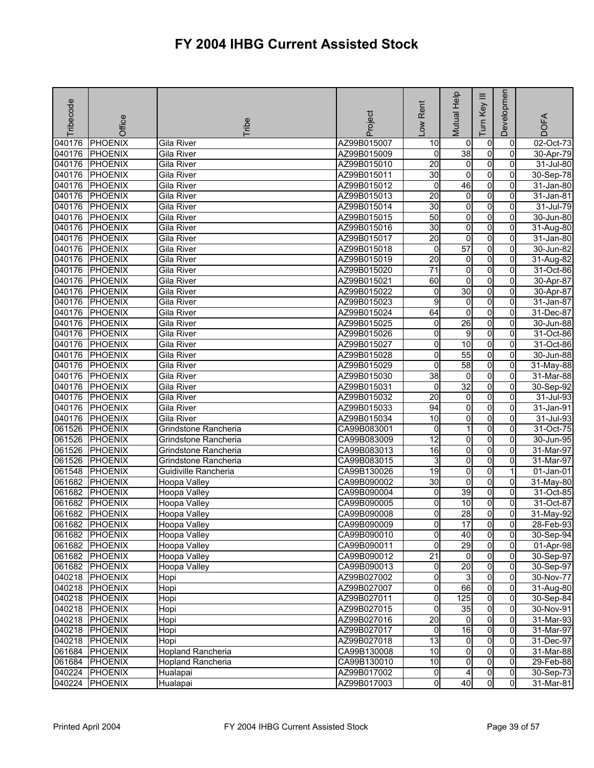# FY 2004 IHBG Current Assisted Stock

| Tribecode | Office | Tribe | Project | Low Rent | Mutual Help | Turn Key III | Development | DOFA |
|---|---|---|---|---|---|---|---|---|
| 040176 | PHOENIX | Gila River | AZ99B015007 | 10 | 0 | 0 | 0 | 02-Oct-73 |
| 040176 | PHOENIX | Gila River | AZ99B015009 | 0 | 38 | 0 | 0 | 30-Apr-79 |
| 040176 | PHOENIX | Gila River | AZ99B015010 | 20 | 0 | 0 | 0 | 31-Jul-80 |
| 040176 | PHOENIX | Gila River | AZ99B015011 | 30 | 0 | 0 | 0 | 30-Sep-78 |
| 040176 | PHOENIX | Gila River | AZ99B015012 | 0 | 46 | 0 | 0 | 31-Jan-80 |
| 040176 | PHOENIX | Gila River | AZ99B015013 | 20 | 0 | 0 | 0 | 31-Jan-81 |
| 040176 | PHOENIX | Gila River | AZ99B015014 | 30 | 0 | 0 | 0 | 31-Jul-79 |
| 040176 | PHOENIX | Gila River | AZ99B015015 | 50 | 0 | 0 | 0 | 30-Jun-80 |
| 040176 | PHOENIX | Gila River | AZ99B015016 | 30 | 0 | 0 | 0 | 31-Aug-80 |
| 040176 | PHOENIX | Gila River | AZ99B015017 | 20 | 0 | 0 | 0 | 31-Jan-80 |
| 040176 | PHOENIX | Gila River | AZ99B015018 | 0 | 57 | 0 | 0 | 30-Jun-82 |
| 040176 | PHOENIX | Gila River | AZ99B015019 | 20 | 0 | 0 | 0 | 31-Aug-82 |
| 040176 | PHOENIX | Gila River | AZ99B015020 | 71 | 0 | 0 | 0 | 31-Oct-86 |
| 040176 | PHOENIX | Gila River | AZ99B015021 | 60 | 0 | 0 | 0 | 30-Apr-87 |
| 040176 | PHOENIX | Gila River | AZ99B015022 | 0 | 30 | 0 | 0 | 30-Apr-87 |
| 040176 | PHOENIX | Gila River | AZ99B015023 | 9 | 0 | 0 | 0 | 31-Jan-87 |
| 040176 | PHOENIX | Gila River | AZ99B015024 | 64 | 0 | 0 | 0 | 31-Dec-87 |
| 040176 | PHOENIX | Gila River | AZ99B015025 | 0 | 26 | 0 | 0 | 30-Jun-88 |
| 040176 | PHOENIX | Gila River | AZ99B015026 | 0 | 9 | 0 | 0 | 31-Oct-86 |
| 040176 | PHOENIX | Gila River | AZ99B015027 | 0 | 10 | 0 | 0 | 31-Oct-86 |
| 040176 | PHOENIX | Gila River | AZ99B015028 | 0 | 55 | 0 | 0 | 30-Jun-88 |
| 040176 | PHOENIX | Gila River | AZ99B015029 | 0 | 58 | 0 | 0 | 31-May-88 |
| 040176 | PHOENIX | Gila River | AZ99B015030 | 38 | 0 | 0 | 0 | 31-Mar-88 |
| 040176 | PHOENIX | Gila River | AZ99B015031 | 0 | 32 | 0 | 0 | 30-Sep-92 |
| 040176 | PHOENIX | Gila River | AZ99B015032 | 20 | 0 | 0 | 0 | 31-Jul-93 |
| 040176 | PHOENIX | Gila River | AZ99B015033 | 94 | 0 | 0 | 0 | 31-Jan-91 |
| 040176 | PHOENIX | Gila River | AZ99B015034 | 10 | 0 | 0 | 0 | 31-Jul-93 |
| 061526 | PHOENIX | Grindstone Rancheria | CA99B083001 | 0 | 1 | 0 | 0 | 31-Oct-75 |
| 061526 | PHOENIX | Grindstone Rancheria | CA99B083009 | 12 | 0 | 0 | 0 | 30-Jun-95 |
| 061526 | PHOENIX | Grindstone Rancheria | CA99B083013 | 16 | 0 | 0 | 0 | 31-Mar-97 |
| 061526 | PHOENIX | Grindstone Rancheria | CA99B083015 | 3 | 0 | 0 | 0 | 31-Mar-97 |
| 061548 | PHOENIX | Guidiville Rancheria | CA99B130026 | 19 | 0 | 0 | 1 | 01-Jan-01 |
| 061682 | PHOENIX | Hoopa Valley | CA99B090002 | 30 | 0 | 0 | 0 | 31-May-80 |
| 061682 | PHOENIX | Hoopa Valley | CA99B090004 | 0 | 39 | 0 | 0 | 31-Oct-85 |
| 061682 | PHOENIX | Hoopa Valley | CA99B090005 | 0 | 10 | 0 | 0 | 31-Oct-87 |
| 061682 | PHOENIX | Hoopa Valley | CA99B090008 | 0 | 28 | 0 | 0 | 31-May-92 |
| 061682 | PHOENIX | Hoopa Valley | CA99B090009 | 0 | 17 | 0 | 0 | 28-Feb-93 |
| 061682 | PHOENIX | Hoopa Valley | CA99B090010 | 0 | 40 | 0 | 0 | 30-Sep-94 |
| 061682 | PHOENIX | Hoopa Valley | CA99B090011 | 0 | 29 | 0 | 0 | 01-Apr-98 |
| 061682 | PHOENIX | Hoopa Valley | CA99B090012 | 21 | 0 | 0 | 0 | 30-Sep-97 |
| 061682 | PHOENIX | Hoopa Valley | CA99B090013 | 0 | 20 | 0 | 0 | 30-Sep-97 |
| 040218 | PHOENIX | Hopi | AZ99B027002 | 0 | 3 | 0 | 0 | 30-Nov-77 |
| 040218 | PHOENIX | Hopi | AZ99B027007 | 0 | 66 | 0 | 0 | 31-Aug-80 |
| 040218 | PHOENIX | Hopi | AZ99B027011 | 0 | 125 | 0 | 0 | 30-Sep-84 |
| 040218 | PHOENIX | Hopi | AZ99B027015 | 0 | 35 | 0 | 0 | 30-Nov-91 |
| 040218 | PHOENIX | Hopi | AZ99B027016 | 20 | 0 | 0 | 0 | 31-Mar-93 |
| 040218 | PHOENIX | Hopi | AZ99B027017 | 0 | 16 | 0 | 0 | 31-Mar-97 |
| 040218 | PHOENIX | Hopi | AZ99B027018 | 13 | 0 | 0 | 0 | 31-Dec-97 |
| 061684 | PHOENIX | Hopland Rancheria | CA99B130008 | 10 | 0 | 0 | 0 | 31-Mar-88 |
| 061684 | PHOENIX | Hopland Rancheria | CA99B130010 | 10 | 0 | 0 | 0 | 29-Feb-88 |
| 040224 | PHOENIX | Hualapai | AZ99B017002 | 0 | 4 | 0 | 0 | 30-Sep-73 |
| 040224 | PHOENIX | Hualapai | AZ99B017003 | 0 | 40 | 0 | 0 | 31-Mar-81 |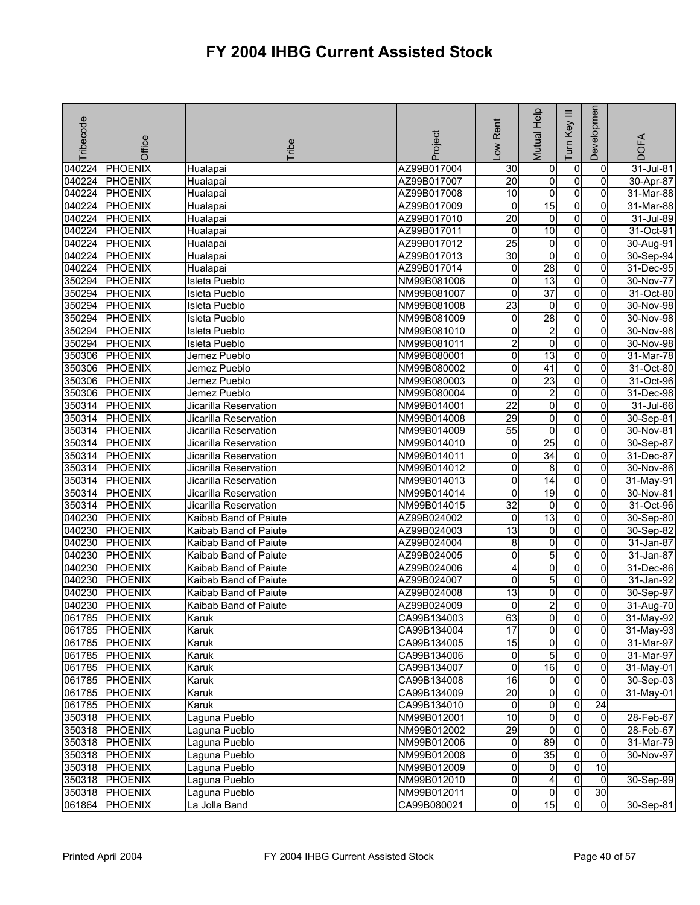# FY 2004 IHBG Current Assisted Stock

| Tribecode | Office | Tribe | Project | Low Rent | Mutual Help | Turn Key III | Developmen | DOFA |
|---|---|---|---|---|---|---|---|---|
| 040224 | PHOENIX | Hualapai | AZ99B017004 | 30 | 0 | 0 | 0 | 31-Jul-81 |
| 040224 | PHOENIX | Hualapai | AZ99B017007 | 20 | 0 | 0 | 0 | 30-Apr-87 |
| 040224 | PHOENIX | Hualapai | AZ99B017008 | 10 | 0 | 0 | 0 | 31-Mar-88 |
| 040224 | PHOENIX | Hualapai | AZ99B017009 | 0 | 15 | 0 | 0 | 31-Mar-88 |
| 040224 | PHOENIX | Hualapai | AZ99B017010 | 20 | 0 | 0 | 0 | 31-Jul-89 |
| 040224 | PHOENIX | Hualapai | AZ99B017011 | 0 | 10 | 0 | 0 | 31-Oct-91 |
| 040224 | PHOENIX | Hualapai | AZ99B017012 | 25 | 0 | 0 | 0 | 30-Aug-91 |
| 040224 | PHOENIX | Hualapai | AZ99B017013 | 30 | 0 | 0 | 0 | 30-Sep-94 |
| 040224 | PHOENIX | Hualapai | AZ99B017014 | 0 | 28 | 0 | 0 | 31-Dec-95 |
| 350294 | PHOENIX | Isleta Pueblo | NM99B081006 | 0 | 13 | 0 | 0 | 30-Nov-77 |
| 350294 | PHOENIX | Isleta Pueblo | NM99B081007 | 0 | 37 | 0 | 0 | 31-Oct-80 |
| 350294 | PHOENIX | Isleta Pueblo | NM99B081008 | 23 | 0 | 0 | 0 | 30-Nov-98 |
| 350294 | PHOENIX | Isleta Pueblo | NM99B081009 | 0 | 28 | 0 | 0 | 30-Nov-98 |
| 350294 | PHOENIX | Isleta Pueblo | NM99B081010 | 0 | 2 | 0 | 0 | 30-Nov-98 |
| 350294 | PHOENIX | Isleta Pueblo | NM99B081011 | 2 | 0 | 0 | 0 | 30-Nov-98 |
| 350306 | PHOENIX | Jemez Pueblo | NM99B080001 | 0 | 13 | 0 | 0 | 31-Mar-78 |
| 350306 | PHOENIX | Jemez Pueblo | NM99B080002 | 0 | 41 | 0 | 0 | 31-Oct-80 |
| 350306 | PHOENIX | Jemez Pueblo | NM99B080003 | 0 | 23 | 0 | 0 | 31-Oct-96 |
| 350306 | PHOENIX | Jemez Pueblo | NM99B080004 | 0 | 2 | 0 | 0 | 31-Dec-98 |
| 350314 | PHOENIX | Jicarilla Reservation | NM99B014001 | 22 | 0 | 0 | 0 | 31-Jul-66 |
| 350314 | PHOENIX | Jicarilla Reservation | NM99B014008 | 29 | 0 | 0 | 0 | 30-Sep-81 |
| 350314 | PHOENIX | Jicarilla Reservation | NM99B014009 | 55 | 0 | 0 | 0 | 30-Nov-81 |
| 350314 | PHOENIX | Jicarilla Reservation | NM99B014010 | 0 | 25 | 0 | 0 | 30-Sep-87 |
| 350314 | PHOENIX | Jicarilla Reservation | NM99B014011 | 0 | 34 | 0 | 0 | 31-Dec-87 |
| 350314 | PHOENIX | Jicarilla Reservation | NM99B014012 | 0 | 8 | 0 | 0 | 30-Nov-86 |
| 350314 | PHOENIX | Jicarilla Reservation | NM99B014013 | 0 | 14 | 0 | 0 | 31-May-91 |
| 350314 | PHOENIX | Jicarilla Reservation | NM99B014014 | 0 | 19 | 0 | 0 | 30-Nov-81 |
| 350314 | PHOENIX | Jicarilla Reservation | NM99B014015 | 32 | 0 | 0 | 0 | 31-Oct-96 |
| 040230 | PHOENIX | Kaibab Band of Paiute | AZ99B024002 | 0 | 13 | 0 | 0 | 30-Sep-80 |
| 040230 | PHOENIX | Kaibab Band of Paiute | AZ99B024003 | 13 | 0 | 0 | 0 | 30-Sep-82 |
| 040230 | PHOENIX | Kaibab Band of Paiute | AZ99B024004 | 8 | 0 | 0 | 0 | 31-Jan-87 |
| 040230 | PHOENIX | Kaibab Band of Paiute | AZ99B024005 | 0 | 5 | 0 | 0 | 31-Jan-87 |
| 040230 | PHOENIX | Kaibab Band of Paiute | AZ99B024006 | 4 | 0 | 0 | 0 | 31-Dec-86 |
| 040230 | PHOENIX | Kaibab Band of Paiute | AZ99B024007 | 0 | 5 | 0 | 0 | 31-Jan-92 |
| 040230 | PHOENIX | Kaibab Band of Paiute | AZ99B024008 | 13 | 0 | 0 | 0 | 30-Sep-97 |
| 040230 | PHOENIX | Kaibab Band of Paiute | AZ99B024009 | 0 | 2 | 0 | 0 | 31-Aug-70 |
| 061785 | PHOENIX | Karuk | CA99B134003 | 63 | 0 | 0 | 0 | 31-May-92 |
| 061785 | PHOENIX | Karuk | CA99B134004 | 17 | 0 | 0 | 0 | 31-May-93 |
| 061785 | PHOENIX | Karuk | CA99B134005 | 15 | 0 | 0 | 0 | 31-Mar-97 |
| 061785 | PHOENIX | Karuk | CA99B134006 | 0 | 5 | 0 | 0 | 31-Mar-97 |
| 061785 | PHOENIX | Karuk | CA99B134007 | 0 | 16 | 0 | 0 | 31-May-01 |
| 061785 | PHOENIX | Karuk | CA99B134008 | 16 | 0 | 0 | 0 | 30-Sep-03 |
| 061785 | PHOENIX | Karuk | CA99B134009 | 20 | 0 | 0 | 0 | 31-May-01 |
| 061785 | PHOENIX | Karuk | CA99B134010 | 0 | 0 | 0 | 24 | |
| 350318 | PHOENIX | Laguna Pueblo | NM99B012001 | 10 | 0 | 0 | 0 | 28-Feb-67 |
| 350318 | PHOENIX | Laguna Pueblo | NM99B012002 | 29 | 0 | 0 | 0 | 28-Feb-67 |
| 350318 | PHOENIX | Laguna Pueblo | NM99B012006 | 0 | 89 | 0 | 0 | 31-Mar-79 |
| 350318 | PHOENIX | Laguna Pueblo | NM99B012008 | 0 | 35 | 0 | 0 | 30-Nov-97 |
| 350318 | PHOENIX | Laguna Pueblo | NM99B012009 | 0 | 0 | 0 | 10 | |
| 350318 | PHOENIX | Laguna Pueblo | NM99B012010 | 0 | 4 | 0 | 0 | 30-Sep-99 |
| 350318 | PHOENIX | Laguna Pueblo | NM99B012011 | 0 | 0 | 0 | 30 | |
| 061864 | PHOENIX | La Jolla Band | CA99B080021 | 0 | 15 | 0 | 0 | 30-Sep-81 |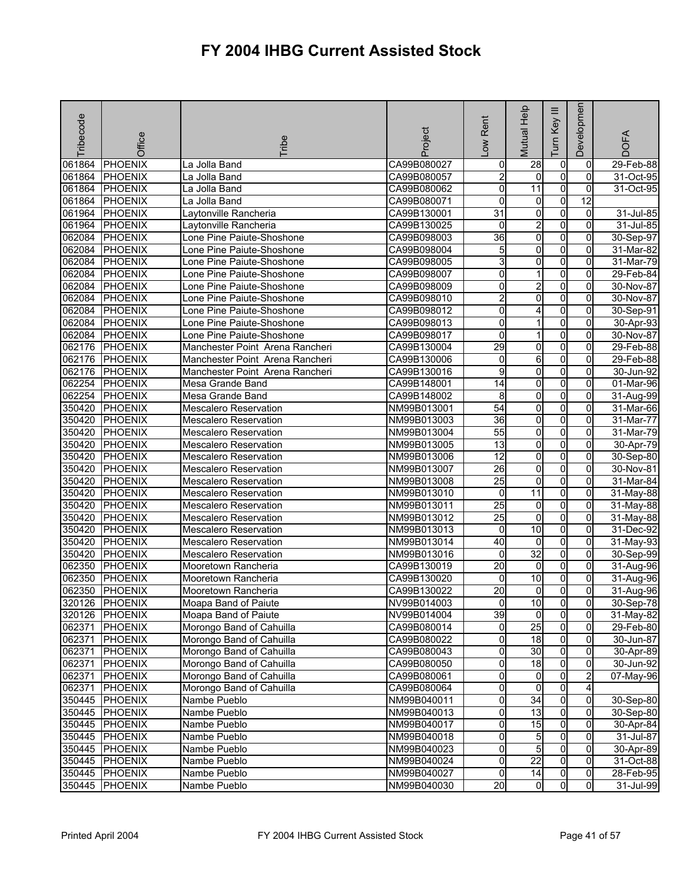# FY 2004 IHBG Current Assisted Stock

| Tribecode | Office | Tribe | Project | Low Rent | Mutual Help | Turn Key III | Development | DOFA |
|---|---|---|---|---|---|---|---|---|
| 061864 | PHOENIX | La Jolla Band | CA99B080027 | 0 | 28 | 0 | 0 | 29-Feb-88 |
| 061864 | PHOENIX | La Jolla Band | CA99B080057 | 2 | 0 | 0 | 0 | 31-Oct-95 |
| 061864 | PHOENIX | La Jolla Band | CA99B080062 | 0 | 11 | 0 | 0 | 31-Oct-95 |
| 061864 | PHOENIX | La Jolla Band | CA99B080071 | 0 | 0 | 0 | 12 | |
| 061964 | PHOENIX | Laytonville Rancheria | CA99B130001 | 31 | 0 | 0 | 0 | 31-Jul-85 |
| 061964 | PHOENIX | Laytonville Rancheria | CA99B130025 | 0 | 2 | 0 | 0 | 31-Jul-85 |
| 062084 | PHOENIX | Lone Pine Paiute-Shoshone | CA99B098003 | 36 | 0 | 0 | 0 | 30-Sep-97 |
| 062084 | PHOENIX | Lone Pine Paiute-Shoshone | CA99B098004 | 5 | 0 | 0 | 0 | 31-Mar-82 |
| 062084 | PHOENIX | Lone Pine Paiute-Shoshone | CA99B098005 | 3 | 0 | 0 | 0 | 31-Mar-79 |
| 062084 | PHOENIX | Lone Pine Paiute-Shoshone | CA99B098007 | 0 | 1 | 0 | 0 | 29-Feb-84 |
| 062084 | PHOENIX | Lone Pine Paiute-Shoshone | CA99B098009 | 0 | 2 | 0 | 0 | 30-Nov-87 |
| 062084 | PHOENIX | Lone Pine Paiute-Shoshone | CA99B098010 | 2 | 0 | 0 | 0 | 30-Nov-87 |
| 062084 | PHOENIX | Lone Pine Paiute-Shoshone | CA99B098012 | 0 | 4 | 0 | 0 | 30-Sep-91 |
| 062084 | PHOENIX | Lone Pine Paiute-Shoshone | CA99B098013 | 0 | 1 | 0 | 0 | 30-Apr-93 |
| 062084 | PHOENIX | Lone Pine Paiute-Shoshone | CA99B098017 | 0 | 1 | 0 | 0 | 30-Nov-87 |
| 062176 | PHOENIX | Manchester Point Arena Rancheri | CA99B130004 | 29 | 0 | 0 | 0 | 29-Feb-88 |
| 062176 | PHOENIX | Manchester Point Arena Rancheri | CA99B130006 | 0 | 6 | 0 | 0 | 29-Feb-88 |
| 062176 | PHOENIX | Manchester Point Arena Rancheri | CA99B130016 | 9 | 0 | 0 | 0 | 30-Jun-92 |
| 062254 | PHOENIX | Mesa Grande Band | CA99B148001 | 14 | 0 | 0 | 0 | 01-Mar-96 |
| 062254 | PHOENIX | Mesa Grande Band | CA99B148002 | 8 | 0 | 0 | 0 | 31-Aug-99 |
| 350420 | PHOENIX | Mescalero Reservation | NM99B013001 | 54 | 0 | 0 | 0 | 31-Mar-66 |
| 350420 | PHOENIX | Mescalero Reservation | NM99B013003 | 36 | 0 | 0 | 0 | 31-Mar-77 |
| 350420 | PHOENIX | Mescalero Reservation | NM99B013004 | 55 | 0 | 0 | 0 | 31-Mar-79 |
| 350420 | PHOENIX | Mescalero Reservation | NM99B013005 | 13 | 0 | 0 | 0 | 30-Apr-79 |
| 350420 | PHOENIX | Mescalero Reservation | NM99B013006 | 12 | 0 | 0 | 0 | 30-Sep-80 |
| 350420 | PHOENIX | Mescalero Reservation | NM99B013007 | 26 | 0 | 0 | 0 | 30-Nov-81 |
| 350420 | PHOENIX | Mescalero Reservation | NM99B013008 | 25 | 0 | 0 | 0 | 31-Mar-84 |
| 350420 | PHOENIX | Mescalero Reservation | NM99B013010 | 0 | 11 | 0 | 0 | 31-May-88 |
| 350420 | PHOENIX | Mescalero Reservation | NM99B013011 | 25 | 0 | 0 | 0 | 31-May-88 |
| 350420 | PHOENIX | Mescalero Reservation | NM99B013012 | 25 | 0 | 0 | 0 | 31-May-88 |
| 350420 | PHOENIX | Mescalero Reservation | NM99B013013 | 0 | 10 | 0 | 0 | 31-Dec-92 |
| 350420 | PHOENIX | Mescalero Reservation | NM99B013014 | 40 | 0 | 0 | 0 | 31-May-93 |
| 350420 | PHOENIX | Mescalero Reservation | NM99B013016 | 0 | 32 | 0 | 0 | 30-Sep-99 |
| 062350 | PHOENIX | Mooretown Rancheria | CA99B130019 | 20 | 0 | 0 | 0 | 31-Aug-96 |
| 062350 | PHOENIX | Mooretown Rancheria | CA99B130020 | 0 | 10 | 0 | 0 | 31-Aug-96 |
| 062350 | PHOENIX | Mooretown Rancheria | CA99B130022 | 20 | 0 | 0 | 0 | 31-Aug-96 |
| 320126 | PHOENIX | Moapa Band of Paiute | NV99B014003 | 0 | 10 | 0 | 0 | 30-Sep-78 |
| 320126 | PHOENIX | Moapa Band of Paiute | NV99B014004 | 39 | 0 | 0 | 0 | 31-May-82 |
| 062371 | PHOENIX | Morongo Band of Cahuilla | CA99B080014 | 0 | 25 | 0 | 0 | 29-Feb-80 |
| 062371 | PHOENIX | Morongo Band of Cahuilla | CA99B080022 | 0 | 18 | 0 | 0 | 30-Jun-87 |
| 062371 | PHOENIX | Morongo Band of Cahuilla | CA99B080043 | 0 | 30 | 0 | 0 | 30-Apr-89 |
| 062371 | PHOENIX | Morongo Band of Cahuilla | CA99B080050 | 0 | 18 | 0 | 0 | 30-Jun-92 |
| 062371 | PHOENIX | Morongo Band of Cahuilla | CA99B080061 | 0 | 0 | 0 | 2 | 07-May-96 |
| 062371 | PHOENIX | Morongo Band of Cahuilla | CA99B080064 | 0 | 0 | 0 | 4 | |
| 350445 | PHOENIX | Nambe Pueblo | NM99B040011 | 0 | 34 | 0 | 0 | 30-Sep-80 |
| 350445 | PHOENIX | Nambe Pueblo | NM99B040013 | 0 | 13 | 0 | 0 | 30-Sep-80 |
| 350445 | PHOENIX | Nambe Pueblo | NM99B040017 | 0 | 15 | 0 | 0 | 30-Apr-84 |
| 350445 | PHOENIX | Nambe Pueblo | NM99B040018 | 0 | 5 | 0 | 0 | 31-Jul-87 |
| 350445 | PHOENIX | Nambe Pueblo | NM99B040023 | 0 | 5 | 0 | 0 | 30-Apr-89 |
| 350445 | PHOENIX | Nambe Pueblo | NM99B040024 | 0 | 22 | 0 | 0 | 31-Oct-88 |
| 350445 | PHOENIX | Nambe Pueblo | NM99B040027 | 0 | 14 | 0 | 0 | 28-Feb-95 |
| 350445 | PHOENIX | Nambe Pueblo | NM99B040030 | 20 | 0 | 0 | 0 | 31-Jul-99 |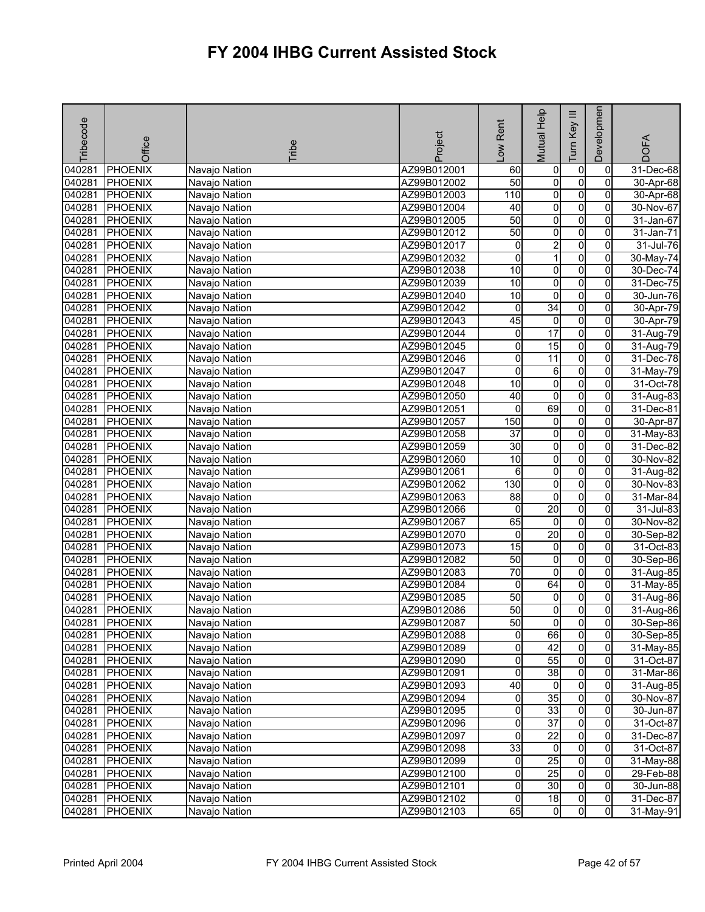# FY 2004 IHBG Current Assisted Stock

| Tribecode | Office | Tribe | Project | Low Rent | Mutual Help | Turn Key III | Development | DOFA |
|---|---|---|---|---|---|---|---|---|
| 040281 | PHOENIX | Navajo Nation | AZ99B012001 | 60 | 0 | 0 | 0 | 31-Dec-68 |
| 040281 | PHOENIX | Navajo Nation | AZ99B012002 | 50 | 0 | 0 | 0 | 30-Apr-68 |
| 040281 | PHOENIX | Navajo Nation | AZ99B012003 | 110 | 0 | 0 | 0 | 30-Apr-68 |
| 040281 | PHOENIX | Navajo Nation | AZ99B012004 | 40 | 0 | 0 | 0 | 30-Nov-67 |
| 040281 | PHOENIX | Navajo Nation | AZ99B012005 | 50 | 0 | 0 | 0 | 31-Jan-67 |
| 040281 | PHOENIX | Navajo Nation | AZ99B012012 | 50 | 0 | 0 | 0 | 31-Jan-71 |
| 040281 | PHOENIX | Navajo Nation | AZ99B012017 | 0 | 2 | 0 | 0 | 31-Jul-76 |
| 040281 | PHOENIX | Navajo Nation | AZ99B012032 | 0 | 1 | 0 | 0 | 30-May-74 |
| 040281 | PHOENIX | Navajo Nation | AZ99B012038 | 10 | 0 | 0 | 0 | 30-Dec-74 |
| 040281 | PHOENIX | Navajo Nation | AZ99B012039 | 10 | 0 | 0 | 0 | 31-Dec-75 |
| 040281 | PHOENIX | Navajo Nation | AZ99B012040 | 10 | 0 | 0 | 0 | 30-Jun-76 |
| 040281 | PHOENIX | Navajo Nation | AZ99B012042 | 0 | 34 | 0 | 0 | 30-Apr-79 |
| 040281 | PHOENIX | Navajo Nation | AZ99B012043 | 45 | 0 | 0 | 0 | 30-Apr-79 |
| 040281 | PHOENIX | Navajo Nation | AZ99B012044 | 0 | 17 | 0 | 0 | 31-Aug-79 |
| 040281 | PHOENIX | Navajo Nation | AZ99B012045 | 0 | 15 | 0 | 0 | 31-Aug-79 |
| 040281 | PHOENIX | Navajo Nation | AZ99B012046 | 0 | 11 | 0 | 0 | 31-Dec-78 |
| 040281 | PHOENIX | Navajo Nation | AZ99B012047 | 0 | 6 | 0 | 0 | 31-May-79 |
| 040281 | PHOENIX | Navajo Nation | AZ99B012048 | 10 | 0 | 0 | 0 | 31-Oct-78 |
| 040281 | PHOENIX | Navajo Nation | AZ99B012050 | 40 | 0 | 0 | 0 | 31-Aug-83 |
| 040281 | PHOENIX | Navajo Nation | AZ99B012051 | 0 | 69 | 0 | 0 | 31-Dec-81 |
| 040281 | PHOENIX | Navajo Nation | AZ99B012057 | 150 | 0 | 0 | 0 | 30-Apr-87 |
| 040281 | PHOENIX | Navajo Nation | AZ99B012058 | 37 | 0 | 0 | 0 | 31-May-83 |
| 040281 | PHOENIX | Navajo Nation | AZ99B012059 | 30 | 0 | 0 | 0 | 31-Dec-82 |
| 040281 | PHOENIX | Navajo Nation | AZ99B012060 | 10 | 0 | 0 | 0 | 30-Nov-82 |
| 040281 | PHOENIX | Navajo Nation | AZ99B012061 | 6 | 0 | 0 | 0 | 31-Aug-82 |
| 040281 | PHOENIX | Navajo Nation | AZ99B012062 | 130 | 0 | 0 | 0 | 30-Nov-83 |
| 040281 | PHOENIX | Navajo Nation | AZ99B012063 | 88 | 0 | 0 | 0 | 31-Mar-84 |
| 040281 | PHOENIX | Navajo Nation | AZ99B012066 | 0 | 20 | 0 | 0 | 31-Jul-83 |
| 040281 | PHOENIX | Navajo Nation | AZ99B012067 | 65 | 0 | 0 | 0 | 30-Nov-82 |
| 040281 | PHOENIX | Navajo Nation | AZ99B012070 | 0 | 20 | 0 | 0 | 30-Sep-82 |
| 040281 | PHOENIX | Navajo Nation | AZ99B012073 | 15 | 0 | 0 | 0 | 31-Oct-83 |
| 040281 | PHOENIX | Navajo Nation | AZ99B012082 | 50 | 0 | 0 | 0 | 30-Sep-86 |
| 040281 | PHOENIX | Navajo Nation | AZ99B012083 | 70 | 0 | 0 | 0 | 31-Aug-85 |
| 040281 | PHOENIX | Navajo Nation | AZ99B012084 | 0 | 64 | 0 | 0 | 31-May-85 |
| 040281 | PHOENIX | Navajo Nation | AZ99B012085 | 50 | 0 | 0 | 0 | 31-Aug-86 |
| 040281 | PHOENIX | Navajo Nation | AZ99B012086 | 50 | 0 | 0 | 0 | 31-Aug-86 |
| 040281 | PHOENIX | Navajo Nation | AZ99B012087 | 50 | 0 | 0 | 0 | 30-Sep-86 |
| 040281 | PHOENIX | Navajo Nation | AZ99B012088 | 0 | 66 | 0 | 0 | 30-Sep-85 |
| 040281 | PHOENIX | Navajo Nation | AZ99B012089 | 0 | 42 | 0 | 0 | 31-May-85 |
| 040281 | PHOENIX | Navajo Nation | AZ99B012090 | 0 | 55 | 0 | 0 | 31-Oct-87 |
| 040281 | PHOENIX | Navajo Nation | AZ99B012091 | 0 | 38 | 0 | 0 | 31-Mar-86 |
| 040281 | PHOENIX | Navajo Nation | AZ99B012093 | 40 | 0 | 0 | 0 | 31-Aug-85 |
| 040281 | PHOENIX | Navajo Nation | AZ99B012094 | 0 | 35 | 0 | 0 | 30-Nov-87 |
| 040281 | PHOENIX | Navajo Nation | AZ99B012095 | 0 | 33 | 0 | 0 | 30-Jun-87 |
| 040281 | PHOENIX | Navajo Nation | AZ99B012096 | 0 | 37 | 0 | 0 | 31-Oct-87 |
| 040281 | PHOENIX | Navajo Nation | AZ99B012097 | 0 | 22 | 0 | 0 | 31-Dec-87 |
| 040281 | PHOENIX | Navajo Nation | AZ99B012098 | 33 | 0 | 0 | 0 | 31-Oct-87 |
| 040281 | PHOENIX | Navajo Nation | AZ99B012099 | 0 | 25 | 0 | 0 | 31-May-88 |
| 040281 | PHOENIX | Navajo Nation | AZ99B012100 | 0 | 25 | 0 | 0 | 29-Feb-88 |
| 040281 | PHOENIX | Navajo Nation | AZ99B012101 | 0 | 30 | 0 | 0 | 30-Jun-88 |
| 040281 | PHOENIX | Navajo Nation | AZ99B012102 | 0 | 18 | 0 | 0 | 31-Dec-87 |
| 040281 | PHOENIX | Navajo Nation | AZ99B012103 | 65 | 0 | 0 | 0 | 31-May-91 |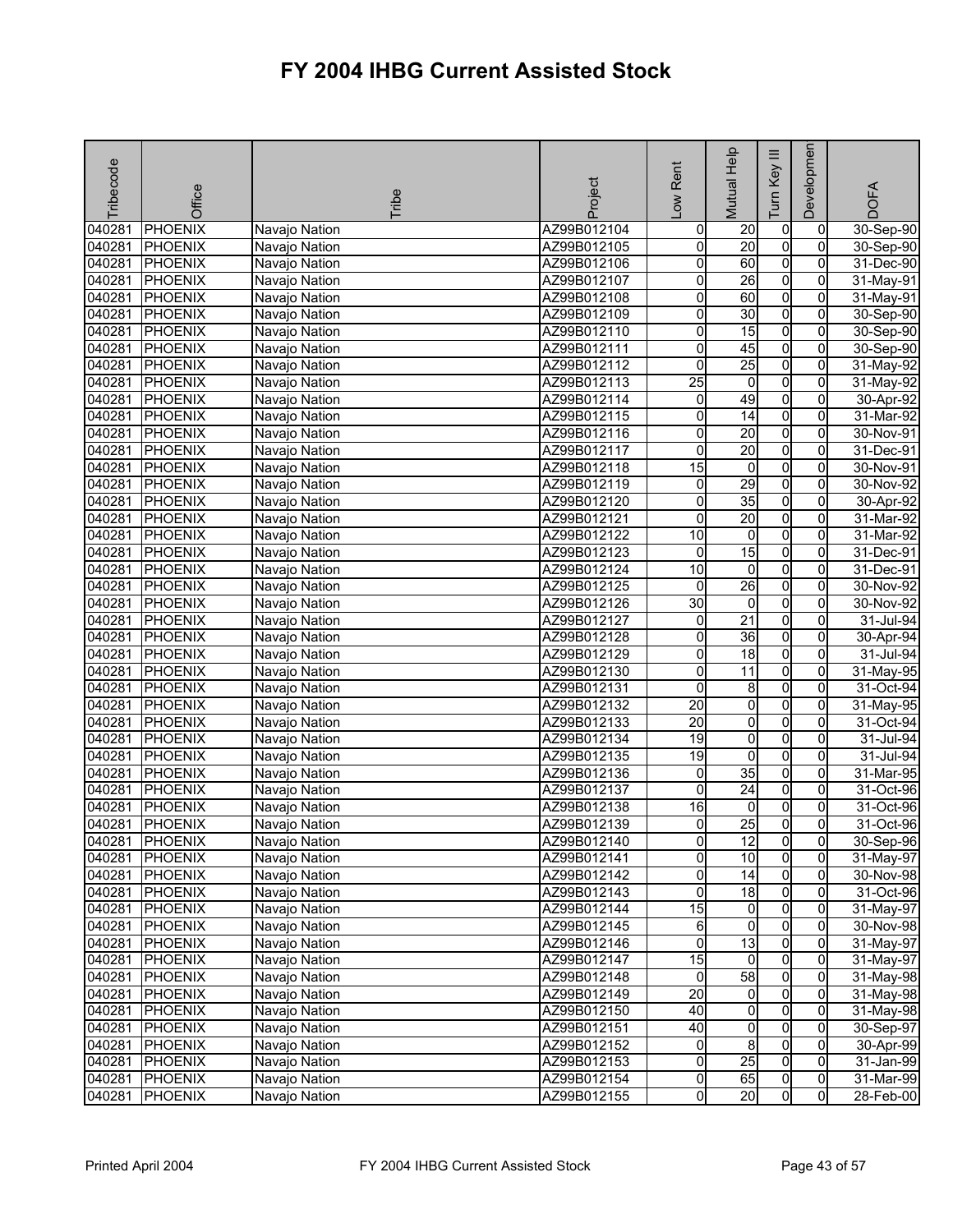# FY 2004 IHBG Current Assisted Stock

| Tribecode | Office | Tribe | Project | Low Rent | Mutual Help | Turn Key III | Development | DOFA |
|---|---|---|---|---|---|---|---|---|
| 040281 | PHOENIX | Navajo Nation | AZ99B012104 | 0 | 20 | 0 | 0 | 30-Sep-90 |
| 040281 | PHOENIX | Navajo Nation | AZ99B012105 | 0 | 20 | 0 | 0 | 30-Sep-90 |
| 040281 | PHOENIX | Navajo Nation | AZ99B012106 | 0 | 60 | 0 | 0 | 31-Dec-90 |
| 040281 | PHOENIX | Navajo Nation | AZ99B012107 | 0 | 26 | 0 | 0 | 31-May-91 |
| 040281 | PHOENIX | Navajo Nation | AZ99B012108 | 0 | 60 | 0 | 0 | 31-May-91 |
| 040281 | PHOENIX | Navajo Nation | AZ99B012109 | 0 | 30 | 0 | 0 | 30-Sep-90 |
| 040281 | PHOENIX | Navajo Nation | AZ99B012110 | 0 | 15 | 0 | 0 | 30-Sep-90 |
| 040281 | PHOENIX | Navajo Nation | AZ99B012111 | 0 | 45 | 0 | 0 | 30-Sep-90 |
| 040281 | PHOENIX | Navajo Nation | AZ99B012112 | 0 | 25 | 0 | 0 | 31-May-92 |
| 040281 | PHOENIX | Navajo Nation | AZ99B012113 | 25 | 0 | 0 | 0 | 31-May-92 |
| 040281 | PHOENIX | Navajo Nation | AZ99B012114 | 0 | 49 | 0 | 0 | 30-Apr-92 |
| 040281 | PHOENIX | Navajo Nation | AZ99B012115 | 0 | 14 | 0 | 0 | 31-Mar-92 |
| 040281 | PHOENIX | Navajo Nation | AZ99B012116 | 0 | 20 | 0 | 0 | 30-Nov-91 |
| 040281 | PHOENIX | Navajo Nation | AZ99B012117 | 0 | 20 | 0 | 0 | 31-Dec-91 |
| 040281 | PHOENIX | Navajo Nation | AZ99B012118 | 15 | 0 | 0 | 0 | 30-Nov-91 |
| 040281 | PHOENIX | Navajo Nation | AZ99B012119 | 0 | 29 | 0 | 0 | 30-Nov-92 |
| 040281 | PHOENIX | Navajo Nation | AZ99B012120 | 0 | 35 | 0 | 0 | 30-Apr-92 |
| 040281 | PHOENIX | Navajo Nation | AZ99B012121 | 0 | 20 | 0 | 0 | 31-Mar-92 |
| 040281 | PHOENIX | Navajo Nation | AZ99B012122 | 10 | 0 | 0 | 0 | 31-Mar-92 |
| 040281 | PHOENIX | Navajo Nation | AZ99B012123 | 0 | 15 | 0 | 0 | 31-Dec-91 |
| 040281 | PHOENIX | Navajo Nation | AZ99B012124 | 10 | 0 | 0 | 0 | 31-Dec-91 |
| 040281 | PHOENIX | Navajo Nation | AZ99B012125 | 0 | 26 | 0 | 0 | 30-Nov-92 |
| 040281 | PHOENIX | Navajo Nation | AZ99B012126 | 30 | 0 | 0 | 0 | 30-Nov-92 |
| 040281 | PHOENIX | Navajo Nation | AZ99B012127 | 0 | 21 | 0 | 0 | 31-Jul-94 |
| 040281 | PHOENIX | Navajo Nation | AZ99B012128 | 0 | 36 | 0 | 0 | 30-Apr-94 |
| 040281 | PHOENIX | Navajo Nation | AZ99B012129 | 0 | 18 | 0 | 0 | 31-Jul-94 |
| 040281 | PHOENIX | Navajo Nation | AZ99B012130 | 0 | 11 | 0 | 0 | 31-May-95 |
| 040281 | PHOENIX | Navajo Nation | AZ99B012131 | 0 | 8 | 0 | 0 | 31-Oct-94 |
| 040281 | PHOENIX | Navajo Nation | AZ99B012132 | 20 | 0 | 0 | 0 | 31-May-95 |
| 040281 | PHOENIX | Navajo Nation | AZ99B012133 | 20 | 0 | 0 | 0 | 31-Oct-94 |
| 040281 | PHOENIX | Navajo Nation | AZ99B012134 | 19 | 0 | 0 | 0 | 31-Jul-94 |
| 040281 | PHOENIX | Navajo Nation | AZ99B012135 | 19 | 0 | 0 | 0 | 31-Jul-94 |
| 040281 | PHOENIX | Navajo Nation | AZ99B012136 | 0 | 35 | 0 | 0 | 31-Mar-95 |
| 040281 | PHOENIX | Navajo Nation | AZ99B012137 | 0 | 24 | 0 | 0 | 31-Oct-96 |
| 040281 | PHOENIX | Navajo Nation | AZ99B012138 | 16 | 0 | 0 | 0 | 31-Oct-96 |
| 040281 | PHOENIX | Navajo Nation | AZ99B012139 | 0 | 25 | 0 | 0 | 31-Oct-96 |
| 040281 | PHOENIX | Navajo Nation | AZ99B012140 | 0 | 12 | 0 | 0 | 30-Sep-96 |
| 040281 | PHOENIX | Navajo Nation | AZ99B012141 | 0 | 10 | 0 | 0 | 31-May-97 |
| 040281 | PHOENIX | Navajo Nation | AZ99B012142 | 0 | 14 | 0 | 0 | 30-Nov-98 |
| 040281 | PHOENIX | Navajo Nation | AZ99B012143 | 0 | 18 | 0 | 0 | 31-Oct-96 |
| 040281 | PHOENIX | Navajo Nation | AZ99B012144 | 15 | 0 | 0 | 0 | 31-May-97 |
| 040281 | PHOENIX | Navajo Nation | AZ99B012145 | 6 | 0 | 0 | 0 | 30-Nov-98 |
| 040281 | PHOENIX | Navajo Nation | AZ99B012146 | 0 | 13 | 0 | 0 | 31-May-97 |
| 040281 | PHOENIX | Navajo Nation | AZ99B012147 | 15 | 0 | 0 | 0 | 31-May-97 |
| 040281 | PHOENIX | Navajo Nation | AZ99B012148 | 0 | 58 | 0 | 0 | 31-May-98 |
| 040281 | PHOENIX | Navajo Nation | AZ99B012149 | 20 | 0 | 0 | 0 | 31-May-98 |
| 040281 | PHOENIX | Navajo Nation | AZ99B012150 | 40 | 0 | 0 | 0 | 31-May-98 |
| 040281 | PHOENIX | Navajo Nation | AZ99B012151 | 40 | 0 | 0 | 0 | 30-Sep-97 |
| 040281 | PHOENIX | Navajo Nation | AZ99B012152 | 0 | 8 | 0 | 0 | 30-Apr-99 |
| 040281 | PHOENIX | Navajo Nation | AZ99B012153 | 0 | 25 | 0 | 0 | 31-Jan-99 |
| 040281 | PHOENIX | Navajo Nation | AZ99B012154 | 0 | 65 | 0 | 0 | 31-Mar-99 |
| 040281 | PHOENIX | Navajo Nation | AZ99B012155 | 0 | 20 | 0 | 0 | 28-Feb-00 |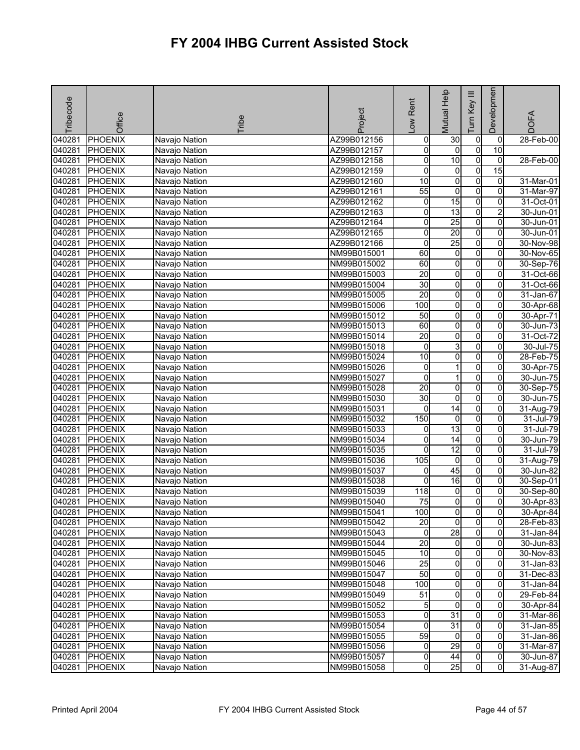# FY 2004 IHBG Current Assisted Stock

| Tribecode | Office | Tribe | Project | Low Rent | Mutual Help | Turn Key III | Development | DOFA |
|---|---|---|---|---|---|---|---|---|
| 040281 | PHOENIX | Navajo Nation | AZ99B012156 | 0 | 30 | 0 | 0 | 28-Feb-00 |
| 040281 | PHOENIX | Navajo Nation | AZ99B012157 | 0 | 0 | 0 | 10 | |
| 040281 | PHOENIX | Navajo Nation | AZ99B012158 | 0 | 10 | 0 | 0 | 28-Feb-00 |
| 040281 | PHOENIX | Navajo Nation | AZ99B012159 | 0 | 0 | 0 | 15 | |
| 040281 | PHOENIX | Navajo Nation | AZ99B012160 | 10 | 0 | 0 | 0 | 31-Mar-01 |
| 040281 | PHOENIX | Navajo Nation | AZ99B012161 | 55 | 0 | 0 | 0 | 31-Mar-97 |
| 040281 | PHOENIX | Navajo Nation | AZ99B012162 | 0 | 15 | 0 | 0 | 31-Oct-01 |
| 040281 | PHOENIX | Navajo Nation | AZ99B012163 | 0 | 13 | 0 | 2 | 30-Jun-01 |
| 040281 | PHOENIX | Navajo Nation | AZ99B012164 | 0 | 25 | 0 | 0 | 30-Jun-01 |
| 040281 | PHOENIX | Navajo Nation | AZ99B012165 | 0 | 20 | 0 | 0 | 30-Jun-01 |
| 040281 | PHOENIX | Navajo Nation | AZ99B012166 | 0 | 25 | 0 | 0 | 30-Nov-98 |
| 040281 | PHOENIX | Navajo Nation | NM99B015001 | 60 | 0 | 0 | 0 | 30-Nov-65 |
| 040281 | PHOENIX | Navajo Nation | NM99B015002 | 60 | 0 | 0 | 0 | 30-Sep-76 |
| 040281 | PHOENIX | Navajo Nation | NM99B015003 | 20 | 0 | 0 | 0 | 31-Oct-66 |
| 040281 | PHOENIX | Navajo Nation | NM99B015004 | 30 | 0 | 0 | 0 | 31-Oct-66 |
| 040281 | PHOENIX | Navajo Nation | NM99B015005 | 20 | 0 | 0 | 0 | 31-Jan-67 |
| 040281 | PHOENIX | Navajo Nation | NM99B015006 | 100 | 0 | 0 | 0 | 30-Apr-68 |
| 040281 | PHOENIX | Navajo Nation | NM99B015012 | 50 | 0 | 0 | 0 | 30-Apr-71 |
| 040281 | PHOENIX | Navajo Nation | NM99B015013 | 60 | 0 | 0 | 0 | 30-Jun-73 |
| 040281 | PHOENIX | Navajo Nation | NM99B015014 | 20 | 0 | 0 | 0 | 31-Oct-72 |
| 040281 | PHOENIX | Navajo Nation | NM99B015018 | 0 | 3 | 0 | 0 | 30-Jul-75 |
| 040281 | PHOENIX | Navajo Nation | NM99B015024 | 10 | 0 | 0 | 0 | 28-Feb-75 |
| 040281 | PHOENIX | Navajo Nation | NM99B015026 | 0 | 1 | 0 | 0 | 30-Apr-75 |
| 040281 | PHOENIX | Navajo Nation | NM99B015027 | 0 | 1 | 0 | 0 | 30-Jun-75 |
| 040281 | PHOENIX | Navajo Nation | NM99B015028 | 20 | 0 | 0 | 0 | 30-Sep-75 |
| 040281 | PHOENIX | Navajo Nation | NM99B015030 | 30 | 0 | 0 | 0 | 30-Jun-75 |
| 040281 | PHOENIX | Navajo Nation | NM99B015031 | 0 | 14 | 0 | 0 | 31-Aug-79 |
| 040281 | PHOENIX | Navajo Nation | NM99B015032 | 150 | 0 | 0 | 0 | 31-Jul-79 |
| 040281 | PHOENIX | Navajo Nation | NM99B015033 | 0 | 13 | 0 | 0 | 31-Jul-79 |
| 040281 | PHOENIX | Navajo Nation | NM99B015034 | 0 | 14 | 0 | 0 | 30-Jun-79 |
| 040281 | PHOENIX | Navajo Nation | NM99B015035 | 0 | 12 | 0 | 0 | 31-Jul-79 |
| 040281 | PHOENIX | Navajo Nation | NM99B015036 | 105 | 0 | 0 | 0 | 31-Aug-79 |
| 040281 | PHOENIX | Navajo Nation | NM99B015037 | 0 | 45 | 0 | 0 | 30-Jun-82 |
| 040281 | PHOENIX | Navajo Nation | NM99B015038 | 0 | 16 | 0 | 0 | 30-Sep-01 |
| 040281 | PHOENIX | Navajo Nation | NM99B015039 | 118 | 0 | 0 | 0 | 30-Sep-80 |
| 040281 | PHOENIX | Navajo Nation | NM99B015040 | 75 | 0 | 0 | 0 | 30-Apr-83 |
| 040281 | PHOENIX | Navajo Nation | NM99B015041 | 100 | 0 | 0 | 0 | 30-Apr-84 |
| 040281 | PHOENIX | Navajo Nation | NM99B015042 | 20 | 0 | 0 | 0 | 28-Feb-83 |
| 040281 | PHOENIX | Navajo Nation | NM99B015043 | 0 | 28 | 0 | 0 | 31-Jan-84 |
| 040281 | PHOENIX | Navajo Nation | NM99B015044 | 20 | 0 | 0 | 0 | 30-Jun-83 |
| 040281 | PHOENIX | Navajo Nation | NM99B015045 | 10 | 0 | 0 | 0 | 30-Nov-83 |
| 040281 | PHOENIX | Navajo Nation | NM99B015046 | 25 | 0 | 0 | 0 | 31-Jan-83 |
| 040281 | PHOENIX | Navajo Nation | NM99B015047 | 50 | 0 | 0 | 0 | 31-Dec-83 |
| 040281 | PHOENIX | Navajo Nation | NM99B015048 | 100 | 0 | 0 | 0 | 31-Jan-84 |
| 040281 | PHOENIX | Navajo Nation | NM99B015049 | 51 | 0 | 0 | 0 | 29-Feb-84 |
| 040281 | PHOENIX | Navajo Nation | NM99B015052 | 5 | 0 | 0 | 0 | 30-Apr-84 |
| 040281 | PHOENIX | Navajo Nation | NM99B015053 | 0 | 31 | 0 | 0 | 31-Mar-86 |
| 040281 | PHOENIX | Navajo Nation | NM99B015054 | 0 | 31 | 0 | 0 | 31-Jan-85 |
| 040281 | PHOENIX | Navajo Nation | NM99B015055 | 59 | 0 | 0 | 0 | 31-Jan-86 |
| 040281 | PHOENIX | Navajo Nation | NM99B015056 | 0 | 29 | 0 | 0 | 31-Mar-87 |
| 040281 | PHOENIX | Navajo Nation | NM99B015057 | 0 | 44 | 0 | 0 | 30-Jun-87 |
| 040281 | PHOENIX | Navajo Nation | NM99B015058 | 0 | 25 | 0 | 0 | 31-Aug-87 |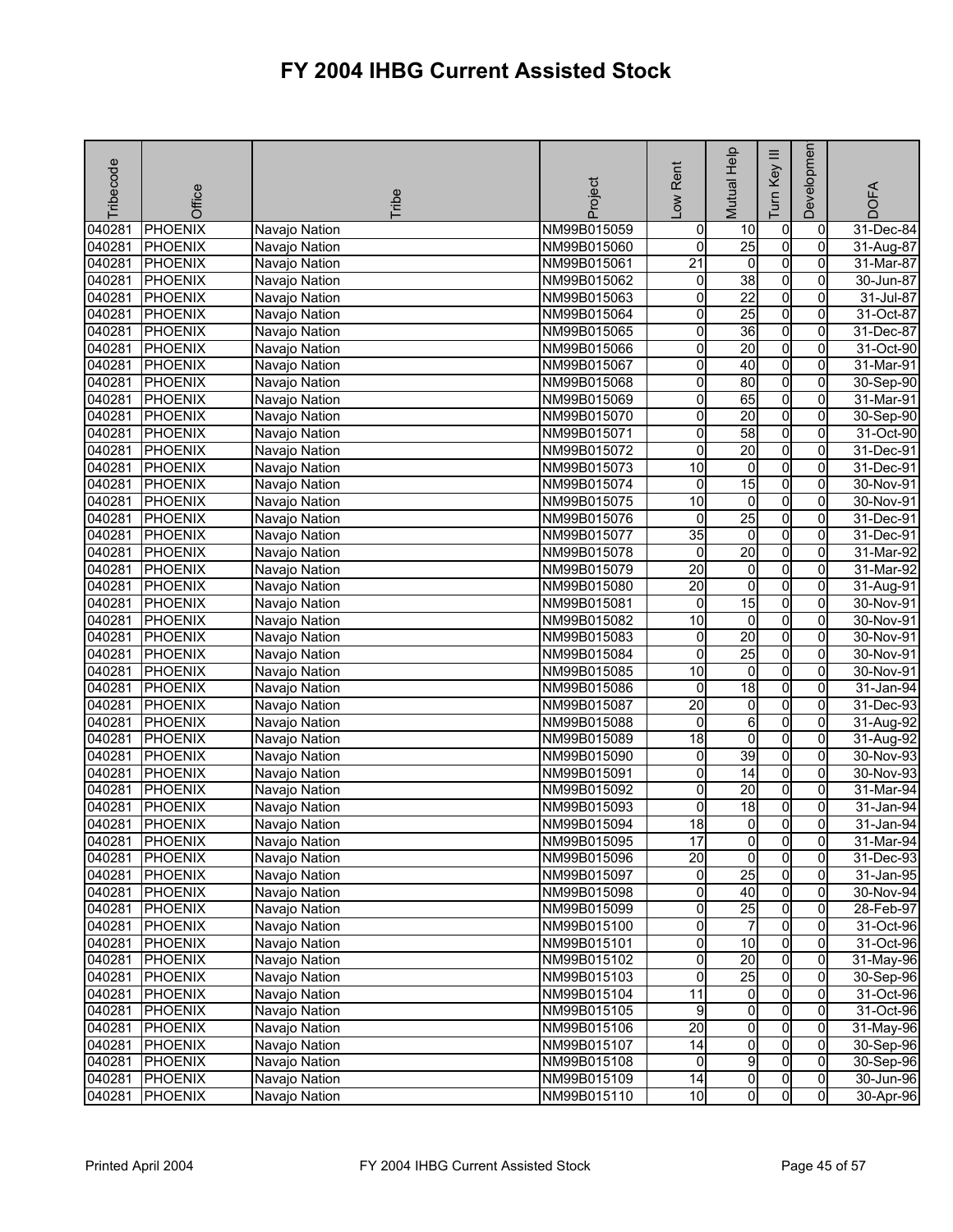# FY 2004 IHBG Current Assisted Stock

| Tribecode | Office | Tribe | Project | Low Rent | Mutual Help | Turn Key III | Development | DOFA |
|---|---|---|---|---|---|---|---|---|
| 040281 | PHOENIX | Navajo Nation | NM99B015059 | 0 | 10 | 0 | 0 | 31-Dec-84 |
| 040281 | PHOENIX | Navajo Nation | NM99B015060 | 0 | 25 | 0 | 0 | 31-Aug-87 |
| 040281 | PHOENIX | Navajo Nation | NM99B015061 | 21 | 0 | 0 | 0 | 31-Mar-87 |
| 040281 | PHOENIX | Navajo Nation | NM99B015062 | 0 | 38 | 0 | 0 | 30-Jun-87 |
| 040281 | PHOENIX | Navajo Nation | NM99B015063 | 0 | 22 | 0 | 0 | 31-Jul-87 |
| 040281 | PHOENIX | Navajo Nation | NM99B015064 | 0 | 25 | 0 | 0 | 31-Oct-87 |
| 040281 | PHOENIX | Navajo Nation | NM99B015065 | 0 | 36 | 0 | 0 | 31-Dec-87 |
| 040281 | PHOENIX | Navajo Nation | NM99B015066 | 0 | 20 | 0 | 0 | 31-Oct-90 |
| 040281 | PHOENIX | Navajo Nation | NM99B015067 | 0 | 40 | 0 | 0 | 31-Mar-91 |
| 040281 | PHOENIX | Navajo Nation | NM99B015068 | 0 | 80 | 0 | 0 | 30-Sep-90 |
| 040281 | PHOENIX | Navajo Nation | NM99B015069 | 0 | 65 | 0 | 0 | 31-Mar-91 |
| 040281 | PHOENIX | Navajo Nation | NM99B015070 | 0 | 20 | 0 | 0 | 30-Sep-90 |
| 040281 | PHOENIX | Navajo Nation | NM99B015071 | 0 | 58 | 0 | 0 | 31-Oct-90 |
| 040281 | PHOENIX | Navajo Nation | NM99B015072 | 0 | 20 | 0 | 0 | 31-Dec-91 |
| 040281 | PHOENIX | Navajo Nation | NM99B015073 | 10 | 0 | 0 | 0 | 31-Dec-91 |
| 040281 | PHOENIX | Navajo Nation | NM99B015074 | 0 | 15 | 0 | 0 | 30-Nov-91 |
| 040281 | PHOENIX | Navajo Nation | NM99B015075 | 10 | 0 | 0 | 0 | 30-Nov-91 |
| 040281 | PHOENIX | Navajo Nation | NM99B015076 | 0 | 25 | 0 | 0 | 31-Dec-91 |
| 040281 | PHOENIX | Navajo Nation | NM99B015077 | 35 | 0 | 0 | 0 | 31-Dec-91 |
| 040281 | PHOENIX | Navajo Nation | NM99B015078 | 0 | 20 | 0 | 0 | 31-Mar-92 |
| 040281 | PHOENIX | Navajo Nation | NM99B015079 | 20 | 0 | 0 | 0 | 31-Mar-92 |
| 040281 | PHOENIX | Navajo Nation | NM99B015080 | 20 | 0 | 0 | 0 | 31-Aug-91 |
| 040281 | PHOENIX | Navajo Nation | NM99B015081 | 0 | 15 | 0 | 0 | 30-Nov-91 |
| 040281 | PHOENIX | Navajo Nation | NM99B015082 | 10 | 0 | 0 | 0 | 30-Nov-91 |
| 040281 | PHOENIX | Navajo Nation | NM99B015083 | 0 | 20 | 0 | 0 | 30-Nov-91 |
| 040281 | PHOENIX | Navajo Nation | NM99B015084 | 0 | 25 | 0 | 0 | 30-Nov-91 |
| 040281 | PHOENIX | Navajo Nation | NM99B015085 | 10 | 0 | 0 | 0 | 30-Nov-91 |
| 040281 | PHOENIX | Navajo Nation | NM99B015086 | 0 | 18 | 0 | 0 | 31-Jan-94 |
| 040281 | PHOENIX | Navajo Nation | NM99B015087 | 20 | 0 | 0 | 0 | 31-Dec-93 |
| 040281 | PHOENIX | Navajo Nation | NM99B015088 | 0 | 6 | 0 | 0 | 31-Aug-92 |
| 040281 | PHOENIX | Navajo Nation | NM99B015089 | 18 | 0 | 0 | 0 | 31-Aug-92 |
| 040281 | PHOENIX | Navajo Nation | NM99B015090 | 0 | 39 | 0 | 0 | 30-Nov-93 |
| 040281 | PHOENIX | Navajo Nation | NM99B015091 | 0 | 14 | 0 | 0 | 30-Nov-93 |
| 040281 | PHOENIX | Navajo Nation | NM99B015092 | 0 | 20 | 0 | 0 | 31-Mar-94 |
| 040281 | PHOENIX | Navajo Nation | NM99B015093 | 0 | 18 | 0 | 0 | 31-Jan-94 |
| 040281 | PHOENIX | Navajo Nation | NM99B015094 | 18 | 0 | 0 | 0 | 31-Jan-94 |
| 040281 | PHOENIX | Navajo Nation | NM99B015095 | 17 | 0 | 0 | 0 | 31-Mar-94 |
| 040281 | PHOENIX | Navajo Nation | NM99B015096 | 20 | 0 | 0 | 0 | 31-Dec-93 |
| 040281 | PHOENIX | Navajo Nation | NM99B015097 | 0 | 25 | 0 | 0 | 31-Jan-95 |
| 040281 | PHOENIX | Navajo Nation | NM99B015098 | 0 | 40 | 0 | 0 | 30-Nov-94 |
| 040281 | PHOENIX | Navajo Nation | NM99B015099 | 0 | 25 | 0 | 0 | 28-Feb-97 |
| 040281 | PHOENIX | Navajo Nation | NM99B015100 | 0 | 7 | 0 | 0 | 31-Oct-96 |
| 040281 | PHOENIX | Navajo Nation | NM99B015101 | 0 | 10 | 0 | 0 | 31-Oct-96 |
| 040281 | PHOENIX | Navajo Nation | NM99B015102 | 0 | 20 | 0 | 0 | 31-May-96 |
| 040281 | PHOENIX | Navajo Nation | NM99B015103 | 0 | 25 | 0 | 0 | 30-Sep-96 |
| 040281 | PHOENIX | Navajo Nation | NM99B015104 | 11 | 0 | 0 | 0 | 31-Oct-96 |
| 040281 | PHOENIX | Navajo Nation | NM99B015105 | 9 | 0 | 0 | 0 | 31-Oct-96 |
| 040281 | PHOENIX | Navajo Nation | NM99B015106 | 20 | 0 | 0 | 0 | 31-May-96 |
| 040281 | PHOENIX | Navajo Nation | NM99B015107 | 14 | 0 | 0 | 0 | 30-Sep-96 |
| 040281 | PHOENIX | Navajo Nation | NM99B015108 | 0 | 9 | 0 | 0 | 30-Sep-96 |
| 040281 | PHOENIX | Navajo Nation | NM99B015109 | 14 | 0 | 0 | 0 | 30-Jun-96 |
| 040281 | PHOENIX | Navajo Nation | NM99B015110 | 10 | 0 | 0 | 0 | 30-Apr-96 |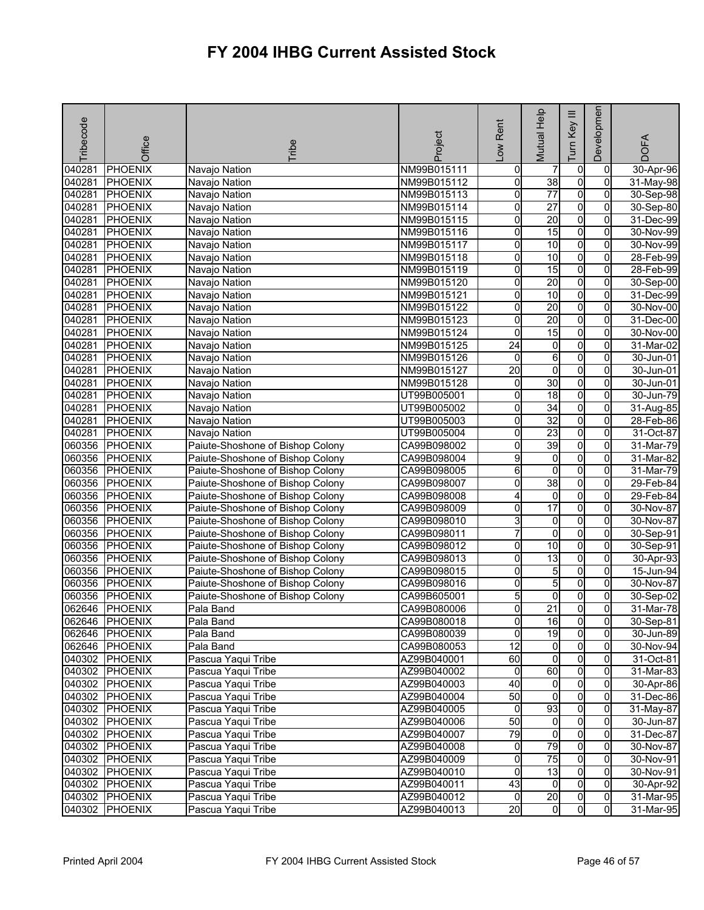# FY 2004 IHBG Current Assisted Stock

| Tribecode | Office | Tribe | Project | Low Rent | Mutual Help | Turn Key III | Development | DOFA |
|---|---|---|---|---|---|---|---|---|
| 040281 | PHOENIX | Navajo Nation | NM99B015111 | 0 | 7 | 0 | 0 | 30-Apr-96 |
| 040281 | PHOENIX | Navajo Nation | NM99B015112 | 0 | 38 | 0 | 0 | 31-May-98 |
| 040281 | PHOENIX | Navajo Nation | NM99B015113 | 0 | 77 | 0 | 0 | 30-Sep-98 |
| 040281 | PHOENIX | Navajo Nation | NM99B015114 | 0 | 27 | 0 | 0 | 30-Sep-80 |
| 040281 | PHOENIX | Navajo Nation | NM99B015115 | 0 | 20 | 0 | 0 | 31-Dec-99 |
| 040281 | PHOENIX | Navajo Nation | NM99B015116 | 0 | 15 | 0 | 0 | 30-Nov-99 |
| 040281 | PHOENIX | Navajo Nation | NM99B015117 | 0 | 10 | 0 | 0 | 30-Nov-99 |
| 040281 | PHOENIX | Navajo Nation | NM99B015118 | 0 | 10 | 0 | 0 | 28-Feb-99 |
| 040281 | PHOENIX | Navajo Nation | NM99B015119 | 0 | 15 | 0 | 0 | 28-Feb-99 |
| 040281 | PHOENIX | Navajo Nation | NM99B015120 | 0 | 20 | 0 | 0 | 30-Sep-00 |
| 040281 | PHOENIX | Navajo Nation | NM99B015121 | 0 | 10 | 0 | 0 | 31-Dec-99 |
| 040281 | PHOENIX | Navajo Nation | NM99B015122 | 0 | 20 | 0 | 0 | 30-Nov-00 |
| 040281 | PHOENIX | Navajo Nation | NM99B015123 | 0 | 20 | 0 | 0 | 31-Dec-00 |
| 040281 | PHOENIX | Navajo Nation | NM99B015124 | 0 | 15 | 0 | 0 | 30-Nov-00 |
| 040281 | PHOENIX | Navajo Nation | NM99B015125 | 24 | 0 | 0 | 0 | 31-Mar-02 |
| 040281 | PHOENIX | Navajo Nation | NM99B015126 | 0 | 6 | 0 | 0 | 30-Jun-01 |
| 040281 | PHOENIX | Navajo Nation | NM99B015127 | 20 | 0 | 0 | 0 | 30-Jun-01 |
| 040281 | PHOENIX | Navajo Nation | NM99B015128 | 0 | 30 | 0 | 0 | 30-Jun-01 |
| 040281 | PHOENIX | Navajo Nation | UT99B005001 | 0 | 18 | 0 | 0 | 30-Jun-79 |
| 040281 | PHOENIX | Navajo Nation | UT99B005002 | 0 | 34 | 0 | 0 | 31-Aug-85 |
| 040281 | PHOENIX | Navajo Nation | UT99B005003 | 0 | 32 | 0 | 0 | 28-Feb-86 |
| 040281 | PHOENIX | Navajo Nation | UT99B005004 | 0 | 23 | 0 | 0 | 31-Oct-87 |
| 060356 | PHOENIX | Paiute-Shoshone of Bishop Colony | CA99B098002 | 0 | 39 | 0 | 0 | 31-Mar-79 |
| 060356 | PHOENIX | Paiute-Shoshone of Bishop Colony | CA99B098004 | 9 | 0 | 0 | 0 | 31-Mar-82 |
| 060356 | PHOENIX | Paiute-Shoshone of Bishop Colony | CA99B098005 | 6 | 0 | 0 | 0 | 31-Mar-79 |
| 060356 | PHOENIX | Paiute-Shoshone of Bishop Colony | CA99B098007 | 0 | 38 | 0 | 0 | 29-Feb-84 |
| 060356 | PHOENIX | Paiute-Shoshone of Bishop Colony | CA99B098008 | 4 | 0 | 0 | 0 | 29-Feb-84 |
| 060356 | PHOENIX | Paiute-Shoshone of Bishop Colony | CA99B098009 | 0 | 17 | 0 | 0 | 30-Nov-87 |
| 060356 | PHOENIX | Paiute-Shoshone of Bishop Colony | CA99B098010 | 3 | 0 | 0 | 0 | 30-Nov-87 |
| 060356 | PHOENIX | Paiute-Shoshone of Bishop Colony | CA99B098011 | 7 | 0 | 0 | 0 | 30-Sep-91 |
| 060356 | PHOENIX | Paiute-Shoshone of Bishop Colony | CA99B098012 | 0 | 10 | 0 | 0 | 30-Sep-91 |
| 060356 | PHOENIX | Paiute-Shoshone of Bishop Colony | CA99B098013 | 0 | 13 | 0 | 0 | 30-Apr-93 |
| 060356 | PHOENIX | Paiute-Shoshone of Bishop Colony | CA99B098015 | 0 | 5 | 0 | 0 | 15-Jun-94 |
| 060356 | PHOENIX | Paiute-Shoshone of Bishop Colony | CA99B098016 | 0 | 5 | 0 | 0 | 30-Nov-87 |
| 060356 | PHOENIX | Paiute-Shoshone of Bishop Colony | CA99B605001 | 5 | 0 | 0 | 0 | 30-Sep-02 |
| 062646 | PHOENIX | Pala Band | CA99B080006 | 0 | 21 | 0 | 0 | 31-Mar-78 |
| 062646 | PHOENIX | Pala Band | CA99B080018 | 0 | 16 | 0 | 0 | 30-Sep-81 |
| 062646 | PHOENIX | Pala Band | CA99B080039 | 0 | 19 | 0 | 0 | 30-Jun-89 |
| 062646 | PHOENIX | Pala Band | CA99B080053 | 12 | 0 | 0 | 0 | 30-Nov-94 |
| 040302 | PHOENIX | Pascua Yaqui Tribe | AZ99B040001 | 60 | 0 | 0 | 0 | 31-Oct-81 |
| 040302 | PHOENIX | Pascua Yaqui Tribe | AZ99B040002 | 0 | 60 | 0 | 0 | 31-Mar-83 |
| 040302 | PHOENIX | Pascua Yaqui Tribe | AZ99B040003 | 40 | 0 | 0 | 0 | 30-Apr-86 |
| 040302 | PHOENIX | Pascua Yaqui Tribe | AZ99B040004 | 50 | 0 | 0 | 0 | 31-Dec-86 |
| 040302 | PHOENIX | Pascua Yaqui Tribe | AZ99B040005 | 0 | 93 | 0 | 0 | 31-May-87 |
| 040302 | PHOENIX | Pascua Yaqui Tribe | AZ99B040006 | 50 | 0 | 0 | 0 | 30-Jun-87 |
| 040302 | PHOENIX | Pascua Yaqui Tribe | AZ99B040007 | 79 | 0 | 0 | 0 | 31-Dec-87 |
| 040302 | PHOENIX | Pascua Yaqui Tribe | AZ99B040008 | 0 | 79 | 0 | 0 | 30-Nov-87 |
| 040302 | PHOENIX | Pascua Yaqui Tribe | AZ99B040009 | 0 | 75 | 0 | 0 | 30-Nov-91 |
| 040302 | PHOENIX | Pascua Yaqui Tribe | AZ99B040010 | 0 | 13 | 0 | 0 | 30-Nov-91 |
| 040302 | PHOENIX | Pascua Yaqui Tribe | AZ99B040011 | 43 | 0 | 0 | 0 | 30-Apr-92 |
| 040302 | PHOENIX | Pascua Yaqui Tribe | AZ99B040012 | 0 | 20 | 0 | 0 | 31-Mar-95 |
| 040302 | PHOENIX | Pascua Yaqui Tribe | AZ99B040013 | 20 | 0 | 0 | 0 | 31-Mar-95 |

Printed April 2004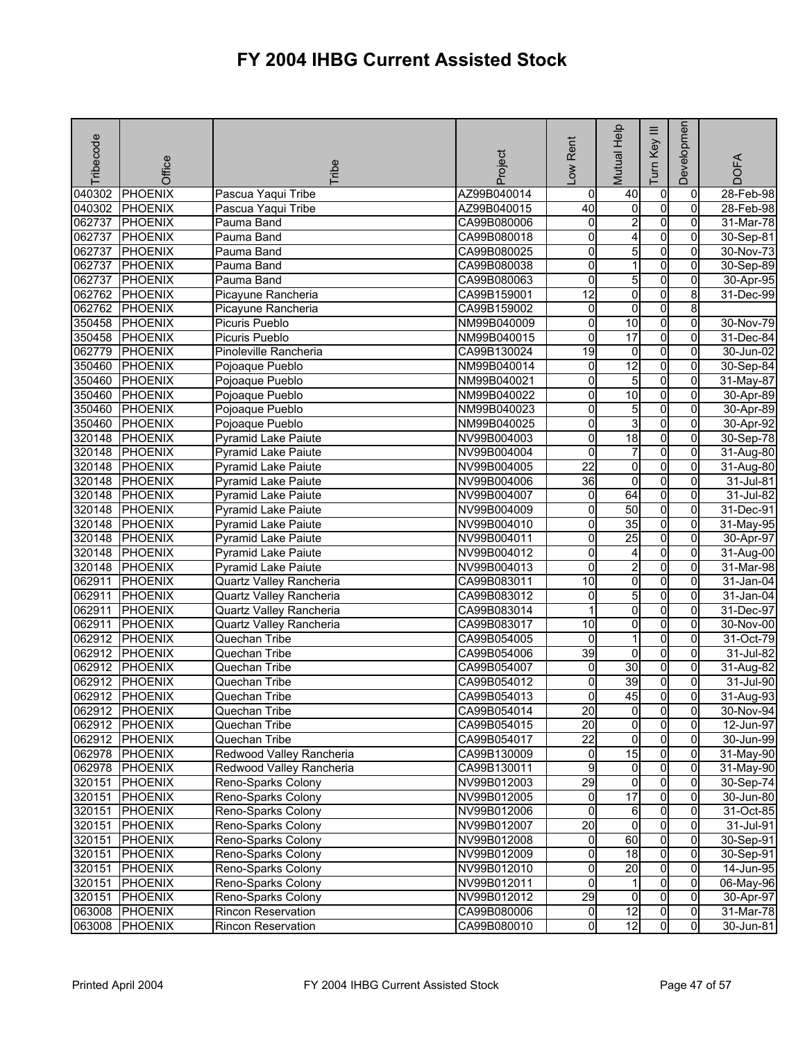# FY 2004 IHBG Current Assisted Stock

| Tribecode | Office | Tribe | Project | Low Rent | Mutual Help | Turn Key III | Development | DOFA |
|---|---|---|---|---|---|---|---|---|
| 040302 | PHOENIX | Pascua Yaqui Tribe | AZ99B040014 | 0 | 40 | 0 | 0 | 28-Feb-98 |
| 040302 | PHOENIX | Pascua Yaqui Tribe | AZ99B040015 | 40 | 0 | 0 | 0 | 28-Feb-98 |
| 062737 | PHOENIX | Pauma Band | CA99B080006 | 0 | 2 | 0 | 0 | 31-Mar-78 |
| 062737 | PHOENIX | Pauma Band | CA99B080018 | 0 | 4 | 0 | 0 | 30-Sep-81 |
| 062737 | PHOENIX | Pauma Band | CA99B080025 | 0 | 5 | 0 | 0 | 30-Nov-73 |
| 062737 | PHOENIX | Pauma Band | CA99B080038 | 0 | 1 | 0 | 0 | 30-Sep-89 |
| 062737 | PHOENIX | Pauma Band | CA99B080063 | 0 | 5 | 0 | 0 | 30-Apr-95 |
| 062762 | PHOENIX | Picayune Rancheria | CA99B159001 | 12 | 0 | 0 | 8 | 31-Dec-99 |
| 062762 | PHOENIX | Picayune Rancheria | CA99B159002 | 0 | 0 | 0 | 8 | |
| 350458 | PHOENIX | Picuris Pueblo | NM99B040009 | 0 | 10 | 0 | 0 | 30-Nov-79 |
| 350458 | PHOENIX | Picuris Pueblo | NM99B040015 | 0 | 17 | 0 | 0 | 31-Dec-84 |
| 062779 | PHOENIX | Pinoleville Rancheria | CA99B130024 | 19 | 0 | 0 | 0 | 30-Jun-02 |
| 350460 | PHOENIX | Pojoaque Pueblo | NM99B040014 | 0 | 12 | 0 | 0 | 30-Sep-84 |
| 350460 | PHOENIX | Pojoaque Pueblo | NM99B040021 | 0 | 5 | 0 | 0 | 31-May-87 |
| 350460 | PHOENIX | Pojoaque Pueblo | NM99B040022 | 0 | 10 | 0 | 0 | 30-Apr-89 |
| 350460 | PHOENIX | Pojoaque Pueblo | NM99B040023 | 0 | 5 | 0 | 0 | 30-Apr-89 |
| 350460 | PHOENIX | Pojoaque Pueblo | NM99B040025 | 0 | 3 | 0 | 0 | 30-Apr-92 |
| 320148 | PHOENIX | Pyramid Lake Paiute | NV99B004003 | 0 | 18 | 0 | 0 | 30-Sep-78 |
| 320148 | PHOENIX | Pyramid Lake Paiute | NV99B004004 | 0 | 7 | 0 | 0 | 31-Aug-80 |
| 320148 | PHOENIX | Pyramid Lake Paiute | NV99B004005 | 22 | 0 | 0 | 0 | 31-Aug-80 |
| 320148 | PHOENIX | Pyramid Lake Paiute | NV99B004006 | 36 | 0 | 0 | 0 | 31-Jul-81 |
| 320148 | PHOENIX | Pyramid Lake Paiute | NV99B004007 | 0 | 64 | 0 | 0 | 31-Jul-82 |
| 320148 | PHOENIX | Pyramid Lake Paiute | NV99B004009 | 0 | 50 | 0 | 0 | 31-Dec-91 |
| 320148 | PHOENIX | Pyramid Lake Paiute | NV99B004010 | 0 | 35 | 0 | 0 | 31-May-95 |
| 320148 | PHOENIX | Pyramid Lake Paiute | NV99B004011 | 0 | 25 | 0 | 0 | 30-Apr-97 |
| 320148 | PHOENIX | Pyramid Lake Paiute | NV99B004012 | 0 | 4 | 0 | 0 | 31-Aug-00 |
| 320148 | PHOENIX | Pyramid Lake Paiute | NV99B004013 | 0 | 2 | 0 | 0 | 31-Mar-98 |
| 062911 | PHOENIX | Quartz Valley Rancheria | CA99B083011 | 10 | 0 | 0 | 0 | 31-Jan-04 |
| 062911 | PHOENIX | Quartz Valley Rancheria | CA99B083012 | 0 | 5 | 0 | 0 | 31-Jan-04 |
| 062911 | PHOENIX | Quartz Valley Rancheria | CA99B083014 | 1 | 0 | 0 | 0 | 31-Dec-97 |
| 062911 | PHOENIX | Quartz Valley Rancheria | CA99B083017 | 10 | 0 | 0 | 0 | 30-Nov-00 |
| 062912 | PHOENIX | Quechan Tribe | CA99B054005 | 0 | 1 | 0 | 0 | 31-Oct-79 |
| 062912 | PHOENIX | Quechan Tribe | CA99B054006 | 39 | 0 | 0 | 0 | 31-Jul-82 |
| 062912 | PHOENIX | Quechan Tribe | CA99B054007 | 0 | 30 | 0 | 0 | 31-Aug-82 |
| 062912 | PHOENIX | Quechan Tribe | CA99B054012 | 0 | 39 | 0 | 0 | 31-Jul-90 |
| 062912 | PHOENIX | Quechan Tribe | CA99B054013 | 0 | 45 | 0 | 0 | 31-Aug-93 |
| 062912 | PHOENIX | Quechan Tribe | CA99B054014 | 20 | 0 | 0 | 0 | 30-Nov-94 |
| 062912 | PHOENIX | Quechan Tribe | CA99B054015 | 20 | 0 | 0 | 0 | 12-Jun-97 |
| 062912 | PHOENIX | Quechan Tribe | CA99B054017 | 22 | 0 | 0 | 0 | 30-Jun-99 |
| 062978 | PHOENIX | Redwood Valley Rancheria | CA99B130009 | 0 | 15 | 0 | 0 | 31-May-90 |
| 062978 | PHOENIX | Redwood Valley Rancheria | CA99B130011 | 9 | 0 | 0 | 0 | 31-May-90 |
| 320151 | PHOENIX | Reno-Sparks Colony | NV99B012003 | 29 | 0 | 0 | 0 | 30-Sep-74 |
| 320151 | PHOENIX | Reno-Sparks Colony | NV99B012005 | 0 | 17 | 0 | 0 | 30-Jun-80 |
| 320151 | PHOENIX | Reno-Sparks Colony | NV99B012006 | 0 | 6 | 0 | 0 | 31-Oct-85 |
| 320151 | PHOENIX | Reno-Sparks Colony | NV99B012007 | 20 | 0 | 0 | 0 | 31-Jul-91 |
| 320151 | PHOENIX | Reno-Sparks Colony | NV99B012008 | 0 | 60 | 0 | 0 | 30-Sep-91 |
| 320151 | PHOENIX | Reno-Sparks Colony | NV99B012009 | 0 | 18 | 0 | 0 | 30-Sep-91 |
| 320151 | PHOENIX | Reno-Sparks Colony | NV99B012010 | 0 | 20 | 0 | 0 | 14-Jun-95 |
| 320151 | PHOENIX | Reno-Sparks Colony | NV99B012011 | 0 | 1 | 0 | 0 | 06-May-96 |
| 320151 | PHOENIX | Reno-Sparks Colony | NV99B012012 | 29 | 0 | 0 | 0 | 30-Apr-97 |
| 063008 | PHOENIX | Rincon Reservation | CA99B080006 | 0 | 12 | 0 | 0 | 31-Mar-78 |
| 063008 | PHOENIX | Rincon Reservation | CA99B080010 | 0 | 12 | 0 | 0 | 30-Jun-81 |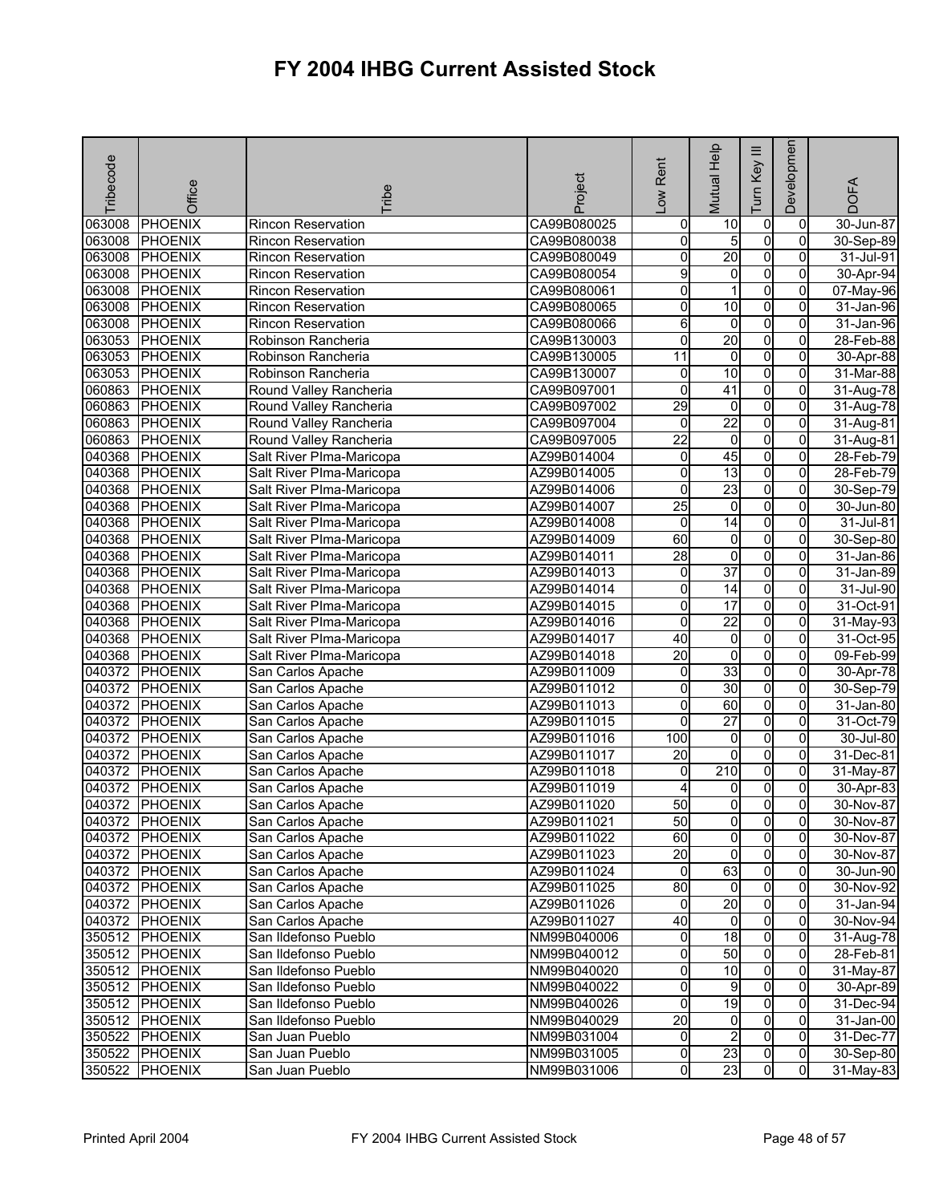# FY 2004 IHBG Current Assisted Stock

| Tribecode | Office | Tribe | Project | Low Rent | Mutual Help | Turn Key III | Developmen | DOFA |
|---|---|---|---|---|---|---|---|---|
| 063008 | PHOENIX | Rincon Reservation | CA99B080025 | 0 | 10 | 0 | 0 | 30-Jun-87 |
| 063008 | PHOENIX | Rincon Reservation | CA99B080038 | 0 | 5 | 0 | 0 | 30-Sep-89 |
| 063008 | PHOENIX | Rincon Reservation | CA99B080049 | 0 | 20 | 0 | 0 | 31-Jul-91 |
| 063008 | PHOENIX | Rincon Reservation | CA99B080054 | 9 | 0 | 0 | 0 | 30-Apr-94 |
| 063008 | PHOENIX | Rincon Reservation | CA99B080061 | 0 | 1 | 0 | 0 | 07-May-96 |
| 063008 | PHOENIX | Rincon Reservation | CA99B080065 | 0 | 10 | 0 | 0 | 31-Jan-96 |
| 063008 | PHOENIX | Rincon Reservation | CA99B080066 | 6 | 0 | 0 | 0 | 31-Jan-96 |
| 063053 | PHOENIX | Robinson Rancheria | CA99B130003 | 0 | 20 | 0 | 0 | 28-Feb-88 |
| 063053 | PHOENIX | Robinson Rancheria | CA99B130005 | 11 | 0 | 0 | 0 | 30-Apr-88 |
| 063053 | PHOENIX | Robinson Rancheria | CA99B130007 | 0 | 10 | 0 | 0 | 31-Mar-88 |
| 060863 | PHOENIX | Round Valley Rancheria | CA99B097001 | 0 | 41 | 0 | 0 | 31-Aug-78 |
| 060863 | PHOENIX | Round Valley Rancheria | CA99B097002 | 29 | 0 | 0 | 0 | 31-Aug-78 |
| 060863 | PHOENIX | Round Valley Rancheria | CA99B097004 | 0 | 22 | 0 | 0 | 31-Aug-81 |
| 060863 | PHOENIX | Round Valley Rancheria | CA99B097005 | 22 | 0 | 0 | 0 | 31-Aug-81 |
| 040368 | PHOENIX | Salt River PIma-Maricopa | AZ99B014004 | 0 | 45 | 0 | 0 | 28-Feb-79 |
| 040368 | PHOENIX | Salt River PIma-Maricopa | AZ99B014005 | 0 | 13 | 0 | 0 | 28-Feb-79 |
| 040368 | PHOENIX | Salt River PIma-Maricopa | AZ99B014006 | 0 | 23 | 0 | 0 | 30-Sep-79 |
| 040368 | PHOENIX | Salt River PIma-Maricopa | AZ99B014007 | 25 | 0 | 0 | 0 | 30-Jun-80 |
| 040368 | PHOENIX | Salt River PIma-Maricopa | AZ99B014008 | 0 | 14 | 0 | 0 | 31-Jul-81 |
| 040368 | PHOENIX | Salt River PIma-Maricopa | AZ99B014009 | 60 | 0 | 0 | 0 | 30-Sep-80 |
| 040368 | PHOENIX | Salt River PIma-Maricopa | AZ99B014011 | 28 | 0 | 0 | 0 | 31-Jan-86 |
| 040368 | PHOENIX | Salt River PIma-Maricopa | AZ99B014013 | 0 | 37 | 0 | 0 | 31-Jan-89 |
| 040368 | PHOENIX | Salt River PIma-Maricopa | AZ99B014014 | 0 | 14 | 0 | 0 | 31-Jul-90 |
| 040368 | PHOENIX | Salt River PIma-Maricopa | AZ99B014015 | 0 | 17 | 0 | 0 | 31-Oct-91 |
| 040368 | PHOENIX | Salt River PIma-Maricopa | AZ99B014016 | 0 | 22 | 0 | 0 | 31-May-93 |
| 040368 | PHOENIX | Salt River PIma-Maricopa | AZ99B014017 | 40 | 0 | 0 | 0 | 31-Oct-95 |
| 040368 | PHOENIX | Salt River PIma-Maricopa | AZ99B014018 | 20 | 0 | 0 | 0 | 09-Feb-99 |
| 040372 | PHOENIX | San Carlos Apache | AZ99B011009 | 0 | 33 | 0 | 0 | 30-Apr-78 |
| 040372 | PHOENIX | San Carlos Apache | AZ99B011012 | 0 | 30 | 0 | 0 | 30-Sep-79 |
| 040372 | PHOENIX | San Carlos Apache | AZ99B011013 | 0 | 60 | 0 | 0 | 31-Jan-80 |
| 040372 | PHOENIX | San Carlos Apache | AZ99B011015 | 0 | 27 | 0 | 0 | 31-Oct-79 |
| 040372 | PHOENIX | San Carlos Apache | AZ99B011016 | 100 | 0 | 0 | 0 | 30-Jul-80 |
| 040372 | PHOENIX | San Carlos Apache | AZ99B011017 | 20 | 0 | 0 | 0 | 31-Dec-81 |
| 040372 | PHOENIX | San Carlos Apache | AZ99B011018 | 0 | 210 | 0 | 0 | 31-May-87 |
| 040372 | PHOENIX | San Carlos Apache | AZ99B011019 | 4 | 0 | 0 | 0 | 30-Apr-83 |
| 040372 | PHOENIX | San Carlos Apache | AZ99B011020 | 50 | 0 | 0 | 0 | 30-Nov-87 |
| 040372 | PHOENIX | San Carlos Apache | AZ99B011021 | 50 | 0 | 0 | 0 | 30-Nov-87 |
| 040372 | PHOENIX | San Carlos Apache | AZ99B011022 | 60 | 0 | 0 | 0 | 30-Nov-87 |
| 040372 | PHOENIX | San Carlos Apache | AZ99B011023 | 20 | 0 | 0 | 0 | 30-Nov-87 |
| 040372 | PHOENIX | San Carlos Apache | AZ99B011024 | 0 | 63 | 0 | 0 | 30-Jun-90 |
| 040372 | PHOENIX | San Carlos Apache | AZ99B011025 | 80 | 0 | 0 | 0 | 30-Nov-92 |
| 040372 | PHOENIX | San Carlos Apache | AZ99B011026 | 0 | 20 | 0 | 0 | 31-Jan-94 |
| 040372 | PHOENIX | San Carlos Apache | AZ99B011027 | 40 | 0 | 0 | 0 | 30-Nov-94 |
| 350512 | PHOENIX | San Ildefonso Pueblo | NM99B040006 | 0 | 18 | 0 | 0 | 31-Aug-78 |
| 350512 | PHOENIX | San Ildefonso Pueblo | NM99B040012 | 0 | 50 | 0 | 0 | 28-Feb-81 |
| 350512 | PHOENIX | San Ildefonso Pueblo | NM99B040020 | 0 | 10 | 0 | 0 | 31-May-87 |
| 350512 | PHOENIX | San Ildefonso Pueblo | NM99B040022 | 0 | 9 | 0 | 0 | 30-Apr-89 |
| 350512 | PHOENIX | San Ildefonso Pueblo | NM99B040026 | 0 | 19 | 0 | 0 | 31-Dec-94 |
| 350512 | PHOENIX | San Ildefonso Pueblo | NM99B040029 | 20 | 0 | 0 | 0 | 31-Jan-00 |
| 350522 | PHOENIX | San Juan Pueblo | NM99B031004 | 0 | 2 | 0 | 0 | 31-Dec-77 |
| 350522 | PHOENIX | San Juan Pueblo | NM99B031005 | 0 | 23 | 0 | 0 | 30-Sep-80 |
| 350522 | PHOENIX | San Juan Pueblo | NM99B031006 | 0 | 23 | 0 | 0 | 31-May-83 |

Printed April 2004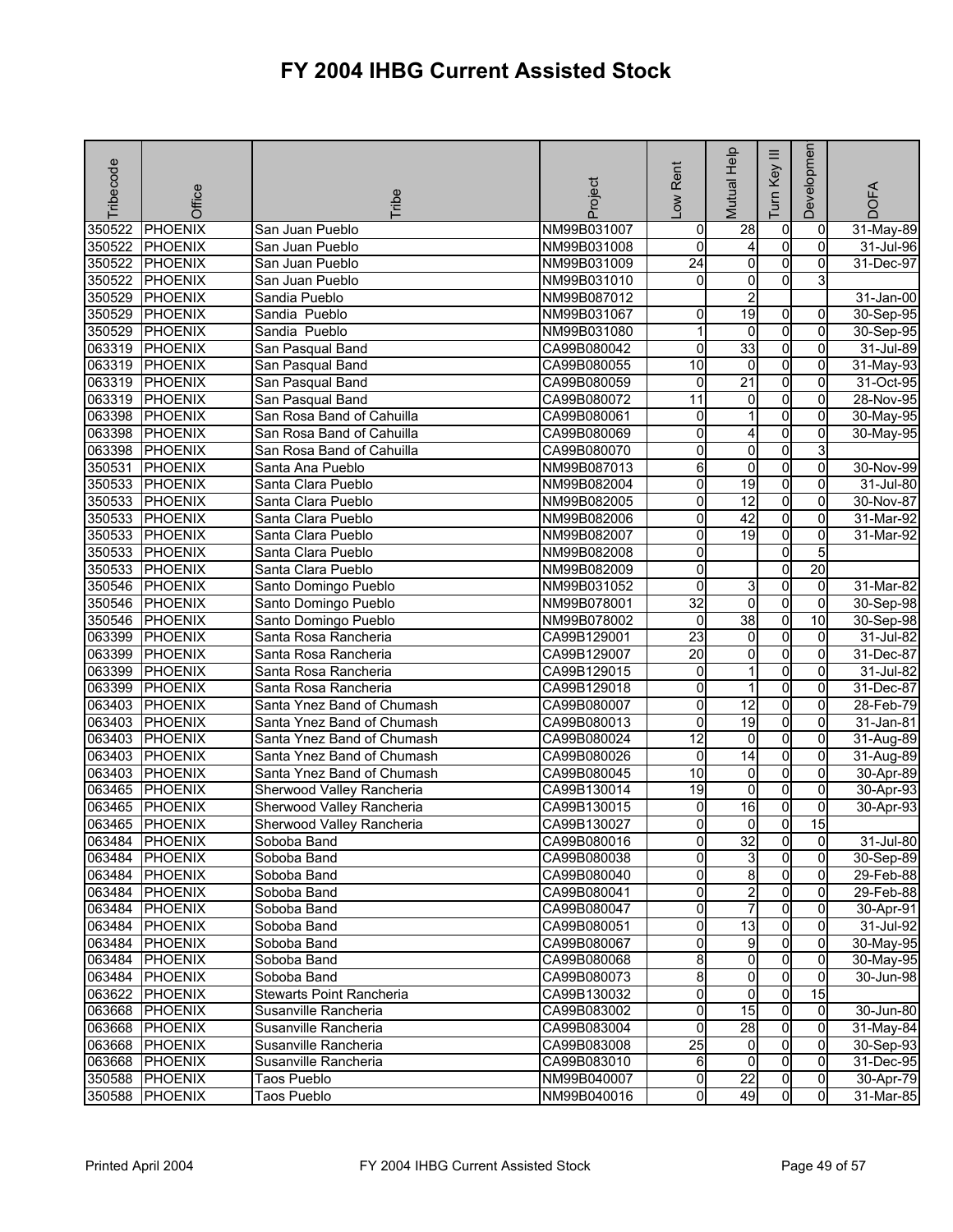# FY 2004 IHBG Current Assisted Stock

| Tribecode | Office | Tribe | Project | Low Rent | Mutual Help | Turn Key III | Developmen | DOFA |
|---|---|---|---|---|---|---|---|---|
| 350522 | PHOENIX | San Juan Pueblo | NM99B031007 | 0 | 28 | 0 | 0 | 31-May-89 |
| 350522 | PHOENIX | San Juan Pueblo | NM99B031008 | 0 | 4 | 0 | 0 | 31-Jul-96 |
| 350522 | PHOENIX | San Juan Pueblo | NM99B031009 | 24 | 0 | 0 | 0 | 31-Dec-97 |
| 350522 | PHOENIX | San Juan Pueblo | NM99B031010 | 0 | 0 | 0 | 3 | |
| 350529 | PHOENIX | Sandia Pueblo | NM99B087012 | | 2 | | | 31-Jan-00 |
| 350529 | PHOENIX | Sandia  Pueblo | NM99B031067 | 0 | 19 | 0 | 0 | 30-Sep-95 |
| 350529 | PHOENIX | Sandia  Pueblo | NM99B031080 | 1 | 0 | 0 | 0 | 30-Sep-95 |
| 063319 | PHOENIX | San Pasqual Band | CA99B080042 | 0 | 33 | 0 | 0 | 31-Jul-89 |
| 063319 | PHOENIX | San Pasqual Band | CA99B080055 | 10 | 0 | 0 | 0 | 31-May-93 |
| 063319 | PHOENIX | San Pasqual Band | CA99B080059 | 0 | 21 | 0 | 0 | 31-Oct-95 |
| 063319 | PHOENIX | San Pasqual Band | CA99B080072 | 11 | 0 | 0 | 0 | 28-Nov-95 |
| 063398 | PHOENIX | San Rosa Band of Cahuilla | CA99B080061 | 0 | 1 | 0 | 0 | 30-May-95 |
| 063398 | PHOENIX | San Rosa Band of Cahuilla | CA99B080069 | 0 | 4 | 0 | 0 | 30-May-95 |
| 063398 | PHOENIX | San Rosa Band of Cahuilla | CA99B080070 | 0 | 0 | 0 | 3 | |
| 350531 | PHOENIX | Santa Ana Pueblo | NM99B087013 | 6 | 0 | 0 | 0 | 30-Nov-99 |
| 350533 | PHOENIX | Santa Clara Pueblo | NM99B082004 | 0 | 19 | 0 | 0 | 31-Jul-80 |
| 350533 | PHOENIX | Santa Clara Pueblo | NM99B082005 | 0 | 12 | 0 | 0 | 30-Nov-87 |
| 350533 | PHOENIX | Santa Clara Pueblo | NM99B082006 | 0 | 42 | 0 | 0 | 31-Mar-92 |
| 350533 | PHOENIX | Santa Clara Pueblo | NM99B082007 | 0 | 19 | 0 | 0 | 31-Mar-92 |
| 350533 | PHOENIX | Santa Clara Pueblo | NM99B082008 | 0 | | 0 | 5 | |
| 350533 | PHOENIX | Santa Clara Pueblo | NM99B082009 | 0 | | 0 | 20 | |
| 350546 | PHOENIX | Santo Domingo Pueblo | NM99B031052 | 0 | 3 | 0 | 0 | 31-Mar-82 |
| 350546 | PHOENIX | Santo Domingo Pueblo | NM99B078001 | 32 | 0 | 0 | 0 | 30-Sep-98 |
| 350546 | PHOENIX | Santo Domingo Pueblo | NM99B078002 | 0 | 38 | 0 | 10 | 30-Sep-98 |
| 063399 | PHOENIX | Santa Rosa Rancheria | CA99B129001 | 23 | 0 | 0 | 0 | 31-Jul-82 |
| 063399 | PHOENIX | Santa Rosa Rancheria | CA99B129007 | 20 | 0 | 0 | 0 | 31-Dec-87 |
| 063399 | PHOENIX | Santa Rosa Rancheria | CA99B129015 | 0 | 1 | 0 | 0 | 31-Jul-82 |
| 063399 | PHOENIX | Santa Rosa Rancheria | CA99B129018 | 0 | 1 | 0 | 0 | 31-Dec-87 |
| 063403 | PHOENIX | Santa Ynez Band of Chumash | CA99B080007 | 0 | 12 | 0 | 0 | 28-Feb-79 |
| 063403 | PHOENIX | Santa Ynez Band of Chumash | CA99B080013 | 0 | 19 | 0 | 0 | 31-Jan-81 |
| 063403 | PHOENIX | Santa Ynez Band of Chumash | CA99B080024 | 12 | 0 | 0 | 0 | 31-Aug-89 |
| 063403 | PHOENIX | Santa Ynez Band of Chumash | CA99B080026 | 0 | 14 | 0 | 0 | 31-Aug-89 |
| 063403 | PHOENIX | Santa Ynez Band of Chumash | CA99B080045 | 10 | 0 | 0 | 0 | 30-Apr-89 |
| 063465 | PHOENIX | Sherwood Valley Rancheria | CA99B130014 | 19 | 0 | 0 | 0 | 30-Apr-93 |
| 063465 | PHOENIX | Sherwood Valley Rancheria | CA99B130015 | 0 | 16 | 0 | 0 | 30-Apr-93 |
| 063465 | PHOENIX | Sherwood Valley Rancheria | CA99B130027 | 0 | 0 | 0 | 15 | |
| 063484 | PHOENIX | Soboba Band | CA99B080016 | 0 | 32 | 0 | 0 | 31-Jul-80 |
| 063484 | PHOENIX | Soboba Band | CA99B080038 | 0 | 3 | 0 | 0 | 30-Sep-89 |
| 063484 | PHOENIX | Soboba Band | CA99B080040 | 0 | 8 | 0 | 0 | 29-Feb-88 |
| 063484 | PHOENIX | Soboba Band | CA99B080041 | 0 | 2 | 0 | 0 | 29-Feb-88 |
| 063484 | PHOENIX | Soboba Band | CA99B080047 | 0 | 7 | 0 | 0 | 30-Apr-91 |
| 063484 | PHOENIX | Soboba Band | CA99B080051 | 0 | 13 | 0 | 0 | 31-Jul-92 |
| 063484 | PHOENIX | Soboba Band | CA99B080067 | 0 | 9 | 0 | 0 | 30-May-95 |
| 063484 | PHOENIX | Soboba Band | CA99B080068 | 8 | 0 | 0 | 0 | 30-May-95 |
| 063484 | PHOENIX | Soboba Band | CA99B080073 | 8 | 0 | 0 | 0 | 30-Jun-98 |
| 063622 | PHOENIX | Stewarts Point Rancheria | CA99B130032 | 0 | 0 | 0 | 15 | |
| 063668 | PHOENIX | Susanville Rancheria | CA99B083002 | 0 | 15 | 0 | 0 | 30-Jun-80 |
| 063668 | PHOENIX | Susanville Rancheria | CA99B083004 | 0 | 28 | 0 | 0 | 31-May-84 |
| 063668 | PHOENIX | Susanville Rancheria | CA99B083008 | 25 | 0 | 0 | 0 | 30-Sep-93 |
| 063668 | PHOENIX | Susanville Rancheria | CA99B083010 | 6 | 0 | 0 | 0 | 31-Dec-95 |
| 350588 | PHOENIX | Taos Pueblo | NM99B040007 | 0 | 22 | 0 | 0 | 30-Apr-79 |
| 350588 | PHOENIX | Taos Pueblo | NM99B040016 | 0 | 49 | 0 | 0 | 31-Mar-85 |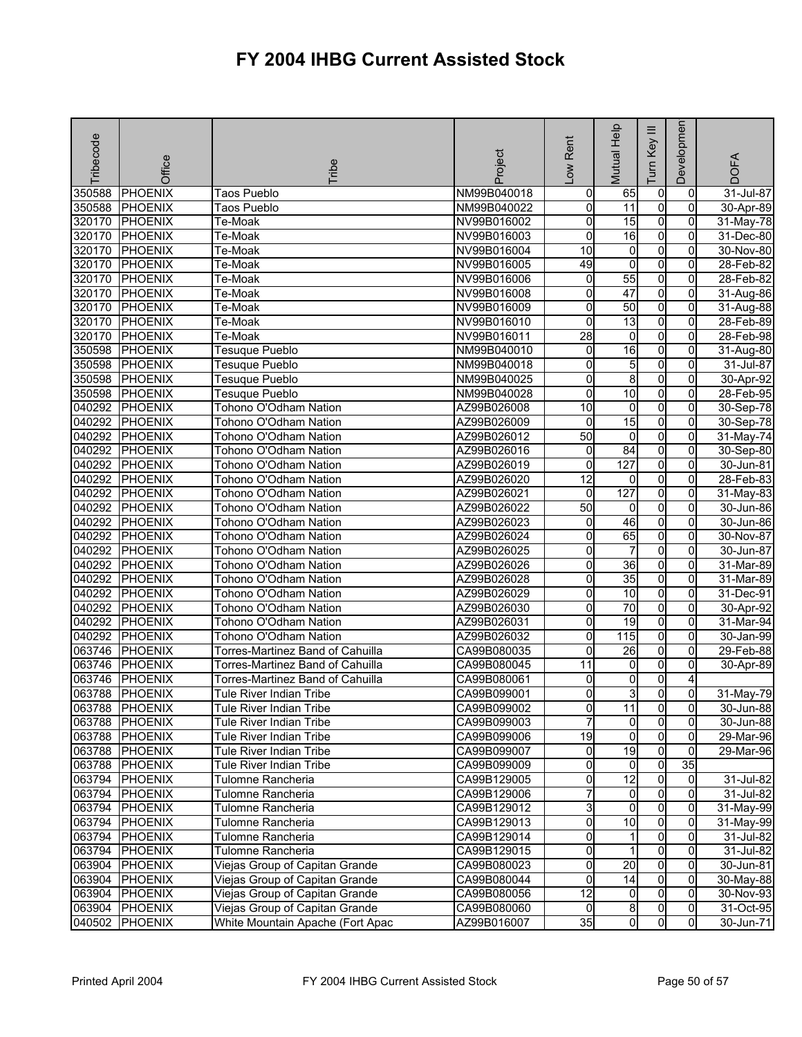# FY 2004 IHBG Current Assisted Stock

| Tribecode | Office | Tribe | Project | Low Rent | Mutual Help | Turn Key III | Development | DOFA |
|---|---|---|---|---|---|---|---|---|
| 350588 | PHOENIX | Taos Pueblo | NM99B040018 | 0 | 65 | 0 | 0 | 31-Jul-87 |
| 350588 | PHOENIX | Taos Pueblo | NM99B040022 | 0 | 11 | 0 | 0 | 30-Apr-89 |
| 320170 | PHOENIX | Te-Moak | NV99B016002 | 0 | 15 | 0 | 0 | 31-May-78 |
| 320170 | PHOENIX | Te-Moak | NV99B016003 | 0 | 16 | 0 | 0 | 31-Dec-80 |
| 320170 | PHOENIX | Te-Moak | NV99B016004 | 10 | 0 | 0 | 0 | 30-Nov-80 |
| 320170 | PHOENIX | Te-Moak | NV99B016005 | 49 | 0 | 0 | 0 | 28-Feb-82 |
| 320170 | PHOENIX | Te-Moak | NV99B016006 | 0 | 55 | 0 | 0 | 28-Feb-82 |
| 320170 | PHOENIX | Te-Moak | NV99B016008 | 0 | 47 | 0 | 0 | 31-Aug-86 |
| 320170 | PHOENIX | Te-Moak | NV99B016009 | 0 | 50 | 0 | 0 | 31-Aug-88 |
| 320170 | PHOENIX | Te-Moak | NV99B016010 | 0 | 13 | 0 | 0 | 28-Feb-89 |
| 320170 | PHOENIX | Te-Moak | NV99B016011 | 28 | 0 | 0 | 0 | 28-Feb-98 |
| 350598 | PHOENIX | Tesuque Pueblo | NM99B040010 | 0 | 16 | 0 | 0 | 31-Aug-80 |
| 350598 | PHOENIX | Tesuque Pueblo | NM99B040018 | 0 | 5 | 0 | 0 | 31-Jul-87 |
| 350598 | PHOENIX | Tesuque Pueblo | NM99B040025 | 0 | 8 | 0 | 0 | 30-Apr-92 |
| 350598 | PHOENIX | Tesuque Pueblo | NM99B040028 | 0 | 10 | 0 | 0 | 28-Feb-95 |
| 040292 | PHOENIX | Tohono O'Odham Nation | AZ99B026008 | 10 | 0 | 0 | 0 | 30-Sep-78 |
| 040292 | PHOENIX | Tohono O'Odham Nation | AZ99B026009 | 0 | 15 | 0 | 0 | 30-Sep-78 |
| 040292 | PHOENIX | Tohono O'Odham Nation | AZ99B026012 | 50 | 0 | 0 | 0 | 31-May-74 |
| 040292 | PHOENIX | Tohono O'Odham Nation | AZ99B026016 | 0 | 84 | 0 | 0 | 30-Sep-80 |
| 040292 | PHOENIX | Tohono O'Odham Nation | AZ99B026019 | 0 | 127 | 0 | 0 | 30-Jun-81 |
| 040292 | PHOENIX | Tohono O'Odham Nation | AZ99B026020 | 12 | 0 | 0 | 0 | 28-Feb-83 |
| 040292 | PHOENIX | Tohono O'Odham Nation | AZ99B026021 | 0 | 127 | 0 | 0 | 31-May-83 |
| 040292 | PHOENIX | Tohono O'Odham Nation | AZ99B026022 | 50 | 0 | 0 | 0 | 30-Jun-86 |
| 040292 | PHOENIX | Tohono O'Odham Nation | AZ99B026023 | 0 | 46 | 0 | 0 | 30-Jun-86 |
| 040292 | PHOENIX | Tohono O'Odham Nation | AZ99B026024 | 0 | 65 | 0 | 0 | 30-Nov-87 |
| 040292 | PHOENIX | Tohono O'Odham Nation | AZ99B026025 | 0 | 7 | 0 | 0 | 30-Jun-87 |
| 040292 | PHOENIX | Tohono O'Odham Nation | AZ99B026026 | 0 | 36 | 0 | 0 | 31-Mar-89 |
| 040292 | PHOENIX | Tohono O'Odham Nation | AZ99B026028 | 0 | 35 | 0 | 0 | 31-Mar-89 |
| 040292 | PHOENIX | Tohono O'Odham Nation | AZ99B026029 | 0 | 10 | 0 | 0 | 31-Dec-91 |
| 040292 | PHOENIX | Tohono O'Odham Nation | AZ99B026030 | 0 | 70 | 0 | 0 | 30-Apr-92 |
| 040292 | PHOENIX | Tohono O'Odham Nation | AZ99B026031 | 0 | 19 | 0 | 0 | 31-Mar-94 |
| 040292 | PHOENIX | Tohono O'Odham Nation | AZ99B026032 | 0 | 115 | 0 | 0 | 30-Jan-99 |
| 063746 | PHOENIX | Torres-Martinez Band of Cahuilla | CA99B080035 | 0 | 26 | 0 | 0 | 29-Feb-88 |
| 063746 | PHOENIX | Torres-Martinez Band of Cahuilla | CA99B080045 | 11 | 0 | 0 | 0 | 30-Apr-89 |
| 063746 | PHOENIX | Torres-Martinez Band of Cahuilla | CA99B080061 | 0 | 0 | 0 | 4 | |
| 063788 | PHOENIX | Tule River Indian Tribe | CA99B099001 | 0 | 3 | 0 | 0 | 31-May-79 |
| 063788 | PHOENIX | Tule River Indian Tribe | CA99B099002 | 0 | 11 | 0 | 0 | 30-Jun-88 |
| 063788 | PHOENIX | Tule River Indian Tribe | CA99B099003 | 7 | 0 | 0 | 0 | 30-Jun-88 |
| 063788 | PHOENIX | Tule River Indian Tribe | CA99B099006 | 19 | 0 | 0 | 0 | 29-Mar-96 |
| 063788 | PHOENIX | Tule River Indian Tribe | CA99B099007 | 0 | 19 | 0 | 0 | 29-Mar-96 |
| 063788 | PHOENIX | Tule River Indian Tribe | CA99B099009 | 0 | 0 | 0 | 35 | |
| 063794 | PHOENIX | Tulomne Rancheria | CA99B129005 | 0 | 12 | 0 | 0 | 31-Jul-82 |
| 063794 | PHOENIX | Tulomne Rancheria | CA99B129006 | 7 | 0 | 0 | 0 | 31-Jul-82 |
| 063794 | PHOENIX | Tulomne Rancheria | CA99B129012 | 3 | 0 | 0 | 0 | 31-May-99 |
| 063794 | PHOENIX | Tulomne Rancheria | CA99B129013 | 0 | 10 | 0 | 0 | 31-May-99 |
| 063794 | PHOENIX | Tulomne Rancheria | CA99B129014 | 0 | 1 | 0 | 0 | 31-Jul-82 |
| 063794 | PHOENIX | Tulomne Rancheria | CA99B129015 | 0 | 1 | 0 | 0 | 31-Jul-82 |
| 063904 | PHOENIX | Viejas Group of Capitan Grande | CA99B080023 | 0 | 20 | 0 | 0 | 30-Jun-81 |
| 063904 | PHOENIX | Viejas Group of Capitan Grande | CA99B080044 | 0 | 14 | 0 | 0 | 30-May-88 |
| 063904 | PHOENIX | Viejas Group of Capitan Grande | CA99B080056 | 12 | 0 | 0 | 0 | 30-Nov-93 |
| 063904 | PHOENIX | Viejas Group of Capitan Grande | CA99B080060 | 0 | 8 | 0 | 0 | 31-Oct-95 |
| 040502 | PHOENIX | White Mountain Apache (Fort Apac | AZ99B016007 | 35 | 0 | 0 | 0 | 30-Jun-71 |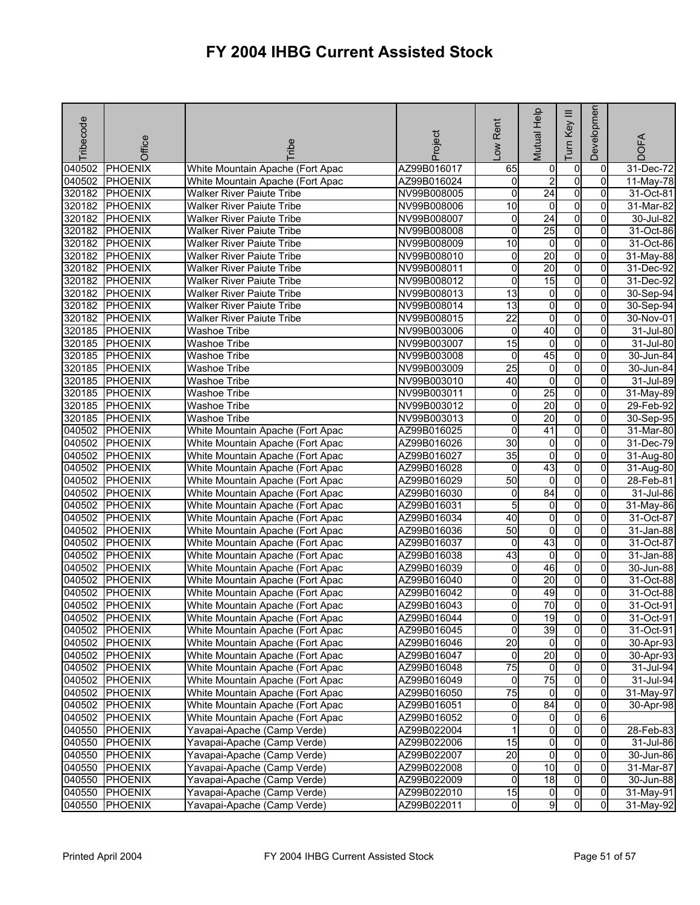# FY 2004 IHBG Current Assisted Stock

| Tribecode | Office | Tribe | Project | Low Rent | Mutual Help | Turn Key III | Development | DOFA |
|---|---|---|---|---|---|---|---|---|
| 040502 | PHOENIX | White Mountain Apache (Fort Apac | AZ99B016017 | 65 | 0 | 0 | 0 | 31-Dec-72 |
| 040502 | PHOENIX | White Mountain Apache (Fort Apac | AZ99B016024 | 0 | 2 | 0 | 0 | 11-May-78 |
| 320182 | PHOENIX | Walker River Paiute Tribe | NV99B008005 | 0 | 24 | 0 | 0 | 31-Oct-81 |
| 320182 | PHOENIX | Walker River Paiute Tribe | NV99B008006 | 10 | 0 | 0 | 0 | 31-Mar-82 |
| 320182 | PHOENIX | Walker River Paiute Tribe | NV99B008007 | 0 | 24 | 0 | 0 | 30-Jul-82 |
| 320182 | PHOENIX | Walker River Paiute Tribe | NV99B008008 | 0 | 25 | 0 | 0 | 31-Oct-86 |
| 320182 | PHOENIX | Walker River Paiute Tribe | NV99B008009 | 10 | 0 | 0 | 0 | 31-Oct-86 |
| 320182 | PHOENIX | Walker River Paiute Tribe | NV99B008010 | 0 | 20 | 0 | 0 | 31-May-88 |
| 320182 | PHOENIX | Walker River Paiute Tribe | NV99B008011 | 0 | 20 | 0 | 0 | 31-Dec-92 |
| 320182 | PHOENIX | Walker River Paiute Tribe | NV99B008012 | 0 | 15 | 0 | 0 | 31-Dec-92 |
| 320182 | PHOENIX | Walker River Paiute Tribe | NV99B008013 | 13 | 0 | 0 | 0 | 30-Sep-94 |
| 320182 | PHOENIX | Walker River Paiute Tribe | NV99B008014 | 13 | 0 | 0 | 0 | 30-Sep-94 |
| 320182 | PHOENIX | Walker River Paiute Tribe | NV99B008015 | 22 | 0 | 0 | 0 | 30-Nov-01 |
| 320185 | PHOENIX | Washoe Tribe | NV99B003006 | 0 | 40 | 0 | 0 | 31-Jul-80 |
| 320185 | PHOENIX | Washoe Tribe | NV99B003007 | 15 | 0 | 0 | 0 | 31-Jul-80 |
| 320185 | PHOENIX | Washoe Tribe | NV99B003008 | 0 | 45 | 0 | 0 | 30-Jun-84 |
| 320185 | PHOENIX | Washoe Tribe | NV99B003009 | 25 | 0 | 0 | 0 | 30-Jun-84 |
| 320185 | PHOENIX | Washoe Tribe | NV99B003010 | 40 | 0 | 0 | 0 | 31-Jul-89 |
| 320185 | PHOENIX | Washoe Tribe | NV99B003011 | 0 | 25 | 0 | 0 | 31-May-89 |
| 320185 | PHOENIX | Washoe Tribe | NV99B003012 | 0 | 20 | 0 | 0 | 29-Feb-92 |
| 320185 | PHOENIX | Washoe Tribe | NV99B003013 | 0 | 20 | 0 | 0 | 30-Sep-95 |
| 040502 | PHOENIX | White Mountain Apache (Fort Apac | AZ99B016025 | 0 | 41 | 0 | 0 | 31-Mar-80 |
| 040502 | PHOENIX | White Mountain Apache (Fort Apac | AZ99B016026 | 30 | 0 | 0 | 0 | 31-Dec-79 |
| 040502 | PHOENIX | White Mountain Apache (Fort Apac | AZ99B016027 | 35 | 0 | 0 | 0 | 31-Aug-80 |
| 040502 | PHOENIX | White Mountain Apache (Fort Apac | AZ99B016028 | 0 | 43 | 0 | 0 | 31-Aug-80 |
| 040502 | PHOENIX | White Mountain Apache (Fort Apac | AZ99B016029 | 50 | 0 | 0 | 0 | 28-Feb-81 |
| 040502 | PHOENIX | White Mountain Apache (Fort Apac | AZ99B016030 | 0 | 84 | 0 | 0 | 31-Jul-86 |
| 040502 | PHOENIX | White Mountain Apache (Fort Apac | AZ99B016031 | 5 | 0 | 0 | 0 | 31-May-86 |
| 040502 | PHOENIX | White Mountain Apache (Fort Apac | AZ99B016034 | 40 | 0 | 0 | 0 | 31-Oct-87 |
| 040502 | PHOENIX | White Mountain Apache (Fort Apac | AZ99B016036 | 50 | 0 | 0 | 0 | 31-Jan-88 |
| 040502 | PHOENIX | White Mountain Apache (Fort Apac | AZ99B016037 | 0 | 43 | 0 | 0 | 31-Oct-87 |
| 040502 | PHOENIX | White Mountain Apache (Fort Apac | AZ99B016038 | 43 | 0 | 0 | 0 | 31-Jan-88 |
| 040502 | PHOENIX | White Mountain Apache (Fort Apac | AZ99B016039 | 0 | 46 | 0 | 0 | 30-Jun-88 |
| 040502 | PHOENIX | White Mountain Apache (Fort Apac | AZ99B016040 | 0 | 20 | 0 | 0 | 31-Oct-88 |
| 040502 | PHOENIX | White Mountain Apache (Fort Apac | AZ99B016042 | 0 | 49 | 0 | 0 | 31-Oct-88 |
| 040502 | PHOENIX | White Mountain Apache (Fort Apac | AZ99B016043 | 0 | 70 | 0 | 0 | 31-Oct-91 |
| 040502 | PHOENIX | White Mountain Apache (Fort Apac | AZ99B016044 | 0 | 19 | 0 | 0 | 31-Oct-91 |
| 040502 | PHOENIX | White Mountain Apache (Fort Apac | AZ99B016045 | 0 | 39 | 0 | 0 | 31-Oct-91 |
| 040502 | PHOENIX | White Mountain Apache (Fort Apac | AZ99B016046 | 20 | 0 | 0 | 0 | 30-Apr-93 |
| 040502 | PHOENIX | White Mountain Apache (Fort Apac | AZ99B016047 | 0 | 20 | 0 | 0 | 30-Apr-93 |
| 040502 | PHOENIX | White Mountain Apache (Fort Apac | AZ99B016048 | 75 | 0 | 0 | 0 | 31-Jul-94 |
| 040502 | PHOENIX | White Mountain Apache (Fort Apac | AZ99B016049 | 0 | 75 | 0 | 0 | 31-Jul-94 |
| 040502 | PHOENIX | White Mountain Apache (Fort Apac | AZ99B016050 | 75 | 0 | 0 | 0 | 31-May-97 |
| 040502 | PHOENIX | White Mountain Apache (Fort Apac | AZ99B016051 | 0 | 84 | 0 | 0 | 30-Apr-98 |
| 040502 | PHOENIX | White Mountain Apache (Fort Apac | AZ99B016052 | 0 | 0 | 0 | 6 | |
| 040550 | PHOENIX | Yavapai-Apache (Camp Verde) | AZ99B022004 | 1 | 0 | 0 | 0 | 28-Feb-83 |
| 040550 | PHOENIX | Yavapai-Apache (Camp Verde) | AZ99B022006 | 15 | 0 | 0 | 0 | 31-Jul-86 |
| 040550 | PHOENIX | Yavapai-Apache (Camp Verde) | AZ99B022007 | 20 | 0 | 0 | 0 | 30-Jun-86 |
| 040550 | PHOENIX | Yavapai-Apache (Camp Verde) | AZ99B022008 | 0 | 10 | 0 | 0 | 31-Mar-87 |
| 040550 | PHOENIX | Yavapai-Apache (Camp Verde) | AZ99B022009 | 0 | 18 | 0 | 0 | 30-Jun-88 |
| 040550 | PHOENIX | Yavapai-Apache (Camp Verde) | AZ99B022010 | 15 | 0 | 0 | 0 | 31-May-91 |
| 040550 | PHOENIX | Yavapai-Apache (Camp Verde) | AZ99B022011 | 0 | 9 | 0 | 0 | 31-May-92 |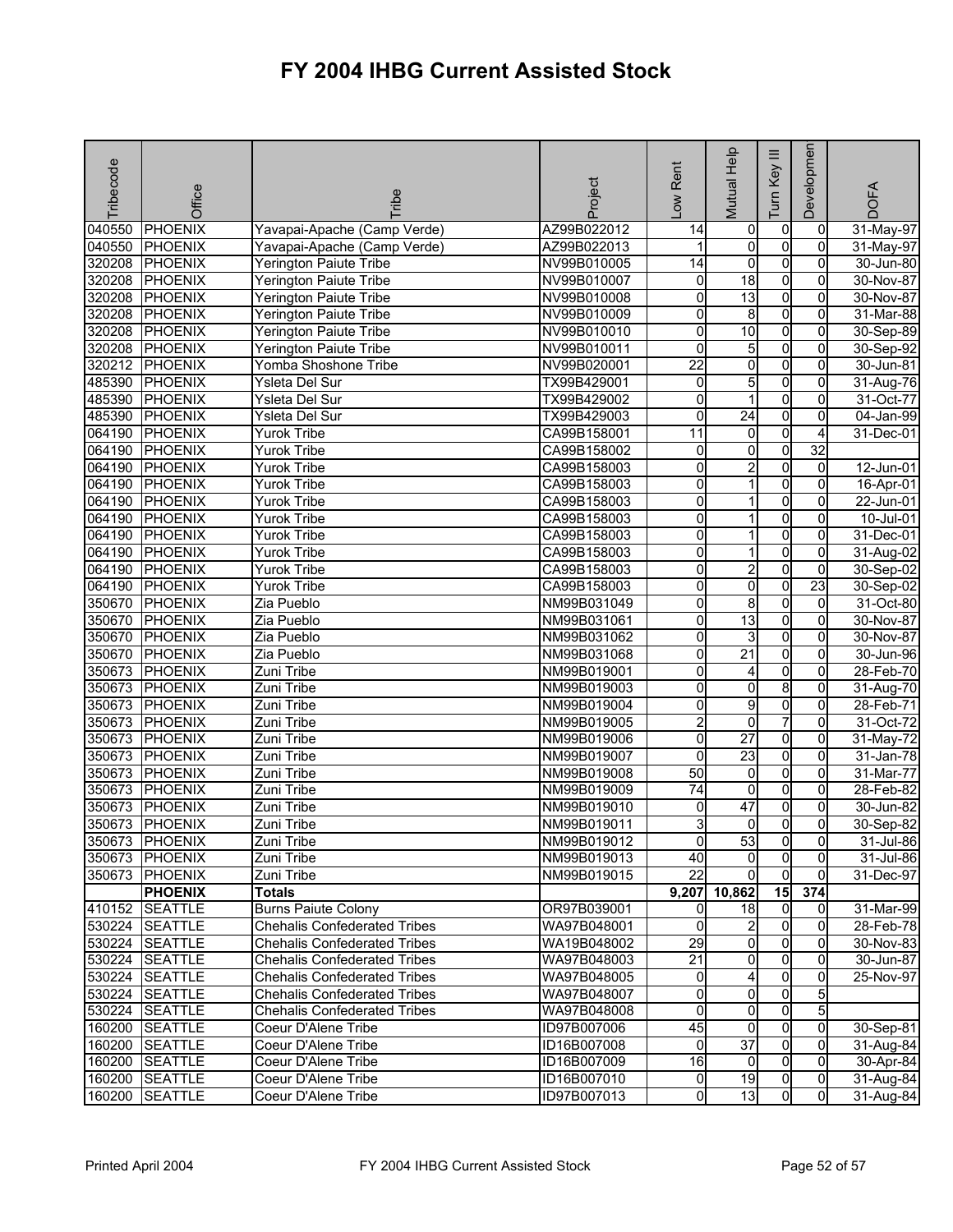# FY 2004 IHBG Current Assisted Stock

| Tribecode | Office | Tribe | Project | Low Rent | Mutual Help | Turn Key III | Development | DOFA |
|---|---|---|---|---|---|---|---|---|
| 040550 | PHOENIX | Yavapai-Apache (Camp Verde) | AZ99B022012 | 14 | 0 | 0 | 0 | 31-May-97 |
| 040550 | PHOENIX | Yavapai-Apache (Camp Verde) | AZ99B022013 | 1 | 0 | 0 | 0 | 31-May-97 |
| 320208 | PHOENIX | Yerington Paiute Tribe | NV99B010005 | 14 | 0 | 0 | 0 | 30-Jun-80 |
| 320208 | PHOENIX | Yerington Paiute Tribe | NV99B010007 | 0 | 18 | 0 | 0 | 30-Nov-87 |
| 320208 | PHOENIX | Yerington Paiute Tribe | NV99B010008 | 0 | 13 | 0 | 0 | 30-Nov-87 |
| 320208 | PHOENIX | Yerington Paiute Tribe | NV99B010009 | 0 | 8 | 0 | 0 | 31-Mar-88 |
| 320208 | PHOENIX | Yerington Paiute Tribe | NV99B010010 | 0 | 10 | 0 | 0 | 30-Sep-89 |
| 320208 | PHOENIX | Yerington Paiute Tribe | NV99B010011 | 0 | 5 | 0 | 0 | 30-Sep-92 |
| 320212 | PHOENIX | Yomba Shoshone Tribe | NV99B020001 | 22 | 0 | 0 | 0 | 30-Jun-81 |
| 485390 | PHOENIX | Ysleta Del Sur | TX99B429001 | 0 | 5 | 0 | 0 | 31-Aug-76 |
| 485390 | PHOENIX | Ysleta Del Sur | TX99B429002 | 0 | 1 | 0 | 0 | 31-Oct-77 |
| 485390 | PHOENIX | Ysleta Del Sur | TX99B429003 | 0 | 24 | 0 | 0 | 04-Jan-99 |
| 064190 | PHOENIX | Yurok Tribe | CA99B158001 | 11 | 0 | 0 | 4 | 31-Dec-01 |
| 064190 | PHOENIX | Yurok Tribe | CA99B158002 | 0 | 0 | 0 | 32 | |
| 064190 | PHOENIX | Yurok Tribe | CA99B158003 | 0 | 2 | 0 | 0 | 12-Jun-01 |
| 064190 | PHOENIX | Yurok Tribe | CA99B158003 | 0 | 1 | 0 | 0 | 16-Apr-01 |
| 064190 | PHOENIX | Yurok Tribe | CA99B158003 | 0 | 1 | 0 | 0 | 22-Jun-01 |
| 064190 | PHOENIX | Yurok Tribe | CA99B158003 | 0 | 1 | 0 | 0 | 10-Jul-01 |
| 064190 | PHOENIX | Yurok Tribe | CA99B158003 | 0 | 1 | 0 | 0 | 31-Dec-01 |
| 064190 | PHOENIX | Yurok Tribe | CA99B158003 | 0 | 1 | 0 | 0 | 31-Aug-02 |
| 064190 | PHOENIX | Yurok Tribe | CA99B158003 | 0 | 2 | 0 | 0 | 30-Sep-02 |
| 064190 | PHOENIX | Yurok Tribe | CA99B158003 | 0 | 0 | 0 | 23 | 30-Sep-02 |
| 350670 | PHOENIX | Zia Pueblo | NM99B031049 | 0 | 8 | 0 | 0 | 31-Oct-80 |
| 350670 | PHOENIX | Zia Pueblo | NM99B031061 | 0 | 13 | 0 | 0 | 30-Nov-87 |
| 350670 | PHOENIX | Zia Pueblo | NM99B031062 | 0 | 3 | 0 | 0 | 30-Nov-87 |
| 350670 | PHOENIX | Zia Pueblo | NM99B031068 | 0 | 21 | 0 | 0 | 30-Jun-96 |
| 350673 | PHOENIX | Zuni Tribe | NM99B019001 | 0 | 4 | 0 | 0 | 28-Feb-70 |
| 350673 | PHOENIX | Zuni Tribe | NM99B019003 | 0 | 0 | 8 | 0 | 31-Aug-70 |
| 350673 | PHOENIX | Zuni Tribe | NM99B019004 | 0 | 9 | 0 | 0 | 28-Feb-71 |
| 350673 | PHOENIX | Zuni Tribe | NM99B019005 | 2 | 0 | 7 | 0 | 31-Oct-72 |
| 350673 | PHOENIX | Zuni Tribe | NM99B019006 | 0 | 27 | 0 | 0 | 31-May-72 |
| 350673 | PHOENIX | Zuni Tribe | NM99B019007 | 0 | 23 | 0 | 0 | 31-Jan-78 |
| 350673 | PHOENIX | Zuni Tribe | NM99B019008 | 50 | 0 | 0 | 0 | 31-Mar-77 |
| 350673 | PHOENIX | Zuni Tribe | NM99B019009 | 74 | 0 | 0 | 0 | 28-Feb-82 |
| 350673 | PHOENIX | Zuni Tribe | NM99B019010 | 0 | 47 | 0 | 0 | 30-Jun-82 |
| 350673 | PHOENIX | Zuni Tribe | NM99B019011 | 3 | 0 | 0 | 0 | 30-Sep-82 |
| 350673 | PHOENIX | Zuni Tribe | NM99B019012 | 0 | 53 | 0 | 0 | 31-Jul-86 |
| 350673 | PHOENIX | Zuni Tribe | NM99B019013 | 40 | 0 | 0 | 0 | 31-Jul-86 |
| 350673 | PHOENIX | Zuni Tribe | NM99B019015 | 22 | 0 | 0 | 0 | 31-Dec-97 |
| | **PHOENIX** | **Totals** | | **9,207** | **10,862** | **15** | **374** | |
| 410152 | SEATTLE | Burns Paiute Colony | OR97B039001 | 0 | 18 | 0 | 0 | 31-Mar-99 |
| 530224 | SEATTLE | Chehalis Confederated Tribes | WA97B048001 | 0 | 2 | 0 | 0 | 28-Feb-78 |
| 530224 | SEATTLE | Chehalis Confederated Tribes | WA19B048002 | 29 | 0 | 0 | 0 | 30-Nov-83 |
| 530224 | SEATTLE | Chehalis Confederated Tribes | WA97B048003 | 21 | 0 | 0 | 0 | 30-Jun-87 |
| 530224 | SEATTLE | Chehalis Confederated Tribes | WA97B048005 | 0 | 4 | 0 | 0 | 25-Nov-97 |
| 530224 | SEATTLE | Chehalis Confederated Tribes | WA97B048007 | 0 | 0 | 0 | 5 | |
| 530224 | SEATTLE | Chehalis Confederated Tribes | WA97B048008 | 0 | 0 | 0 | 5 | |
| 160200 | SEATTLE | Coeur D'Alene Tribe | ID97B007006 | 45 | 0 | 0 | 0 | 30-Sep-81 |
| 160200 | SEATTLE | Coeur D'Alene Tribe | ID16B007008 | 0 | 37 | 0 | 0 | 31-Aug-84 |
| 160200 | SEATTLE | Coeur D'Alene Tribe | ID16B007009 | 16 | 0 | 0 | 0 | 30-Apr-84 |
| 160200 | SEATTLE | Coeur D'Alene Tribe | ID16B007010 | 0 | 19 | 0 | 0 | 31-Aug-84 |
| 160200 | SEATTLE | Coeur D'Alene Tribe | ID97B007013 | 0 | 13 | 0 | 0 | 31-Aug-84 |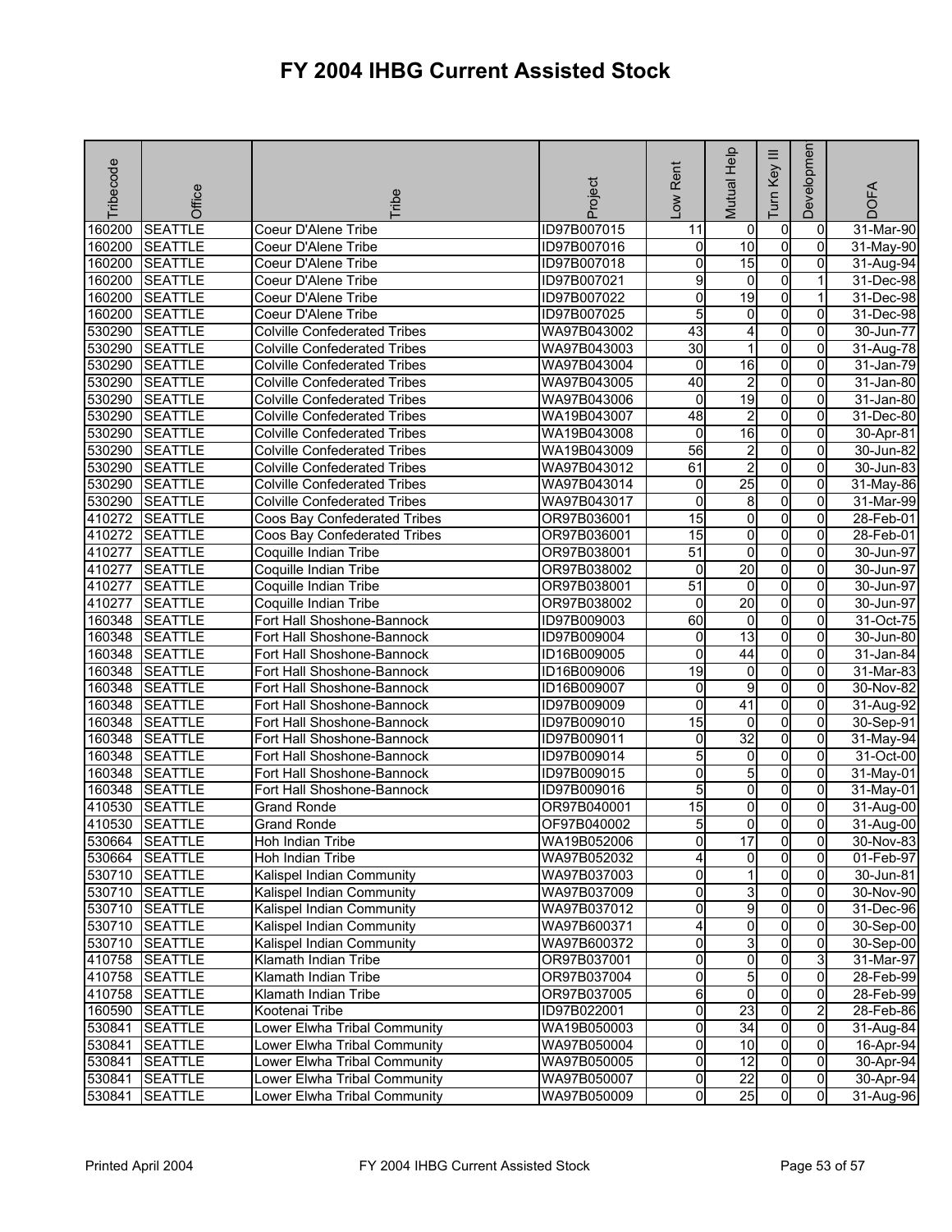# FY 2004 IHBG Current Assisted Stock

| Tribecode | Office | Tribe | Project | Low Rent | Mutual Help | Turn Key III | Development | DOFA |
|---|---|---|---|---|---|---|---|---|
| 160200 | SEATTLE | Coeur D'Alene Tribe | ID97B007015 | 11 | 0 | 0 | 0 | 31-Mar-90 |
| 160200 | SEATTLE | Coeur D'Alene Tribe | ID97B007016 | 0 | 10 | 0 | 0 | 31-May-90 |
| 160200 | SEATTLE | Coeur D'Alene Tribe | ID97B007018 | 0 | 15 | 0 | 0 | 31-Aug-94 |
| 160200 | SEATTLE | Coeur D'Alene Tribe | ID97B007021 | 9 | 0 | 0 | 1 | 31-Dec-98 |
| 160200 | SEATTLE | Coeur D'Alene Tribe | ID97B007022 | 0 | 19 | 0 | 1 | 31-Dec-98 |
| 160200 | SEATTLE | Coeur D'Alene Tribe | ID97B007025 | 5 | 0 | 0 | 0 | 31-Dec-98 |
| 530290 | SEATTLE | Colville Confederated Tribes | WA97B043002 | 43 | 4 | 0 | 0 | 30-Jun-77 |
| 530290 | SEATTLE | Colville Confederated Tribes | WA97B043003 | 30 | 1 | 0 | 0 | 31-Aug-78 |
| 530290 | SEATTLE | Colville Confederated Tribes | WA97B043004 | 0 | 16 | 0 | 0 | 31-Jan-79 |
| 530290 | SEATTLE | Colville Confederated Tribes | WA97B043005 | 40 | 2 | 0 | 0 | 31-Jan-80 |
| 530290 | SEATTLE | Colville Confederated Tribes | WA97B043006 | 0 | 19 | 0 | 0 | 31-Jan-80 |
| 530290 | SEATTLE | Colville Confederated Tribes | WA19B043007 | 48 | 2 | 0 | 0 | 31-Dec-80 |
| 530290 | SEATTLE | Colville Confederated Tribes | WA19B043008 | 0 | 16 | 0 | 0 | 30-Apr-81 |
| 530290 | SEATTLE | Colville Confederated Tribes | WA19B043009 | 56 | 2 | 0 | 0 | 30-Jun-82 |
| 530290 | SEATTLE | Colville Confederated Tribes | WA97B043012 | 61 | 2 | 0 | 0 | 30-Jun-83 |
| 530290 | SEATTLE | Colville Confederated Tribes | WA97B043014 | 0 | 25 | 0 | 0 | 31-May-86 |
| 530290 | SEATTLE | Colville Confederated Tribes | WA97B043017 | 0 | 8 | 0 | 0 | 31-Mar-99 |
| 410272 | SEATTLE | Coos Bay Confederated Tribes | OR97B036001 | 15 | 0 | 0 | 0 | 28-Feb-01 |
| 410272 | SEATTLE | Coos Bay Confederated Tribes | OR97B036001 | 15 | 0 | 0 | 0 | 28-Feb-01 |
| 410277 | SEATTLE | Coquille Indian Tribe | OR97B038001 | 51 | 0 | 0 | 0 | 30-Jun-97 |
| 410277 | SEATTLE | Coquille Indian Tribe | OR97B038002 | 0 | 20 | 0 | 0 | 30-Jun-97 |
| 410277 | SEATTLE | Coquille Indian Tribe | OR97B038001 | 51 | 0 | 0 | 0 | 30-Jun-97 |
| 410277 | SEATTLE | Coquille Indian Tribe | OR97B038002 | 0 | 20 | 0 | 0 | 30-Jun-97 |
| 160348 | SEATTLE | Fort Hall Shoshone-Bannock | ID97B009003 | 60 | 0 | 0 | 0 | 31-Oct-75 |
| 160348 | SEATTLE | Fort Hall Shoshone-Bannock | ID97B009004 | 0 | 13 | 0 | 0 | 30-Jun-80 |
| 160348 | SEATTLE | Fort Hall Shoshone-Bannock | ID16B009005 | 0 | 44 | 0 | 0 | 31-Jan-84 |
| 160348 | SEATTLE | Fort Hall Shoshone-Bannock | ID16B009006 | 19 | 0 | 0 | 0 | 31-Mar-83 |
| 160348 | SEATTLE | Fort Hall Shoshone-Bannock | ID16B009007 | 0 | 9 | 0 | 0 | 30-Nov-82 |
| 160348 | SEATTLE | Fort Hall Shoshone-Bannock | ID97B009009 | 0 | 41 | 0 | 0 | 31-Aug-92 |
| 160348 | SEATTLE | Fort Hall Shoshone-Bannock | ID97B009010 | 15 | 0 | 0 | 0 | 30-Sep-91 |
| 160348 | SEATTLE | Fort Hall Shoshone-Bannock | ID97B009011 | 0 | 32 | 0 | 0 | 31-May-94 |
| 160348 | SEATTLE | Fort Hall Shoshone-Bannock | ID97B009014 | 5 | 0 | 0 | 0 | 31-Oct-00 |
| 160348 | SEATTLE | Fort Hall Shoshone-Bannock | ID97B009015 | 0 | 5 | 0 | 0 | 31-May-01 |
| 160348 | SEATTLE | Fort Hall Shoshone-Bannock | ID97B009016 | 5 | 0 | 0 | 0 | 31-May-01 |
| 410530 | SEATTLE | Grand Ronde | OR97B040001 | 15 | 0 | 0 | 0 | 31-Aug-00 |
| 410530 | SEATTLE | Grand Ronde | OF97B040002 | 5 | 0 | 0 | 0 | 31-Aug-00 |
| 530664 | SEATTLE | Hoh Indian Tribe | WA19B052006 | 0 | 17 | 0 | 0 | 30-Nov-83 |
| 530664 | SEATTLE | Hoh Indian Tribe | WA97B052032 | 4 | 0 | 0 | 0 | 01-Feb-97 |
| 530710 | SEATTLE | Kalispel Indian Community | WA97B037003 | 0 | 1 | 0 | 0 | 30-Jun-81 |
| 530710 | SEATTLE | Kalispel Indian Community | WA97B037009 | 0 | 3 | 0 | 0 | 30-Nov-90 |
| 530710 | SEATTLE | Kalispel Indian Community | WA97B037012 | 0 | 9 | 0 | 0 | 31-Dec-96 |
| 530710 | SEATTLE | Kalispel Indian Community | WA97B600371 | 4 | 0 | 0 | 0 | 30-Sep-00 |
| 530710 | SEATTLE | Kalispel Indian Community | WA97B600372 | 0 | 3 | 0 | 0 | 30-Sep-00 |
| 410758 | SEATTLE | Klamath Indian Tribe | OR97B037001 | 0 | 0 | 0 | 3 | 31-Mar-97 |
| 410758 | SEATTLE | Klamath Indian Tribe | OR97B037004 | 0 | 5 | 0 | 0 | 28-Feb-99 |
| 410758 | SEATTLE | Klamath Indian Tribe | OR97B037005 | 6 | 0 | 0 | 0 | 28-Feb-99 |
| 160590 | SEATTLE | Kootenai Tribe | ID97B022001 | 0 | 23 | 0 | 2 | 28-Feb-86 |
| 530841 | SEATTLE | Lower Elwha Tribal Community | WA19B050003 | 0 | 34 | 0 | 0 | 31-Aug-84 |
| 530841 | SEATTLE | Lower Elwha Tribal Community | WA97B050004 | 0 | 10 | 0 | 0 | 16-Apr-94 |
| 530841 | SEATTLE | Lower Elwha Tribal Community | WA97B050005 | 0 | 12 | 0 | 0 | 30-Apr-94 |
| 530841 | SEATTLE | Lower Elwha Tribal Community | WA97B050007 | 0 | 22 | 0 | 0 | 30-Apr-94 |
| 530841 | SEATTLE | Lower Elwha Tribal Community | WA97B050009 | 0 | 25 | 0 | 0 | 31-Aug-96 |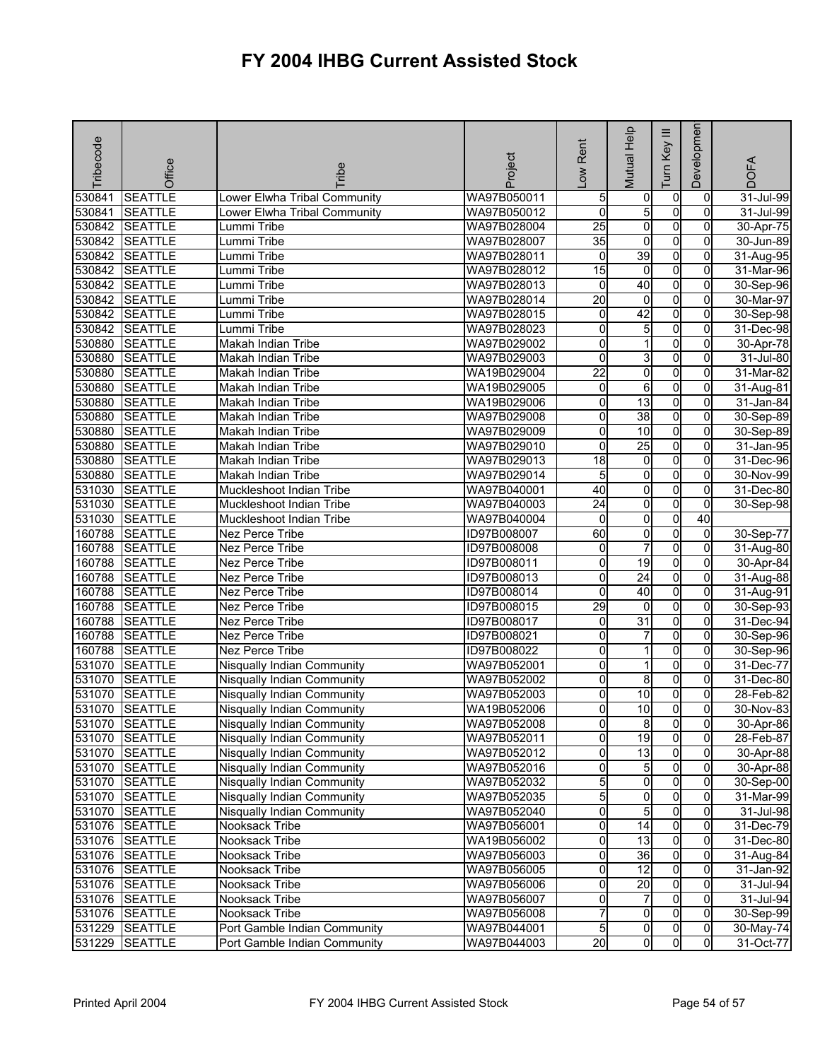# FY 2004 IHBG Current Assisted Stock

| Tribecode | Office | Tribe | Project | Low Rent | Mutual Help | Turn Key III | Development | DOFA |
|---|---|---|---|---|---|---|---|---|
| 530841 | SEATTLE | Lower Elwha Tribal Community | WA97B050011 | 5 | 0 | 0 | 0 | 31-Jul-99 |
| 530841 | SEATTLE | Lower Elwha Tribal Community | WA97B050012 | 0 | 5 | 0 | 0 | 31-Jul-99 |
| 530842 | SEATTLE | Lummi Tribe | WA97B028004 | 25 | 0 | 0 | 0 | 30-Apr-75 |
| 530842 | SEATTLE | Lummi Tribe | WA97B028007 | 35 | 0 | 0 | 0 | 30-Jun-89 |
| 530842 | SEATTLE | Lummi Tribe | WA97B028011 | 0 | 39 | 0 | 0 | 31-Aug-95 |
| 530842 | SEATTLE | Lummi Tribe | WA97B028012 | 15 | 0 | 0 | 0 | 31-Mar-96 |
| 530842 | SEATTLE | Lummi Tribe | WA97B028013 | 0 | 40 | 0 | 0 | 30-Sep-96 |
| 530842 | SEATTLE | Lummi Tribe | WA97B028014 | 20 | 0 | 0 | 0 | 30-Mar-97 |
| 530842 | SEATTLE | Lummi Tribe | WA97B028015 | 0 | 42 | 0 | 0 | 30-Sep-98 |
| 530842 | SEATTLE | Lummi Tribe | WA97B028023 | 0 | 5 | 0 | 0 | 31-Dec-98 |
| 530880 | SEATTLE | Makah Indian Tribe | WA97B029002 | 0 | 1 | 0 | 0 | 30-Apr-78 |
| 530880 | SEATTLE | Makah Indian Tribe | WA97B029003 | 0 | 3 | 0 | 0 | 31-Jul-80 |
| 530880 | SEATTLE | Makah Indian Tribe | WA19B029004 | 22 | 0 | 0 | 0 | 31-Mar-82 |
| 530880 | SEATTLE | Makah Indian Tribe | WA19B029005 | 0 | 6 | 0 | 0 | 31-Aug-81 |
| 530880 | SEATTLE | Makah Indian Tribe | WA19B029006 | 0 | 13 | 0 | 0 | 31-Jan-84 |
| 530880 | SEATTLE | Makah Indian Tribe | WA97B029008 | 0 | 38 | 0 | 0 | 30-Sep-89 |
| 530880 | SEATTLE | Makah Indian Tribe | WA97B029009 | 0 | 10 | 0 | 0 | 30-Sep-89 |
| 530880 | SEATTLE | Makah Indian Tribe | WA97B029010 | 0 | 25 | 0 | 0 | 31-Jan-95 |
| 530880 | SEATTLE | Makah Indian Tribe | WA97B029013 | 18 | 0 | 0 | 0 | 31-Dec-96 |
| 530880 | SEATTLE | Makah Indian Tribe | WA97B029014 | 5 | 0 | 0 | 0 | 30-Nov-99 |
| 531030 | SEATTLE | Muckleshoot Indian Tribe | WA97B040001 | 40 | 0 | 0 | 0 | 31-Dec-80 |
| 531030 | SEATTLE | Muckleshoot Indian Tribe | WA97B040003 | 24 | 0 | 0 | 0 | 30-Sep-98 |
| 531030 | SEATTLE | Muckleshoot Indian Tribe | WA97B040004 | 0 | 0 | 0 | 40 | |
| 160788 | SEATTLE | Nez Perce Tribe | ID97B008007 | 60 | 0 | 0 | 0 | 30-Sep-77 |
| 160788 | SEATTLE | Nez Perce Tribe | ID97B008008 | 0 | 7 | 0 | 0 | 31-Aug-80 |
| 160788 | SEATTLE | Nez Perce Tribe | ID97B008011 | 0 | 19 | 0 | 0 | 30-Apr-84 |
| 160788 | SEATTLE | Nez Perce Tribe | ID97B008013 | 0 | 24 | 0 | 0 | 31-Aug-88 |
| 160788 | SEATTLE | Nez Perce Tribe | ID97B008014 | 0 | 40 | 0 | 0 | 31-Aug-91 |
| 160788 | SEATTLE | Nez Perce Tribe | ID97B008015 | 29 | 0 | 0 | 0 | 30-Sep-93 |
| 160788 | SEATTLE | Nez Perce Tribe | ID97B008017 | 0 | 31 | 0 | 0 | 31-Dec-94 |
| 160788 | SEATTLE | Nez Perce Tribe | ID97B008021 | 0 | 7 | 0 | 0 | 30-Sep-96 |
| 160788 | SEATTLE | Nez Perce Tribe | ID97B008022 | 0 | 1 | 0 | 0 | 30-Sep-96 |
| 531070 | SEATTLE | Nisqually Indian Community | WA97B052001 | 0 | 1 | 0 | 0 | 31-Dec-77 |
| 531070 | SEATTLE | Nisqually Indian Community | WA97B052002 | 0 | 8 | 0 | 0 | 31-Dec-80 |
| 531070 | SEATTLE | Nisqually Indian Community | WA97B052003 | 0 | 10 | 0 | 0 | 28-Feb-82 |
| 531070 | SEATTLE | Nisqually Indian Community | WA19B052006 | 0 | 10 | 0 | 0 | 30-Nov-83 |
| 531070 | SEATTLE | Nisqually Indian Community | WA97B052008 | 0 | 8 | 0 | 0 | 30-Apr-86 |
| 531070 | SEATTLE | Nisqually Indian Community | WA97B052011 | 0 | 19 | 0 | 0 | 28-Feb-87 |
| 531070 | SEATTLE | Nisqually Indian Community | WA97B052012 | 0 | 13 | 0 | 0 | 30-Apr-88 |
| 531070 | SEATTLE | Nisqually Indian Community | WA97B052016 | 0 | 5 | 0 | 0 | 30-Apr-88 |
| 531070 | SEATTLE | Nisqually Indian Community | WA97B052032 | 5 | 0 | 0 | 0 | 30-Sep-00 |
| 531070 | SEATTLE | Nisqually Indian Community | WA97B052035 | 5 | 0 | 0 | 0 | 31-Mar-99 |
| 531070 | SEATTLE | Nisqually Indian Community | WA97B052040 | 0 | 5 | 0 | 0 | 31-Jul-98 |
| 531076 | SEATTLE | Nooksack Tribe | WA97B056001 | 0 | 14 | 0 | 0 | 31-Dec-79 |
| 531076 | SEATTLE | Nooksack Tribe | WA19B056002 | 0 | 13 | 0 | 0 | 31-Dec-80 |
| 531076 | SEATTLE | Nooksack Tribe | WA97B056003 | 0 | 36 | 0 | 0 | 31-Aug-84 |
| 531076 | SEATTLE | Nooksack Tribe | WA97B056005 | 0 | 12 | 0 | 0 | 31-Jan-92 |
| 531076 | SEATTLE | Nooksack Tribe | WA97B056006 | 0 | 20 | 0 | 0 | 31-Jul-94 |
| 531076 | SEATTLE | Nooksack Tribe | WA97B056007 | 0 | 7 | 0 | 0 | 31-Jul-94 |
| 531076 | SEATTLE | Nooksack Tribe | WA97B056008 | 7 | 0 | 0 | 0 | 30-Sep-99 |
| 531229 | SEATTLE | Port Gamble Indian Community | WA97B044001 | 5 | 0 | 0 | 0 | 30-May-74 |
| 531229 | SEATTLE | Port Gamble Indian Community | WA97B044003 | 20 | 0 | 0 | 0 | 31-Oct-77 |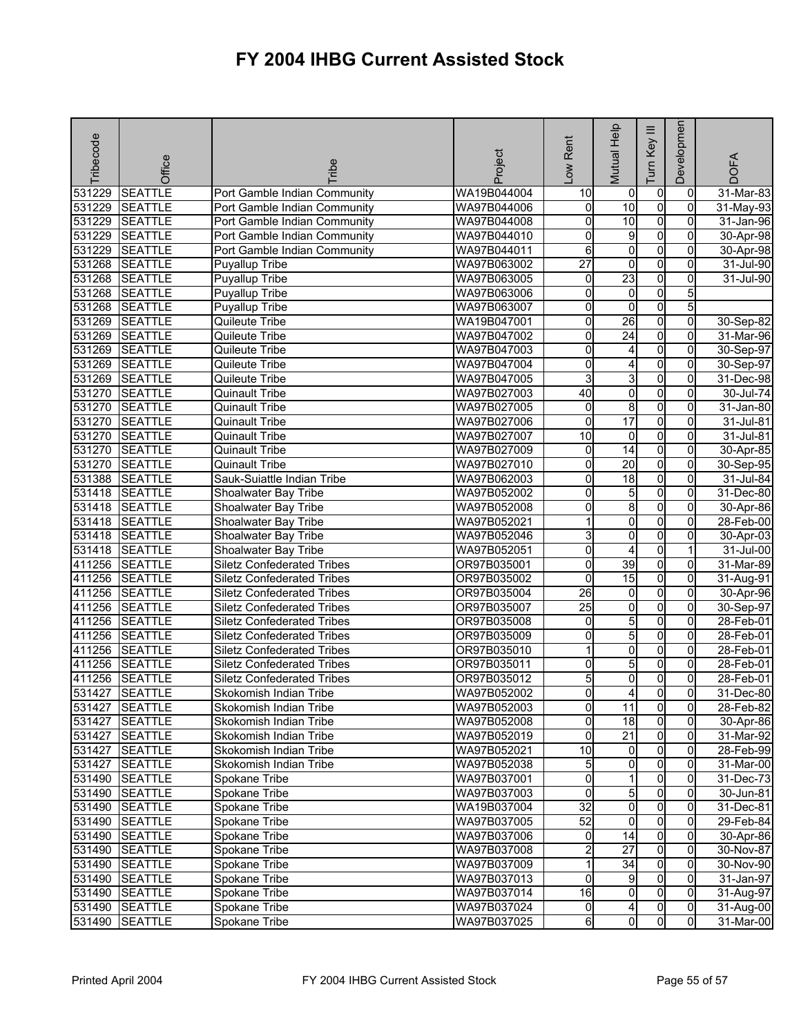# FY 2004 IHBG Current Assisted Stock

| Tribecode | Office | Tribe | Project | Low Rent | Mutual Help | Turn Key III | Development | DOFA |
|---|---|---|---|---|---|---|---|---|
| 531229 | SEATTLE | Port Gamble Indian Community | WA19B044004 | 10 | 0 | 0 | 0 | 31-Mar-83 |
| 531229 | SEATTLE | Port Gamble Indian Community | WA97B044006 | 0 | 10 | 0 | 0 | 31-May-93 |
| 531229 | SEATTLE | Port Gamble Indian Community | WA97B044008 | 0 | 10 | 0 | 0 | 31-Jan-96 |
| 531229 | SEATTLE | Port Gamble Indian Community | WA97B044010 | 0 | 9 | 0 | 0 | 30-Apr-98 |
| 531229 | SEATTLE | Port Gamble Indian Community | WA97B044011 | 6 | 0 | 0 | 0 | 30-Apr-98 |
| 531268 | SEATTLE | Puyallup Tribe | WA97B063002 | 27 | 0 | 0 | 0 | 31-Jul-90 |
| 531268 | SEATTLE | Puyallup Tribe | WA97B063005 | 0 | 23 | 0 | 0 | 31-Jul-90 |
| 531268 | SEATTLE | Puyallup Tribe | WA97B063006 | 0 | 0 | 0 | 5 | |
| 531268 | SEATTLE | Puyallup Tribe | WA97B063007 | 0 | 0 | 0 | 5 | |
| 531269 | SEATTLE | Quileute Tribe | WA19B047001 | 0 | 26 | 0 | 0 | 30-Sep-82 |
| 531269 | SEATTLE | Quileute Tribe | WA97B047002 | 0 | 24 | 0 | 0 | 31-Mar-96 |
| 531269 | SEATTLE | Quileute Tribe | WA97B047003 | 0 | 4 | 0 | 0 | 30-Sep-97 |
| 531269 | SEATTLE | Quileute Tribe | WA97B047004 | 0 | 4 | 0 | 0 | 30-Sep-97 |
| 531269 | SEATTLE | Quileute Tribe | WA97B047005 | 3 | 3 | 0 | 0 | 31-Dec-98 |
| 531270 | SEATTLE | Quinault Tribe | WA97B027003 | 40 | 0 | 0 | 0 | 30-Jul-74 |
| 531270 | SEATTLE | Quinault Tribe | WA97B027005 | 0 | 8 | 0 | 0 | 31-Jan-80 |
| 531270 | SEATTLE | Quinault Tribe | WA97B027006 | 0 | 17 | 0 | 0 | 31-Jul-81 |
| 531270 | SEATTLE | Quinault Tribe | WA97B027007 | 10 | 0 | 0 | 0 | 31-Jul-81 |
| 531270 | SEATTLE | Quinault Tribe | WA97B027009 | 0 | 14 | 0 | 0 | 30-Apr-85 |
| 531270 | SEATTLE | Quinault Tribe | WA97B027010 | 0 | 20 | 0 | 0 | 30-Sep-95 |
| 531388 | SEATTLE | Sauk-Suiattle Indian Tribe | WA97B062003 | 0 | 18 | 0 | 0 | 31-Jul-84 |
| 531418 | SEATTLE | Shoalwater Bay Tribe | WA97B052002 | 0 | 5 | 0 | 0 | 31-Dec-80 |
| 531418 | SEATTLE | Shoalwater Bay Tribe | WA97B052008 | 0 | 8 | 0 | 0 | 30-Apr-86 |
| 531418 | SEATTLE | Shoalwater Bay Tribe | WA97B052021 | 1 | 0 | 0 | 0 | 28-Feb-00 |
| 531418 | SEATTLE | Shoalwater Bay Tribe | WA97B052046 | 3 | 0 | 0 | 0 | 30-Apr-03 |
| 531418 | SEATTLE | Shoalwater Bay Tribe | WA97B052051 | 0 | 4 | 0 | 1 | 31-Jul-00 |
| 411256 | SEATTLE | Siletz Confederated Tribes | OR97B035001 | 0 | 39 | 0 | 0 | 31-Mar-89 |
| 411256 | SEATTLE | Siletz Confederated Tribes | OR97B035002 | 0 | 15 | 0 | 0 | 31-Aug-91 |
| 411256 | SEATTLE | Siletz Confederated Tribes | OR97B035004 | 26 | 0 | 0 | 0 | 30-Apr-96 |
| 411256 | SEATTLE | Siletz Confederated Tribes | OR97B035007 | 25 | 0 | 0 | 0 | 30-Sep-97 |
| 411256 | SEATTLE | Siletz Confederated Tribes | OR97B035008 | 0 | 5 | 0 | 0 | 28-Feb-01 |
| 411256 | SEATTLE | Siletz Confederated Tribes | OR97B035009 | 0 | 5 | 0 | 0 | 28-Feb-01 |
| 411256 | SEATTLE | Siletz Confederated Tribes | OR97B035010 | 1 | 0 | 0 | 0 | 28-Feb-01 |
| 411256 | SEATTLE | Siletz Confederated Tribes | OR97B035011 | 0 | 5 | 0 | 0 | 28-Feb-01 |
| 411256 | SEATTLE | Siletz Confederated Tribes | OR97B035012 | 5 | 0 | 0 | 0 | 28-Feb-01 |
| 531427 | SEATTLE | Skokomish Indian Tribe | WA97B052002 | 0 | 4 | 0 | 0 | 31-Dec-80 |
| 531427 | SEATTLE | Skokomish Indian Tribe | WA97B052003 | 0 | 11 | 0 | 0 | 28-Feb-82 |
| 531427 | SEATTLE | Skokomish Indian Tribe | WA97B052008 | 0 | 18 | 0 | 0 | 30-Apr-86 |
| 531427 | SEATTLE | Skokomish Indian Tribe | WA97B052019 | 0 | 21 | 0 | 0 | 31-Mar-92 |
| 531427 | SEATTLE | Skokomish Indian Tribe | WA97B052021 | 10 | 0 | 0 | 0 | 28-Feb-99 |
| 531427 | SEATTLE | Skokomish Indian Tribe | WA97B052038 | 5 | 0 | 0 | 0 | 31-Mar-00 |
| 531490 | SEATTLE | Spokane Tribe | WA97B037001 | 0 | 1 | 0 | 0 | 31-Dec-73 |
| 531490 | SEATTLE | Spokane Tribe | WA97B037003 | 0 | 5 | 0 | 0 | 30-Jun-81 |
| 531490 | SEATTLE | Spokane Tribe | WA19B037004 | 32 | 0 | 0 | 0 | 31-Dec-81 |
| 531490 | SEATTLE | Spokane Tribe | WA97B037005 | 52 | 0 | 0 | 0 | 29-Feb-84 |
| 531490 | SEATTLE | Spokane Tribe | WA97B037006 | 0 | 14 | 0 | 0 | 30-Apr-86 |
| 531490 | SEATTLE | Spokane Tribe | WA97B037008 | 2 | 27 | 0 | 0 | 30-Nov-87 |
| 531490 | SEATTLE | Spokane Tribe | WA97B037009 | 1 | 34 | 0 | 0 | 30-Nov-90 |
| 531490 | SEATTLE | Spokane Tribe | WA97B037013 | 0 | 9 | 0 | 0 | 31-Jan-97 |
| 531490 | SEATTLE | Spokane Tribe | WA97B037014 | 16 | 0 | 0 | 0 | 31-Aug-97 |
| 531490 | SEATTLE | Spokane Tribe | WA97B037024 | 0 | 4 | 0 | 0 | 31-Aug-00 |
| 531490 | SEATTLE | Spokane Tribe | WA97B037025 | 6 | 0 | 0 | 0 | 31-Mar-00 |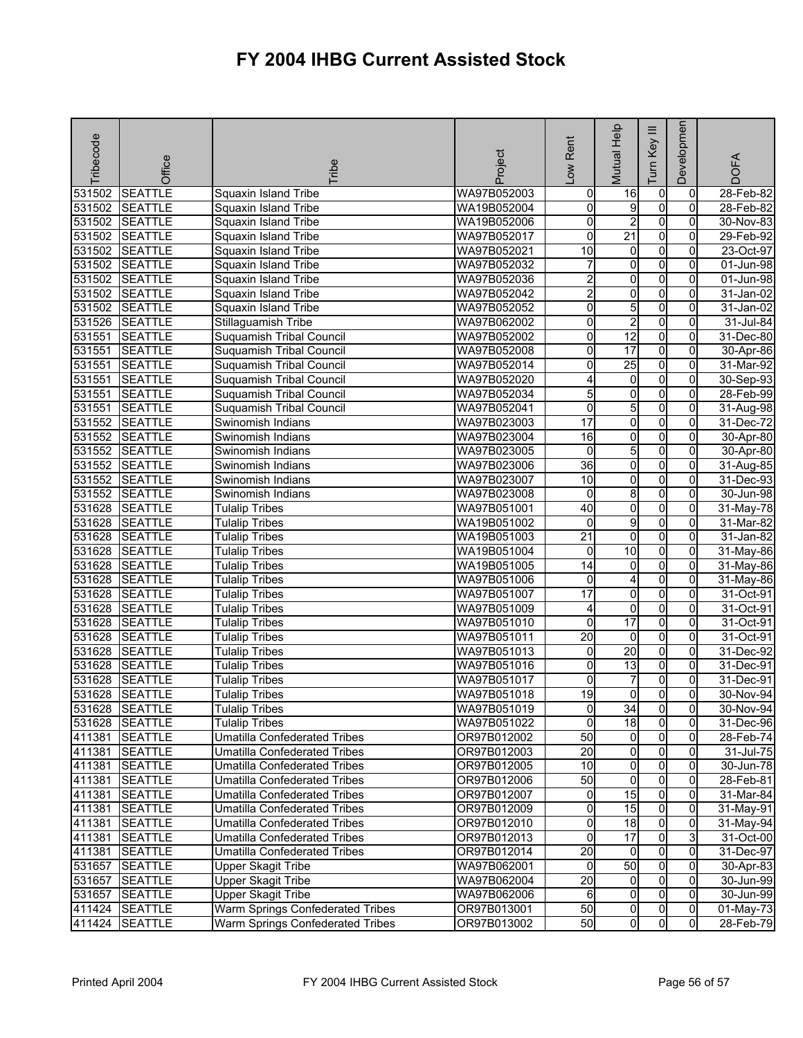# FY 2004 IHBG Current Assisted Stock

| Tribecode | Office | Tribe | Project | Low Rent | Mutual Help | Turn Key III | Development | DOFA |
|---|---|---|---|---|---|---|---|---|
| 531502 | SEATTLE | Squaxin Island Tribe | WA97B052003 | 0 | 16 | 0 | 0 | 28-Feb-82 |
| 531502 | SEATTLE | Squaxin Island Tribe | WA19B052004 | 0 | 9 | 0 | 0 | 28-Feb-82 |
| 531502 | SEATTLE | Squaxin Island Tribe | WA19B052006 | 0 | 2 | 0 | 0 | 30-Nov-83 |
| 531502 | SEATTLE | Squaxin Island Tribe | WA97B052017 | 0 | 21 | 0 | 0 | 29-Feb-92 |
| 531502 | SEATTLE | Squaxin Island Tribe | WA97B052021 | 10 | 0 | 0 | 0 | 23-Oct-97 |
| 531502 | SEATTLE | Squaxin Island Tribe | WA97B052032 | 7 | 0 | 0 | 0 | 01-Jun-98 |
| 531502 | SEATTLE | Squaxin Island Tribe | WA97B052036 | 2 | 0 | 0 | 0 | 01-Jun-98 |
| 531502 | SEATTLE | Squaxin Island Tribe | WA97B052042 | 2 | 0 | 0 | 0 | 31-Jan-02 |
| 531502 | SEATTLE | Squaxin Island Tribe | WA97B052052 | 0 | 5 | 0 | 0 | 31-Jan-02 |
| 531526 | SEATTLE | Stillaguamish Tribe | WA97B062002 | 0 | 2 | 0 | 0 | 31-Jul-84 |
| 531551 | SEATTLE | Suquamish Tribal Council | WA97B052002 | 0 | 12 | 0 | 0 | 31-Dec-80 |
| 531551 | SEATTLE | Suquamish Tribal Council | WA97B052008 | 0 | 17 | 0 | 0 | 30-Apr-86 |
| 531551 | SEATTLE | Suquamish Tribal Council | WA97B052014 | 0 | 25 | 0 | 0 | 31-Mar-92 |
| 531551 | SEATTLE | Suquamish Tribal Council | WA97B052020 | 4 | 0 | 0 | 0 | 30-Sep-93 |
| 531551 | SEATTLE | Suquamish Tribal Council | WA97B052034 | 5 | 0 | 0 | 0 | 28-Feb-99 |
| 531551 | SEATTLE | Suquamish Tribal Council | WA97B052041 | 0 | 5 | 0 | 0 | 31-Aug-98 |
| 531552 | SEATTLE | Swinomish Indians | WA97B023003 | 17 | 0 | 0 | 0 | 31-Dec-72 |
| 531552 | SEATTLE | Swinomish Indians | WA97B023004 | 16 | 0 | 0 | 0 | 30-Apr-80 |
| 531552 | SEATTLE | Swinomish Indians | WA97B023005 | 0 | 5 | 0 | 0 | 30-Apr-80 |
| 531552 | SEATTLE | Swinomish Indians | WA97B023006 | 36 | 0 | 0 | 0 | 31-Aug-85 |
| 531552 | SEATTLE | Swinomish Indians | WA97B023007 | 10 | 0 | 0 | 0 | 31-Dec-93 |
| 531552 | SEATTLE | Swinomish Indians | WA97B023008 | 0 | 8 | 0 | 0 | 30-Jun-98 |
| 531628 | SEATTLE | Tulalip Tribes | WA97B051001 | 40 | 0 | 0 | 0 | 31-May-78 |
| 531628 | SEATTLE | Tulalip Tribes | WA19B051002 | 0 | 9 | 0 | 0 | 31-Mar-82 |
| 531628 | SEATTLE | Tulalip Tribes | WA19B051003 | 21 | 0 | 0 | 0 | 31-Jan-82 |
| 531628 | SEATTLE | Tulalip Tribes | WA19B051004 | 0 | 10 | 0 | 0 | 31-May-86 |
| 531628 | SEATTLE | Tulalip Tribes | WA19B051005 | 14 | 0 | 0 | 0 | 31-May-86 |
| 531628 | SEATTLE | Tulalip Tribes | WA97B051006 | 0 | 4 | 0 | 0 | 31-May-86 |
| 531628 | SEATTLE | Tulalip Tribes | WA97B051007 | 17 | 0 | 0 | 0 | 31-Oct-91 |
| 531628 | SEATTLE | Tulalip Tribes | WA97B051009 | 4 | 0 | 0 | 0 | 31-Oct-91 |
| 531628 | SEATTLE | Tulalip Tribes | WA97B051010 | 0 | 17 | 0 | 0 | 31-Oct-91 |
| 531628 | SEATTLE | Tulalip Tribes | WA97B051011 | 20 | 0 | 0 | 0 | 31-Oct-91 |
| 531628 | SEATTLE | Tulalip Tribes | WA97B051013 | 0 | 20 | 0 | 0 | 31-Dec-92 |
| 531628 | SEATTLE | Tulalip Tribes | WA97B051016 | 0 | 13 | 0 | 0 | 31-Dec-91 |
| 531628 | SEATTLE | Tulalip Tribes | WA97B051017 | 0 | 7 | 0 | 0 | 31-Dec-91 |
| 531628 | SEATTLE | Tulalip Tribes | WA97B051018 | 19 | 0 | 0 | 0 | 30-Nov-94 |
| 531628 | SEATTLE | Tulalip Tribes | WA97B051019 | 0 | 34 | 0 | 0 | 30-Nov-94 |
| 531628 | SEATTLE | Tulalip Tribes | WA97B051022 | 0 | 18 | 0 | 0 | 31-Dec-96 |
| 411381 | SEATTLE | Umatilla Confederated Tribes | OR97B012002 | 50 | 0 | 0 | 0 | 28-Feb-74 |
| 411381 | SEATTLE | Umatilla Confederated Tribes | OR97B012003 | 20 | 0 | 0 | 0 | 31-Jul-75 |
| 411381 | SEATTLE | Umatilla Confederated Tribes | OR97B012005 | 10 | 0 | 0 | 0 | 30-Jun-78 |
| 411381 | SEATTLE | Umatilla Confederated Tribes | OR97B012006 | 50 | 0 | 0 | 0 | 28-Feb-81 |
| 411381 | SEATTLE | Umatilla Confederated Tribes | OR97B012007 | 0 | 15 | 0 | 0 | 31-Mar-84 |
| 411381 | SEATTLE | Umatilla Confederated Tribes | OR97B012009 | 0 | 15 | 0 | 0 | 31-May-91 |
| 411381 | SEATTLE | Umatilla Confederated Tribes | OR97B012010 | 0 | 18 | 0 | 0 | 31-May-94 |
| 411381 | SEATTLE | Umatilla Confederated Tribes | OR97B012013 | 0 | 17 | 0 | 3 | 31-Oct-00 |
| 411381 | SEATTLE | Umatilla Confederated Tribes | OR97B012014 | 20 | 0 | 0 | 0 | 31-Dec-97 |
| 531657 | SEATTLE | Upper Skagit Tribe | WA97B062001 | 0 | 50 | 0 | 0 | 30-Apr-83 |
| 531657 | SEATTLE | Upper Skagit Tribe | WA97B062004 | 20 | 0 | 0 | 0 | 30-Jun-99 |
| 531657 | SEATTLE | Upper Skagit Tribe | WA97B062006 | 6 | 0 | 0 | 0 | 30-Jun-99 |
| 411424 | SEATTLE | Warm Springs Confederated Tribes | OR97B013001 | 50 | 0 | 0 | 0 | 01-May-73 |
| 411424 | SEATTLE | Warm Springs Confederated Tribes | OR97B013002 | 50 | 0 | 0 | 0 | 28-Feb-79 |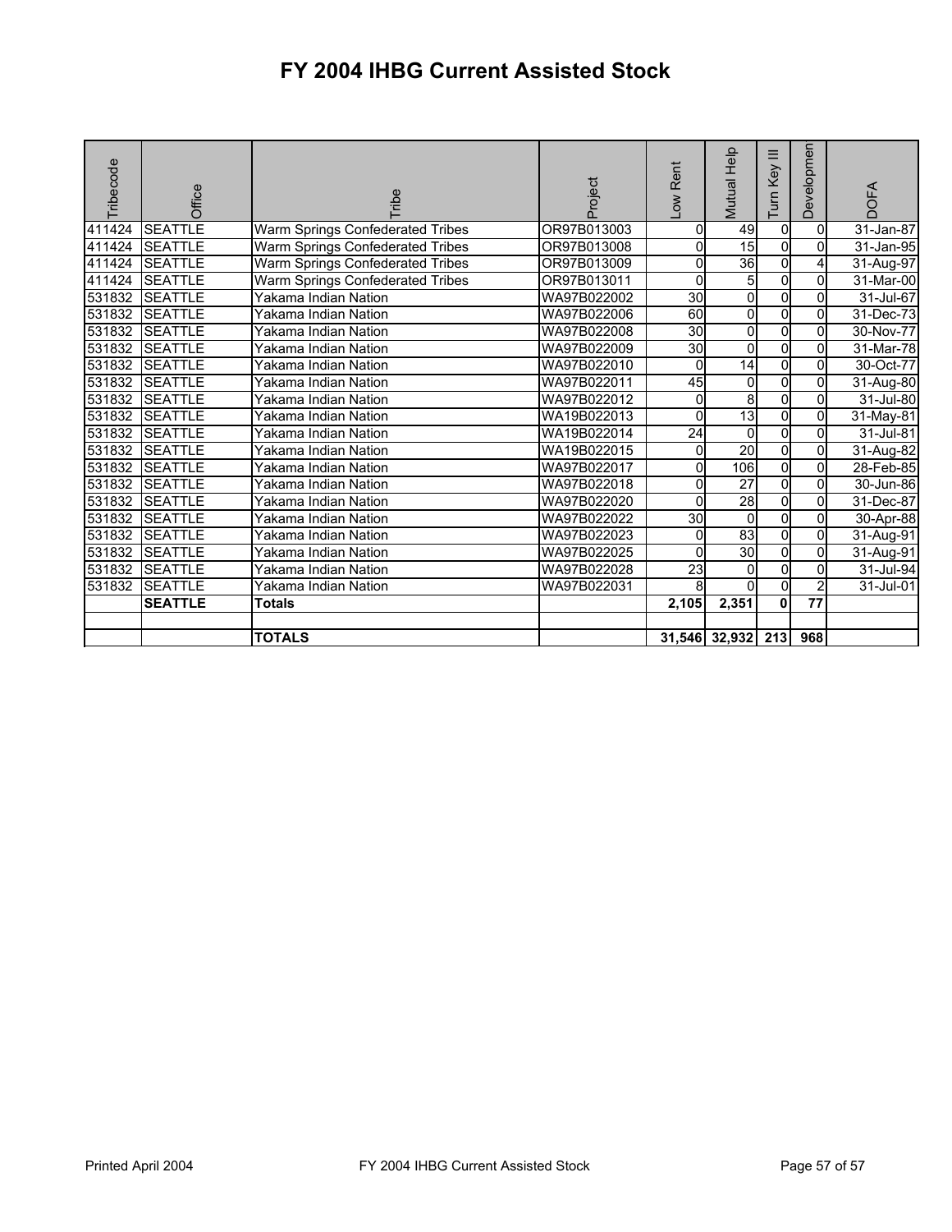# FY 2004 IHBG Current Assisted Stock

| Tribecode | Office | Tribe | Project | Low Rent | Mutual Help | Turn Key III | Development | DOFA |
|---|---|---|---|---|---|---|---|---|
| 411424 | SEATTLE | Warm Springs Confederated Tribes | OR97B013003 | 0 | 49 | 0 | 0 | 31-Jan-87 |
| 411424 | SEATTLE | Warm Springs Confederated Tribes | OR97B013008 | 0 | 15 | 0 | 0 | 31-Jan-95 |
| 411424 | SEATTLE | Warm Springs Confederated Tribes | OR97B013009 | 0 | 36 | 0 | 4 | 31-Aug-97 |
| 411424 | SEATTLE | Warm Springs Confederated Tribes | OR97B013011 | 0 | 5 | 0 | 0 | 31-Mar-00 |
| 531832 | SEATTLE | Yakama Indian Nation | WA97B022002 | 30 | 0 | 0 | 0 | 31-Jul-67 |
| 531832 | SEATTLE | Yakama Indian Nation | WA97B022006 | 60 | 0 | 0 | 0 | 31-Dec-73 |
| 531832 | SEATTLE | Yakama Indian Nation | WA97B022008 | 30 | 0 | 0 | 0 | 30-Nov-77 |
| 531832 | SEATTLE | Yakama Indian Nation | WA97B022009 | 30 | 0 | 0 | 0 | 31-Mar-78 |
| 531832 | SEATTLE | Yakama Indian Nation | WA97B022010 | 0 | 14 | 0 | 0 | 30-Oct-77 |
| 531832 | SEATTLE | Yakama Indian Nation | WA97B022011 | 45 | 0 | 0 | 0 | 31-Aug-80 |
| 531832 | SEATTLE | Yakama Indian Nation | WA97B022012 | 0 | 8 | 0 | 0 | 31-Jul-80 |
| 531832 | SEATTLE | Yakama Indian Nation | WA19B022013 | 0 | 13 | 0 | 0 | 31-May-81 |
| 531832 | SEATTLE | Yakama Indian Nation | WA19B022014 | 24 | 0 | 0 | 0 | 31-Jul-81 |
| 531832 | SEATTLE | Yakama Indian Nation | WA19B022015 | 0 | 20 | 0 | 0 | 31-Aug-82 |
| 531832 | SEATTLE | Yakama Indian Nation | WA97B022017 | 0 | 106 | 0 | 0 | 28-Feb-85 |
| 531832 | SEATTLE | Yakama Indian Nation | WA97B022018 | 0 | 27 | 0 | 0 | 30-Jun-86 |
| 531832 | SEATTLE | Yakama Indian Nation | WA97B022020 | 0 | 28 | 0 | 0 | 31-Dec-87 |
| 531832 | SEATTLE | Yakama Indian Nation | WA97B022022 | 30 | 0 | 0 | 0 | 30-Apr-88 |
| 531832 | SEATTLE | Yakama Indian Nation | WA97B022023 | 0 | 83 | 0 | 0 | 31-Aug-91 |
| 531832 | SEATTLE | Yakama Indian Nation | WA97B022025 | 0 | 30 | 0 | 0 | 31-Aug-91 |
| 531832 | SEATTLE | Yakama Indian Nation | WA97B022028 | 23 | 0 | 0 | 0 | 31-Jul-94 |
| 531832 | SEATTLE | Yakama Indian Nation | WA97B022031 | 8 | 0 | 0 | 2 | 31-Jul-01 |
| | **SEATTLE** | **Totals** | | **2,105** | **2,351** | **0** | **77** | |
| | | | | | | | | |
| | | **TOTALS** | | **31,546** | **32,932** | **213** | **968** | |